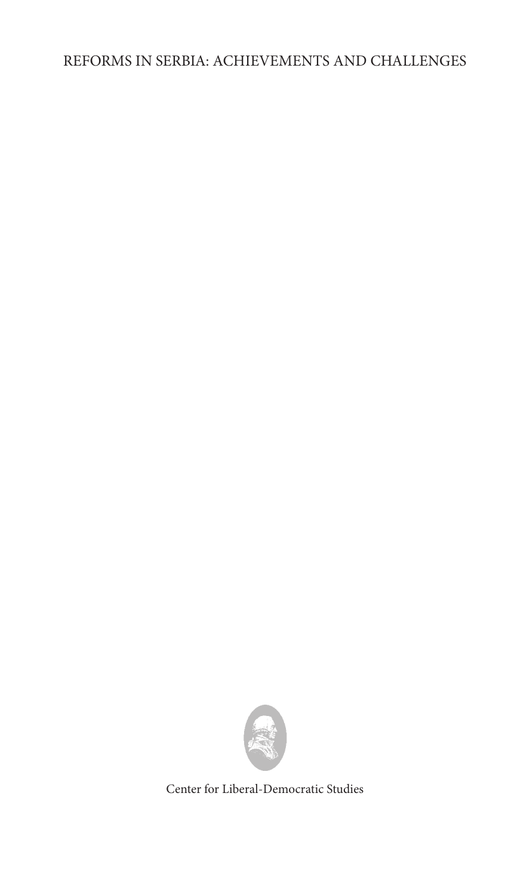# REFORMS IN SERBIA: ACHIEVEMENTS AND CHALLENGES

Center for Liberal-Democratic Studies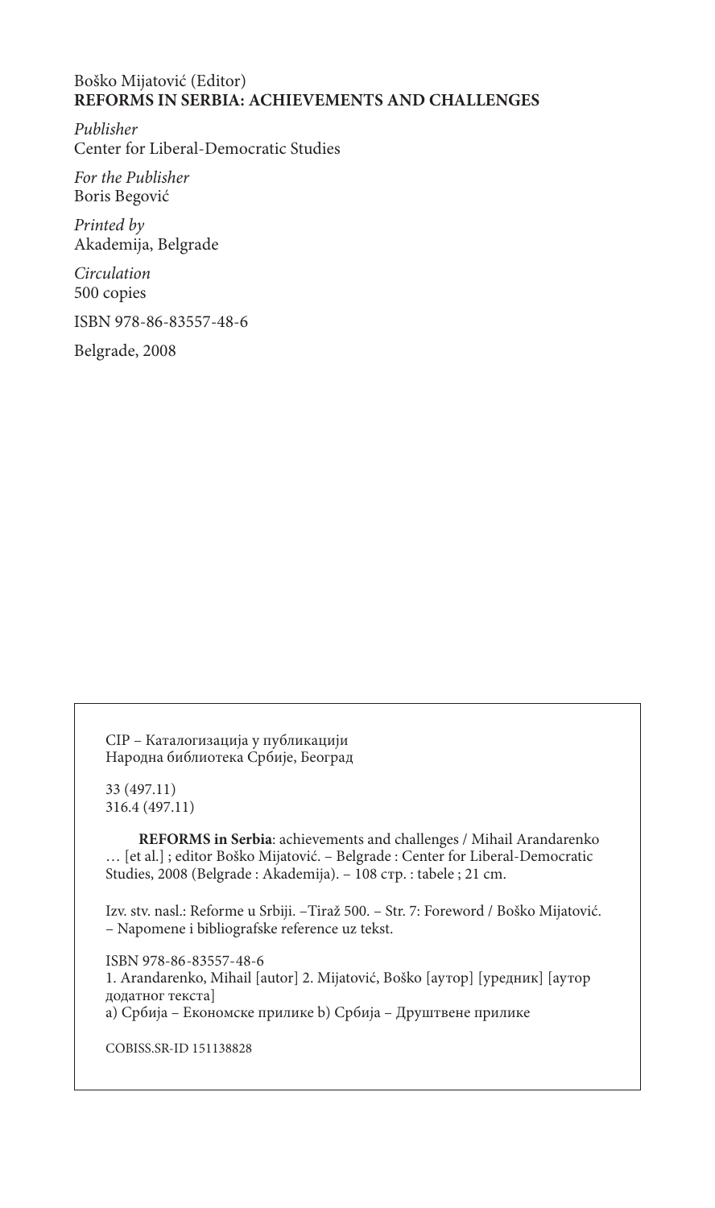Boško Mijatović (Editor)
**REFORMS IN SERBIA: ACHIEVEMENTS AND CHALLENGES**

*Publisher*
Center for Liberal-Democratic Studies

*For the Publisher*
Boris Begović

*Printed by*
Akademija, Belgrade

*Circulation*
500 copies

ISBN 978-86-83557-48-6

Belgrade, 2008

CIP – Каталогизација у публикацији
Народна библиотека Србије, Београд

33 (497.11)
316.4 (497.11)

**REFORMS in Serbia**: achievements and challenges / Mihail Arandarenko … [et al.] ; editor Boško Mijatović. – Belgrade : Center for Liberal-Democratic Studies, 2008 (Belgrade : Akademija). – 108 стр. : tabele ; 21 cm.

Izv. stv. nasl.: Reforme u Srbiji. –Tiraž 500. – Str. 7: Foreword / Boško Mijatović. – Napomene i bibliografske reference uz tekst.

ISBN 978-86-83557-48-6
1. Arandarenko, Mihail [autor] 2. Mijatović, Boško [аутор] [уредник] [аутор додатног текста]
a) Србија – Економске прилике b) Србија – Друштвене прилике

COBISS.SR-ID 151138828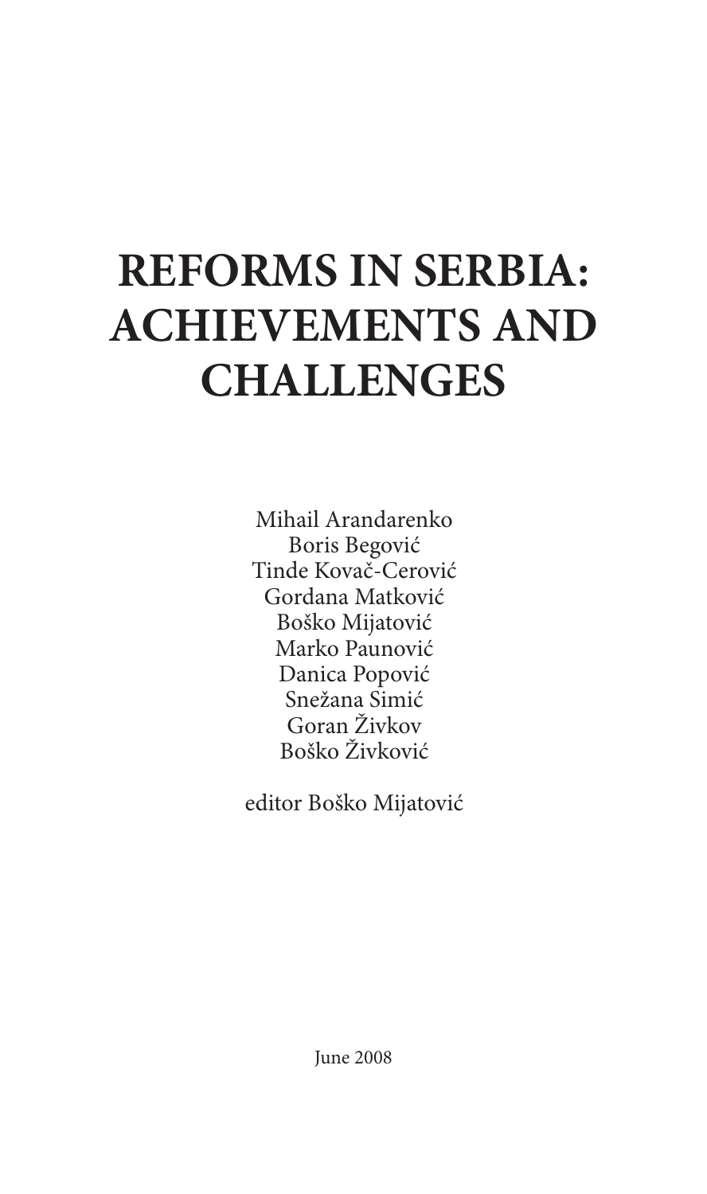# REFORMS IN SERBIA: ACHIEVEMENTS AND CHALLENGES

Mihail Arandarenko
Boris Begović
Tinde Kovač-Cerović
Gordana Matković
Boško Mijatović
Marko Paunović
Danica Popović
Snežana Simić
Goran Živkov
Boško Živković

editor Boško Mijatović

June 2008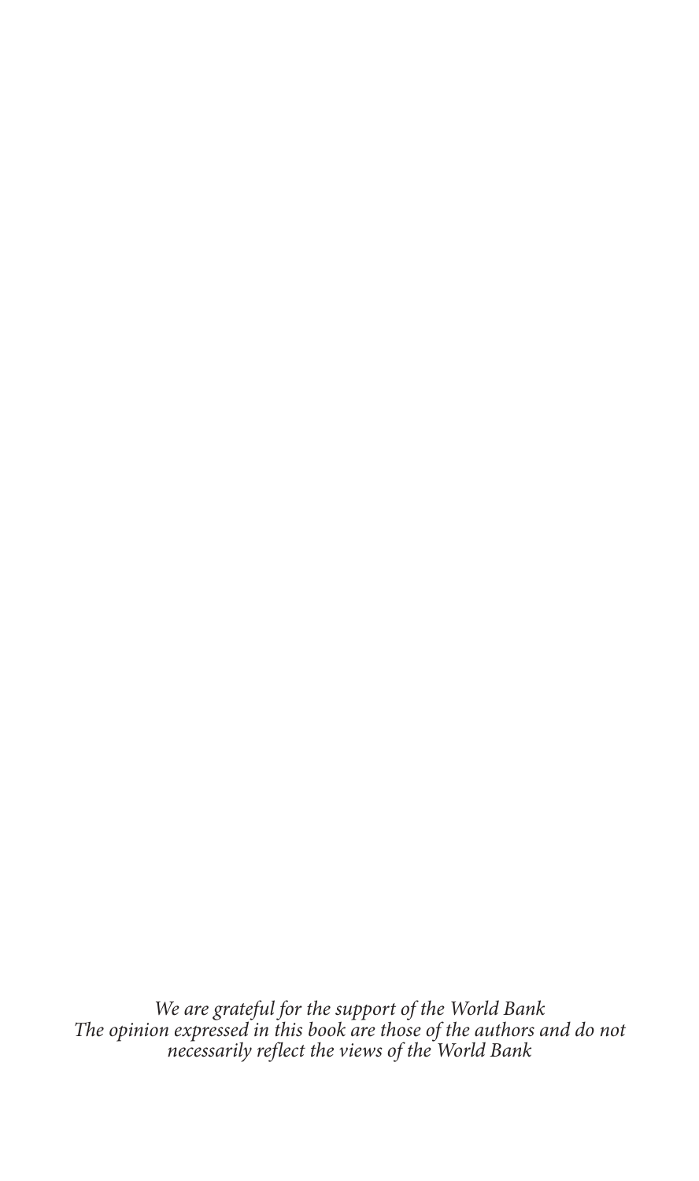*We are grateful for the support of the World Bank*
*The opinion expressed in this book are those of the authors and do not necessarily reflect the views of the World Bank*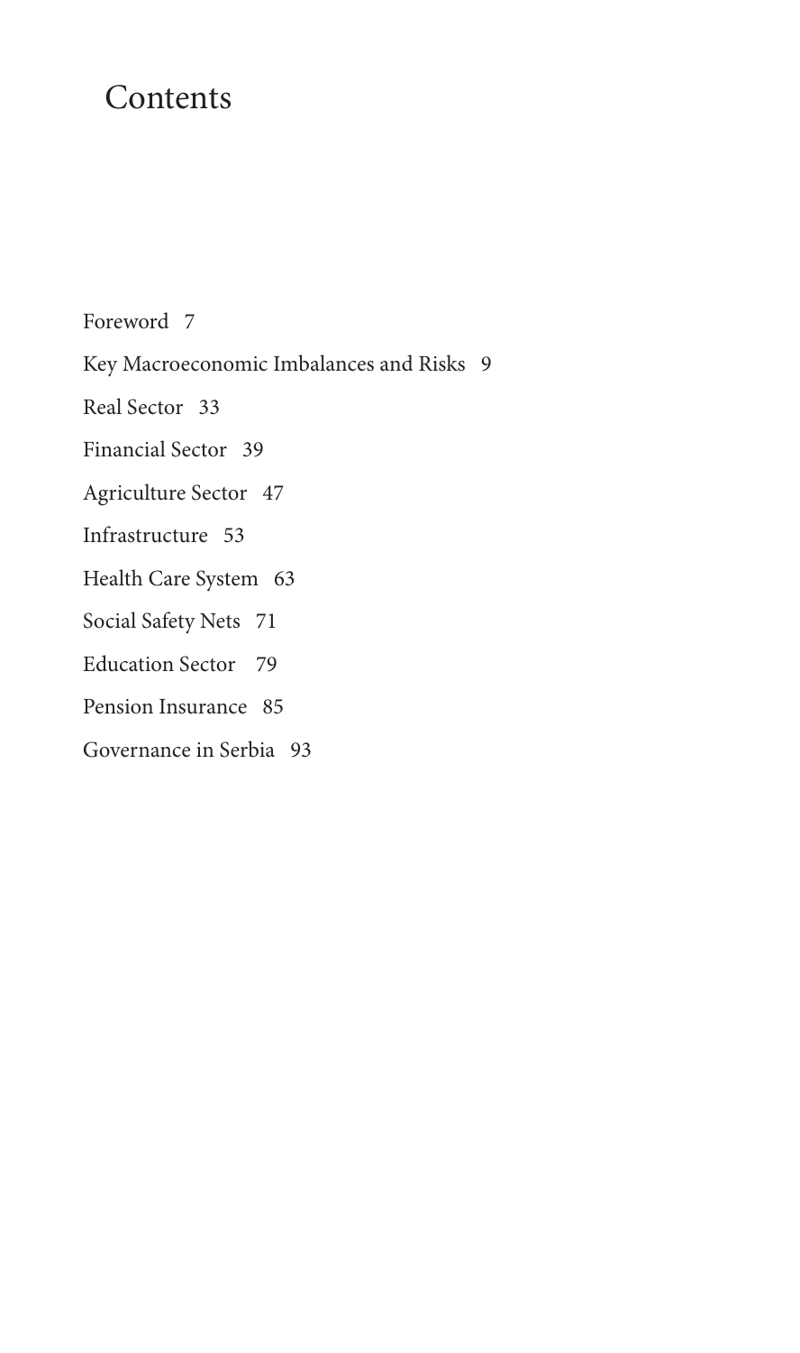# Contents

Foreword 7

Key Macroeconomic Imbalances and Risks 9

Real Sector 33

Financial Sector 39

Agriculture Sector 47

Infrastructure 53

Health Care System 63

Social Safety Nets 71

Education Sector 79

Pension Insurance 85

Governance in Serbia 93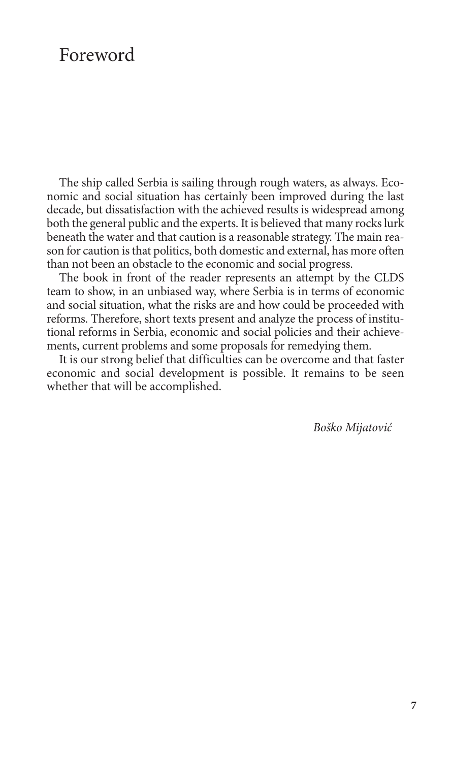# Foreword

The ship called Serbia is sailing through rough waters, as always. Economic and social situation has certainly been improved during the last decade, but dissatisfaction with the achieved results is widespread among both the general public and the experts. It is believed that many rocks lurk beneath the water and that caution is a reasonable strategy. The main reason for caution is that politics, both domestic and external, has more often than not been an obstacle to the economic and social progress.

The book in front of the reader represents an attempt by the CLDS team to show, in an unbiased way, where Serbia is in terms of economic and social situation, what the risks are and how could be proceeded with reforms. Therefore, short texts present and analyze the process of institutional reforms in Serbia, economic and social policies and their achievements, current problems and some proposals for remedying them.

It is our strong belief that difficulties can be overcome and that faster economic and social development is possible. It remains to be seen whether that will be accomplished.

*Boško Mijatović*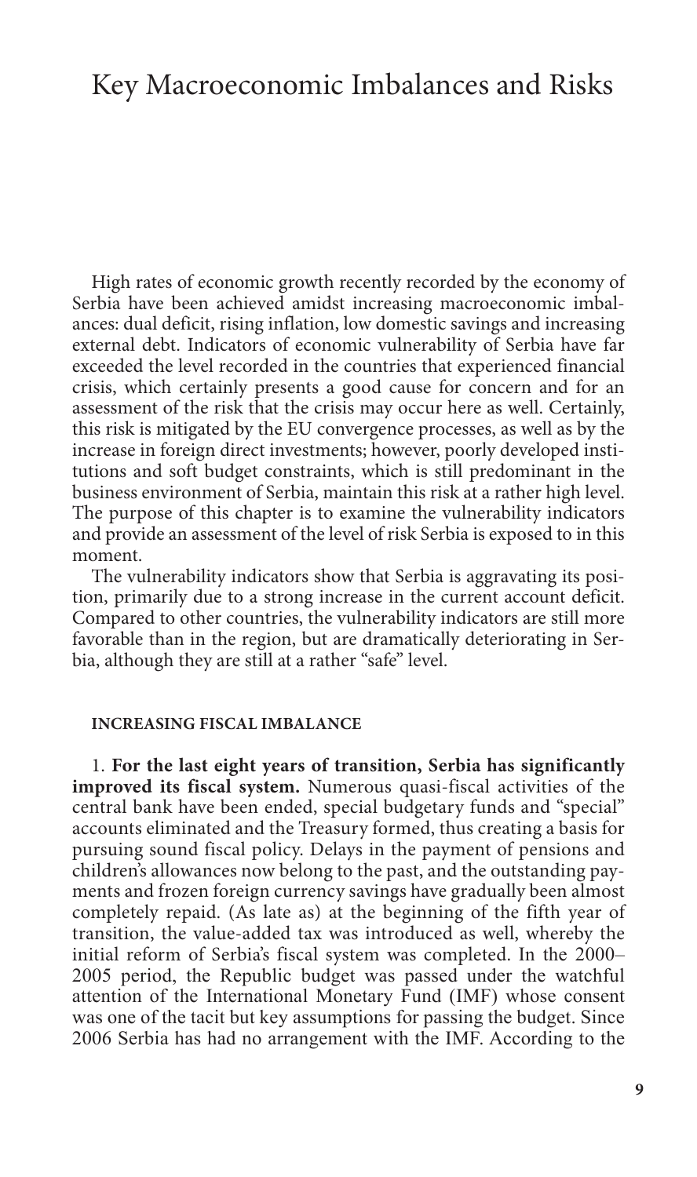# Key Macroeconomic Imbalances and Risks

High rates of economic growth recently recorded by the economy of Serbia have been achieved amidst increasing macroeconomic imbalances: dual deficit, rising inflation, low domestic savings and increasing external debt. Indicators of economic vulnerability of Serbia have far exceeded the level recorded in the countries that experienced financial crisis, which certainly presents a good cause for concern and for an assessment of the risk that the crisis may occur here as well. Certainly, this risk is mitigated by the EU convergence processes, as well as by the increase in foreign direct investments; however, poorly developed institutions and soft budget constraints, which is still predominant in the business environment of Serbia, maintain this risk at a rather high level. The purpose of this chapter is to examine the vulnerability indicators and provide an assessment of the level of risk Serbia is exposed to in this moment.

The vulnerability indicators show that Serbia is aggravating its position, primarily due to a strong increase in the current account deficit. Compared to other countries, the vulnerability indicators are still more favorable than in the region, but are dramatically deteriorating in Serbia, although they are still at a rather "safe" level.

## INCREASING FISCAL IMBALANCE

1. **For the last eight years of transition, Serbia has significantly improved its fiscal system.** Numerous quasi-fiscal activities of the central bank have been ended, special budgetary funds and "special" accounts eliminated and the Treasury formed, thus creating a basis for pursuing sound fiscal policy. Delays in the payment of pensions and children's allowances now belong to the past, and the outstanding payments and frozen foreign currency savings have gradually been almost completely repaid. (As late as) at the beginning of the fifth year of transition, the value-added tax was introduced as well, whereby the initial reform of Serbia's fiscal system was completed. In the 2000–2005 period, the Republic budget was passed under the watchful attention of the International Monetary Fund (IMF) whose consent was one of the tacit but key assumptions for passing the budget. Since 2006 Serbia has had no arrangement with the IMF. According to the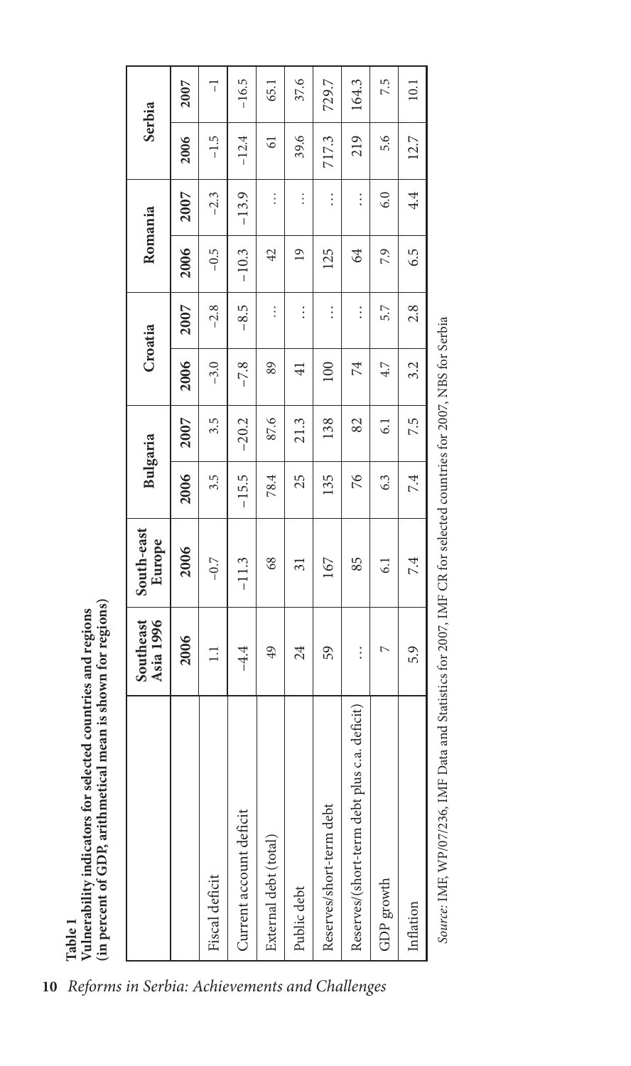**Table 1**
**Vulnerability indicators for selected countries and regions**
**(in percent of GDP, arithmetical mean is shown for regions)**

| | Southeast Asia 1996 | South-east Europe | Bulgaria | | Croatia | | Romania | | Serbia | |
|---|---|---|---|---|---|---|---|---|---|---|
| | 2006 | 2006 | 2006 | 2007 | 2006 | 2007 | 2006 | 2007 | 2006 | 2007 |
| Fiscal deficit | 1.1 | -0.7 | 3.5 | 3.5 | -3.0 | -2.8 | -0.5 | -2.3 | -1.5 | -1 |
| Current account deficit | -4.4 | -11.3 | -15.5 | -20.2 | -7.8 | -8.5 | -10.3 | -13.9 | -12.4 | -16.5 |
| External debt (total) | 49 | 68 | 78.4 | 87.6 | 89 | … | 42 | … | 61 | 65.1 |
| Public debt | 24 | 31 | 25 | 21.3 | 41 | … | 19 | … | 39.6 | 37.6 |
| Reserves/short-term debt | 59 | 167 | 135 | 138 | 100 | … | 125 | … | 717.3 | 729.7 |
| Reserves/(short-term debt plus c.a. deficit) | … | 85 | 76 | 82 | 74 | … | 64 | … | 219 | 164.3 |
| GDP growth | 7 | 6.1 | 6.3 | 6.1 | 4.7 | 5.7 | 7.9 | 6.0 | 5.6 | 7.5 |
| Inflation | 5.9 | 7.4 | 7.4 | 7.5 | 3.2 | 2.8 | 6.5 | 4.4 | 12.7 | 10.1 |

*Source:* IMF, WP/07/236, IMF Data and Statistics for 2007, IMF CR for selected countries for 2007, NBS for Serbia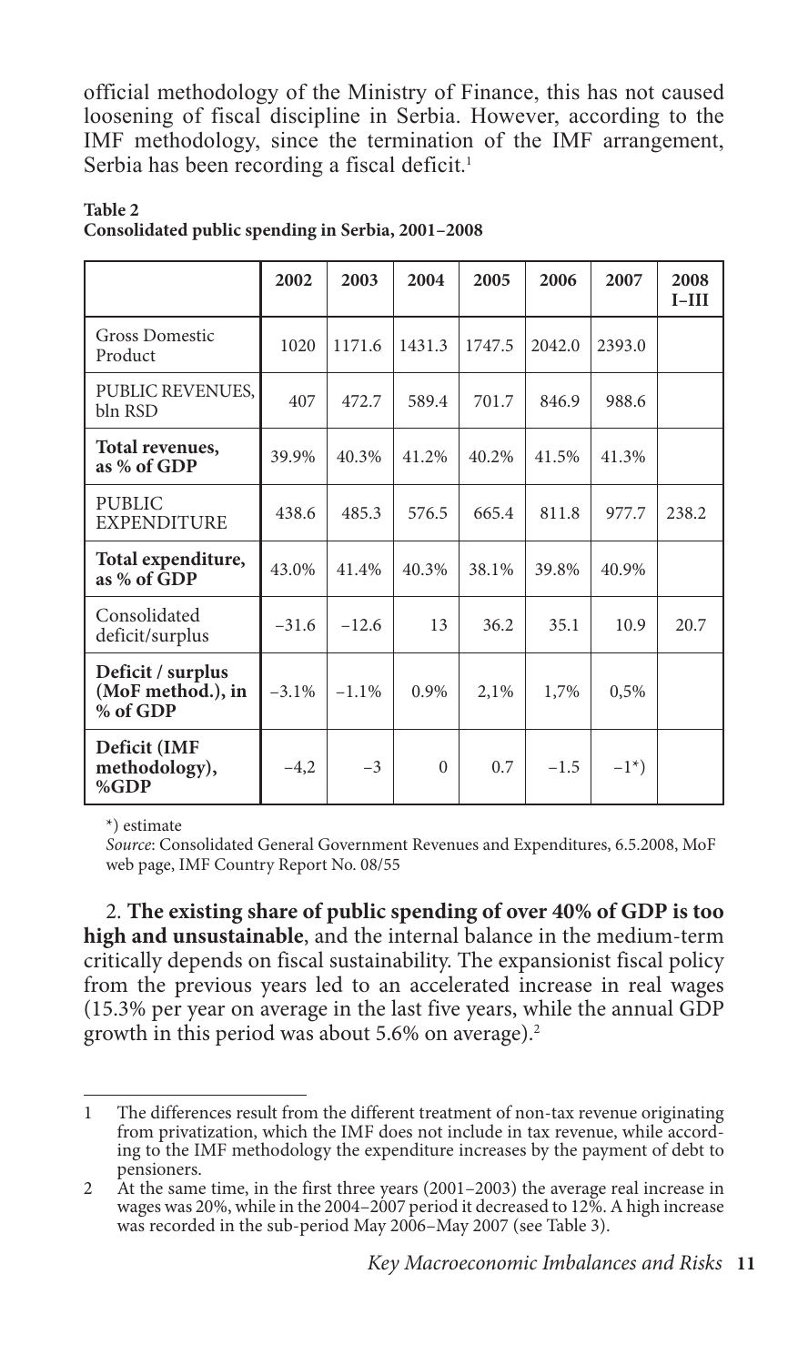official methodology of the Ministry of Finance, this has not caused loosening of fiscal discipline in Serbia. However, according to the IMF methodology, since the termination of the IMF arrangement, Serbia has been recording a fiscal deficit.[1]

**Table 2**
**Consolidated public spending in Serbia, 2001–2008**

| | 2002 | 2003 | 2004 | 2005 | 2006 | 2007 | 2008 I–III |
|---|---|---|---|---|---|---|---|
| Gross Domestic Product | 1020 | 1171.6 | 1431.3 | 1747.5 | 2042.0 | 2393.0 | |
| PUBLIC REVENUES, bln RSD | 407 | 472.7 | 589.4 | 701.7 | 846.9 | 988.6 | |
| **Total revenues, as % of GDP** | 39.9% | 40.3% | 41.2% | 40.2% | 41.5% | 41.3% | |
| PUBLIC EXPENDITURE | 438.6 | 485.3 | 576.5 | 665.4 | 811.8 | 977.7 | 238.2 |
| **Total expenditure, as % of GDP** | 43.0% | 41.4% | 40.3% | 38.1% | 39.8% | 40.9% | |
| Consolidated deficit/surplus | −31.6 | −12.6 | 13 | 36.2 | 35.1 | 10.9 | 20.7 |
| **Deficit / surplus (MoF method.), in % of GDP** | −3.1% | −1.1% | 0.9% | 2,1% | 1,7% | 0,5% | |
| **Deficit (IMF methodology), %GDP** | −4,2 | −3 | 0 | 0.7 | −1.5 | −1*) | |

*) estimate

*Source*: Consolidated General Government Revenues and Expenditures, 6.5.2008, MoF web page, IMF Country Report No. 08/55

2. **The existing share of public spending of over 40% of GDP is too high and unsustainable**, and the internal balance in the medium-term critically depends on fiscal sustainability. The expansionist fiscal policy from the previous years led to an accelerated increase in real wages (15.3% per year on average in the last five years, while the annual GDP growth in this period was about 5.6% on average).[2]

---

[1] The differences result from the different treatment of non-tax revenue originating from privatization, which the IMF does not include in tax revenue, while according to the IMF methodology the expenditure increases by the payment of debt to pensioners.

[2] At the same time, in the first three years (2001–2003) the average real increase in wages was 20%, while in the 2004–2007 period it decreased to 12%. A high increase was recorded in the sub-period May 2006–May 2007 (see Table 3).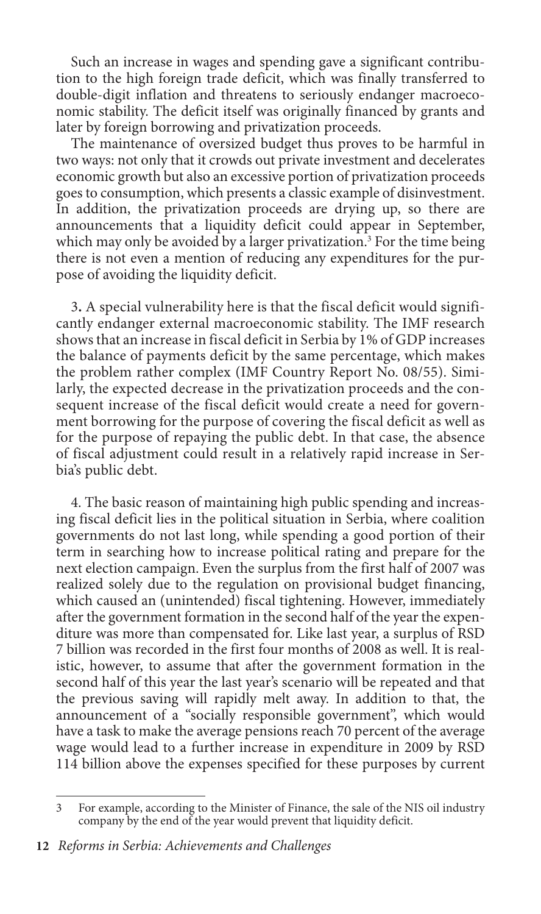Such an increase in wages and spending gave a significant contribution to the high foreign trade deficit, which was finally transferred to double-digit inflation and threatens to seriously endanger macroeconomic stability. The deficit itself was originally financed by grants and later by foreign borrowing and privatization proceeds.

The maintenance of oversized budget thus proves to be harmful in two ways: not only that it crowds out private investment and decelerates economic growth but also an excessive portion of privatization proceeds goes to consumption, which presents a classic example of disinvestment. In addition, the privatization proceeds are drying up, so there are announcements that a liquidity deficit could appear in September, which may only be avoided by a larger privatization.[3] For the time being there is not even a mention of reducing any expenditures for the purpose of avoiding the liquidity deficit.

3**.** A special vulnerability here is that the fiscal deficit would significantly endanger external macroeconomic stability. The IMF research shows that an increase in fiscal deficit in Serbia by 1% of GDP increases the balance of payments deficit by the same percentage, which makes the problem rather complex (IMF Country Report No. 08/55). Similarly, the expected decrease in the privatization proceeds and the consequent increase of the fiscal deficit would create a need for government borrowing for the purpose of covering the fiscal deficit as well as for the purpose of repaying the public debt. In that case, the absence of fiscal adjustment could result in a relatively rapid increase in Serbia's public debt.

4. The basic reason of maintaining high public spending and increasing fiscal deficit lies in the political situation in Serbia, where coalition governments do not last long, while spending a good portion of their term in searching how to increase political rating and prepare for the next election campaign. Even the surplus from the first half of 2007 was realized solely due to the regulation on provisional budget financing, which caused an (unintended) fiscal tightening. However, immediately after the government formation in the second half of the year the expenditure was more than compensated for. Like last year, a surplus of RSD 7 billion was recorded in the first four months of 2008 as well. It is realistic, however, to assume that after the government formation in the second half of this year the last year's scenario will be repeated and that the previous saving will rapidly melt away. In addition to that, the announcement of a "socially responsible government", which would have a task to make the average pensions reach 70 percent of the average wage would lead to a further increase in expenditure in 2009 by RSD 114 billion above the expenses specified for these purposes by current

---

[3] For example, according to the Minister of Finance, the sale of the NIS oil industry company by the end of the year would prevent that liquidity deficit.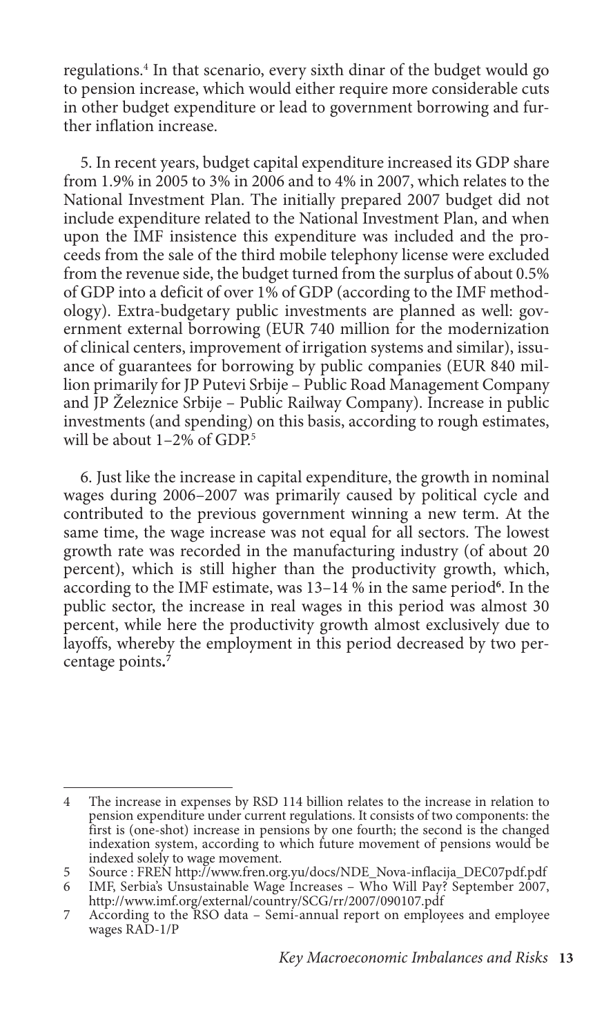regulations.[4] In that scenario, every sixth dinar of the budget would go to pension increase, which would either require more considerable cuts in other budget expenditure or lead to government borrowing and further inflation increase.

5. In recent years, budget capital expenditure increased its GDP share from 1.9% in 2005 to 3% in 2006 and to 4% in 2007, which relates to the National Investment Plan. The initially prepared 2007 budget did not include expenditure related to the National Investment Plan, and when upon the IMF insistence this expenditure was included and the proceeds from the sale of the third mobile telephony license were excluded from the revenue side, the budget turned from the surplus of about 0.5% of GDP into a deficit of over 1% of GDP (according to the IMF methodology). Extra-budgetary public investments are planned as well: government external borrowing (EUR 740 million for the modernization of clinical centers, improvement of irrigation systems and similar), issuance of guarantees for borrowing by public companies (EUR 840 million primarily for JP Putevi Srbije – Public Road Management Company and JP Železnice Srbije – Public Railway Company). Increase in public investments (and spending) on this basis, according to rough estimates, will be about 1–2% of GDP.[5]

6. Just like the increase in capital expenditure, the growth in nominal wages during 2006–2007 was primarily caused by political cycle and contributed to the previous government winning a new term. At the same time, the wage increase was not equal for all sectors. The lowest growth rate was recorded in the manufacturing industry (of about 20 percent), which is still higher than the productivity growth, which, according to the IMF estimate, was 13–14 % in the same period[6]. In the public sector, the increase in real wages in this period was almost 30 percent, while here the productivity growth almost exclusively due to layoffs, whereby the employment in this period decreased by two percentage points.[7]

---

4 The increase in expenses by RSD 114 billion relates to the increase in relation to pension expenditure under current regulations. It consists of two components: the first is (one-shot) increase in pensions by one fourth; the second is the changed indexation system, according to which future movement of pensions would be indexed solely to wage movement.

5 Source : FREN http://www.fren.org.yu/docs/NDE_Nova-inflacija_DEC07pdf.pdf

6 IMF, Serbia's Unsustainable Wage Increases – Who Will Pay? September 2007, http://www.imf.org/external/country/SCG/rr/2007/090107.pdf

7 According to the RSO data – Semi-annual report on employees and employee wages RAD-1/P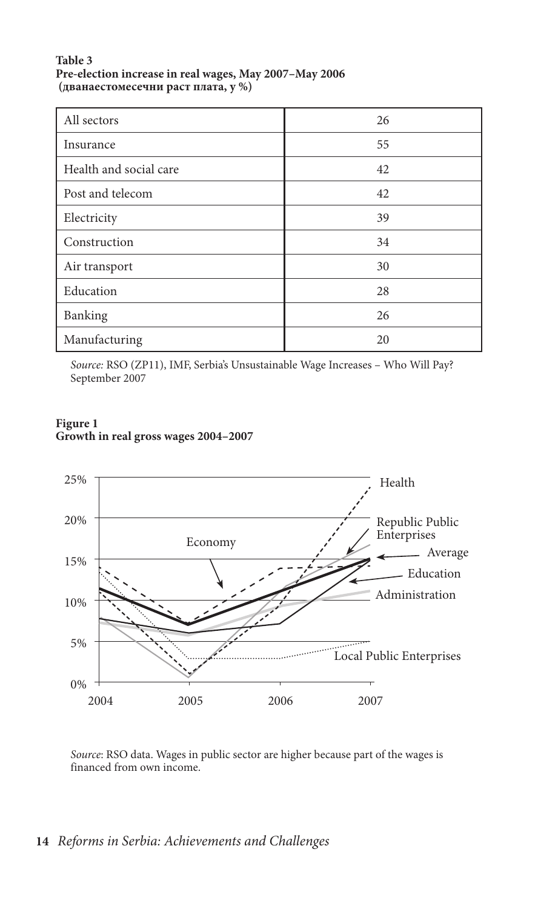**Table 3**
**Pre-election increase in real wages, May 2007–May 2006**
**(дванаестомесечни раст плата, у %)**

| All sectors | 26 |
|---|---|
| Insurance | 55 |
| Health and social care | 42 |
| Post and telecom | 42 |
| Electricity | 39 |
| Construction | 34 |
| Air transport | 30 |
| Education | 28 |
| Banking | 26 |
| Manufacturing | 20 |

*Source:* RSO (ZP11), IMF, Serbia's Unsustainable Wage Increases – Who Will Pay? September 2007

**Figure 1**
**Growth in real gross wages 2004–2007**

*Source*: RSO data. Wages in public sector are higher because part of the wages is financed from own income.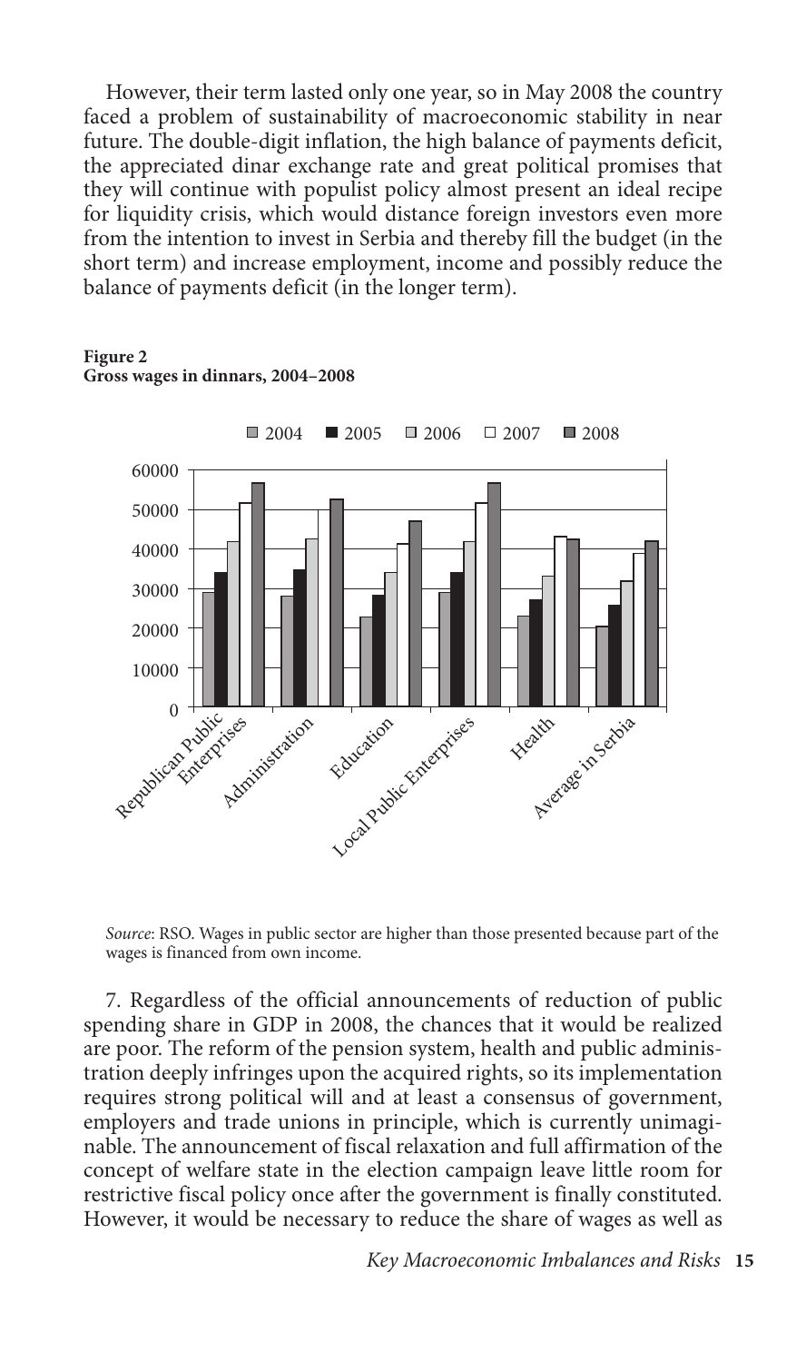However, their term lasted only one year, so in May 2008 the country faced a problem of sustainability of macroeconomic stability in near future. The double-digit inflation, the high balance of payments deficit, the appreciated dinar exchange rate and great political promises that they will continue with populist policy almost present an ideal recipe for liquidity crisis, which would distance foreign investors even more from the intention to invest in Serbia and thereby fill the budget (in the short term) and increase employment, income and possibly reduce the balance of payments deficit (in the longer term).

**Figure 2**
**Gross wages in dinnars, 2004–2008**

*Source*: RSO. Wages in public sector are higher than those presented because part of the wages is financed from own income.

7. Regardless of the official announcements of reduction of public spending share in GDP in 2008, the chances that it would be realized are poor. The reform of the pension system, health and public administration deeply infringes upon the acquired rights, so its implementation requires strong political will and at least a consensus of government, employers and trade unions in principle, which is currently unimaginable. The announcement of fiscal relaxation and full affirmation of the concept of welfare state in the election campaign leave little room for restrictive fiscal policy once after the government is finally constituted. However, it would be necessary to reduce the share of wages as well as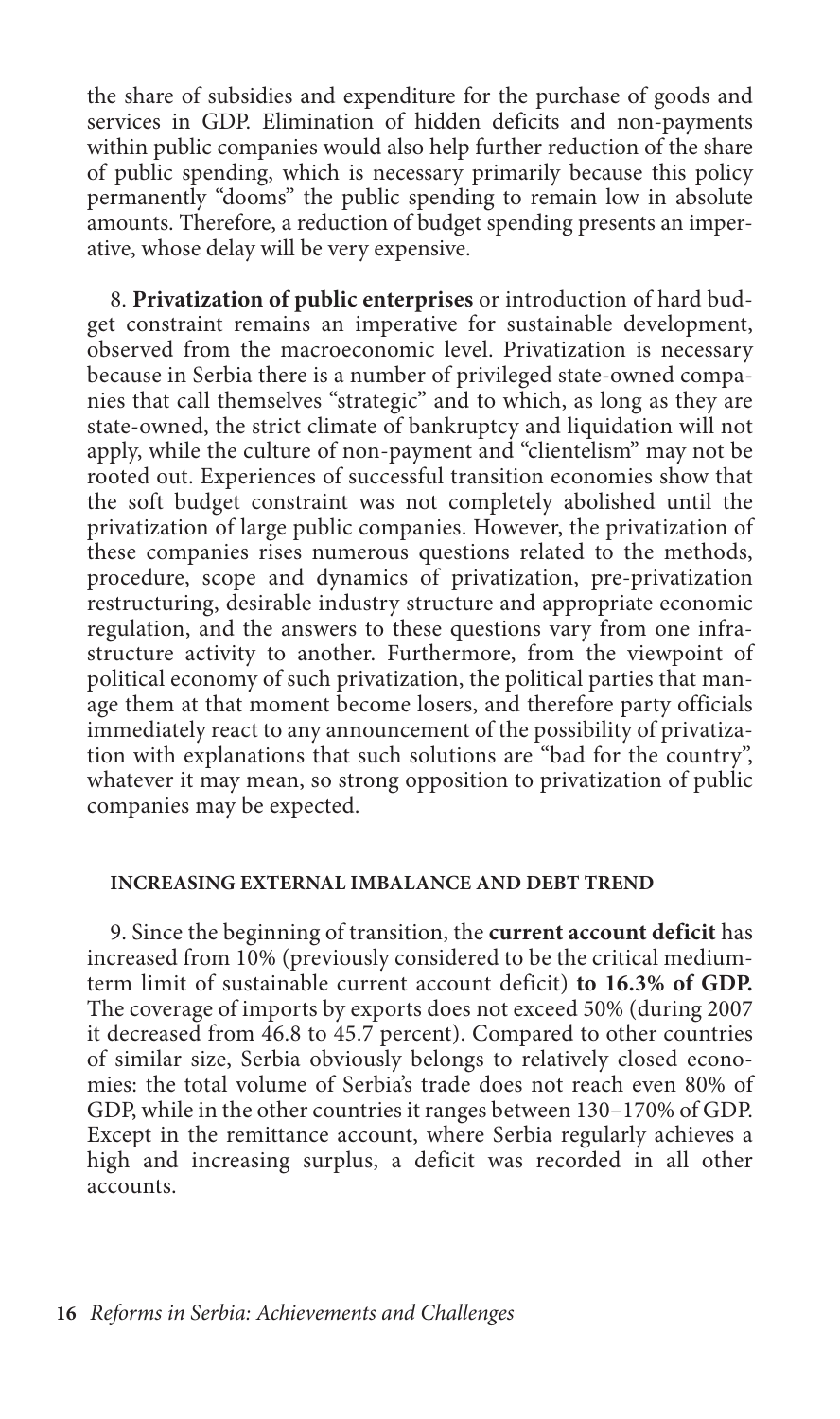the share of subsidies and expenditure for the purchase of goods and services in GDP. Elimination of hidden deficits and non-payments within public companies would also help further reduction of the share of public spending, which is necessary primarily because this policy permanently "dooms" the public spending to remain low in absolute amounts. Therefore, a reduction of budget spending presents an imperative, whose delay will be very expensive.

8. **Privatization of public enterprises** or introduction of hard budget constraint remains an imperative for sustainable development, observed from the macroeconomic level. Privatization is necessary because in Serbia there is a number of privileged state-owned companies that call themselves "strategic" and to which, as long as they are state-owned, the strict climate of bankruptcy and liquidation will not apply, while the culture of non-payment and "clientelism" may not be rooted out. Experiences of successful transition economies show that the soft budget constraint was not completely abolished until the privatization of large public companies. However, the privatization of these companies rises numerous questions related to the methods, procedure, scope and dynamics of privatization, pre-privatization restructuring, desirable industry structure and appropriate economic regulation, and the answers to these questions vary from one infrastructure activity to another. Furthermore, from the viewpoint of political economy of such privatization, the political parties that manage them at that moment become losers, and therefore party officials immediately react to any announcement of the possibility of privatization with explanations that such solutions are "bad for the country", whatever it may mean, so strong opposition to privatization of public companies may be expected.

#### INCREASING EXTERNAL IMBALANCE AND DEBT TREND

9. Since the beginning of transition, the **current account deficit** has increased from 10% (previously considered to be the critical medium-term limit of sustainable current account deficit) **to 16.3% of GDP.** The coverage of imports by exports does not exceed 50% (during 2007 it decreased from 46.8 to 45.7 percent). Compared to other countries of similar size, Serbia obviously belongs to relatively closed economies: the total volume of Serbia's trade does not reach even 80% of GDP, while in the other countries it ranges between 130–170% of GDP. Except in the remittance account, where Serbia regularly achieves a high and increasing surplus, a deficit was recorded in all other accounts.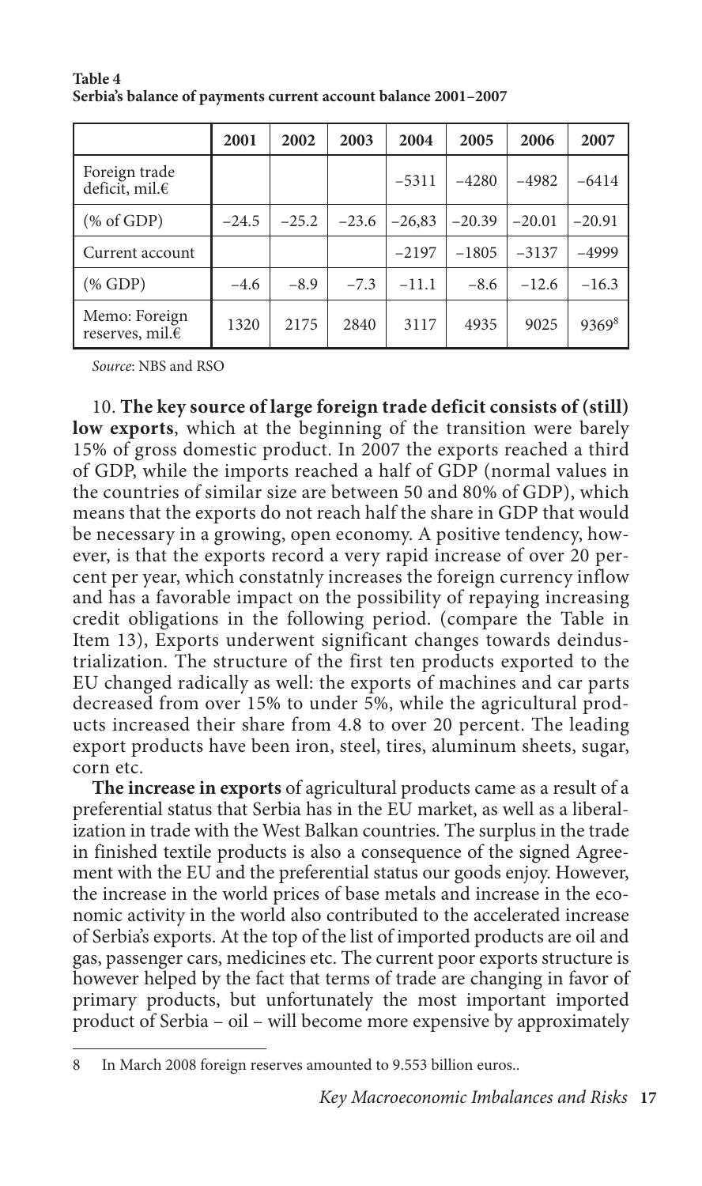**Table 4**
**Serbia's balance of payments current account balance 2001–2007**

| | 2001 | 2002 | 2003 | 2004 | 2005 | 2006 | 2007 |
|---|---|---|---|---|---|---|---|
| Foreign trade deficit, mil.€ | | | | −5311 | −4280 | −4982 | −6414 |
| (% of GDP) | −24.5 | −25.2 | −23.6 | −26,83 | −20.39 | −20.01 | −20.91 |
| Current account | | | | −2197 | −1805 | −3137 | −4999 |
| (% GDP) | −4.6 | −8.9 | −7.3 | −11.1 | −8.6 | −12.6 | −16.3 |
| Memo: Foreign reserves, mil.€ | 1320 | 2175 | 2840 | 3117 | 4935 | 9025 | 9369[8] |

*Source*: NBS and RSO

10. **The key source of large foreign trade deficit consists of (still) low exports**, which at the beginning of the transition were barely 15% of gross domestic product. In 2007 the exports reached a third of GDP, while the imports reached a half of GDP (normal values in the countries of similar size are between 50 and 80% of GDP), which means that the exports do not reach half the share in GDP that would be necessary in a growing, open economy. A positive tendency, however, is that the exports record a very rapid increase of over 20 percent per year, which constatnly increases the foreign currency inflow and has a favorable impact on the possibility of repaying increasing credit obligations in the following period. (compare the Table in Item 13), Exports underwent significant changes towards deindustrialization. The structure of the first ten products exported to the EU changed radically as well: the exports of machines and car parts decreased from over 15% to under 5%, while the agricultural products increased their share from 4.8 to over 20 percent. The leading export products have been iron, steel, tires, aluminum sheets, sugar, corn etc.

**The increase in exports** of agricultural products came as a result of a preferential status that Serbia has in the EU market, as well as a liberalization in trade with the West Balkan countries. The surplus in the trade in finished textile products is also a consequence of the signed Agreement with the EU and the preferential status our goods enjoy. However, the increase in the world prices of base metals and increase in the economic activity in the world also contributed to the accelerated increase of Serbia's exports. At the top of the list of imported products are oil and gas, passenger cars, medicines etc. The current poor exports structure is however helped by the fact that terms of trade are changing in favor of primary products, but unfortunately the most important imported product of Serbia – oil – will become more expensive by approximately

8 In March 2008 foreign reserves amounted to 9.553 billion euros..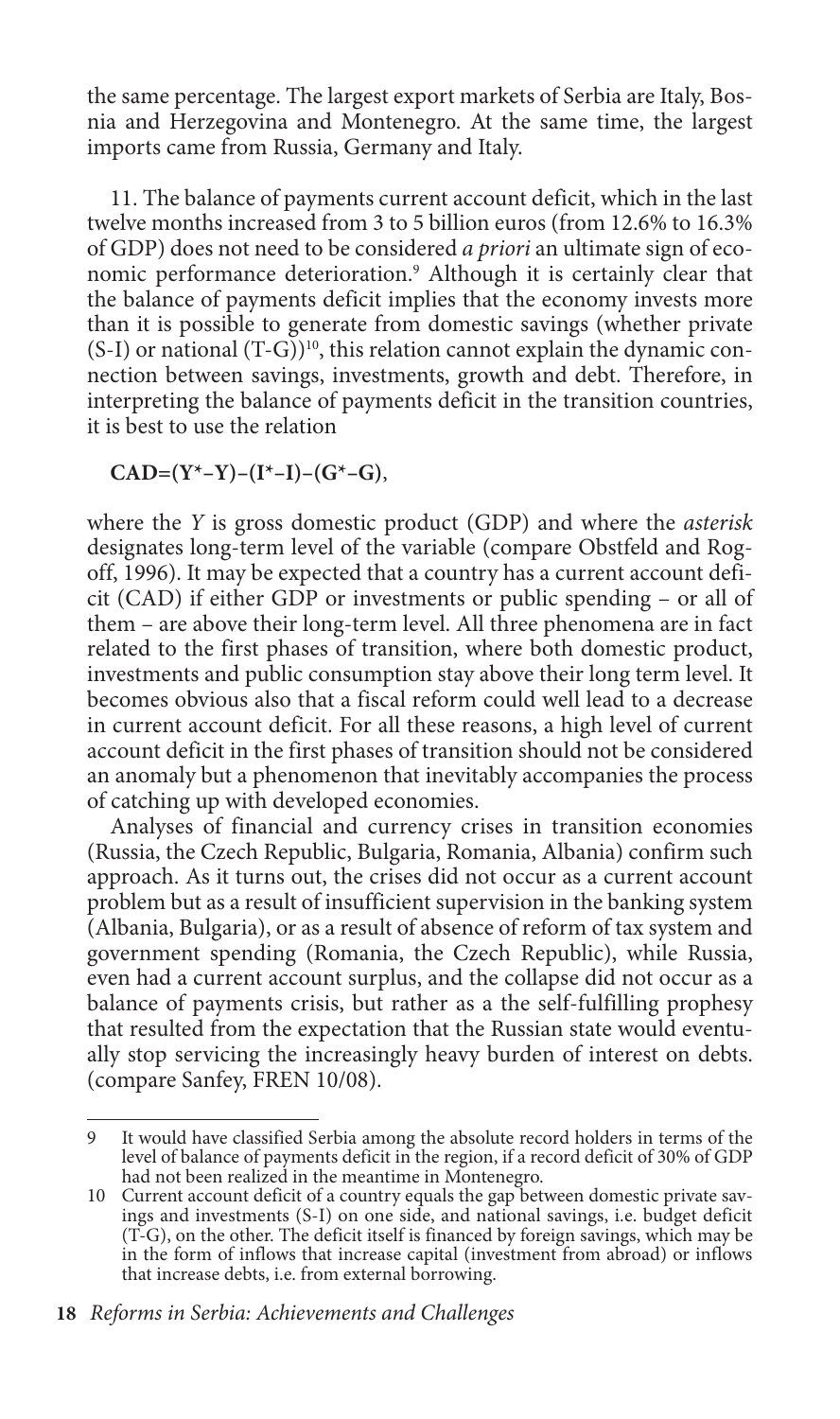the same percentage. The largest export markets of Serbia are Italy, Bosnia and Herzegovina and Montenegro. At the same time, the largest imports came from Russia, Germany and Italy.

11. The balance of payments current account deficit, which in the last twelve months increased from 3 to 5 billion euros (from 12.6% to 16.3% of GDP) does not need to be considered *a priori* an ultimate sign of economic performance deterioration.[9] Although it is certainly clear that the balance of payments deficit implies that the economy invests more than it is possible to generate from domestic savings (whether private (S-I) or national (T-G))[10], this relation cannot explain the dynamic connection between savings, investments, growth and debt. Therefore, in interpreting the balance of payments deficit in the transition countries, it is best to use the relation

$$CAD=(Y^{*}-Y)-(I^{*}-I)-(G^{*}-G),$$

where the $Y$ is gross domestic product (GDP) and where the *asterisk* designates long-term level of the variable (compare Obstfeld and Rogoff, 1996). It may be expected that a country has a current account deficit (CAD) if either GDP or investments or public spending – or all of them – are above their long-term level. All three phenomena are in fact related to the first phases of transition, where both domestic product, investments and public consumption stay above their long term level. It becomes obvious also that a fiscal reform could well lead to a decrease in current account deficit. For all these reasons, a high level of current account deficit in the first phases of transition should not be considered an anomaly but a phenomenon that inevitably accompanies the process of catching up with developed economies.

Analyses of financial and currency crises in transition economies (Russia, the Czech Republic, Bulgaria, Romania, Albania) confirm such approach. As it turns out, the crises did not occur as a current account problem but as a result of insufficient supervision in the banking system (Albania, Bulgaria), or as a result of absence of reform of tax system and government spending (Romania, the Czech Republic), while Russia, even had a current account surplus, and the collapse did not occur as a balance of payments crisis, but rather as a the self-fulfilling prophesy that resulted from the expectation that the Russian state would eventually stop servicing the increasingly heavy burden of interest on debts. (compare Sanfey, FREN 10/08).

---

[9] It would have classified Serbia among the absolute record holders in terms of the level of balance of payments deficit in the region, if a record deficit of 30% of GDP had not been realized in the meantime in Montenegro.

[10] Current account deficit of a country equals the gap between domestic private savings and investments (S-I) on one side, and national savings, i.e. budget deficit (T-G), on the other. The deficit itself is financed by foreign savings, which may be in the form of inflows that increase capital (investment from abroad) or inflows that increase debts, i.e. from external borrowing.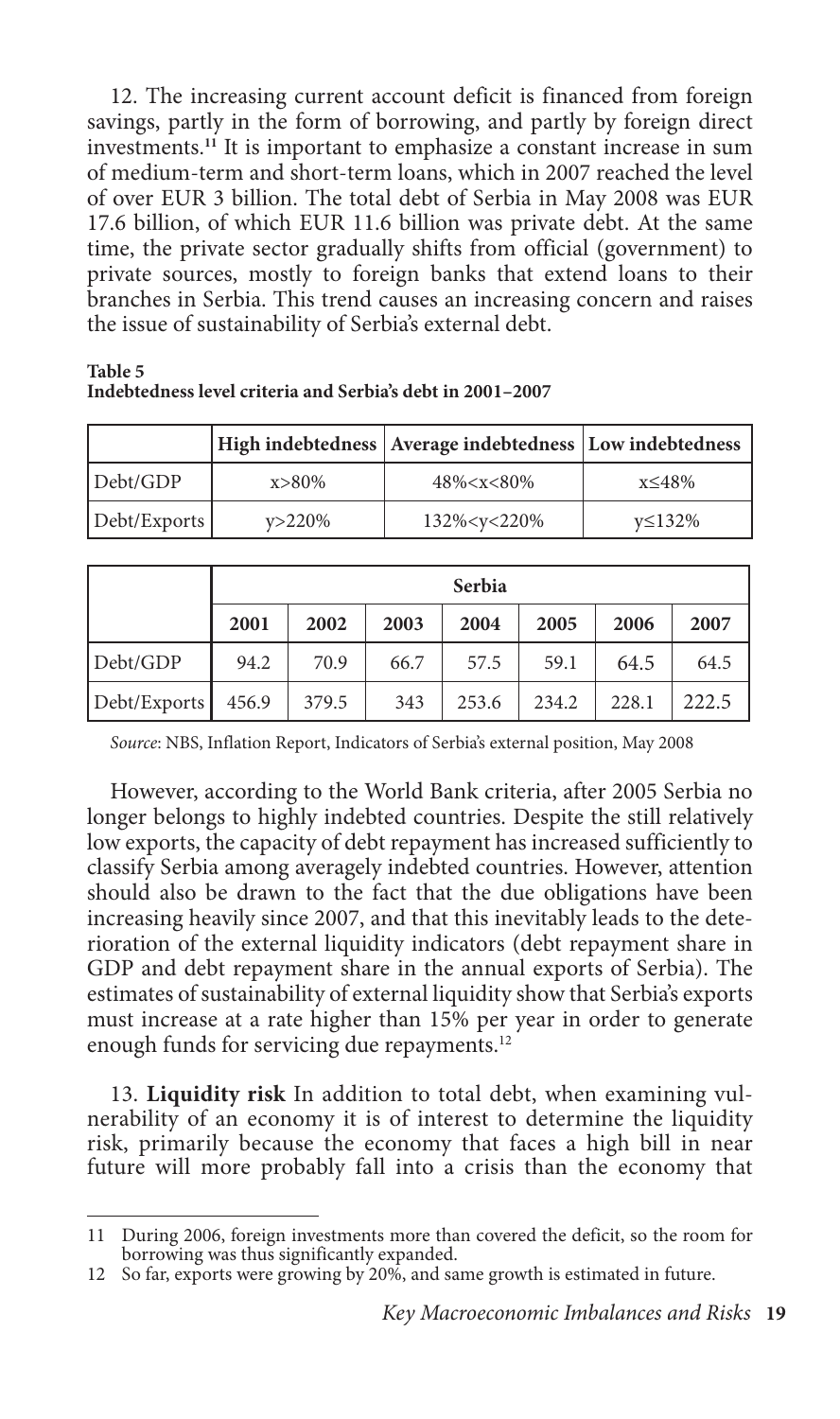12. The increasing current account deficit is financed from foreign savings, partly in the form of borrowing, and partly by foreign direct investments.[11] It is important to emphasize a constant increase in sum of medium-term and short-term loans, which in 2007 reached the level of over EUR 3 billion. The total debt of Serbia in May 2008 was EUR 17.6 billion, of which EUR 11.6 billion was private debt. At the same time, the private sector gradually shifts from official (government) to private sources, mostly to foreign banks that extend loans to their branches in Serbia. This trend causes an increasing concern and raises the issue of sustainability of Serbia's external debt.

**Table 5**
**Indebtedness level criteria and Serbia's debt in 2001–2007**

| | High indebtedness | Average indebtedness | Low indebtedness |
|---|---|---|---|
| Debt/GDP | $x>80\%$ | $48\%<x<80\%$ | $x\leq 48\%$ |
| Debt/Exports | $y>220\%$ | $132\%<y<220\%$ | $y\leq 132\%$ |

| | Serbia | | | | | | |
|---|---|---|---|---|---|---|---|
| | 2001 | 2002 | 2003 | 2004 | 2005 | 2006 | 2007 |
| Debt/GDP | 94.2 | 70.9 | 66.7 | 57.5 | 59.1 | 64.5 | 64.5 |
| Debt/Exports | 456.9 | 379.5 | 343 | 253.6 | 234.2 | 228.1 | 222.5 |

*Source*: NBS, Inflation Report, Indicators of Serbia's external position, May 2008

However, according to the World Bank criteria, after 2005 Serbia no longer belongs to highly indebted countries. Despite the still relatively low exports, the capacity of debt repayment has increased sufficiently to classify Serbia among averagely indebted countries. However, attention should also be drawn to the fact that the due obligations have been increasing heavily since 2007, and that this inevitably leads to the deterioration of the external liquidity indicators (debt repayment share in GDP and debt repayment share in the annual exports of Serbia). The estimates of sustainability of external liquidity show that Serbia's exports must increase at a rate higher than 15% per year in order to generate enough funds for servicing due repayments.[12]

13. **Liquidity risk** In addition to total debt, when examining vulnerability of an economy it is of interest to determine the liquidity risk, primarily because the economy that faces a high bill in near future will more probably fall into a crisis than the economy that

---

11 During 2006, foreign investments more than covered the deficit, so the room for borrowing was thus significantly expanded.

12 So far, exports were growing by 20%, and same growth is estimated in future.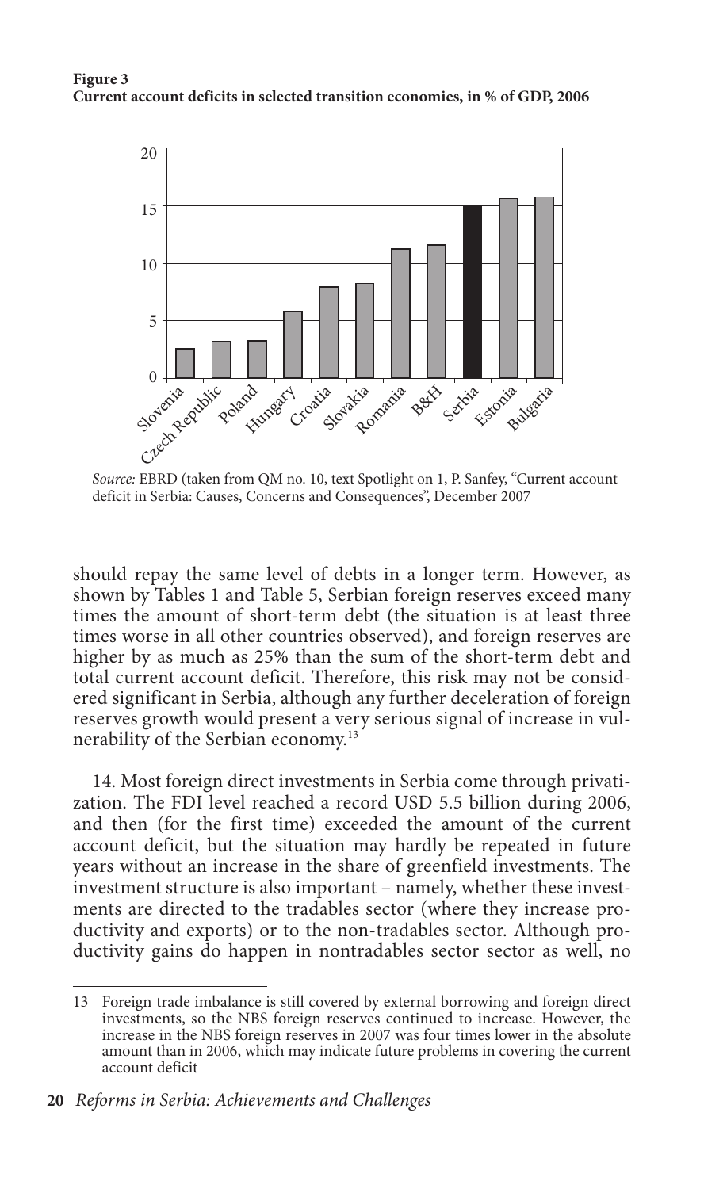**Figure 3**
**Current account deficits in selected transition economies, in % of GDP, 2006**

*Source:* EBRD (taken from QM no. 10, text Spotlight on 1, P. Sanfey, "Current account deficit in Serbia: Causes, Concerns and Consequences", December 2007

should repay the same level of debts in a longer term. However, as shown by Tables 1 and Table 5, Serbian foreign reserves exceed many times the amount of short-term debt (the situation is at least three times worse in all other countries observed), and foreign reserves are higher by as much as 25% than the sum of the short-term debt and total current account deficit. Therefore, this risk may not be considered significant in Serbia, although any further deceleration of foreign reserves growth would present a very serious signal of increase in vulnerability of the Serbian economy.[13]

14. Most foreign direct investments in Serbia come through privatization. The FDI level reached a record USD 5.5 billion during 2006, and then (for the first time) exceeded the amount of the current account deficit, but the situation may hardly be repeated in future years without an increase in the share of greenfield investments. The investment structure is also important – namely, whether these investments are directed to the tradables sector (where they increase productivity and exports) or to the non-tradables sector. Although productivity gains do happen in nontradables sector sector as well, no

---

13 Foreign trade imbalance is still covered by external borrowing and foreign direct investments, so the NBS foreign reserves continued to increase. However, the increase in the NBS foreign reserves in 2007 was four times lower in the absolute amount than in 2006, which may indicate future problems in covering the current account deficit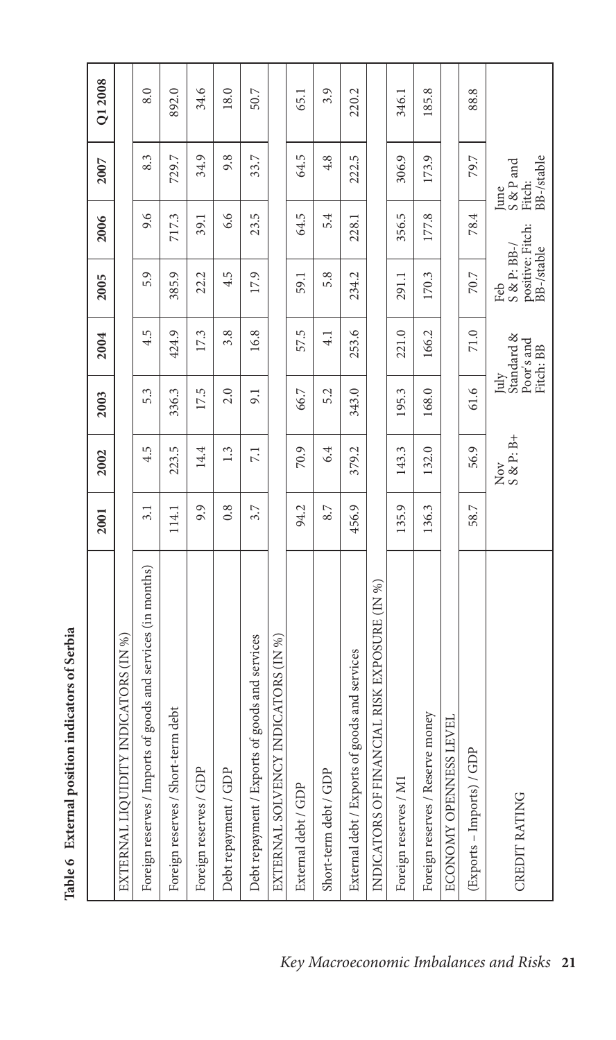**Table 6 External position indicators of Serbia**

| | 2001 | 2002 | 2003 | 2004 | 2005 | 2006 | 2007 | Q1 2008 |
|---|---|---|---|---|---|---|---|---|
| EXTERNAL LIQUIDITY INDICATORS (IN %) | | | | | | | | |
| Foreign reserves / Imports of goods and services (in months) | 3.1 | 4.5 | 5.3 | 4.5 | 5.9 | 9.6 | 8.3 | 8.0 |
| Foreign reserves / Short-term debt | 114.1 | 223.5 | 336.3 | 424.9 | 385.9 | 717.3 | 729.7 | 892.0 |
| Foreign reserves / GDP | 9.9 | 14.4 | 17.5 | 17.3 | 22.2 | 39.1 | 34.9 | 34.6 |
| Debt repayment / GDP | 0.8 | 1.3 | 2.0 | 3.8 | 4.5 | 6.6 | 9.8 | 18.0 |
| Debt repayment / Exports of goods and services | 3.7 | 7.1 | 9.1 | 16.8 | 17.9 | 23.5 | 33.7 | 50.7 |
| EXTERNAL SOLVENCY INDICATORS (IN %) | | | | | | | | |
| External debt / GDP | 94.2 | 70.9 | 66.7 | 57.5 | 59.1 | 64.5 | 64.5 | 65.1 |
| Short-term debt / GDP | 8.7 | 6.4 | 5.2 | 4.1 | 5.8 | 5.4 | 4.8 | 3.9 |
| External debt / Exports of goods and services | 456.9 | 379.2 | 343.0 | 253.6 | 234.2 | 228.1 | 222.5 | 220.2 |
| INDICATORS OF FINANCIAL RISK EXPOSURE (IN %) | | | | | | | | |
| Foreign reserves / M1 | 135.9 | 143.3 | 195.3 | 221.0 | 291.1 | 356.5 | 306.9 | 346.1 |
| Foreign reserves / Reserve money | 136.3 | 132.0 | 168.0 | 166.2 | 170.3 | 177.8 | 173.9 | 185.8 |
| ECONOMY OPENNESS LEVEL | | | | | | | | |
| (Exports – Imports) / GDP | 58.7 | 56.9 | 61.6 | 71.0 | 70.7 | 78.4 | 79.7 | 88.8 |
| CREDIT RATING | | Nov S & P: B+ | | July Standard & Poor's and Fitch: BB | | Feb S & P: BB-/ positive; Fitch: BB-/stable | | June S & P and Fitch: BB-/stable |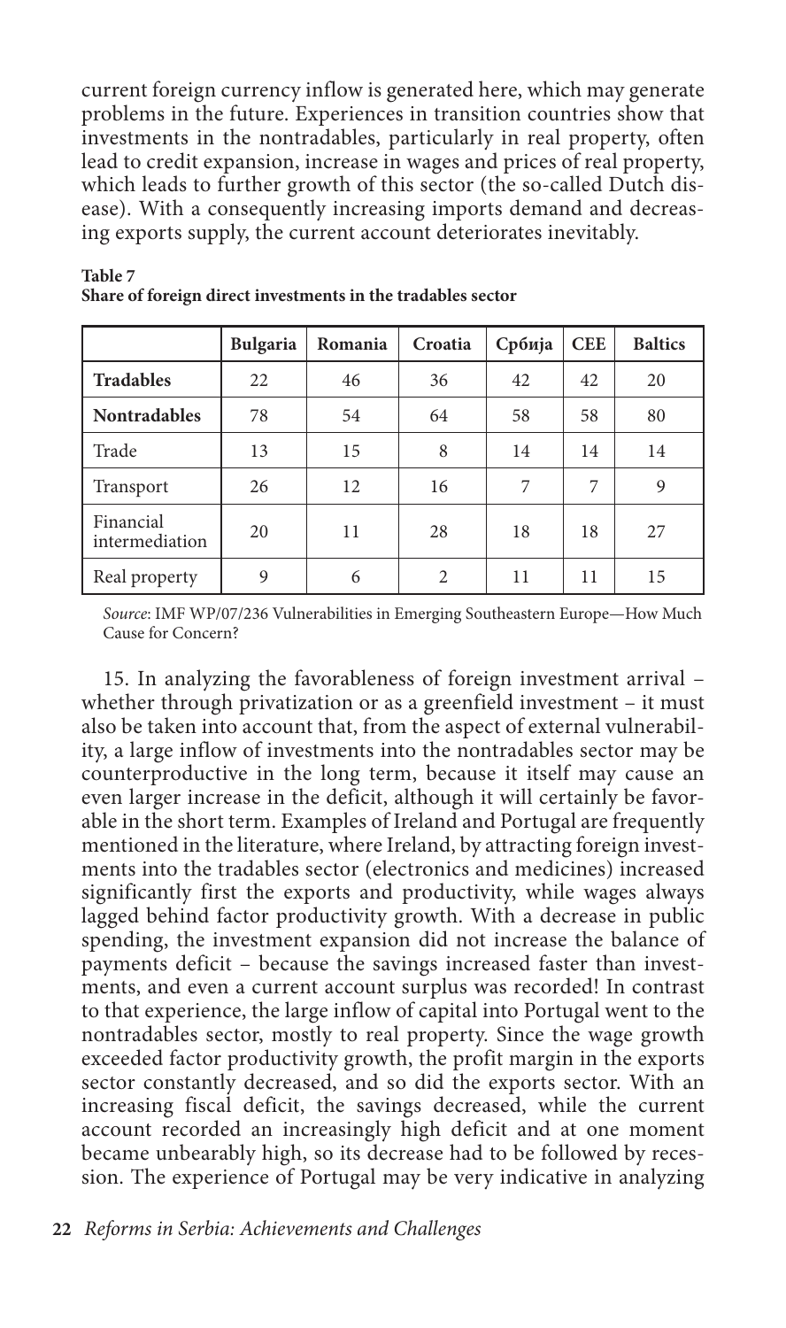current foreign currency inflow is generated here, which may generate problems in the future. Experiences in transition countries show that investments in the nontradables, particularly in real property, often lead to credit expansion, increase in wages and prices of real property, which leads to further growth of this sector (the so-called Dutch disease). With a consequently increasing imports demand and decreasing exports supply, the current account deteriorates inevitably.

**Table 7**
**Share of foreign direct investments in the tradables sector**

| | **Bulgaria** | **Romania** | **Croatia** | **Србија** | **CEE** | **Baltics** |
|---|---|---|---|---|---|---|
| **Tradables** | 22 | 46 | 36 | 42 | 42 | 20 |
| **Nontradables** | 78 | 54 | 64 | 58 | 58 | 80 |
| Trade | 13 | 15 | 8 | 14 | 14 | 14 |
| Transport | 26 | 12 | 16 | 7 | 7 | 9 |
| Financial intermediation | 20 | 11 | 28 | 18 | 18 | 27 |
| Real property | 9 | 6 | 2 | 11 | 11 | 15 |

*Source*: IMF WP/07/236 Vulnerabilities in Emerging Southeastern Europe—How Much Cause for Concern?

15. In analyzing the favorableness of foreign investment arrival – whether through privatization or as a greenfield investment – it must also be taken into account that, from the aspect of external vulnerability, a large inflow of investments into the nontradables sector may be counterproductive in the long term, because it itself may cause an even larger increase in the deficit, although it will certainly be favorable in the short term. Examples of Ireland and Portugal are frequently mentioned in the literature, where Ireland, by attracting foreign investments into the tradables sector (electronics and medicines) increased significantly first the exports and productivity, while wages always lagged behind factor productivity growth. With a decrease in public spending, the investment expansion did not increase the balance of payments deficit – because the savings increased faster than investments, and even a current account surplus was recorded! In contrast to that experience, the large inflow of capital into Portugal went to the nontradables sector, mostly to real property. Since the wage growth exceeded factor productivity growth, the profit margin in the exports sector constantly decreased, and so did the exports sector. With an increasing fiscal deficit, the savings decreased, while the current account recorded an increasingly high deficit and at one moment became unbearably high, so its decrease had to be followed by recession. The experience of Portugal may be very indicative in analyzing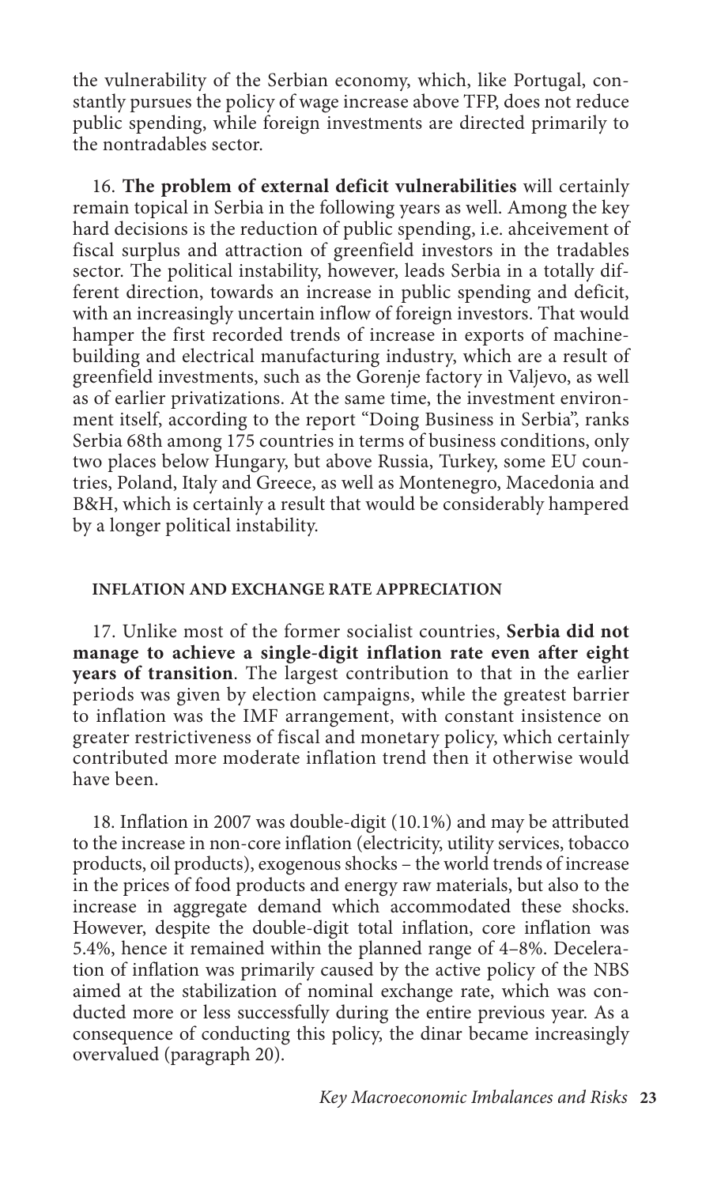the vulnerability of the Serbian economy, which, like Portugal, constantly pursues the policy of wage increase above TFP, does not reduce public spending, while foreign investments are directed primarily to the nontradables sector.

16. **The problem of external deficit vulnerabilities** will certainly remain topical in Serbia in the following years as well. Among the key hard decisions is the reduction of public spending, i.e. ahceivement of fiscal surplus and attraction of greenfield investors in the tradables sector. The political instability, however, leads Serbia in a totally different direction, towards an increase in public spending and deficit, with an increasingly uncertain inflow of foreign investors. That would hamper the first recorded trends of increase in exports of machine-building and electrical manufacturing industry, which are a result of greenfield investments, such as the Gorenje factory in Valjevo, as well as of earlier privatizations. At the same time, the investment environment itself, according to the report "Doing Business in Serbia", ranks Serbia 68th among 175 countries in terms of business conditions, only two places below Hungary, but above Russia, Turkey, some EU countries, Poland, Italy and Greece, as well as Montenegro, Macedonia and B&H, which is certainly a result that would be considerably hampered by a longer political instability.

### INFLATION AND EXCHANGE RATE APPRECIATION

17. Unlike most of the former socialist countries, **Serbia did not manage to achieve a single-digit inflation rate even after eight years of transition**. The largest contribution to that in the earlier periods was given by election campaigns, while the greatest barrier to inflation was the IMF arrangement, with constant insistence on greater restrictiveness of fiscal and monetary policy, which certainly contributed more moderate inflation trend then it otherwise would have been.

18. Inflation in 2007 was double-digit (10.1%) and may be attributed to the increase in non-core inflation (electricity, utility services, tobacco products, oil products), exogenous shocks – the world trends of increase in the prices of food products and energy raw materials, but also to the increase in aggregate demand which accommodated these shocks. However, despite the double-digit total inflation, core inflation was 5.4%, hence it remained within the planned range of 4–8%. Deceleration of inflation was primarily caused by the active policy of the NBS aimed at the stabilization of nominal exchange rate, which was conducted more or less successfully during the entire previous year. As a consequence of conducting this policy, the dinar became increasingly overvalued (paragraph 20).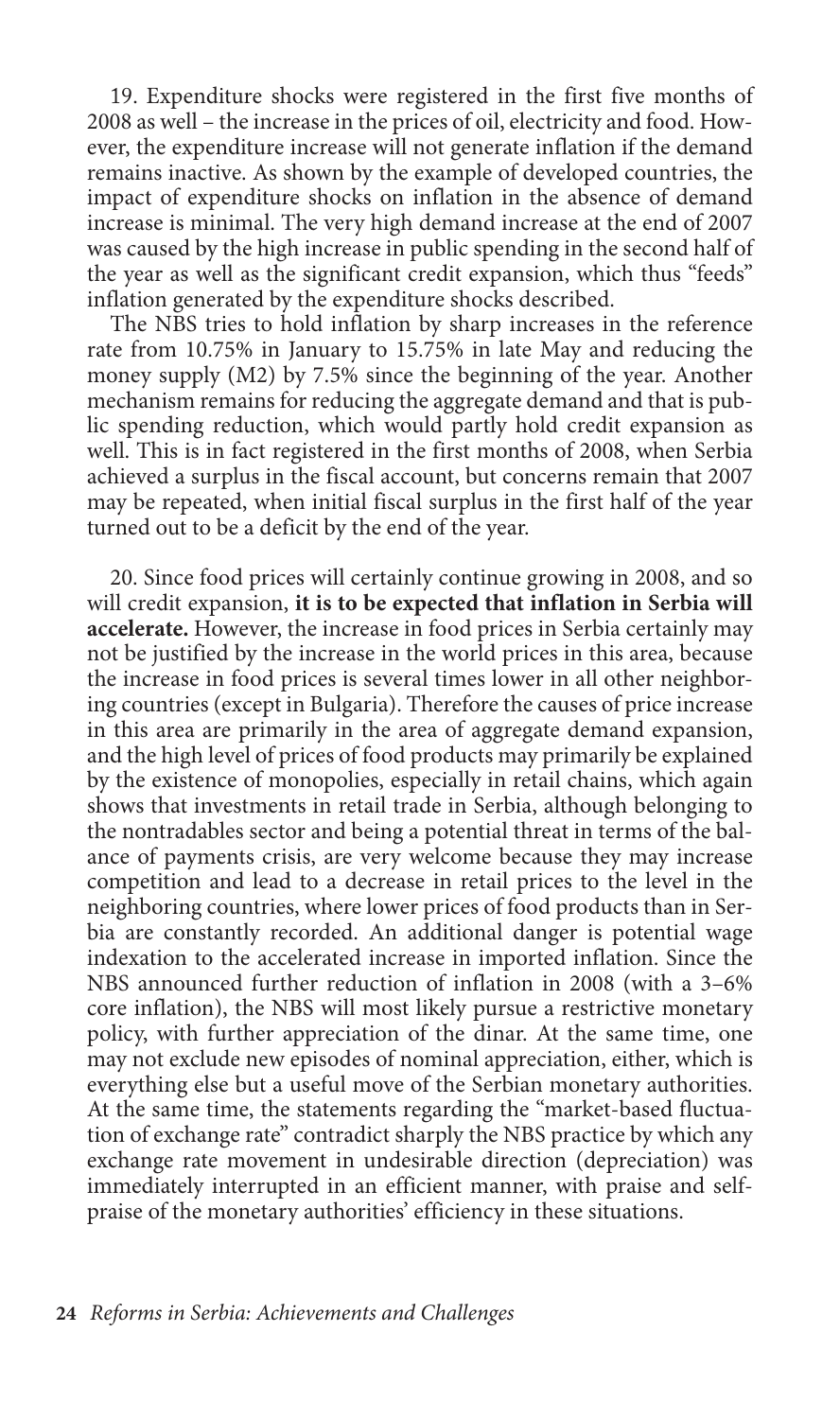19. Expenditure shocks were registered in the first five months of 2008 as well – the increase in the prices of oil, electricity and food. However, the expenditure increase will not generate inflation if the demand remains inactive. As shown by the example of developed countries, the impact of expenditure shocks on inflation in the absence of demand increase is minimal. The very high demand increase at the end of 2007 was caused by the high increase in public spending in the second half of the year as well as the significant credit expansion, which thus "feeds" inflation generated by the expenditure shocks described.

The NBS tries to hold inflation by sharp increases in the reference rate from 10.75% in January to 15.75% in late May and reducing the money supply (M2) by 7.5% since the beginning of the year. Another mechanism remains for reducing the aggregate demand and that is public spending reduction, which would partly hold credit expansion as well. This is in fact registered in the first months of 2008, when Serbia achieved a surplus in the fiscal account, but concerns remain that 2007 may be repeated, when initial fiscal surplus in the first half of the year turned out to be a deficit by the end of the year.

20. Since food prices will certainly continue growing in 2008, and so will credit expansion, **it is to be expected that inflation in Serbia will accelerate.** However, the increase in food prices in Serbia certainly may not be justified by the increase in the world prices in this area, because the increase in food prices is several times lower in all other neighboring countries (except in Bulgaria). Therefore the causes of price increase in this area are primarily in the area of aggregate demand expansion, and the high level of prices of food products may primarily be explained by the existence of monopolies, especially in retail chains, which again shows that investments in retail trade in Serbia, although belonging to the nontradables sector and being a potential threat in terms of the balance of payments crisis, are very welcome because they may increase competition and lead to a decrease in retail prices to the level in the neighboring countries, where lower prices of food products than in Serbia are constantly recorded. An additional danger is potential wage indexation to the accelerated increase in imported inflation. Since the NBS announced further reduction of inflation in 2008 (with a 3–6% core inflation), the NBS will most likely pursue a restrictive monetary policy, with further appreciation of the dinar. At the same time, one may not exclude new episodes of nominal appreciation, either, which is everything else but a useful move of the Serbian monetary authorities. At the same time, the statements regarding the "market-based fluctuation of exchange rate" contradict sharply the NBS practice by which any exchange rate movement in undesirable direction (depreciation) was immediately interrupted in an efficient manner, with praise and self-praise of the monetary authorities' efficiency in these situations.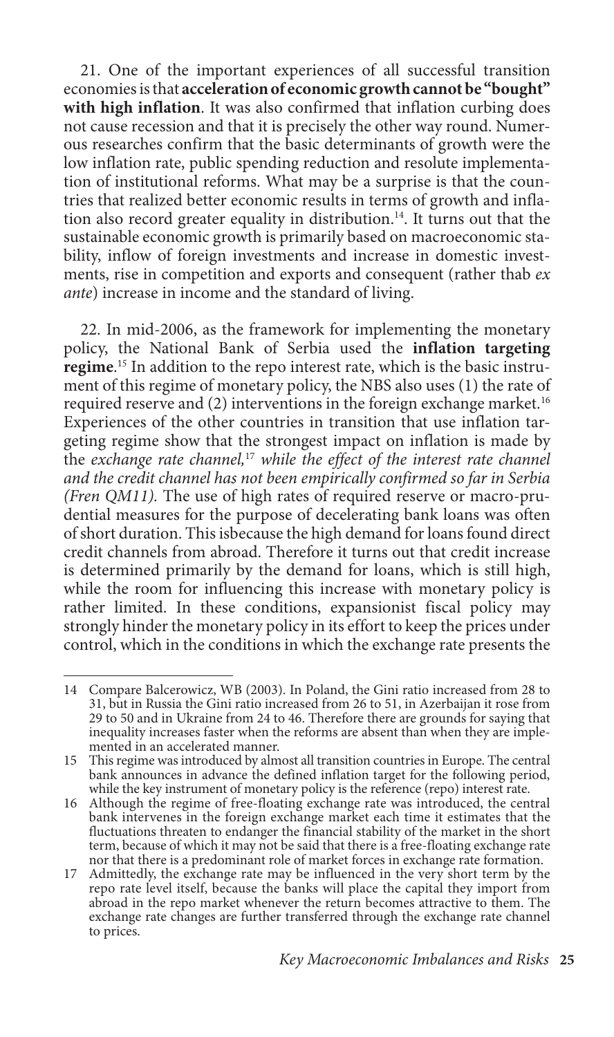21. One of the important experiences of all successful transition economies is that **acceleration of economic growth cannot be "bought" with high inflation**. It was also confirmed that inflation curbing does not cause recession and that it is precisely the other way round. Numerous researches confirm that the basic determinants of growth were the low inflation rate, public spending reduction and resolute implementation of institutional reforms. What may be a surprise is that the countries that realized better economic results in terms of growth and inflation also record greater equality in distribution.[14]. It turns out that the sustainable economic growth is primarily based on macroeconomic stability, inflow of foreign investments and increase in domestic investments, rise in competition and exports and consequent (rather thab *ex ante*) increase in income and the standard of living.

22. In mid-2006, as the framework for implementing the monetary policy, the National Bank of Serbia used the **inflation targeting regime**.[15] In addition to the repo interest rate, which is the basic instrument of this regime of monetary policy, the NBS also uses (1) the rate of required reserve and (2) interventions in the foreign exchange market.[16] Experiences of the other countries in transition that use inflation targeting regime show that the strongest impact on inflation is made by the *exchange rate channel,*[17] *while the effect of the interest rate channel and the credit channel has not been empirically confirmed so far in Serbia (Fren QM11).* The use of high rates of required reserve or macro-prudential measures for the purpose of decelerating bank loans was often of short duration. This isbecause the high demand for loans found direct credit channels from abroad. Therefore it turns out that credit increase is determined primarily by the demand for loans, which is still high, while the room for influencing this increase with monetary policy is rather limited. In these conditions, expansionist fiscal policy may strongly hinder the monetary policy in its effort to keep the prices under control, which in the conditions in which the exchange rate presents the

---

14 Compare Balcerowicz, WB (2003). In Poland, the Gini ratio increased from 28 to 31, but in Russia the Gini ratio increased from 26 to 51, in Azerbaijan it rose from 29 to 50 and in Ukraine from 24 to 46. Therefore there are grounds for saying that inequality increases faster when the reforms are absent than when they are implemented in an accelerated manner.

15 This regime was introduced by almost all transition countries in Europe. The central bank announces in advance the defined inflation target for the following period, while the key instrument of monetary policy is the reference (repo) interest rate.

16 Although the regime of free-floating exchange rate was introduced, the central bank intervenes in the foreign exchange market each time it estimates that the fluctuations threaten to endanger the financial stability of the market in the short term, because of which it may not be said that there is a free-floating exchange rate nor that there is a predominant role of market forces in exchange rate formation.

17 Admittedly, the exchange rate may be influenced in the very short term by the repo rate level itself, because the banks will place the capital they import from abroad in the repo market whenever the return becomes attractive to them. The exchange rate changes are further transferred through the exchange rate channel to prices.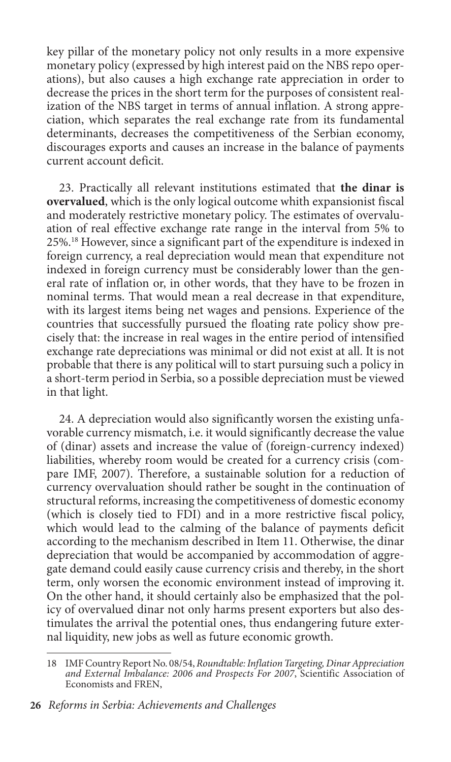key pillar of the monetary policy not only results in a more expensive monetary policy (expressed by high interest paid on the NBS repo operations), but also causes a high exchange rate appreciation in order to decrease the prices in the short term for the purposes of consistent realization of the NBS target in terms of annual inflation. A strong appreciation, which separates the real exchange rate from its fundamental determinants, decreases the competitiveness of the Serbian economy, discourages exports and causes an increase in the balance of payments current account deficit.

23. Practically all relevant institutions estimated that **the dinar is overvalued**, which is the only logical outcome whith expansionist fiscal and moderately restrictive monetary policy. The estimates of overvaluation of real effective exchange rate range in the interval from 5% to 25%.[18] However, since a significant part of the expenditure is indexed in foreign currency, a real depreciation would mean that expenditure not indexed in foreign currency must be considerably lower than the general rate of inflation or, in other words, that they have to be frozen in nominal terms. That would mean a real decrease in that expenditure, with its largest items being net wages and pensions. Experience of the countries that successfully pursued the floating rate policy show precisely that: the increase in real wages in the entire period of intensified exchange rate depreciations was minimal or did not exist at all. It is not probable that there is any political will to start pursuing such a policy in a short-term period in Serbia, so a possible depreciation must be viewed in that light.

24. A depreciation would also significantly worsen the existing unfavorable currency mismatch, i.e. it would significantly decrease the value of (dinar) assets and increase the value of (foreign-currency indexed) liabilities, whereby room would be created for a currency crisis (compare IMF, 2007). Therefore, a sustainable solution for a reduction of currency overvaluation should rather be sought in the continuation of structural reforms, increasing the competitiveness of domestic economy (which is closely tied to FDI) and in a more restrictive fiscal policy, which would lead to the calming of the balance of payments deficit according to the mechanism described in Item 11. Otherwise, the dinar depreciation that would be accompanied by accommodation of aggregate demand could easily cause currency crisis and thereby, in the short term, only worsen the economic environment instead of improving it. On the other hand, it should certainly also be emphasized that the policy of overvalued dinar not only harms present exporters but also destimulates the arrival the potential ones, thus endangering future external liquidity, new jobs as well as future economic growth.

---

18 IMF Country Report No. 08/54, *Roundtable: Inflation Targeting, Dinar Appreciation and External Imbalance: 2006 and Prospects For 2007*, Scientific Association of Economists and FREN,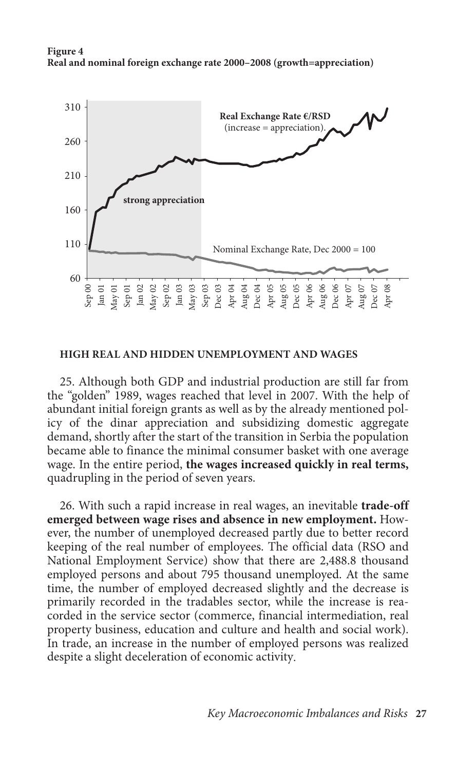**Figure 4**
**Real and nominal foreign exchange rate 2000–2008 (growth=appreciation)**

### HIGH REAL AND HIDDEN UNEMPLOYMENT AND WAGES

25. Although both GDP and industrial production are still far from the "golden" 1989, wages reached that level in 2007. With the help of abundant initial foreign grants as well as by the already mentioned policy of the dinar appreciation and subsidizing domestic aggregate demand, shortly after the start of the transition in Serbia the population became able to finance the minimal consumer basket with one average wage. In the entire period, **the wages increased quickly in real terms,** quadrupling in the period of seven years.

26. With such a rapid increase in real wages, an inevitable **trade-off emerged between wage rises and absence in new employment.** However, the number of unemployed decreased partly due to better record keeping of the real number of employees. The official data (RSO and National Employment Service) show that there are 2,488.8 thousand employed persons and about 795 thousand unemployed. At the same time, the number of employed decreased slightly and the decrease is primarily recorded in the tradables sector, while the increase is reacorded in the service sector (commerce, financial intermediation, real property business, education and culture and health and social work). In trade, an increase in the number of employed persons was realized despite a slight deceleration of economic activity.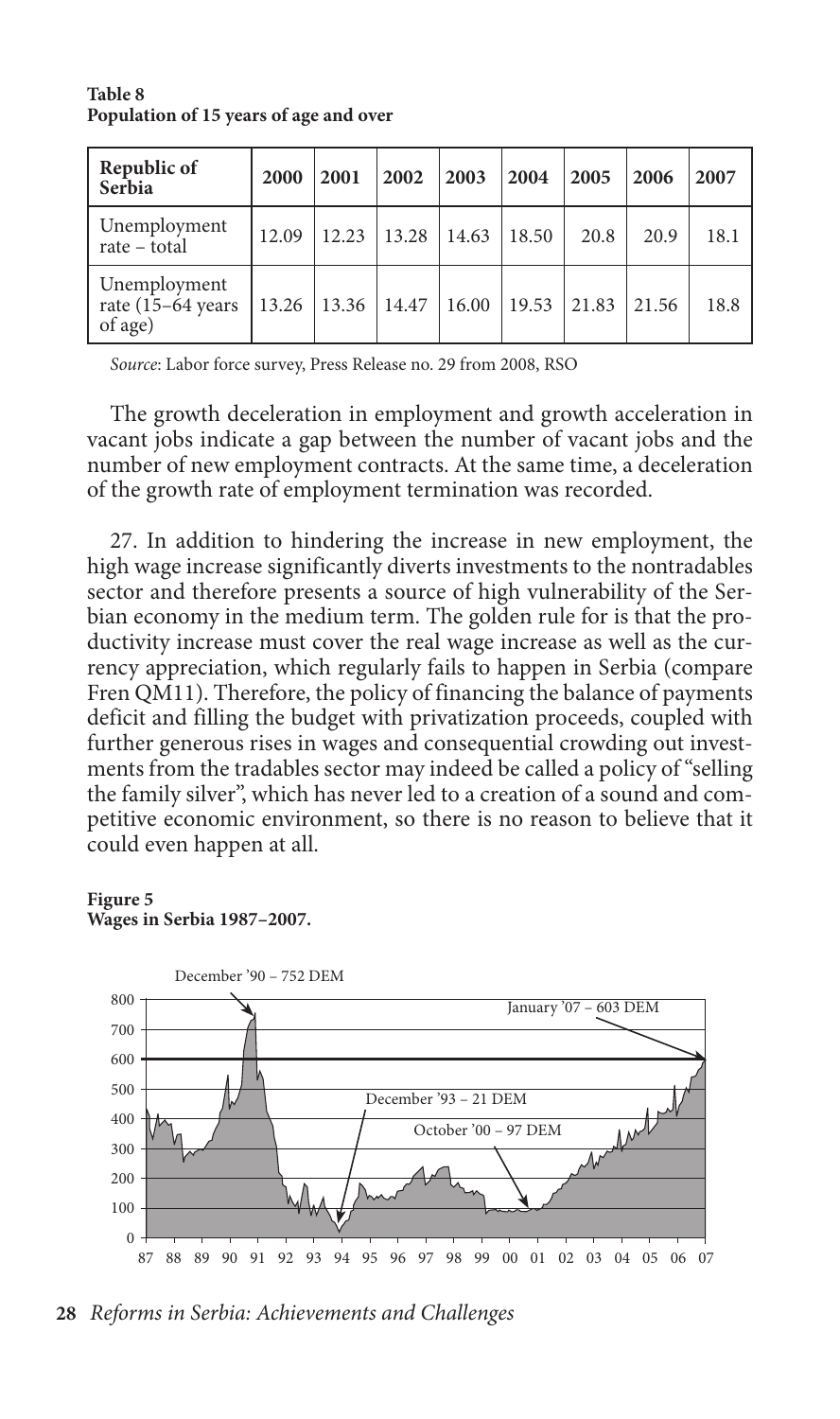**Table 8**
**Population of 15 years of age and over**

| Republic of Serbia | 2000 | 2001 | 2002 | 2003 | 2004 | 2005 | 2006 | 2007 |
|---|---|---|---|---|---|---|---|---|
| Unemployment rate – total | 12.09 | 12.23 | 13.28 | 14.63 | 18.50 | 20.8 | 20.9 | 18.1 |
| Unemployment rate (15–64 years of age) | 13.26 | 13.36 | 14.47 | 16.00 | 19.53 | 21.83 | 21.56 | 18.8 |

*Source*: Labor force survey, Press Release no. 29 from 2008, RSO

The growth deceleration in employment and growth acceleration in vacant jobs indicate a gap between the number of vacant jobs and the number of new employment contracts. At the same time, a deceleration of the growth rate of employment termination was recorded.

27. In addition to hindering the increase in new employment, the high wage increase significantly diverts investments to the nontradables sector and therefore presents a source of high vulnerability of the Serbian economy in the medium term. The golden rule for is that the productivity increase must cover the real wage increase as well as the currency appreciation, which regularly fails to happen in Serbia (compare Fren QM11). Therefore, the policy of financing the balance of payments deficit and filling the budget with privatization proceeds, coupled with further generous rises in wages and consequential crowding out investments from the tradables sector may indeed be called a policy of "selling the family silver", which has never led to a creation of a sound and competitive economic environment, so there is no reason to believe that it could even happen at all.

**Figure 5**
**Wages in Serbia 1987–2007.**

December '90 – 752 DEM; January '07 – 603 DEM; December '93 – 21 DEM; October '00 – 97 DEM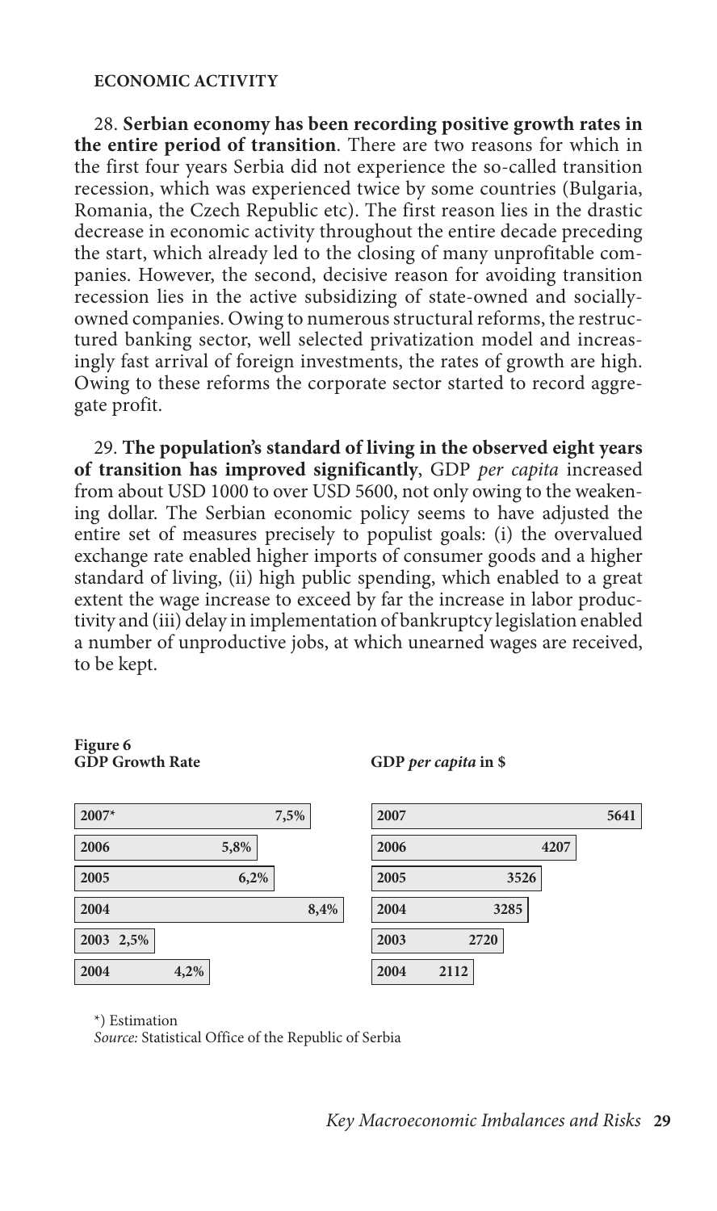**ECONOMIC ACTIVITY**

28. **Serbian economy has been recording positive growth rates in the entire period of transition**. There are two reasons for which in the first four years Serbia did not experience the so-called transition recession, which was experienced twice by some countries (Bulgaria, Romania, the Czech Republic etc). The first reason lies in the drastic decrease in economic activity throughout the entire decade preceding the start, which already led to the closing of many unprofitable companies. However, the second, decisive reason for avoiding transition recession lies in the active subsidizing of state-owned and socially-owned companies. Owing to numerous structural reforms, the restructured banking sector, well selected privatization model and increasingly fast arrival of foreign investments, the rates of growth are high. Owing to these reforms the corporate sector started to record aggregate profit.

29. **The population's standard of living in the observed eight years of transition has improved significantly**, GDP *per capita* increased from about USD 1000 to over USD 5600, not only owing to the weakening dollar. The Serbian economic policy seems to have adjusted the entire set of measures precisely to populist goals: (i) the overvalued exchange rate enabled higher imports of consumer goods and a higher standard of living, (ii) high public spending, which enabled to a great extent the wage increase to exceed by far the increase in labor productivity and (iii) delay in implementation of bankruptcy legislation enabled a number of unproductive jobs, at which unearned wages are received, to be kept.

**Figure 6**
**GDP Growth Rate**

| Year | GDP Growth Rate |
|---|---|
| 2007* | 7,5% |
| 2006 | 5,8% |
| 2005 | 6,2% |
| 2004 | 8,4% |
| 2003 | 2,5% |
| 2004 | 4,2% |

**GDP *per capita* in $**

| Year | GDP per capita in $ |
|---|---|
| 2007 | 5641 |
| 2006 | 4207 |
| 2005 | 3526 |
| 2004 | 3285 |
| 2003 | 2720 |
| 2004 | 2112 |

*) Estimation
*Source:* Statistical Office of the Republic of Serbia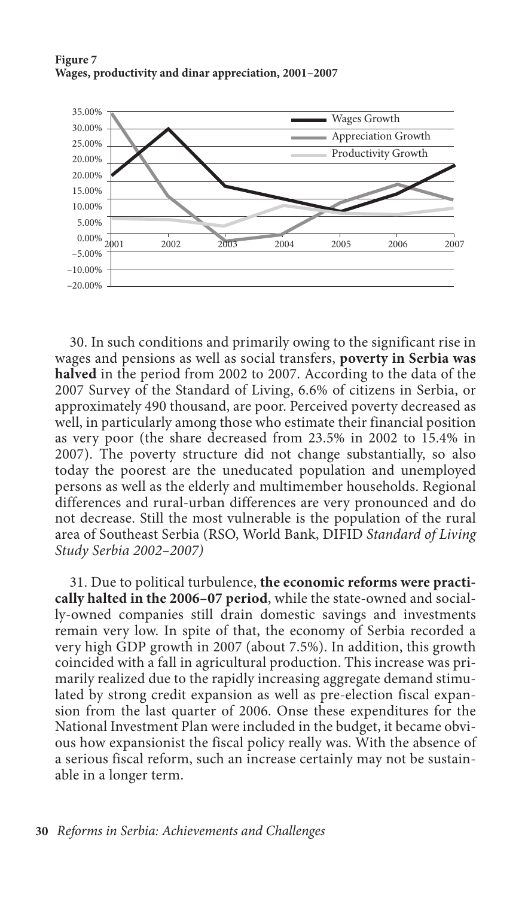**Figure 7**
**Wages, productivity and dinar appreciation, 2001–2007**

30. In such conditions and primarily owing to the significant rise in wages and pensions as well as social transfers, **poverty in Serbia was halved** in the period from 2002 to 2007. According to the data of the 2007 Survey of the Standard of Living, 6.6% of citizens in Serbia, or approximately 490 thousand, are poor. Perceived poverty decreased as well, in particularly among those who estimate their financial position as very poor (the share decreased from 23.5% in 2002 to 15.4% in 2007). The poverty structure did not change substantially, so also today the poorest are the uneducated population and unemployed persons as well as the elderly and multimember households. Regional differences and rural-urban differences are very pronounced and do not decrease. Still the most vulnerable is the population of the rural area of Southeast Serbia (RSO, World Bank, DIFID *Standard of Living Study Serbia 2002–2007)*

31. Due to political turbulence, **the economic reforms were practically halted in the 2006–07 period**, while the state-owned and socially-owned companies still drain domestic savings and investments remain very low. In spite of that, the economy of Serbia recorded a very high GDP growth in 2007 (about 7.5%). In addition, this growth coincided with a fall in agricultural production. This increase was primarily realized due to the rapidly increasing aggregate demand stimulated by strong credit expansion as well as pre-election fiscal expansion from the last quarter of 2006. Onse these expenditures for the National Investment Plan were included in the budget, it became obvious how expansionist the fiscal policy really was. With the absence of a serious fiscal reform, such an increase certainly may not be sustainable in a longer term.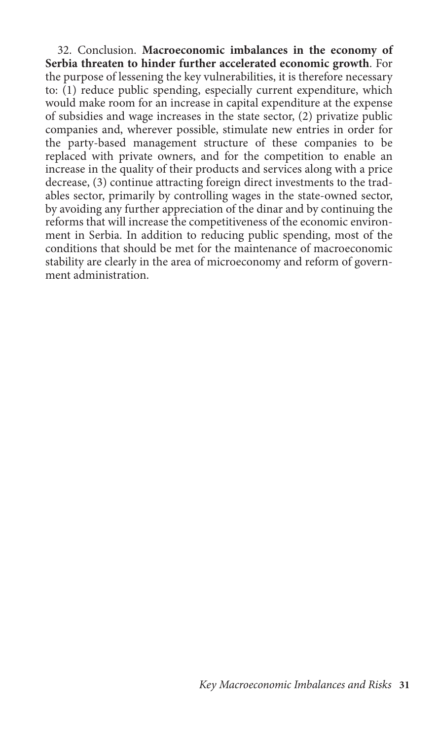32. Conclusion. **Macroeconomic imbalances in the economy of Serbia threaten to hinder further accelerated economic growth**. For the purpose of lessening the key vulnerabilities, it is therefore necessary to: (1) reduce public spending, especially current expenditure, which would make room for an increase in capital expenditure at the expense of subsidies and wage increases in the state sector, (2) privatize public companies and, wherever possible, stimulate new entries in order for the party-based management structure of these companies to be replaced with private owners, and for the competition to enable an increase in the quality of their products and services along with a price decrease, (3) continue attracting foreign direct investments to the tradables sector, primarily by controlling wages in the state-owned sector, by avoiding any further appreciation of the dinar and by continuing the reforms that will increase the competitiveness of the economic environment in Serbia. In addition to reducing public spending, most of the conditions that should be met for the maintenance of macroeconomic stability are clearly in the area of microeconomy and reform of government administration.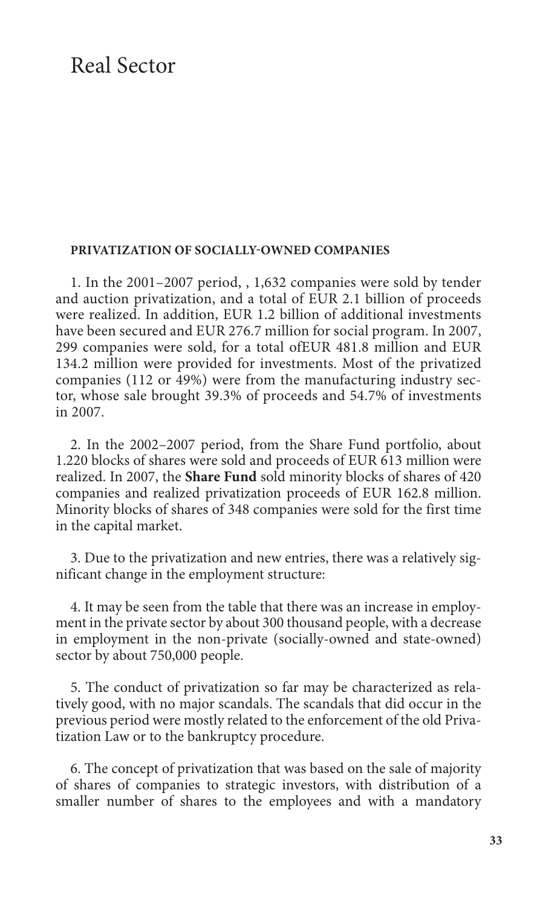# Real Sector

**PRIVATIZATION OF SOCIALLY-OWNED COMPANIES**

1. In the 2001–2007 period, , 1,632 companies were sold by tender and auction privatization, and a total of EUR 2.1 billion of proceeds were realized. In addition, EUR 1.2 billion of additional investments have been secured and EUR 276.7 million for social program. In 2007, 299 companies were sold, for a total ofEUR 481.8 million and EUR 134.2 million were provided for investments. Most of the privatized companies (112 or 49%) were from the manufacturing industry sector, whose sale brought 39.3% of proceeds and 54.7% of investments in 2007.

2. In the 2002–2007 period, from the Share Fund portfolio, about 1.220 blocks of shares were sold and proceeds of EUR 613 million were realized. In 2007, the **Share Fund** sold minority blocks of shares of 420 companies and realized privatization proceeds of EUR 162.8 million. Minority blocks of shares of 348 companies were sold for the first time in the capital market.

3. Due to the privatization and new entries, there was a relatively significant change in the employment structure:

4. It may be seen from the table that there was an increase in employment in the private sector by about 300 thousand people, with a decrease in employment in the non-private (socially-owned and state-owned) sector by about 750,000 people.

5. The conduct of privatization so far may be characterized as relatively good, with no major scandals. The scandals that did occur in the previous period were mostly related to the enforcement of the old Privatization Law or to the bankruptcy procedure.

6. The concept of privatization that was based on the sale of majority of shares of companies to strategic investors, with distribution of a smaller number of shares to the employees and with a mandatory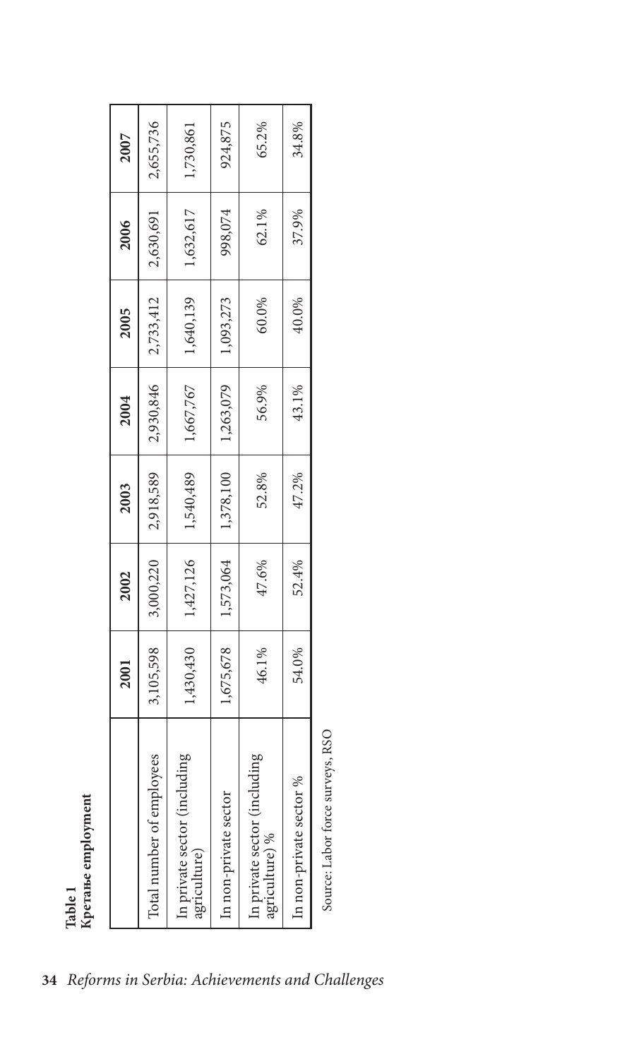**Table 1**
**Кретање employment**

| | 2001 | 2002 | 2003 | 2004 | 2005 | 2006 | 2007 |
|---|---|---|---|---|---|---|---|
| Total number of employees | 3,105,598 | 3,000,220 | 2,918,589 | 2,930,846 | 2,733,412 | 2,630,691 | 2,655,736 |
| In private sector (including agriculture) | 1,430,430 | 1,427,126 | 1,540,489 | 1,667,767 | 1,640,139 | 1,632,617 | 1,730,861 |
| In non-private sector | 1,675,678 | 1,573,064 | 1,378,100 | 1,263,079 | 1,093,273 | 998,074 | 924,875 |
| In private sector (including agriculture) % | 46.1% | 47.6% | 52.8% | 56.9% | 60.0% | 62.1% | 65.2% |
| In non-private sector % | 54.0% | 52.4% | 47.2% | 43.1% | 40.0% | 37.9% | 34.8% |

Source: Labor force surveys, RSO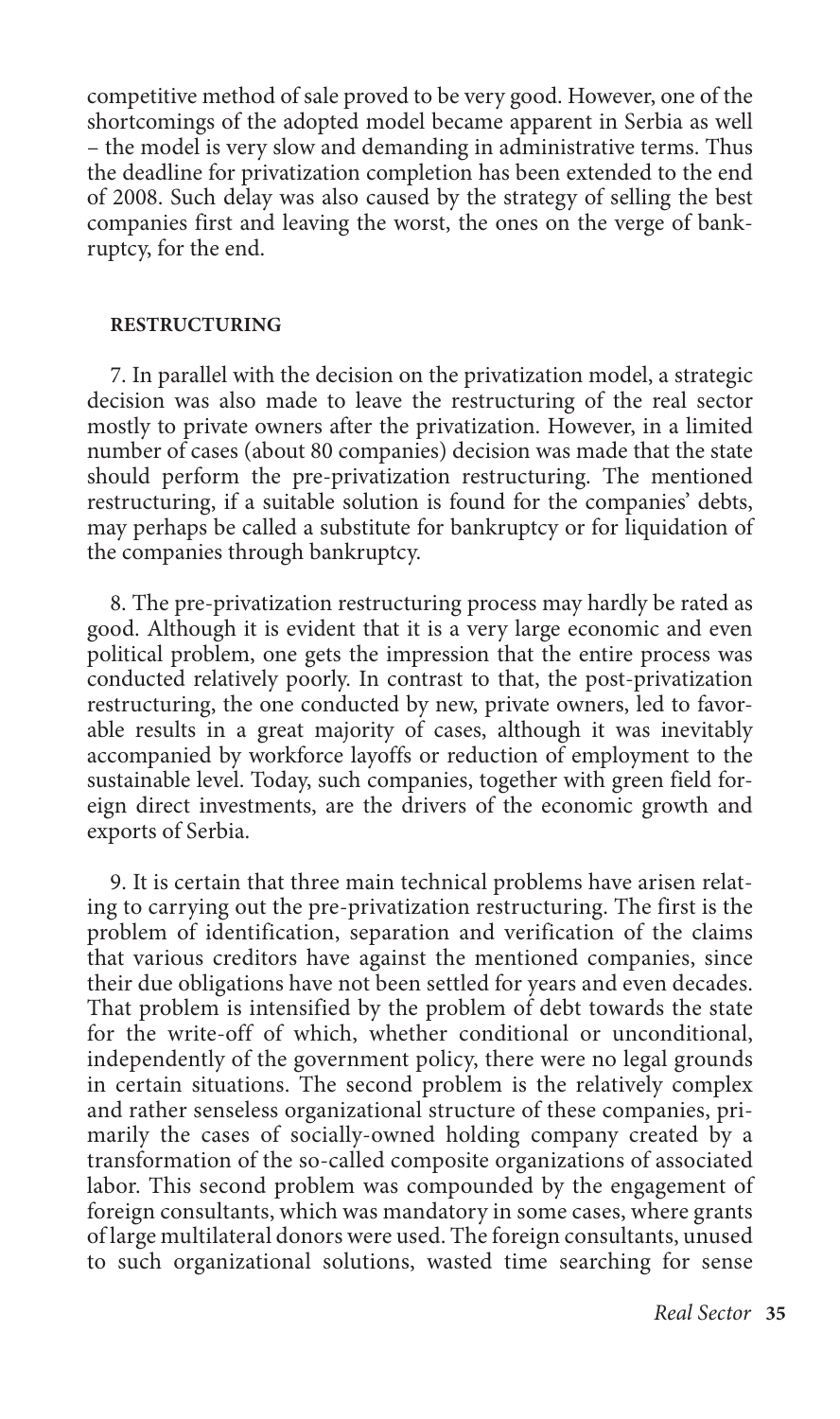competitive method of sale proved to be very good. However, one of the shortcomings of the adopted model became apparent in Serbia as well – the model is very slow and demanding in administrative terms. Thus the deadline for privatization completion has been extended to the end of 2008. Such delay was also caused by the strategy of selling the best companies first and leaving the worst, the ones on the verge of bankruptcy, for the end.

### RESTRUCTURING

7. In parallel with the decision on the privatization model, a strategic decision was also made to leave the restructuring of the real sector mostly to private owners after the privatization. However, in a limited number of cases (about 80 companies) decision was made that the state should perform the pre-privatization restructuring. The mentioned restructuring, if a suitable solution is found for the companies' debts, may perhaps be called a substitute for bankruptcy or for liquidation of the companies through bankruptcy.

8. The pre-privatization restructuring process may hardly be rated as good. Although it is evident that it is a very large economic and even political problem, one gets the impression that the entire process was conducted relatively poorly. In contrast to that, the post-privatization restructuring, the one conducted by new, private owners, led to favorable results in a great majority of cases, although it was inevitably accompanied by workforce layoffs or reduction of employment to the sustainable level. Today, such companies, together with green field foreign direct investments, are the drivers of the economic growth and exports of Serbia.

9. It is certain that three main technical problems have arisen relating to carrying out the pre-privatization restructuring. The first is the problem of identification, separation and verification of the claims that various creditors have against the mentioned companies, since their due obligations have not been settled for years and even decades. That problem is intensified by the problem of debt towards the state for the write-off of which, whether conditional or unconditional, independently of the government policy, there were no legal grounds in certain situations. The second problem is the relatively complex and rather senseless organizational structure of these companies, primarily the cases of socially-owned holding company created by a transformation of the so-called composite organizations of associated labor. This second problem was compounded by the engagement of foreign consultants, which was mandatory in some cases, where grants of large multilateral donors were used. The foreign consultants, unused to such organizational solutions, wasted time searching for sense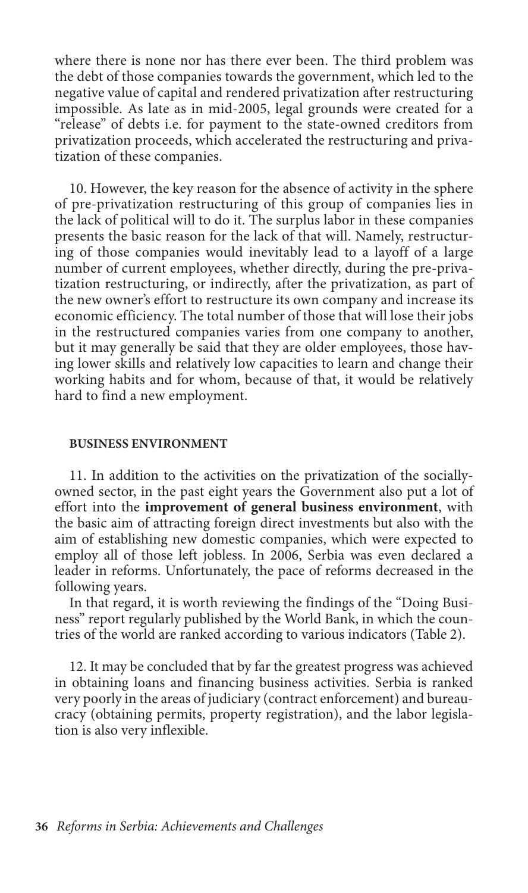where there is none nor has there ever been. The third problem was the debt of those companies towards the government, which led to the negative value of capital and rendered privatization after restructuring impossible. As late as in mid-2005, legal grounds were created for a "release" of debts i.e. for payment to the state-owned creditors from privatization proceeds, which accelerated the restructuring and privatization of these companies.

10. However, the key reason for the absence of activity in the sphere of pre-privatization restructuring of this group of companies lies in the lack of political will to do it. The surplus labor in these companies presents the basic reason for the lack of that will. Namely, restructuring of those companies would inevitably lead to a layoff of a large number of current employees, whether directly, during the pre-privatization restructuring, or indirectly, after the privatization, as part of the new owner's effort to restructure its own company and increase its economic efficiency. The total number of those that will lose their jobs in the restructured companies varies from one company to another, but it may generally be said that they are older employees, those having lower skills and relatively low capacities to learn and change their working habits and for whom, because of that, it would be relatively hard to find a new employment.

### BUSINESS ENVIRONMENT

11. In addition to the activities on the privatization of the socially-owned sector, in the past eight years the Government also put a lot of effort into the **improvement of general business environment**, with the basic aim of attracting foreign direct investments but also with the aim of establishing new domestic companies, which were expected to employ all of those left jobless. In 2006, Serbia was even declared a leader in reforms. Unfortunately, the pace of reforms decreased in the following years.

In that regard, it is worth reviewing the findings of the "Doing Business" report regularly published by the World Bank, in which the countries of the world are ranked according to various indicators (Table 2).

12. It may be concluded that by far the greatest progress was achieved in obtaining loans and financing business activities. Serbia is ranked very poorly in the areas of judiciary (contract enforcement) and bureaucracy (obtaining permits, property registration), and the labor legislation is also very inflexible.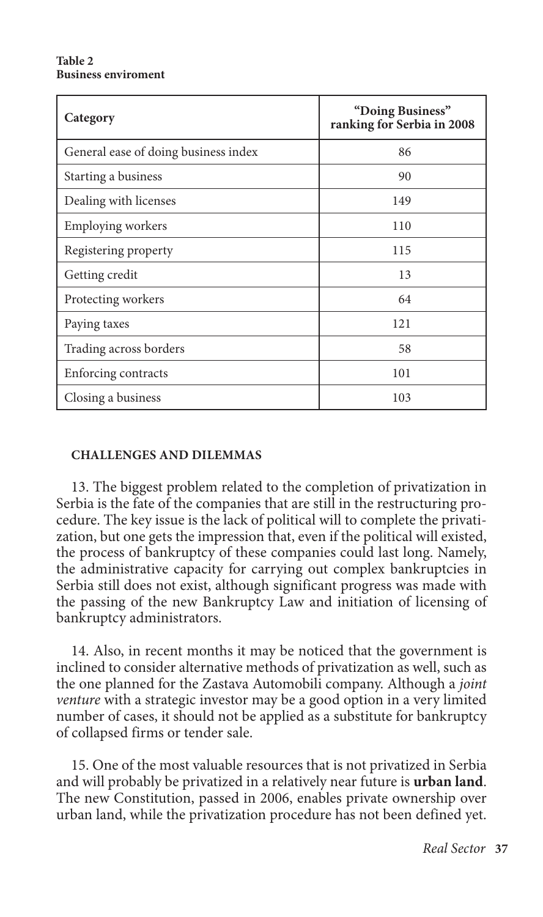**Table 2**
**Business enviroment**

| Category | "Doing Business" ranking for Serbia in 2008 |
|---|---|
| General ease of doing business index | 86 |
| Starting a business | 90 |
| Dealing with licenses | 149 |
| Employing workers | 110 |
| Registering property | 115 |
| Getting credit | 13 |
| Protecting workers | 64 |
| Paying taxes | 121 |
| Trading across borders | 58 |
| Enforcing contracts | 101 |
| Closing a business | 103 |

## CHALLENGES AND DILEMMAS

13. The biggest problem related to the completion of privatization in Serbia is the fate of the companies that are still in the restructuring procedure. The key issue is the lack of political will to complete the privatization, but one gets the impression that, even if the political will existed, the process of bankruptcy of these companies could last long. Namely, the administrative capacity for carrying out complex bankruptcies in Serbia still does not exist, although significant progress was made with the passing of the new Bankruptcy Law and initiation of licensing of bankruptcy administrators.

14. Also, in recent months it may be noticed that the government is inclined to consider alternative methods of privatization as well, such as the one planned for the Zastava Automobili company. Although a *joint venture* with a strategic investor may be a good option in a very limited number of cases, it should not be applied as a substitute for bankruptcy of collapsed firms or tender sale.

15. One of the most valuable resources that is not privatized in Serbia and will probably be privatized in a relatively near future is **urban land**. The new Constitution, passed in 2006, enables private ownership over urban land, while the privatization procedure has not been defined yet.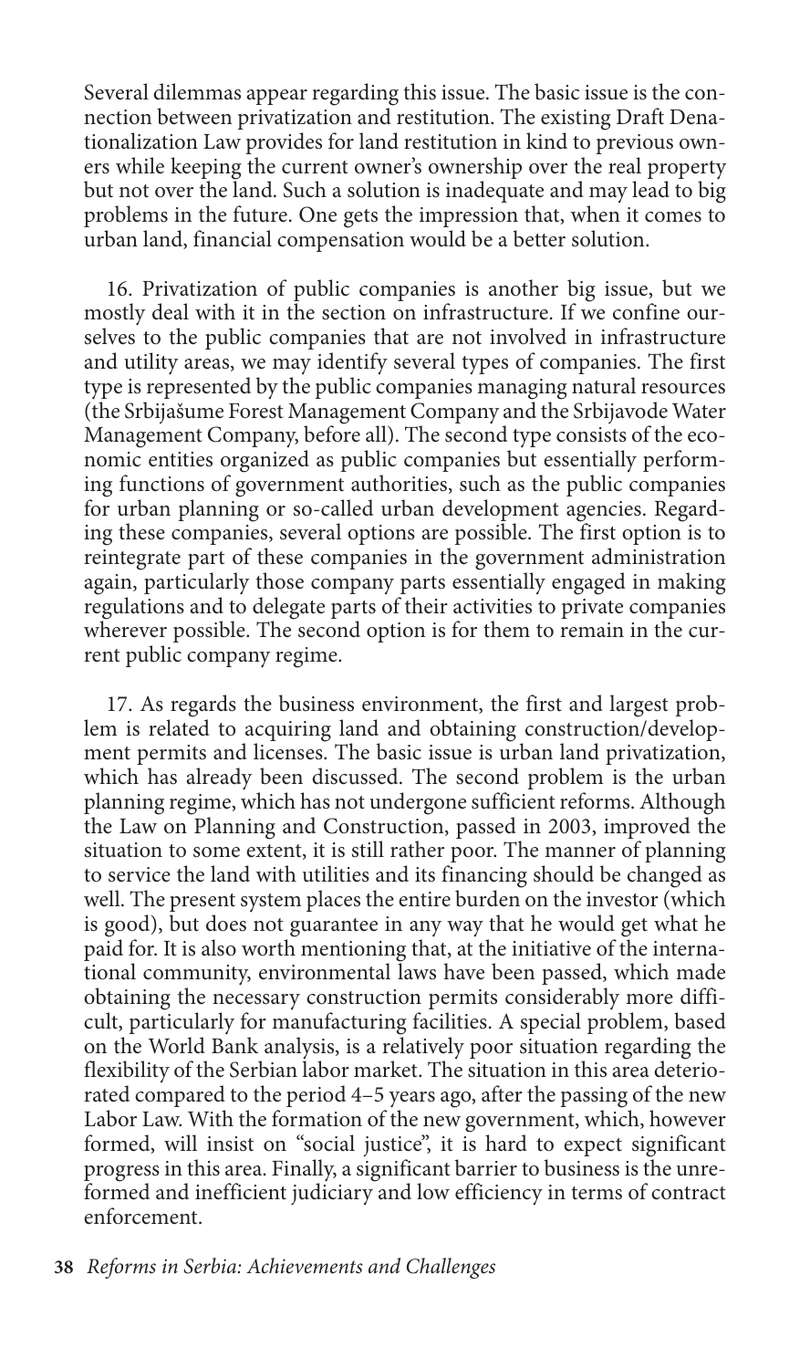Several dilemmas appear regarding this issue. The basic issue is the connection between privatization and restitution. The existing Draft Denationalization Law provides for land restitution in kind to previous owners while keeping the current owner's ownership over the real property but not over the land. Such a solution is inadequate and may lead to big problems in the future. One gets the impression that, when it comes to urban land, financial compensation would be a better solution.

16. Privatization of public companies is another big issue, but we mostly deal with it in the section on infrastructure. If we confine ourselves to the public companies that are not involved in infrastructure and utility areas, we may identify several types of companies. The first type is represented by the public companies managing natural resources (the Srbijašume Forest Management Company and the Srbijavode Water Management Company, before all). The second type consists of the economic entities organized as public companies but essentially performing functions of government authorities, such as the public companies for urban planning or so-called urban development agencies. Regarding these companies, several options are possible. The first option is to reintegrate part of these companies in the government administration again, particularly those company parts essentially engaged in making regulations and to delegate parts of their activities to private companies wherever possible. The second option is for them to remain in the current public company regime.

17. As regards the business environment, the first and largest problem is related to acquiring land and obtaining construction/development permits and licenses. The basic issue is urban land privatization, which has already been discussed. The second problem is the urban planning regime, which has not undergone sufficient reforms. Although the Law on Planning and Construction, passed in 2003, improved the situation to some extent, it is still rather poor. The manner of planning to service the land with utilities and its financing should be changed as well. The present system places the entire burden on the investor (which is good), but does not guarantee in any way that he would get what he paid for. It is also worth mentioning that, at the initiative of the international community, environmental laws have been passed, which made obtaining the necessary construction permits considerably more difficult, particularly for manufacturing facilities. A special problem, based on the World Bank analysis, is a relatively poor situation regarding the flexibility of the Serbian labor market. The situation in this area deteriorated compared to the period 4–5 years ago, after the passing of the new Labor Law. With the formation of the new government, which, however formed, will insist on "social justice", it is hard to expect significant progress in this area. Finally, a significant barrier to business is the unreformed and inefficient judiciary and low efficiency in terms of contract enforcement.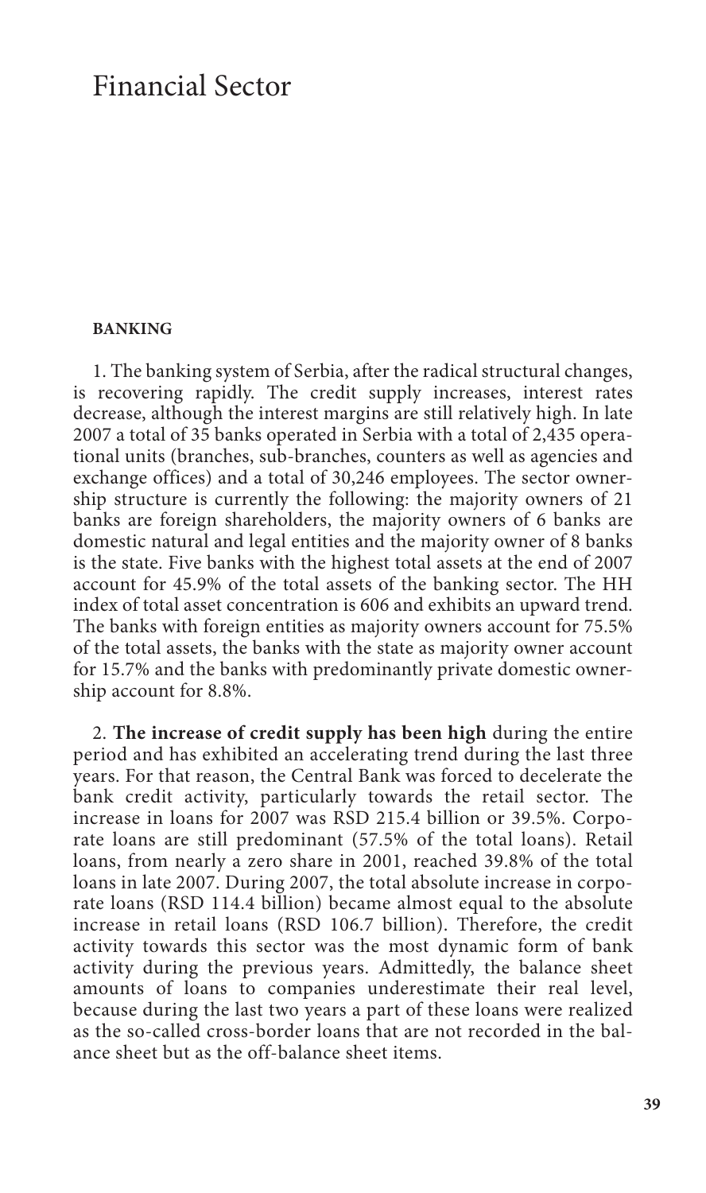# Financial Sector

## BANKING

1. The banking system of Serbia, after the radical structural changes, is recovering rapidly. The credit supply increases, interest rates decrease, although the interest margins are still relatively high. In late 2007 a total of 35 banks operated in Serbia with a total of 2,435 operational units (branches, sub-branches, counters as well as agencies and exchange offices) and a total of 30,246 employees. The sector ownership structure is currently the following: the majority owners of 21 banks are foreign shareholders, the majority owners of 6 banks are domestic natural and legal entities and the majority owner of 8 banks is the state. Five banks with the highest total assets at the end of 2007 account for 45.9% of the total assets of the banking sector. The HH index of total asset concentration is 606 and exhibits an upward trend. The banks with foreign entities as majority owners account for 75.5% of the total assets, the banks with the state as majority owner account for 15.7% and the banks with predominantly private domestic ownership account for 8.8%.

2. **The increase of credit supply has been high** during the entire period and has exhibited an accelerating trend during the last three years. For that reason, the Central Bank was forced to decelerate the bank credit activity, particularly towards the retail sector. The increase in loans for 2007 was RSD 215.4 billion or 39.5%. Corporate loans are still predominant (57.5% of the total loans). Retail loans, from nearly a zero share in 2001, reached 39.8% of the total loans in late 2007. During 2007, the total absolute increase in corporate loans (RSD 114.4 billion) became almost equal to the absolute increase in retail loans (RSD 106.7 billion). Therefore, the credit activity towards this sector was the most dynamic form of bank activity during the previous years. Admittedly, the balance sheet amounts of loans to companies underestimate their real level, because during the last two years a part of these loans were realized as the so-called cross-border loans that are not recorded in the balance sheet but as the off-balance sheet items.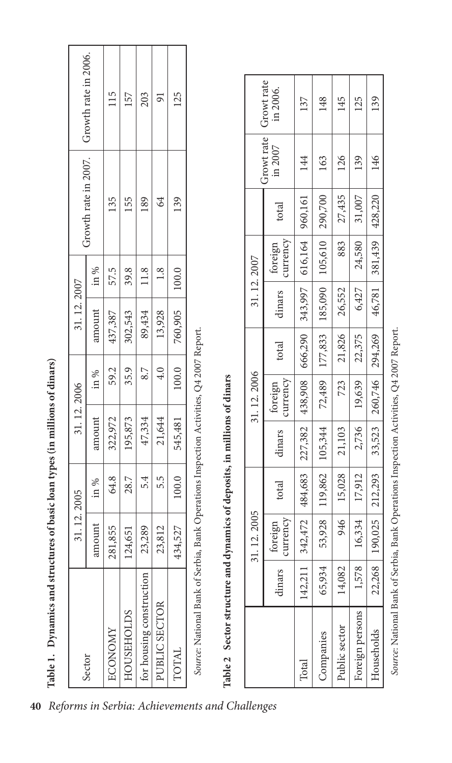**Table 1. Dynamics and structures of basic loan types (in millions of dinars)**

| Sector | 31. 12. 2005 | | 31. 12. 2006 | | 31. 12. 2007 | | Growth rate in 2007. | Growth rate in 2006. |
|---|---|---|---|---|---|---|---|---|
| | amount | in % | amount | in % | amount | in % | | |
| ECONOMY | 281,855 | 64.8 | 322,972 | 59.2 | 437,387 | 57.5 | 135 | 115 |
| HOUSEHOLDS | 124,651 | 28.7 | 195,873 | 35.9 | 302,543 | 39.8 | 155 | 157 |
| for housing construction | 23,289 | 5.4 | 47,334 | 8.7 | 89,434 | 11.8 | 189 | 203 |
| PUBLIC SECTOR | 23,812 | 5.5 | 21,644 | 4.0 | 13,928 | 1.8 | 64 | 91 |
| TOTAL | 434,527 | 100.0 | 545,481 | 100.0 | 760,905 | 100.0 | 139 | 125 |

*Source*: National Bank of Serbia, Bank Operations Inspection Activities, Q4 2007 Report.

**Table 2 Sector structure and dynamics of deposits, in millions of dinars**

| | 31. 12. 2005 | | | 31. 12. 2006 | | | 31. 12. 2007 | | | Growt rate in 2007 | Growt rate in 2006. |
|---|---|---|---|---|---|---|---|---|---|---|---|
| | dinars | foreign currency | total | dinars | foreign currency | total | dinars | foreign currency | total | | |
| Total | 142,211 | 342,472 | 484,683 | 227,382 | 438,908 | 666,290 | 343,997 | 616,164 | 960,161 | 144 | 137 |
| Companies | 65,934 | 53,928 | 119,862 | 105,344 | 72,489 | 177,833 | 185,090 | 105,610 | 290,700 | 163 | 148 |
| Public sector | 14,082 | 946 | 15,028 | 21,103 | 723 | 21,826 | 26,552 | 883 | 27,435 | 126 | 145 |
| Foreign persons | 1,578 | 16,334 | 17,912 | 2,736 | 19,639 | 22,375 | 6,427 | 24,580 | 31,007 | 139 | 125 |
| Households | 22,268 | 190,025 | 212,293 | 33,523 | 260,746 | 294,269 | 46,781 | 381,439 | 428,220 | 146 | 139 |

*Source*: National Bank of Serbia, Bank Operations Inspection Activities, Q4 2007 Report.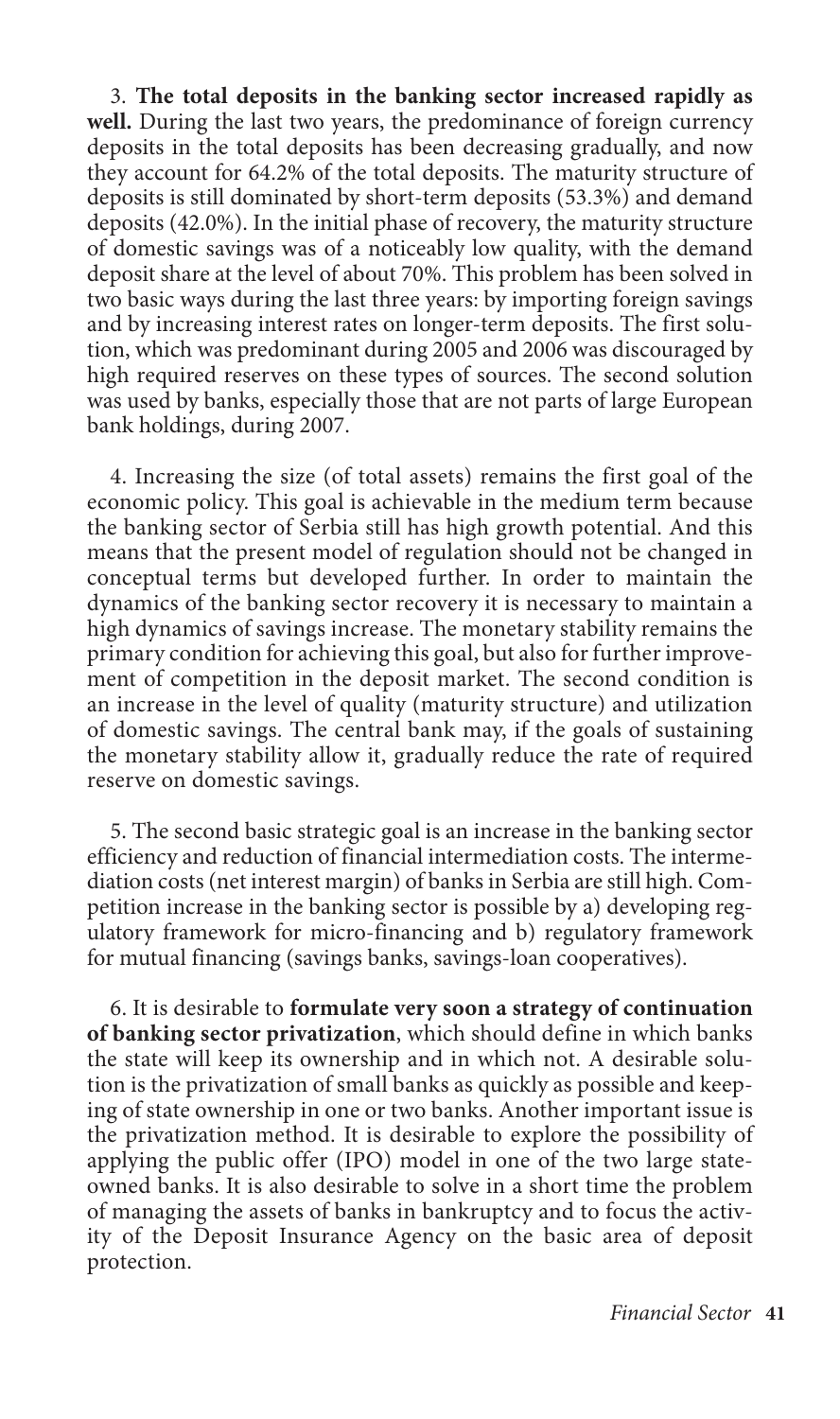3. **The total deposits in the banking sector increased rapidly as well.** During the last two years, the predominance of foreign currency deposits in the total deposits has been decreasing gradually, and now they account for 64.2% of the total deposits. The maturity structure of deposits is still dominated by short-term deposits (53.3%) and demand deposits (42.0%). In the initial phase of recovery, the maturity structure of domestic savings was of a noticeably low quality, with the demand deposit share at the level of about 70%. This problem has been solved in two basic ways during the last three years: by importing foreign savings and by increasing interest rates on longer-term deposits. The first solution, which was predominant during 2005 and 2006 was discouraged by high required reserves on these types of sources. The second solution was used by banks, especially those that are not parts of large European bank holdings, during 2007.

4. Increasing the size (of total assets) remains the first goal of the economic policy. This goal is achievable in the medium term because the banking sector of Serbia still has high growth potential. And this means that the present model of regulation should not be changed in conceptual terms but developed further. In order to maintain the dynamics of the banking sector recovery it is necessary to maintain a high dynamics of savings increase. The monetary stability remains the primary condition for achieving this goal, but also for further improvement of competition in the deposit market. The second condition is an increase in the level of quality (maturity structure) and utilization of domestic savings. The central bank may, if the goals of sustaining the monetary stability allow it, gradually reduce the rate of required reserve on domestic savings.

5. The second basic strategic goal is an increase in the banking sector efficiency and reduction of financial intermediation costs. The intermediation costs (net interest margin) of banks in Serbia are still high. Competition increase in the banking sector is possible by a) developing regulatory framework for micro-financing and b) regulatory framework for mutual financing (savings banks, savings-loan cooperatives).

6. It is desirable to **formulate very soon a strategy of continuation of banking sector privatization**, which should define in which banks the state will keep its ownership and in which not. A desirable solution is the privatization of small banks as quickly as possible and keeping of state ownership in one or two banks. Another important issue is the privatization method. It is desirable to explore the possibility of applying the public offer (IPO) model in one of the two large state-owned banks. It is also desirable to solve in a short time the problem of managing the assets of banks in bankruptcy and to focus the activity of the Deposit Insurance Agency on the basic area of deposit protection.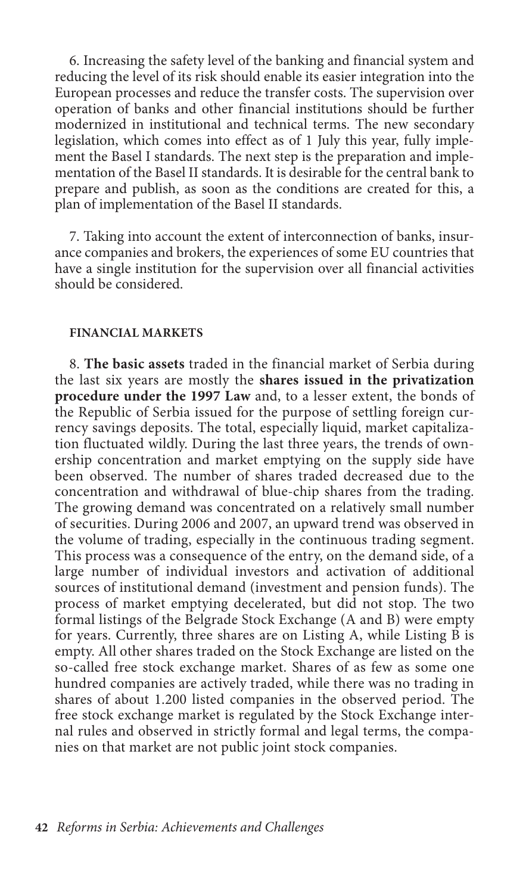6. Increasing the safety level of the banking and financial system and reducing the level of its risk should enable its easier integration into the European processes and reduce the transfer costs. The supervision over operation of banks and other financial institutions should be further modernized in institutional and technical terms. The new secondary legislation, which comes into effect as of 1 July this year, fully implement the Basel I standards. The next step is the preparation and implementation of the Basel II standards. It is desirable for the central bank to prepare and publish, as soon as the conditions are created for this, a plan of implementation of the Basel II standards.

7. Taking into account the extent of interconnection of banks, insurance companies and brokers, the experiences of some EU countries that have a single institution for the supervision over all financial activities should be considered.

#### FINANCIAL MARKETS

8. **The basic assets** traded in the financial market of Serbia during the last six years are mostly the **shares issued in the privatization procedure under the 1997 Law** and, to a lesser extent, the bonds of the Republic of Serbia issued for the purpose of settling foreign currency savings deposits. The total, especially liquid, market capitalization fluctuated wildly. During the last three years, the trends of ownership concentration and market emptying on the supply side have been observed. The number of shares traded decreased due to the concentration and withdrawal of blue-chip shares from the trading. The growing demand was concentrated on a relatively small number of securities. During 2006 and 2007, an upward trend was observed in the volume of trading, especially in the continuous trading segment. This process was a consequence of the entry, on the demand side, of a large number of individual investors and activation of additional sources of institutional demand (investment and pension funds). The process of market emptying decelerated, but did not stop. The two formal listings of the Belgrade Stock Exchange (A and B) were empty for years. Currently, three shares are on Listing A, while Listing B is empty. All other shares traded on the Stock Exchange are listed on the so-called free stock exchange market. Shares of as few as some one hundred companies are actively traded, while there was no trading in shares of about 1.200 listed companies in the observed period. The free stock exchange market is regulated by the Stock Exchange internal rules and observed in strictly formal and legal terms, the companies on that market are not public joint stock companies.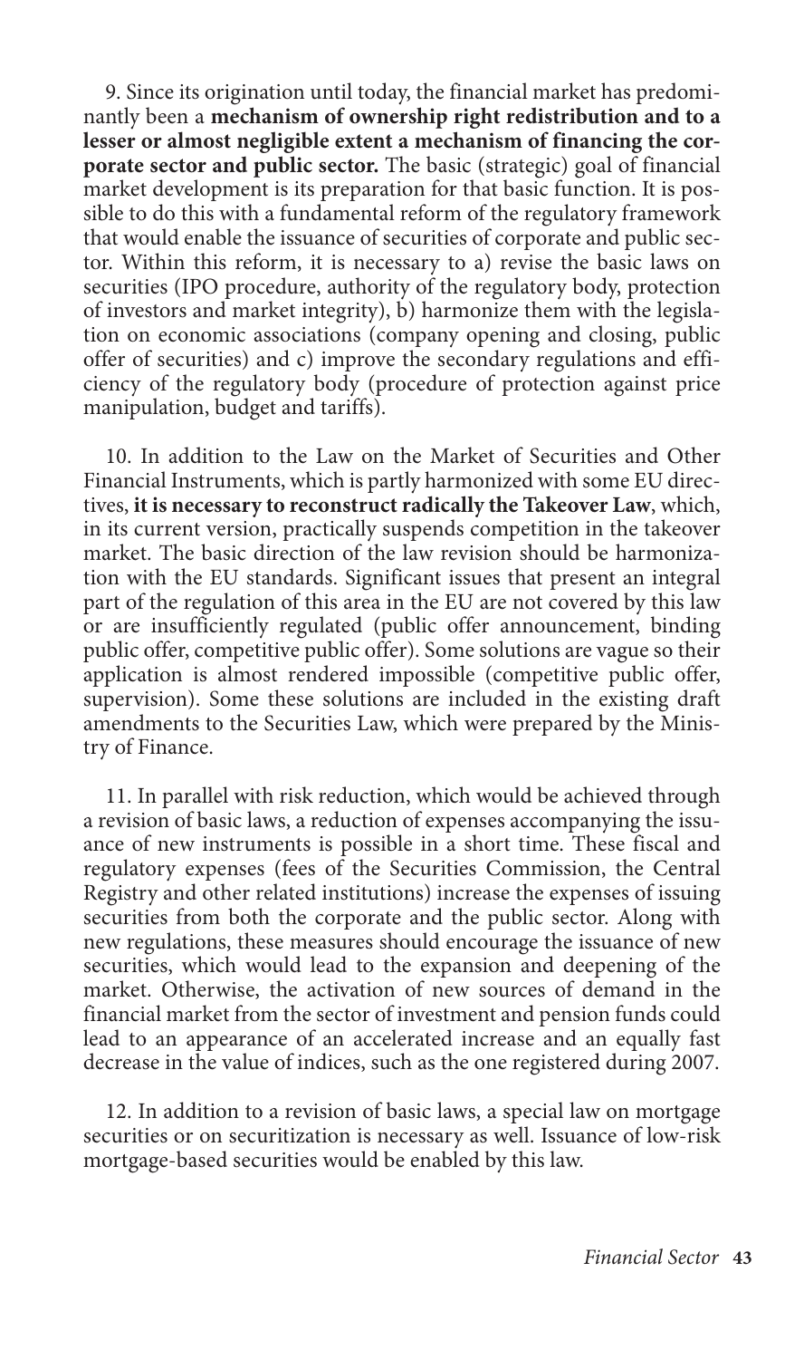9. Since its origination until today, the financial market has predominantly been a **mechanism of ownership right redistribution and to a lesser or almost negligible extent a mechanism of financing the corporate sector and public sector.** The basic (strategic) goal of financial market development is its preparation for that basic function. It is possible to do this with a fundamental reform of the regulatory framework that would enable the issuance of securities of corporate and public sector. Within this reform, it is necessary to a) revise the basic laws on securities (IPO procedure, authority of the regulatory body, protection of investors and market integrity), b) harmonize them with the legislation on economic associations (company opening and closing, public offer of securities) and c) improve the secondary regulations and efficiency of the regulatory body (procedure of protection against price manipulation, budget and tariffs).

10. In addition to the Law on the Market of Securities and Other Financial Instruments, which is partly harmonized with some EU directives, **it is necessary to reconstruct radically the Takeover Law**, which, in its current version, practically suspends competition in the takeover market. The basic direction of the law revision should be harmonization with the EU standards. Significant issues that present an integral part of the regulation of this area in the EU are not covered by this law or are insufficiently regulated (public offer announcement, binding public offer, competitive public offer). Some solutions are vague so their application is almost rendered impossible (competitive public offer, supervision). Some these solutions are included in the existing draft amendments to the Securities Law, which were prepared by the Ministry of Finance.

11. In parallel with risk reduction, which would be achieved through a revision of basic laws, a reduction of expenses accompanying the issuance of new instruments is possible in a short time. These fiscal and regulatory expenses (fees of the Securities Commission, the Central Registry and other related institutions) increase the expenses of issuing securities from both the corporate and the public sector. Along with new regulations, these measures should encourage the issuance of new securities, which would lead to the expansion and deepening of the market. Otherwise, the activation of new sources of demand in the financial market from the sector of investment and pension funds could lead to an appearance of an accelerated increase and an equally fast decrease in the value of indices, such as the one registered during 2007.

12. In addition to a revision of basic laws, a special law on mortgage securities or on securitization is necessary as well. Issuance of low-risk mortgage-based securities would be enabled by this law.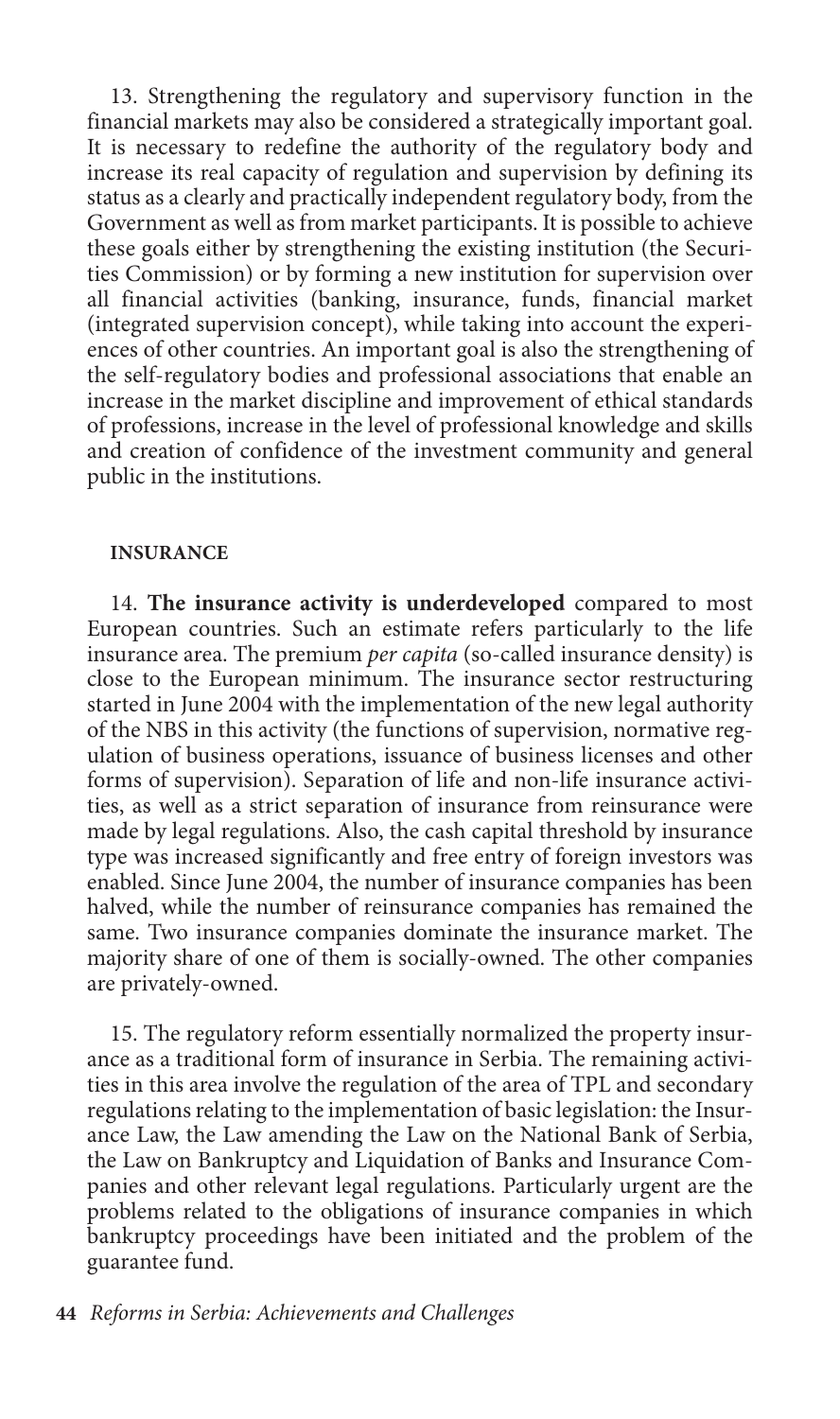13. Strengthening the regulatory and supervisory function in the financial markets may also be considered a strategically important goal. It is necessary to redefine the authority of the regulatory body and increase its real capacity of regulation and supervision by defining its status as a clearly and practically independent regulatory body, from the Government as well as from market participants. It is possible to achieve these goals either by strengthening the existing institution (the Securities Commission) or by forming a new institution for supervision over all financial activities (banking, insurance, funds, financial market (integrated supervision concept), while taking into account the experiences of other countries. An important goal is also the strengthening of the self-regulatory bodies and professional associations that enable an increase in the market discipline and improvement of ethical standards of professions, increase in the level of professional knowledge and skills and creation of confidence of the investment community and general public in the institutions.

### INSURANCE

14. **The insurance activity is underdeveloped** compared to most European countries. Such an estimate refers particularly to the life insurance area. The premium *per capita* (so-called insurance density) is close to the European minimum. The insurance sector restructuring started in June 2004 with the implementation of the new legal authority of the NBS in this activity (the functions of supervision, normative regulation of business operations, issuance of business licenses and other forms of supervision). Separation of life and non-life insurance activities, as well as a strict separation of insurance from reinsurance were made by legal regulations. Also, the cash capital threshold by insurance type was increased significantly and free entry of foreign investors was enabled. Since June 2004, the number of insurance companies has been halved, while the number of reinsurance companies has remained the same. Two insurance companies dominate the insurance market. The majority share of one of them is socially-owned. The other companies are privately-owned.

15. The regulatory reform essentially normalized the property insurance as a traditional form of insurance in Serbia. The remaining activities in this area involve the regulation of the area of TPL and secondary regulations relating to the implementation of basic legislation: the Insurance Law, the Law amending the Law on the National Bank of Serbia, the Law on Bankruptcy and Liquidation of Banks and Insurance Companies and other relevant legal regulations. Particularly urgent are the problems related to the obligations of insurance companies in which bankruptcy proceedings have been initiated and the problem of the guarantee fund.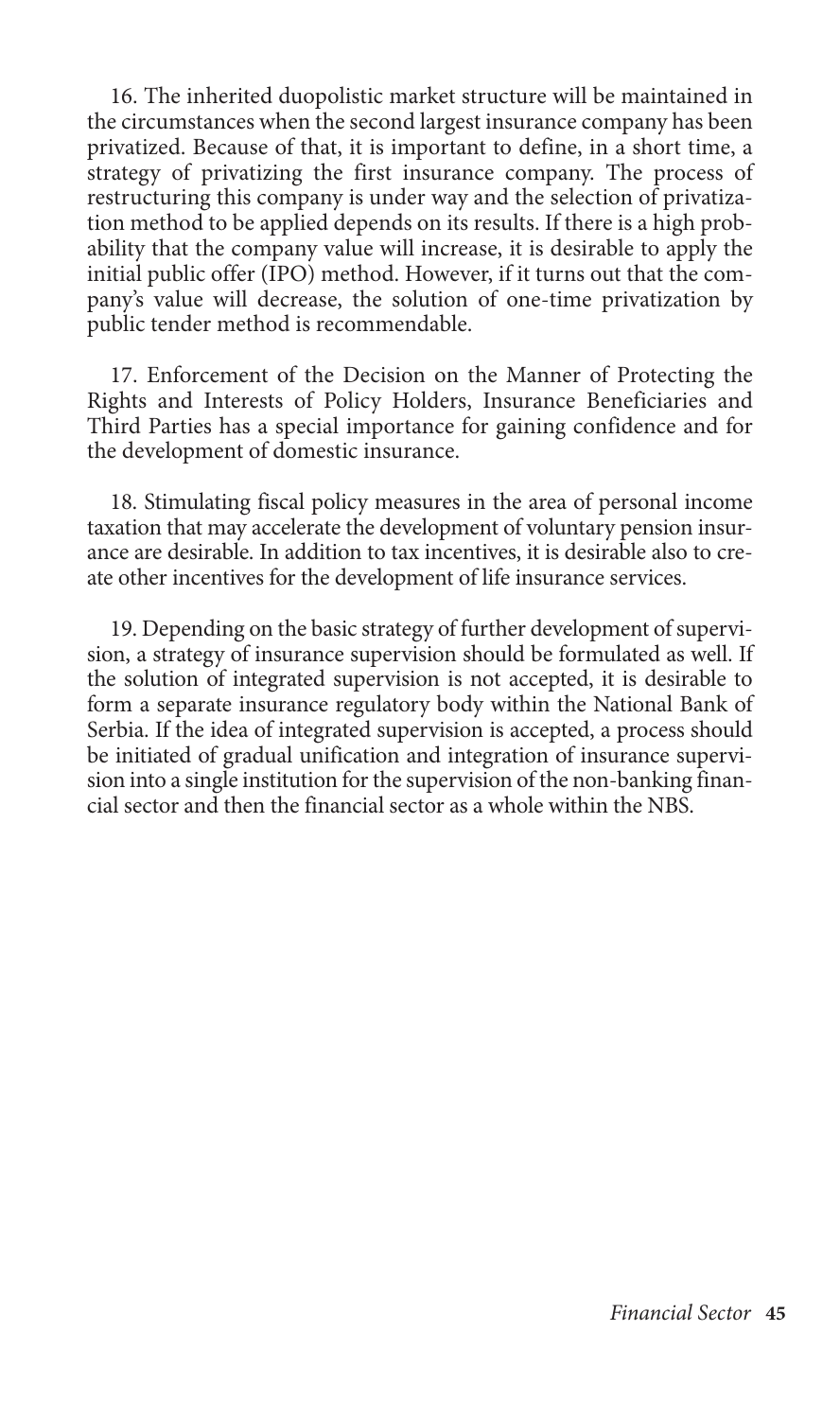16. The inherited duopolistic market structure will be maintained in the circumstances when the second largest insurance company has been privatized. Because of that, it is important to define, in a short time, a strategy of privatizing the first insurance company. The process of restructuring this company is under way and the selection of privatization method to be applied depends on its results. If there is a high probability that the company value will increase, it is desirable to apply the initial public offer (IPO) method. However, if it turns out that the company's value will decrease, the solution of one-time privatization by public tender method is recommendable.

17. Enforcement of the Decision on the Manner of Protecting the Rights and Interests of Policy Holders, Insurance Beneficiaries and Third Parties has a special importance for gaining confidence and for the development of domestic insurance.

18. Stimulating fiscal policy measures in the area of personal income taxation that may accelerate the development of voluntary pension insurance are desirable. In addition to tax incentives, it is desirable also to create other incentives for the development of life insurance services.

19. Depending on the basic strategy of further development of supervision, a strategy of insurance supervision should be formulated as well. If the solution of integrated supervision is not accepted, it is desirable to form a separate insurance regulatory body within the National Bank of Serbia. If the idea of integrated supervision is accepted, a process should be initiated of gradual unification and integration of insurance supervision into a single institution for the supervision of the non-banking financial sector and then the financial sector as a whole within the NBS.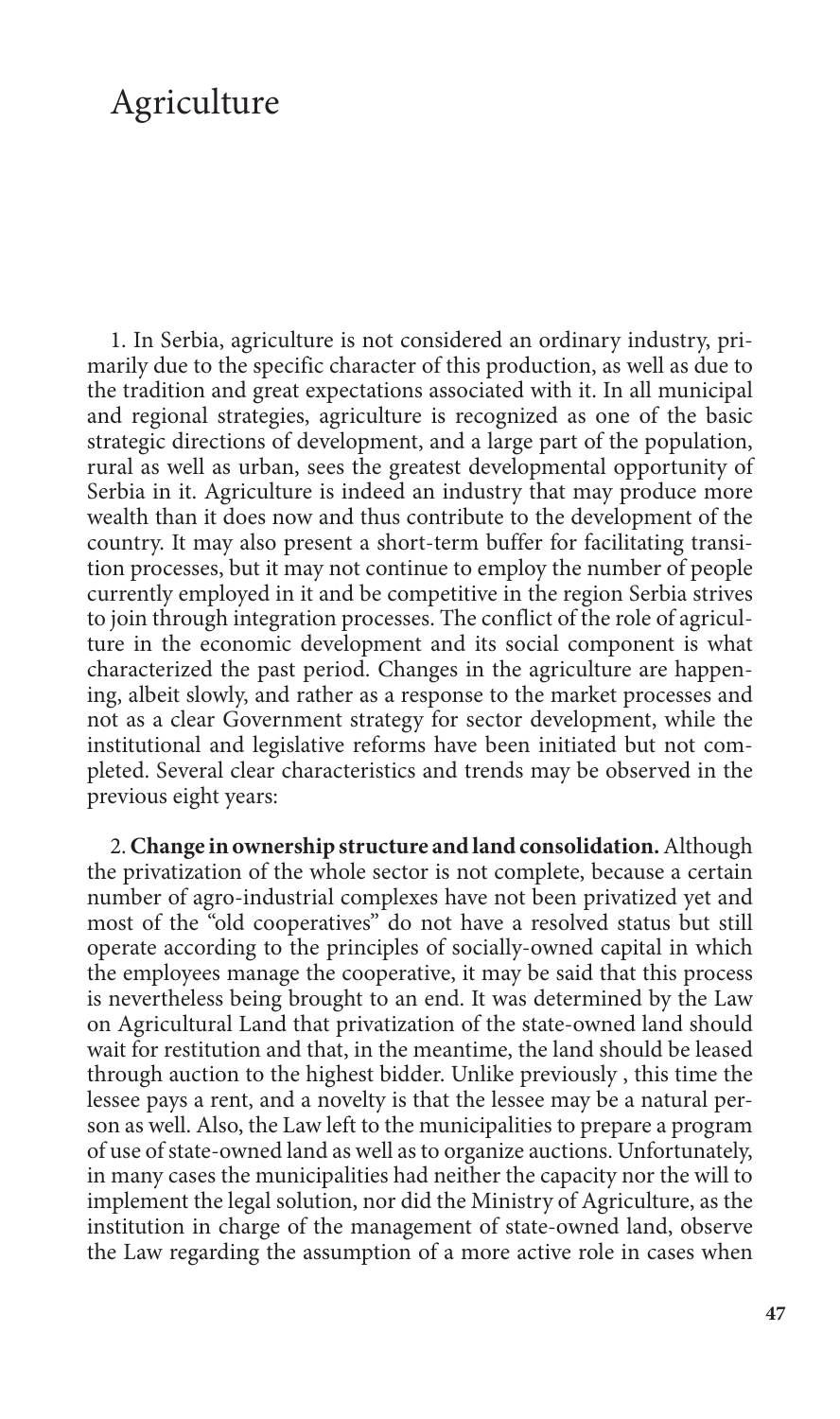# Agriculture

1. In Serbia, agriculture is not considered an ordinary industry, primarily due to the specific character of this production, as well as due to the tradition and great expectations associated with it. In all municipal and regional strategies, agriculture is recognized as one of the basic strategic directions of development, and a large part of the population, rural as well as urban, sees the greatest developmental opportunity of Serbia in it. Agriculture is indeed an industry that may produce more wealth than it does now and thus contribute to the development of the country. It may also present a short-term buffer for facilitating transition processes, but it may not continue to employ the number of people currently employed in it and be competitive in the region Serbia strives to join through integration processes. The conflict of the role of agriculture in the economic development and its social component is what characterized the past period. Changes in the agriculture are happening, albeit slowly, and rather as a response to the market processes and not as a clear Government strategy for sector development, while the institutional and legislative reforms have been initiated but not completed. Several clear characteristics and trends may be observed in the previous eight years:

2. **Change in ownership structure and land consolidation.** Although the privatization of the whole sector is not complete, because a certain number of agro-industrial complexes have not been privatized yet and most of the "old cooperatives" do not have a resolved status but still operate according to the principles of socially-owned capital in which the employees manage the cooperative, it may be said that this process is nevertheless being brought to an end. It was determined by the Law on Agricultural Land that privatization of the state-owned land should wait for restitution and that, in the meantime, the land should be leased through auction to the highest bidder. Unlike previously , this time the lessee pays a rent, and a novelty is that the lessee may be a natural person as well. Also, the Law left to the municipalities to prepare a program of use of state-owned land as well as to organize auctions. Unfortunately, in many cases the municipalities had neither the capacity nor the will to implement the legal solution, nor did the Ministry of Agriculture, as the institution in charge of the management of state-owned land, observe the Law regarding the assumption of a more active role in cases when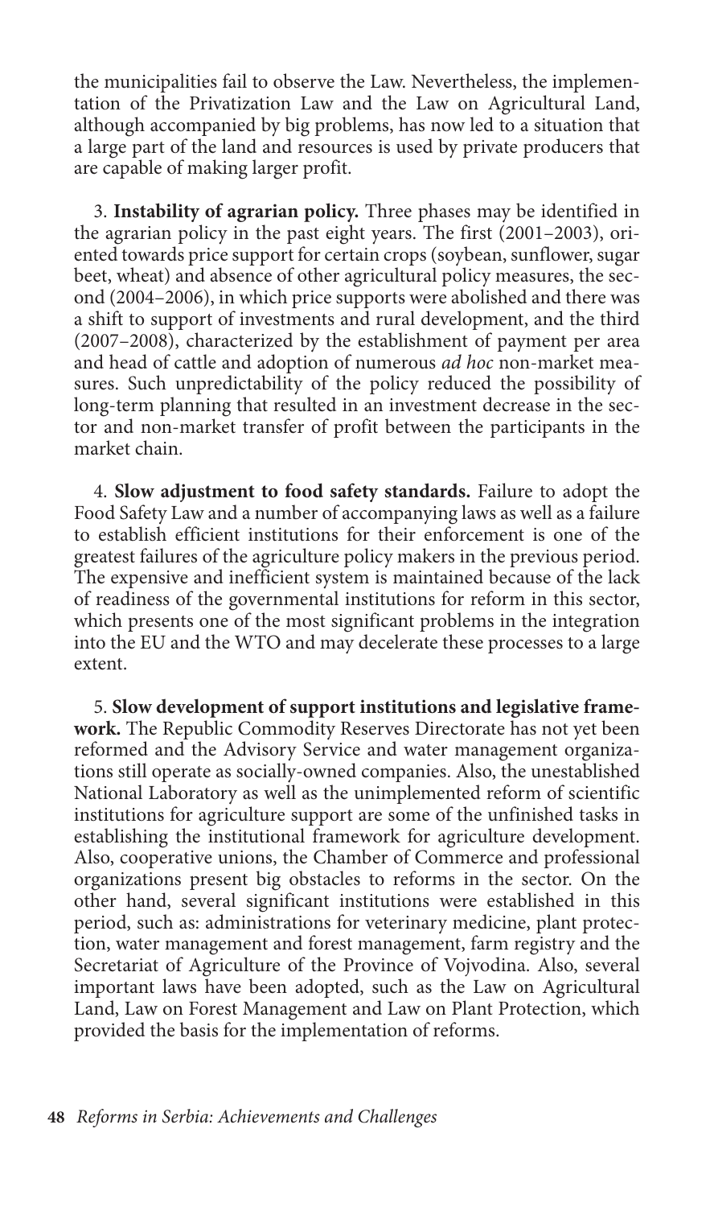the municipalities fail to observe the Law. Nevertheless, the implementation of the Privatization Law and the Law on Agricultural Land, although accompanied by big problems, has now led to a situation that a large part of the land and resources is used by private producers that are capable of making larger profit.

3. **Instability of agrarian policy.** Three phases may be identified in the agrarian policy in the past eight years. The first (2001–2003), oriented towards price support for certain crops (soybean, sunflower, sugar beet, wheat) and absence of other agricultural policy measures, the second (2004–2006), in which price supports were abolished and there was a shift to support of investments and rural development, and the third (2007–2008), characterized by the establishment of payment per area and head of cattle and adoption of numerous *ad hoc* non-market measures. Such unpredictability of the policy reduced the possibility of long-term planning that resulted in an investment decrease in the sector and non-market transfer of profit between the participants in the market chain.

4. **Slow adjustment to food safety standards.** Failure to adopt the Food Safety Law and a number of accompanying laws as well as a failure to establish efficient institutions for their enforcement is one of the greatest failures of the agriculture policy makers in the previous period. The expensive and inefficient system is maintained because of the lack of readiness of the governmental institutions for reform in this sector, which presents one of the most significant problems in the integration into the EU and the WTO and may decelerate these processes to a large extent.

5. **Slow development of support institutions and legislative framework.** The Republic Commodity Reserves Directorate has not yet been reformed and the Advisory Service and water management organizations still operate as socially-owned companies. Also, the unestablished National Laboratory as well as the unimplemented reform of scientific institutions for agriculture support are some of the unfinished tasks in establishing the institutional framework for agriculture development. Also, cooperative unions, the Chamber of Commerce and professional organizations present big obstacles to reforms in the sector. On the other hand, several significant institutions were established in this period, such as: administrations for veterinary medicine, plant protection, water management and forest management, farm registry and the Secretariat of Agriculture of the Province of Vojvodina. Also, several important laws have been adopted, such as the Law on Agricultural Land, Law on Forest Management and Law on Plant Protection, which provided the basis for the implementation of reforms.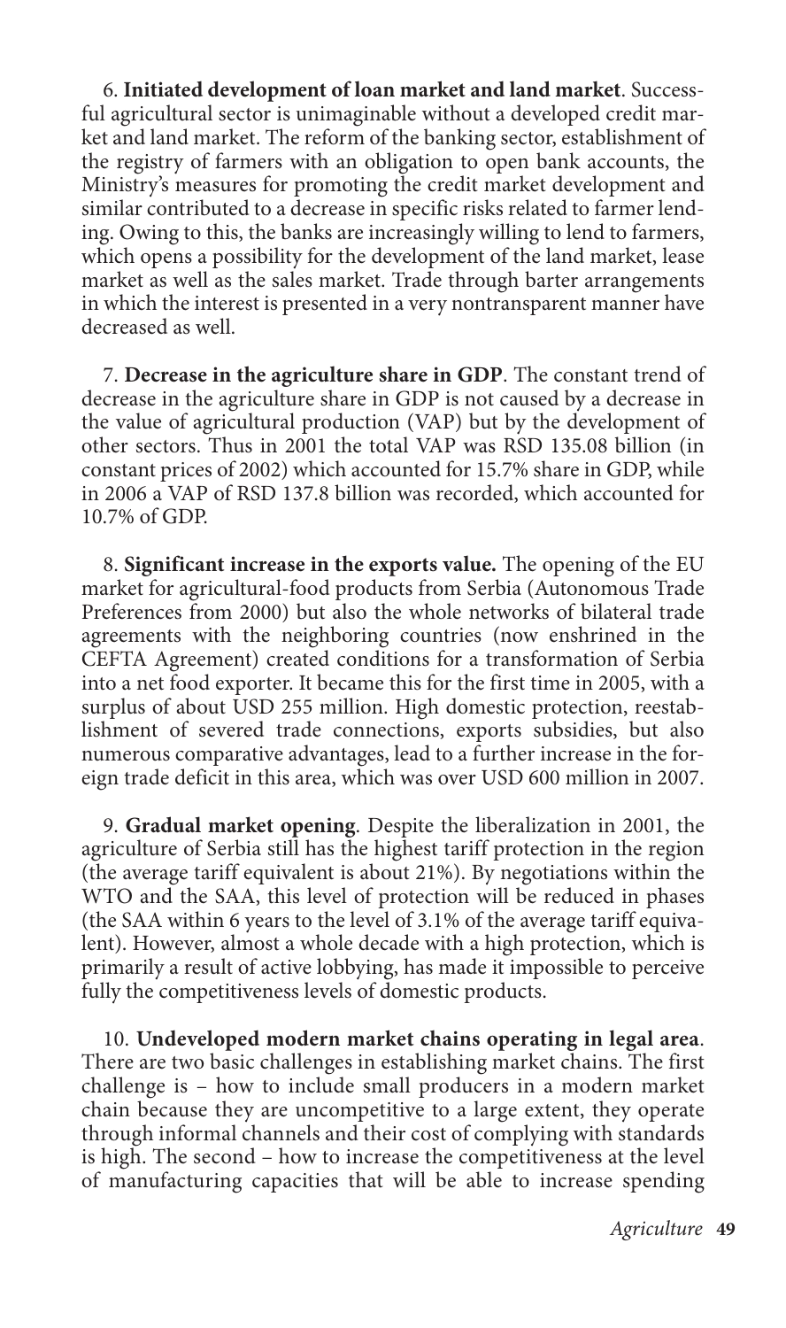6. **Initiated development of loan market and land market**. Successful agricultural sector is unimaginable without a developed credit market and land market. The reform of the banking sector, establishment of the registry of farmers with an obligation to open bank accounts, the Ministry's measures for promoting the credit market development and similar contributed to a decrease in specific risks related to farmer lending. Owing to this, the banks are increasingly willing to lend to farmers, which opens a possibility for the development of the land market, lease market as well as the sales market. Trade through barter arrangements in which the interest is presented in a very nontransparent manner have decreased as well.

7. **Decrease in the agriculture share in GDP**. The constant trend of decrease in the agriculture share in GDP is not caused by a decrease in the value of agricultural production (VAP) but by the development of other sectors. Thus in 2001 the total VAP was RSD 135.08 billion (in constant prices of 2002) which accounted for 15.7% share in GDP, while in 2006 a VAP of RSD 137.8 billion was recorded, which accounted for 10.7% of GDP.

8. **Significant increase in the exports value.** The opening of the EU market for agricultural-food products from Serbia (Autonomous Trade Preferences from 2000) but also the whole networks of bilateral trade agreements with the neighboring countries (now enshrined in the CEFTA Agreement) created conditions for a transformation of Serbia into a net food exporter. It became this for the first time in 2005, with a surplus of about USD 255 million. High domestic protection, reestablishment of severed trade connections, exports subsidies, but also numerous comparative advantages, lead to a further increase in the foreign trade deficit in this area, which was over USD 600 million in 2007.

9. **Gradual market opening**. Despite the liberalization in 2001, the agriculture of Serbia still has the highest tariff protection in the region (the average tariff equivalent is about 21%). By negotiations within the WTO and the SAA, this level of protection will be reduced in phases (the SAA within 6 years to the level of 3.1% of the average tariff equivalent). However, almost a whole decade with a high protection, which is primarily a result of active lobbying, has made it impossible to perceive fully the competitiveness levels of domestic products.

10. **Undeveloped modern market chains operating in legal area**. There are two basic challenges in establishing market chains. The first challenge is – how to include small producers in a modern market chain because they are uncompetitive to a large extent, they operate through informal channels and their cost of complying with standards is high. The second – how to increase the competitiveness at the level of manufacturing capacities that will be able to increase spending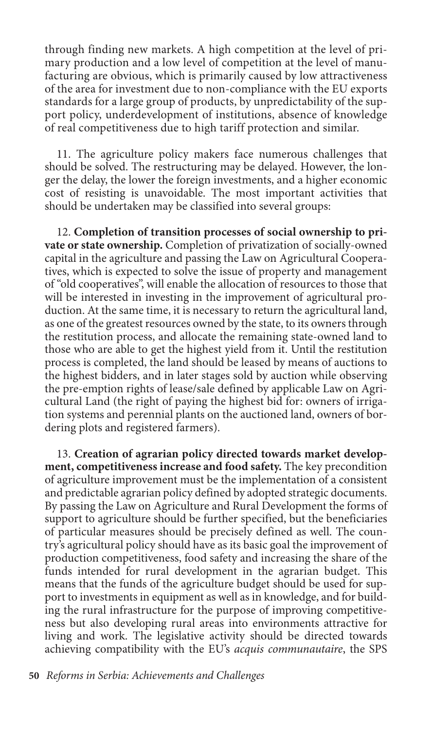through finding new markets. A high competition at the level of primary production and a low level of competition at the level of manufacturing are obvious, which is primarily caused by low attractiveness of the area for investment due to non-compliance with the EU exports standards for a large group of products, by unpredictability of the support policy, underdevelopment of institutions, absence of knowledge of real competitiveness due to high tariff protection and similar.

11. The agriculture policy makers face numerous challenges that should be solved. The restructuring may be delayed. However, the longer the delay, the lower the foreign investments, and a higher economic cost of resisting is unavoidable. The most important activities that should be undertaken may be classified into several groups:

12. **Completion of transition processes of social ownership to private or state ownership.** Completion of privatization of socially-owned capital in the agriculture and passing the Law on Agricultural Cooperatives, which is expected to solve the issue of property and management of "old cooperatives", will enable the allocation of resources to those that will be interested in investing in the improvement of agricultural production. At the same time, it is necessary to return the agricultural land, as one of the greatest resources owned by the state, to its owners through the restitution process, and allocate the remaining state-owned land to those who are able to get the highest yield from it. Until the restitution process is completed, the land should be leased by means of auctions to the highest bidders, and in later stages sold by auction while observing the pre-emption rights of lease/sale defined by applicable Law on Agricultural Land (the right of paying the highest bid for: owners of irrigation systems and perennial plants on the auctioned land, owners of bordering plots and registered farmers).

13. **Creation of agrarian policy directed towards market development, competitiveness increase and food safety.** The key precondition of agriculture improvement must be the implementation of a consistent and predictable agrarian policy defined by adopted strategic documents. By passing the Law on Agriculture and Rural Development the forms of support to agriculture should be further specified, but the beneficiaries of particular measures should be precisely defined as well. The country's agricultural policy should have as its basic goal the improvement of production competitiveness, food safety and increasing the share of the funds intended for rural development in the agrarian budget. This means that the funds of the agriculture budget should be used for support to investments in equipment as well as in knowledge, and for building the rural infrastructure for the purpose of improving competitiveness but also developing rural areas into environments attractive for living and work. The legislative activity should be directed towards achieving compatibility with the EU's *acquis communautaire*, the SPS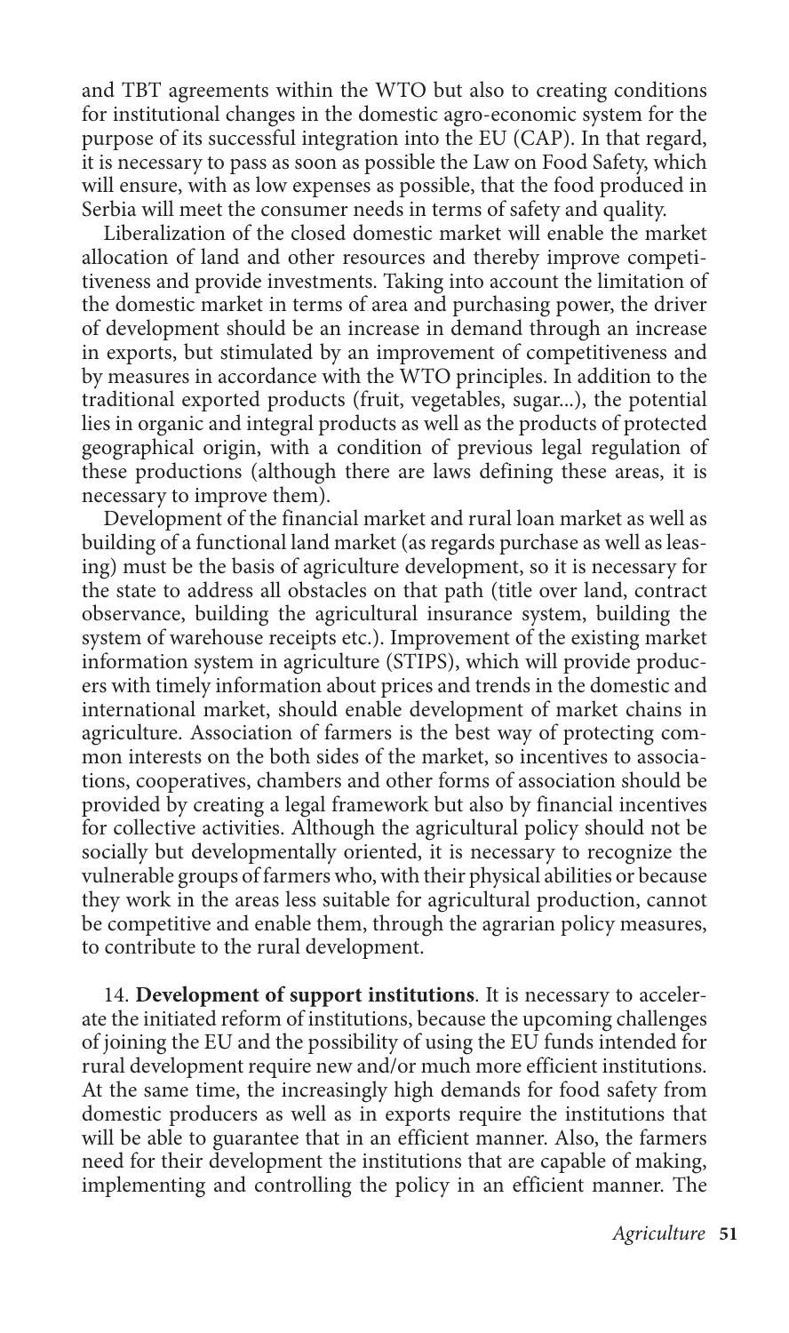and TBT agreements within the WTO but also to creating conditions for institutional changes in the domestic agro-economic system for the purpose of its successful integration into the EU (CAP). In that regard, it is necessary to pass as soon as possible the Law on Food Safety, which will ensure, with as low expenses as possible, that the food produced in Serbia will meet the consumer needs in terms of safety and quality.

Liberalization of the closed domestic market will enable the market allocation of land and other resources and thereby improve competitiveness and provide investments. Taking into account the limitation of the domestic market in terms of area and purchasing power, the driver of development should be an increase in demand through an increase in exports, but stimulated by an improvement of competitiveness and by measures in accordance with the WTO principles. In addition to the traditional exported products (fruit, vegetables, sugar...), the potential lies in organic and integral products as well as the products of protected geographical origin, with a condition of previous legal regulation of these productions (although there are laws defining these areas, it is necessary to improve them).

Development of the financial market and rural loan market as well as building of a functional land market (as regards purchase as well as leasing) must be the basis of agriculture development, so it is necessary for the state to address all obstacles on that path (title over land, contract observance, building the agricultural insurance system, building the system of warehouse receipts etc.). Improvement of the existing market information system in agriculture (STIPS), which will provide producers with timely information about prices and trends in the domestic and international market, should enable development of market chains in agriculture. Association of farmers is the best way of protecting common interests on the both sides of the market, so incentives to associations, cooperatives, chambers and other forms of association should be provided by creating a legal framework but also by financial incentives for collective activities. Although the agricultural policy should not be socially but developmentally oriented, it is necessary to recognize the vulnerable groups of farmers who, with their physical abilities or because they work in the areas less suitable for agricultural production, cannot be competitive and enable them, through the agrarian policy measures, to contribute to the rural development.

14. **Development of support institutions**. It is necessary to accelerate the initiated reform of institutions, because the upcoming challenges of joining the EU and the possibility of using the EU funds intended for rural development require new and/or much more efficient institutions. At the same time, the increasingly high demands for food safety from domestic producers as well as in exports require the institutions that will be able to guarantee that in an efficient manner. Also, the farmers need for their development the institutions that are capable of making, implementing and controlling the policy in an efficient manner. The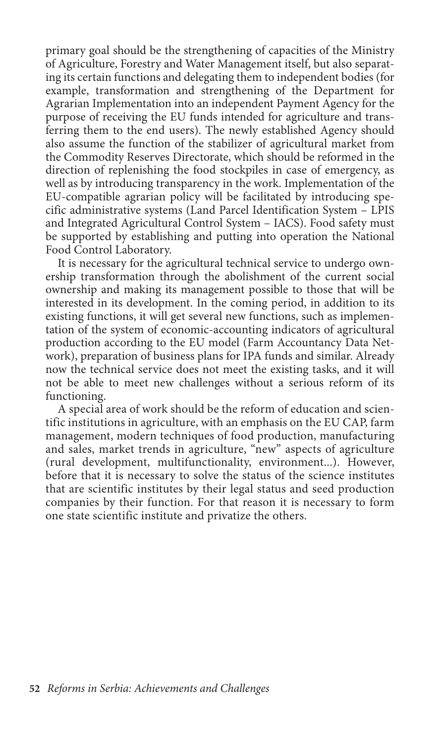primary goal should be the strengthening of capacities of the Ministry of Agriculture, Forestry and Water Management itself, but also separating its certain functions and delegating them to independent bodies (for example, transformation and strengthening of the Department for Agrarian Implementation into an independent Payment Agency for the purpose of receiving the EU funds intended for agriculture and transferring them to the end users). The newly established Agency should also assume the function of the stabilizer of agricultural market from the Commodity Reserves Directorate, which should be reformed in the direction of replenishing the food stockpiles in case of emergency, as well as by introducing transparency in the work. Implementation of the EU-compatible agrarian policy will be facilitated by introducing specific administrative systems (Land Parcel Identification System – LPIS and Integrated Agricultural Control System – IACS). Food safety must be supported by establishing and putting into operation the National Food Control Laboratory.

It is necessary for the agricultural technical service to undergo ownership transformation through the abolishment of the current social ownership and making its management possible to those that will be interested in its development. In the coming period, in addition to its existing functions, it will get several new functions, such as implementation of the system of economic-accounting indicators of agricultural production according to the EU model (Farm Accountancy Data Network), preparation of business plans for IPA funds and similar. Already now the technical service does not meet the existing tasks, and it will not be able to meet new challenges without a serious reform of its functioning.

A special area of work should be the reform of education and scientific institutions in agriculture, with an emphasis on the EU CAP, farm management, modern techniques of food production, manufacturing and sales, market trends in agriculture, "new" aspects of agriculture (rural development, multifunctionality, environment...). However, before that it is necessary to solve the status of the science institutes that are scientific institutes by their legal status and seed production companies by their function. For that reason it is necessary to form one state scientific institute and privatize the others.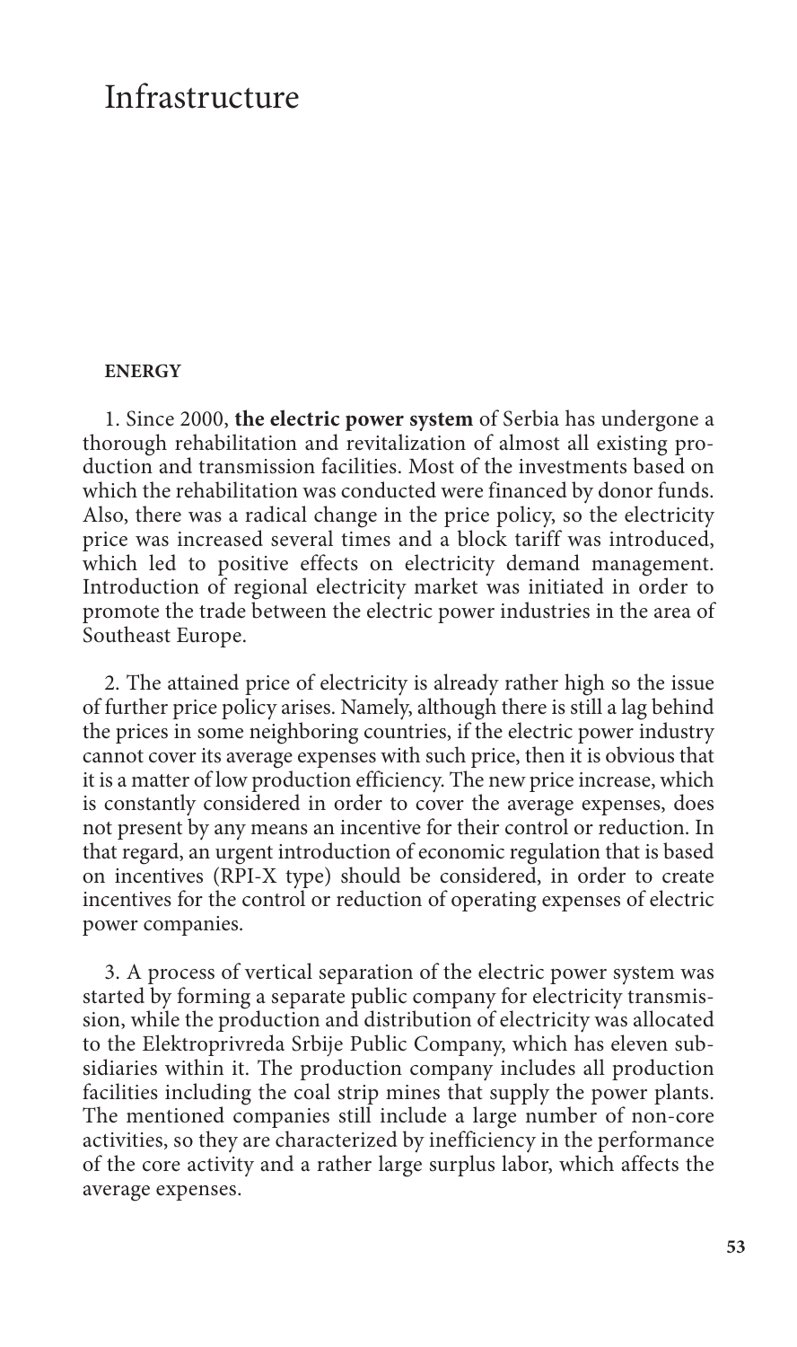# Infrastructure

**ENERGY**

1. Since 2000, **the electric power system** of Serbia has undergone a thorough rehabilitation and revitalization of almost all existing production and transmission facilities. Most of the investments based on which the rehabilitation was conducted were financed by donor funds. Also, there was a radical change in the price policy, so the electricity price was increased several times and a block tariff was introduced, which led to positive effects on electricity demand management. Introduction of regional electricity market was initiated in order to promote the trade between the electric power industries in the area of Southeast Europe.

2. The attained price of electricity is already rather high so the issue of further price policy arises. Namely, although there is still a lag behind the prices in some neighboring countries, if the electric power industry cannot cover its average expenses with such price, then it is obvious that it is a matter of low production efficiency. The new price increase, which is constantly considered in order to cover the average expenses, does not present by any means an incentive for their control or reduction. In that regard, an urgent introduction of economic regulation that is based on incentives (RPI-X type) should be considered, in order to create incentives for the control or reduction of operating expenses of electric power companies.

3. A process of vertical separation of the electric power system was started by forming a separate public company for electricity transmission, while the production and distribution of electricity was allocated to the Elektroprivreda Srbije Public Company, which has eleven subsidiaries within it. The production company includes all production facilities including the coal strip mines that supply the power plants. The mentioned companies still include a large number of non-core activities, so they are characterized by inefficiency in the performance of the core activity and a rather large surplus labor, which affects the average expenses.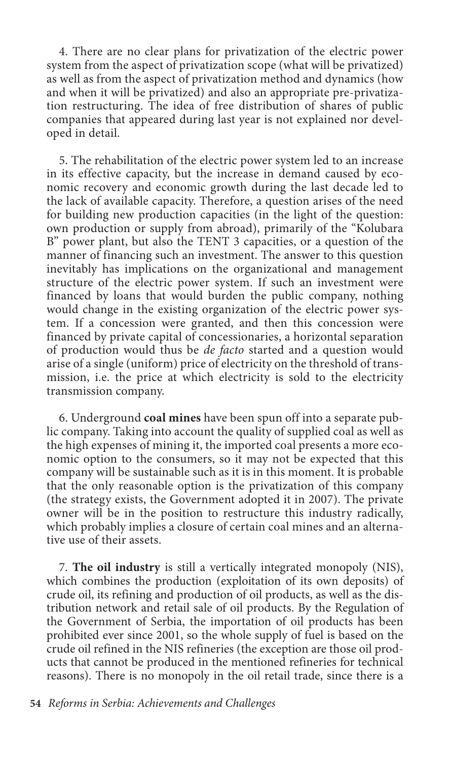4. There are no clear plans for privatization of the electric power system from the aspect of privatization scope (what will be privatized) as well as from the aspect of privatization method and dynamics (how and when it will be privatized) and also an appropriate pre-privatization restructuring. The idea of free distribution of shares of public companies that appeared during last year is not explained nor developed in detail.

5. The rehabilitation of the electric power system led to an increase in its effective capacity, but the increase in demand caused by economic recovery and economic growth during the last decade led to the lack of available capacity. Therefore, a question arises of the need for building new production capacities (in the light of the question: own production or supply from abroad), primarily of the "Kolubara B" power plant, but also the TENT 3 capacities, or a question of the manner of financing such an investment. The answer to this question inevitably has implications on the organizational and management structure of the electric power system. If such an investment were financed by loans that would burden the public company, nothing would change in the existing organization of the electric power system. If a concession were granted, and then this concession were financed by private capital of concessionaries, a horizontal separation of production would thus be *de facto* started and a question would arise of a single (uniform) price of electricity on the threshold of transmission, i.e. the price at which electricity is sold to the electricity transmission company.

6. Underground **coal mines** have been spun off into a separate public company. Taking into account the quality of supplied coal as well as the high expenses of mining it, the imported coal presents a more economic option to the consumers, so it may not be expected that this company will be sustainable such as it is in this moment. It is probable that the only reasonable option is the privatization of this company (the strategy exists, the Government adopted it in 2007). The private owner will be in the position to restructure this industry radically, which probably implies a closure of certain coal mines and an alternative use of their assets.

7. **The oil industry** is still a vertically integrated monopoly (NIS), which combines the production (exploitation of its own deposits) of crude oil, its refining and production of oil products, as well as the distribution network and retail sale of oil products. By the Regulation of the Government of Serbia, the importation of oil products has been prohibited ever since 2001, so the whole supply of fuel is based on the crude oil refined in the NIS refineries (the exception are those oil products that cannot be produced in the mentioned refineries for technical reasons). There is no monopoly in the oil retail trade, since there is a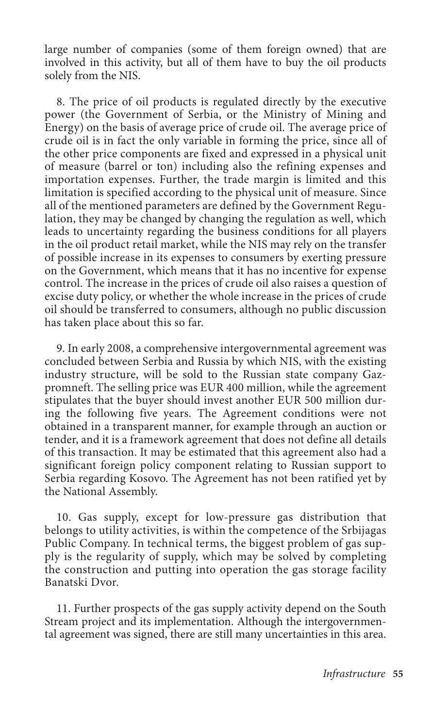large number of companies (some of them foreign owned) that are involved in this activity, but all of them have to buy the oil products solely from the NIS.

8. The price of oil products is regulated directly by the executive power (the Government of Serbia, or the Ministry of Mining and Energy) on the basis of average price of crude oil. The average price of crude oil is in fact the only variable in forming the price, since all of the other price components are fixed and expressed in a physical unit of measure (barrel or ton) including also the refining expenses and importation expenses. Further, the trade margin is limited and this limitation is specified according to the physical unit of measure. Since all of the mentioned parameters are defined by the Government Regulation, they may be changed by changing the regulation as well, which leads to uncertainty regarding the business conditions for all players in the oil product retail market, while the NIS may rely on the transfer of possible increase in its expenses to consumers by exerting pressure on the Government, which means that it has no incentive for expense control. The increase in the prices of crude oil also raises a question of excise duty policy, or whether the whole increase in the prices of crude oil should be transferred to consumers, although no public discussion has taken place about this so far.

9. In early 2008, a comprehensive intergovernmental agreement was concluded between Serbia and Russia by which NIS, with the existing industry structure, will be sold to the Russian state company Gazpromneft. The selling price was EUR 400 million, while the agreement stipulates that the buyer should invest another EUR 500 million during the following five years. The Agreement conditions were not obtained in a transparent manner, for example through an auction or tender, and it is a framework agreement that does not define all details of this transaction. It may be estimated that this agreement also had a significant foreign policy component relating to Russian support to Serbia regarding Kosovo. The Agreement has not been ratified yet by the National Assembly.

10. Gas supply, except for low-pressure gas distribution that belongs to utility activities, is within the competence of the Srbijagas Public Company. In technical terms, the biggest problem of gas supply is the regularity of supply, which may be solved by completing the construction and putting into operation the gas storage facility Banatski Dvor.

11. Further prospects of the gas supply activity depend on the South Stream project and its implementation. Although the intergovernmental agreement was signed, there are still many uncertainties in this area.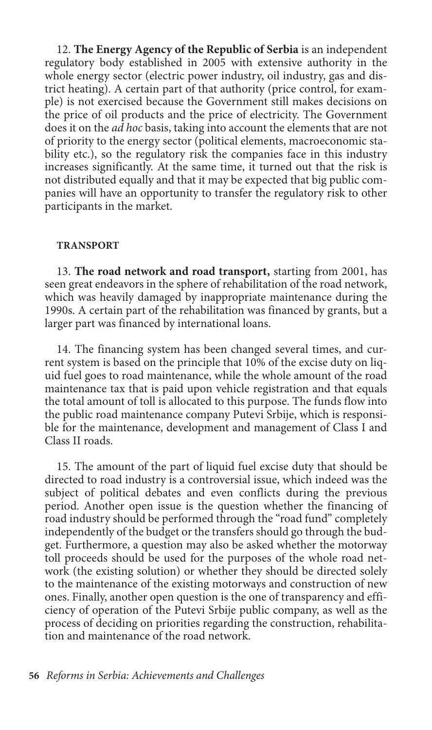12. **The Energy Agency of the Republic of Serbia** is an independent regulatory body established in 2005 with extensive authority in the whole energy sector (electric power industry, oil industry, gas and district heating). A certain part of that authority (price control, for example) is not exercised because the Government still makes decisions on the price of oil products and the price of electricity. The Government does it on the *ad hoc* basis, taking into account the elements that are not of priority to the energy sector (political elements, macroeconomic stability etc.), so the regulatory risk the companies face in this industry increases significantly. At the same time, it turned out that the risk is not distributed equally and that it may be expected that big public companies will have an opportunity to transfer the regulatory risk to other participants in the market.

## TRANSPORT

13. **The road network and road transport,** starting from 2001, has seen great endeavors in the sphere of rehabilitation of the road network, which was heavily damaged by inappropriate maintenance during the 1990s. A certain part of the rehabilitation was financed by grants, but a larger part was financed by international loans.

14. The financing system has been changed several times, and current system is based on the principle that 10% of the excise duty on liquid fuel goes to road maintenance, while the whole amount of the road maintenance tax that is paid upon vehicle registration and that equals the total amount of toll is allocated to this purpose. The funds flow into the public road maintenance company Putevi Srbije, which is responsible for the maintenance, development and management of Class I and Class II roads.

15. The amount of the part of liquid fuel excise duty that should be directed to road industry is a controversial issue, which indeed was the subject of political debates and even conflicts during the previous period. Another open issue is the question whether the financing of road industry should be performed through the "road fund" completely independently of the budget or the transfers should go through the budget. Furthermore, a question may also be asked whether the motorway toll proceeds should be used for the purposes of the whole road network (the existing solution) or whether they should be directed solely to the maintenance of the existing motorways and construction of new ones. Finally, another open question is the one of transparency and efficiency of operation of the Putevi Srbije public company, as well as the process of deciding on priorities regarding the construction, rehabilitation and maintenance of the road network.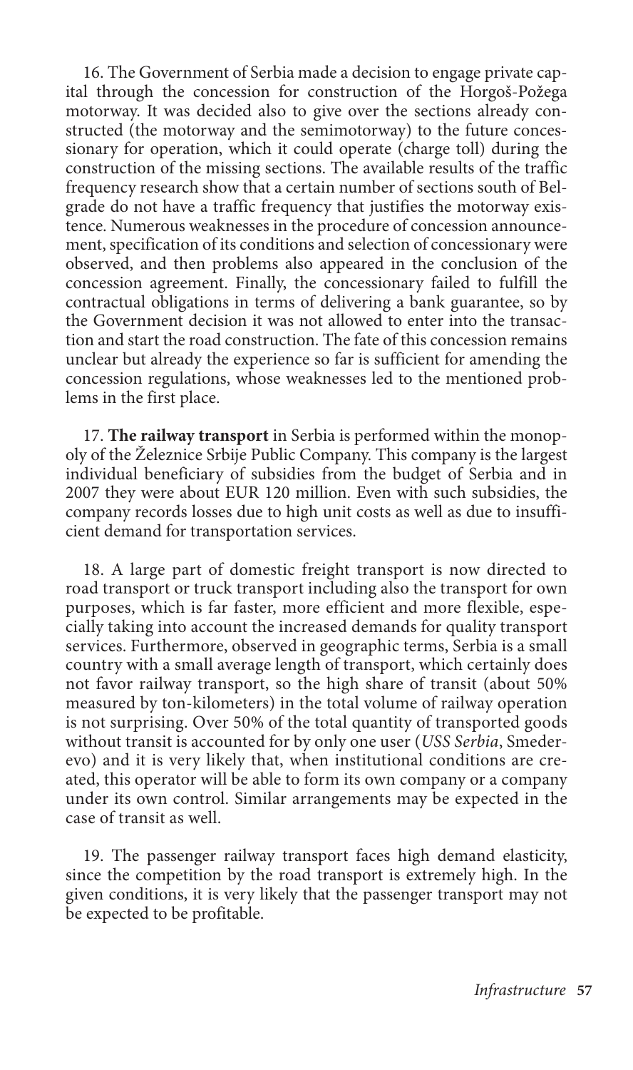16. The Government of Serbia made a decision to engage private capital through the concession for construction of the Horgoš-Požega motorway. It was decided also to give over the sections already constructed (the motorway and the semimotorway) to the future concessionary for operation, which it could operate (charge toll) during the construction of the missing sections. The available results of the traffic frequency research show that a certain number of sections south of Belgrade do not have a traffic frequency that justifies the motorway existence. Numerous weaknesses in the procedure of concession announcement, specification of its conditions and selection of concessionary were observed, and then problems also appeared in the conclusion of the concession agreement. Finally, the concessionary failed to fulfill the contractual obligations in terms of delivering a bank guarantee, so by the Government decision it was not allowed to enter into the transaction and start the road construction. The fate of this concession remains unclear but already the experience so far is sufficient for amending the concession regulations, whose weaknesses led to the mentioned problems in the first place.

17. **The railway transport** in Serbia is performed within the monopoly of the Železnice Srbije Public Company. This company is the largest individual beneficiary of subsidies from the budget of Serbia and in 2007 they were about EUR 120 million. Even with such subsidies, the company records losses due to high unit costs as well as due to insufficient demand for transportation services.

18. A large part of domestic freight transport is now directed to road transport or truck transport including also the transport for own purposes, which is far faster, more efficient and more flexible, especially taking into account the increased demands for quality transport services. Furthermore, observed in geographic terms, Serbia is a small country with a small average length of transport, which certainly does not favor railway transport, so the high share of transit (about 50% measured by ton-kilometers) in the total volume of railway operation is not surprising. Over 50% of the total quantity of transported goods without transit is accounted for by only one user (*USS Serbia*, Smederevo) and it is very likely that, when institutional conditions are created, this operator will be able to form its own company or a company under its own control. Similar arrangements may be expected in the case of transit as well.

19. The passenger railway transport faces high demand elasticity, since the competition by the road transport is extremely high. In the given conditions, it is very likely that the passenger transport may not be expected to be profitable.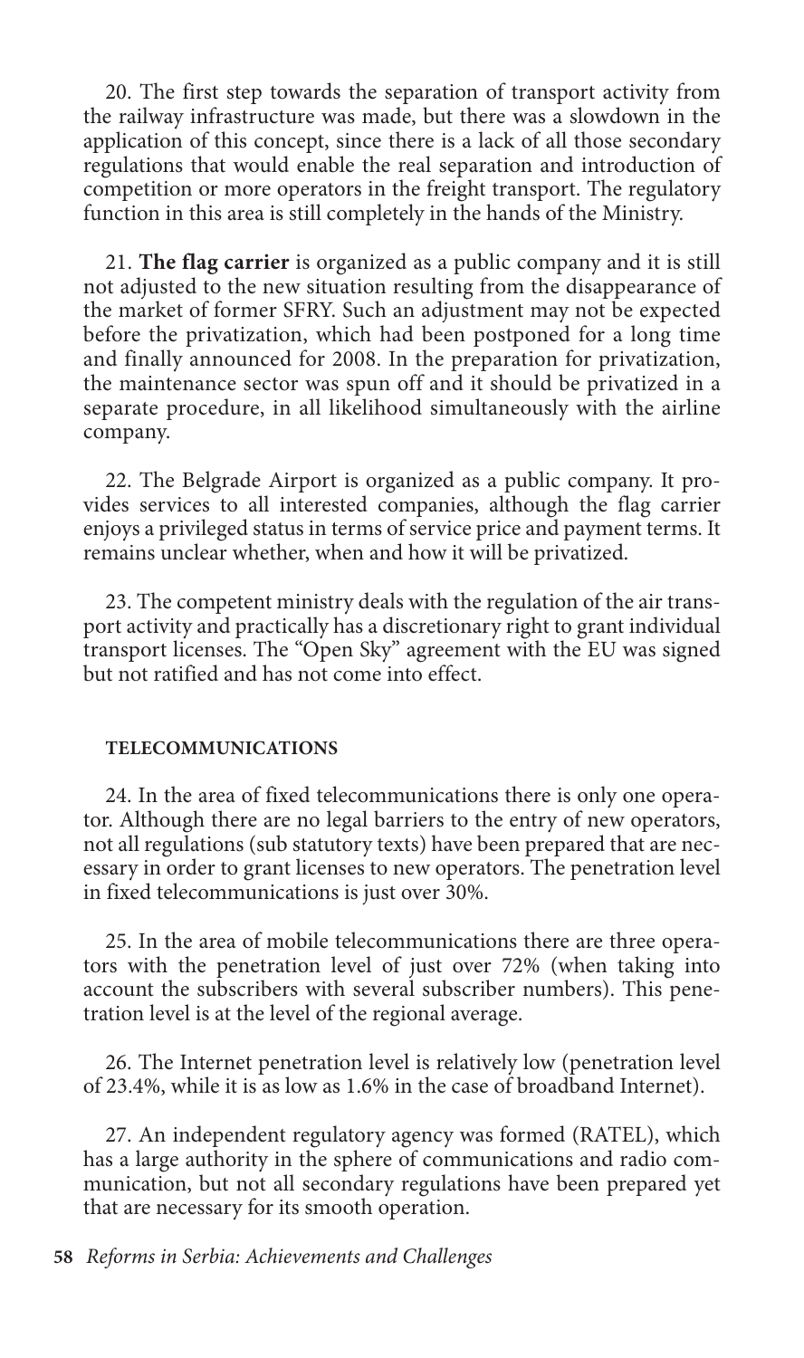20. The first step towards the separation of transport activity from the railway infrastructure was made, but there was a slowdown in the application of this concept, since there is a lack of all those secondary regulations that would enable the real separation and introduction of competition or more operators in the freight transport. The regulatory function in this area is still completely in the hands of the Ministry.

21. **The flag carrier** is organized as a public company and it is still not adjusted to the new situation resulting from the disappearance of the market of former SFRY. Such an adjustment may not be expected before the privatization, which had been postponed for a long time and finally announced for 2008. In the preparation for privatization, the maintenance sector was spun off and it should be privatized in a separate procedure, in all likelihood simultaneously with the airline company.

22. The Belgrade Airport is organized as a public company. It provides services to all interested companies, although the flag carrier enjoys a privileged status in terms of service price and payment terms. It remains unclear whether, when and how it will be privatized.

23. The competent ministry deals with the regulation of the air transport activity and practically has a discretionary right to grant individual transport licenses. The "Open Sky" agreement with the EU was signed but not ratified and has not come into effect.

#### TELECOMMUNICATIONS

24. In the area of fixed telecommunications there is only one operator. Although there are no legal barriers to the entry of new operators, not all regulations (sub statutory texts) have been prepared that are necessary in order to grant licenses to new operators. The penetration level in fixed telecommunications is just over 30%.

25. In the area of mobile telecommunications there are three operators with the penetration level of just over 72% (when taking into account the subscribers with several subscriber numbers). This penetration level is at the level of the regional average.

26. The Internet penetration level is relatively low (penetration level of 23.4%, while it is as low as 1.6% in the case of broadband Internet).

27. An independent regulatory agency was formed (RATEL), which has a large authority in the sphere of communications and radio communication, but not all secondary regulations have been prepared yet that are necessary for its smooth operation.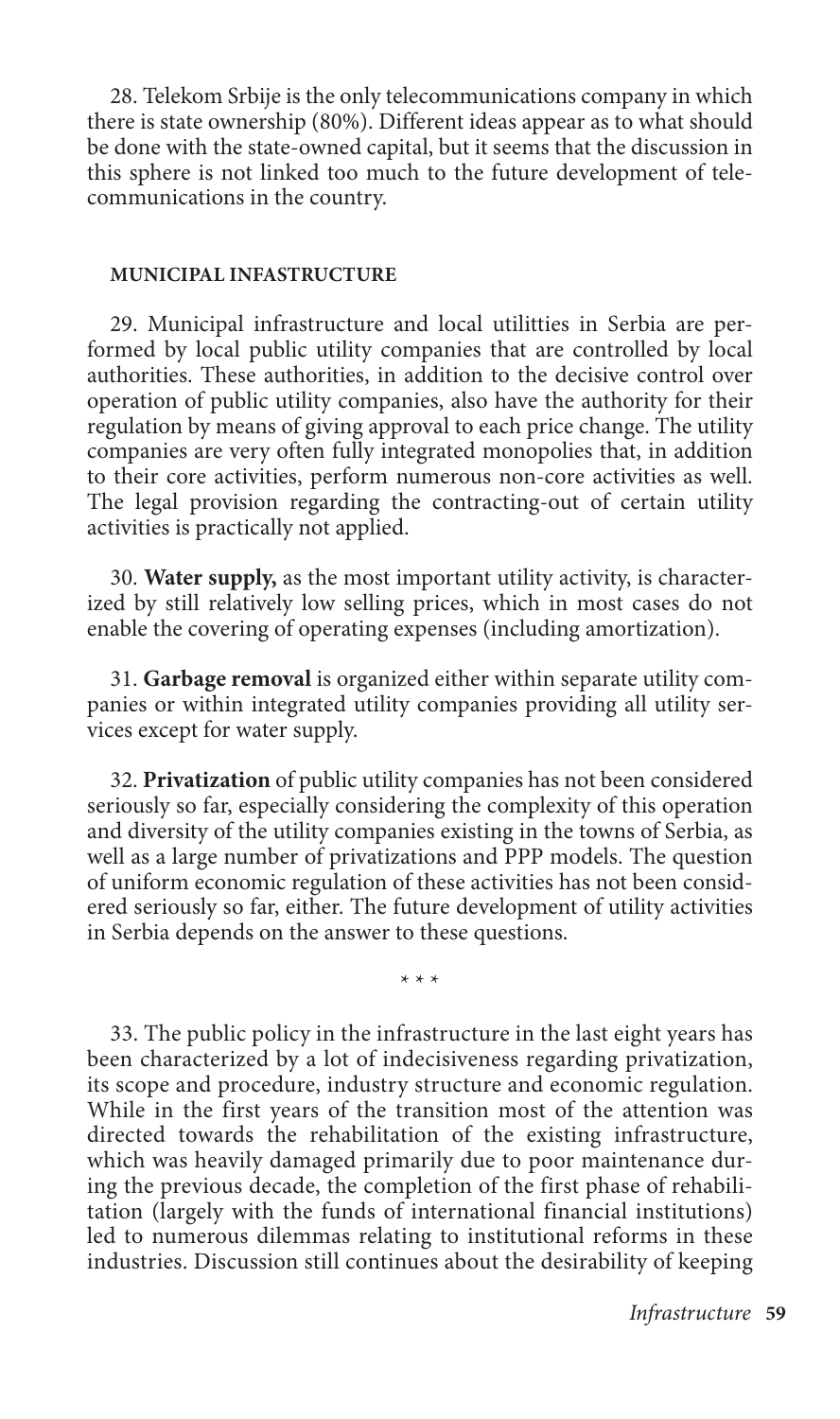28. Telekom Srbije is the only telecommunications company in which there is state ownership (80%). Different ideas appear as to what should be done with the state-owned capital, but it seems that the discussion in this sphere is not linked too much to the future development of telecommunications in the country.

### MUNICIPAL INFASTRUCTURE

29. Municipal infrastructure and local utilitties in Serbia are performed by local public utility companies that are controlled by local authorities. These authorities, in addition to the decisive control over operation of public utility companies, also have the authority for their regulation by means of giving approval to each price change. The utility companies are very often fully integrated monopolies that, in addition to their core activities, perform numerous non-core activities as well. The legal provision regarding the contracting-out of certain utility activities is practically not applied.

30. **Water supply,** as the most important utility activity, is characterized by still relatively low selling prices, which in most cases do not enable the covering of operating expenses (including amortization).

31. **Garbage removal** is organized either within separate utility companies or within integrated utility companies providing all utility services except for water supply.

32. **Privatization** of public utility companies has not been considered seriously so far, especially considering the complexity of this operation and diversity of the utility companies existing in the towns of Serbia, as well as a large number of privatizations and PPP models. The question of uniform economic regulation of these activities has not been considered seriously so far, either. The future development of utility activities in Serbia depends on the answer to these questions.

\* \* \*

33. The public policy in the infrastructure in the last eight years has been characterized by a lot of indecisiveness regarding privatization, its scope and procedure, industry structure and economic regulation. While in the first years of the transition most of the attention was directed towards the rehabilitation of the existing infrastructure, which was heavily damaged primarily due to poor maintenance during the previous decade, the completion of the first phase of rehabilitation (largely with the funds of international financial institutions) led to numerous dilemmas relating to institutional reforms in these industries. Discussion still continues about the desirability of keeping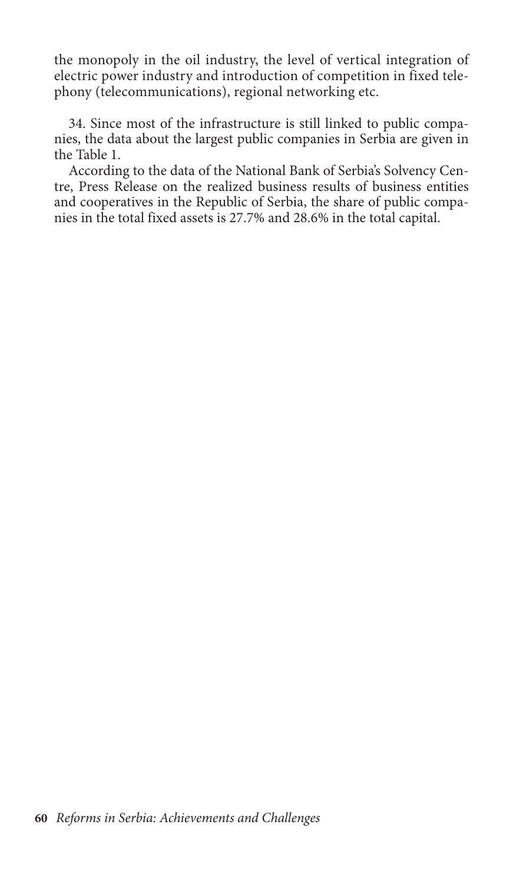the monopoly in the oil industry, the level of vertical integration of electric power industry and introduction of competition in fixed telephony (telecommunications), regional networking etc.

34. Since most of the infrastructure is still linked to public companies, the data about the largest public companies in Serbia are given in the Table 1.

According to the data of the National Bank of Serbia's Solvency Centre, Press Release on the realized business results of business entities and cooperatives in the Republic of Serbia, the share of public companies in the total fixed assets is 27.7% and 28.6% in the total capital.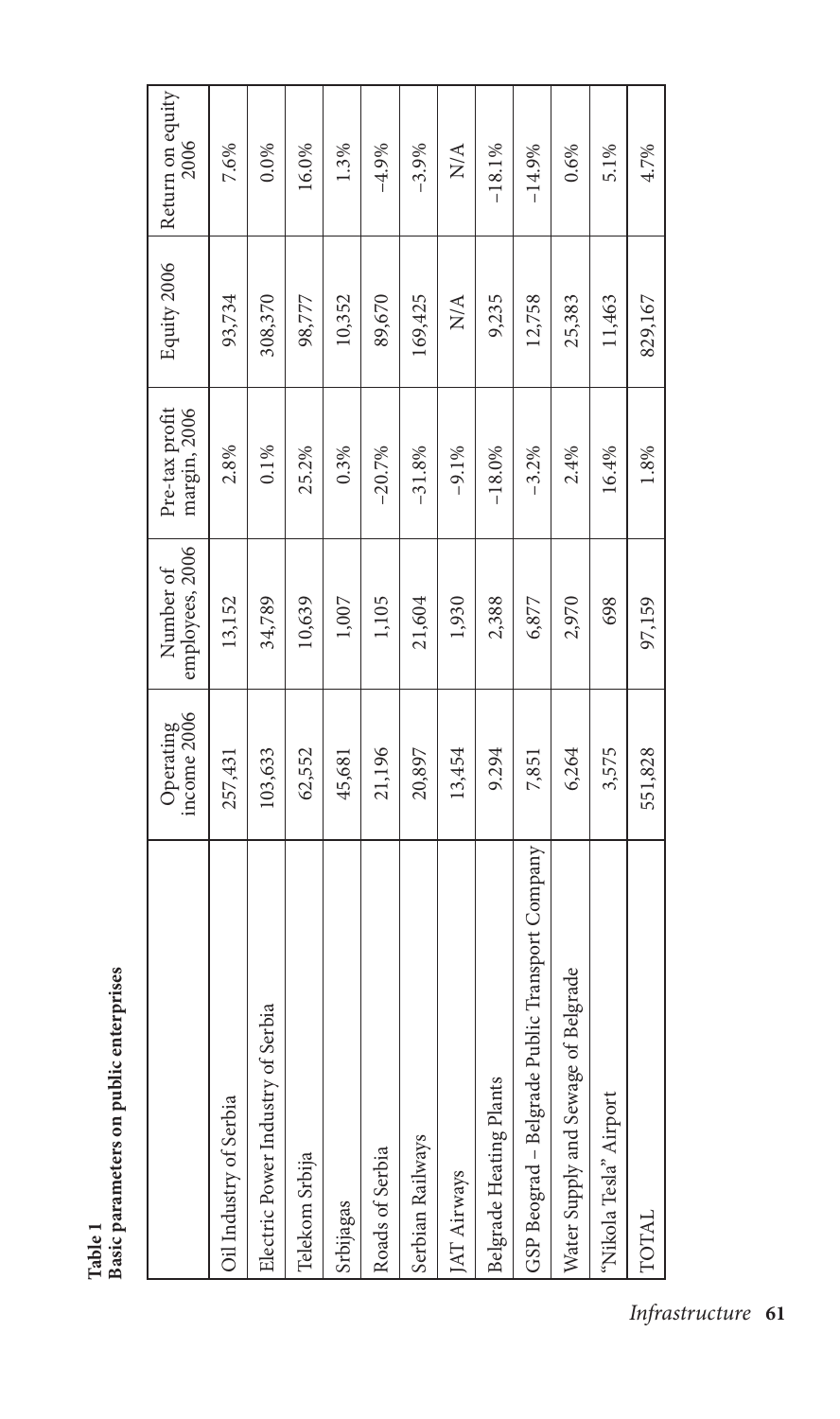**Table 1**
**Basic parameters on public enterprises**

| | Operating income 2006 | Number of employees, 2006 | Pre-tax profit margin, 2006 | Equity 2006 | Return on equity 2006 |
|---|---|---|---|---|---|
| Oil Industry of Serbia | 257,431 | 13,152 | 2.8% | 93,734 | 7.6% |
| Electric Power Industry of Serbia | 103,633 | 34,789 | 0.1% | 308,370 | 0.0% |
| Telekom Srbija | 62,552 | 10,639 | 25.2% | 98,777 | 16.0% |
| Srbijagas | 45,681 | 1,007 | 0.3% | 10,352 | 1.3% |
| Roads of Serbia | 21,196 | 1,105 | –20.7% | 89,670 | –4.9% |
| Serbian Railways | 20,897 | 21,604 | –31.8% | 169,425 | –3.9% |
| JAT Airways | 13,454 | 1,930 | –9.1% | N/A | N/A |
| Belgrade Heating Plants | 9.294 | 2,388 | –18.0% | 9,235 | –18.1% |
| GSP Beograd – Belgrade Public Transport Company | 7,851 | 6,877 | –3.2% | 12,758 | –14.9% |
| Water Supply and Sewage of Belgrade | 6,264 | 2,970 | 2.4% | 25,383 | 0.6% |
| "Nikola Tesla" Airport | 3,575 | 698 | 16.4% | 11,463 | 5.1% |
| TOTAL | 551,828 | 97,159 | 1.8% | 829,167 | 4.7% |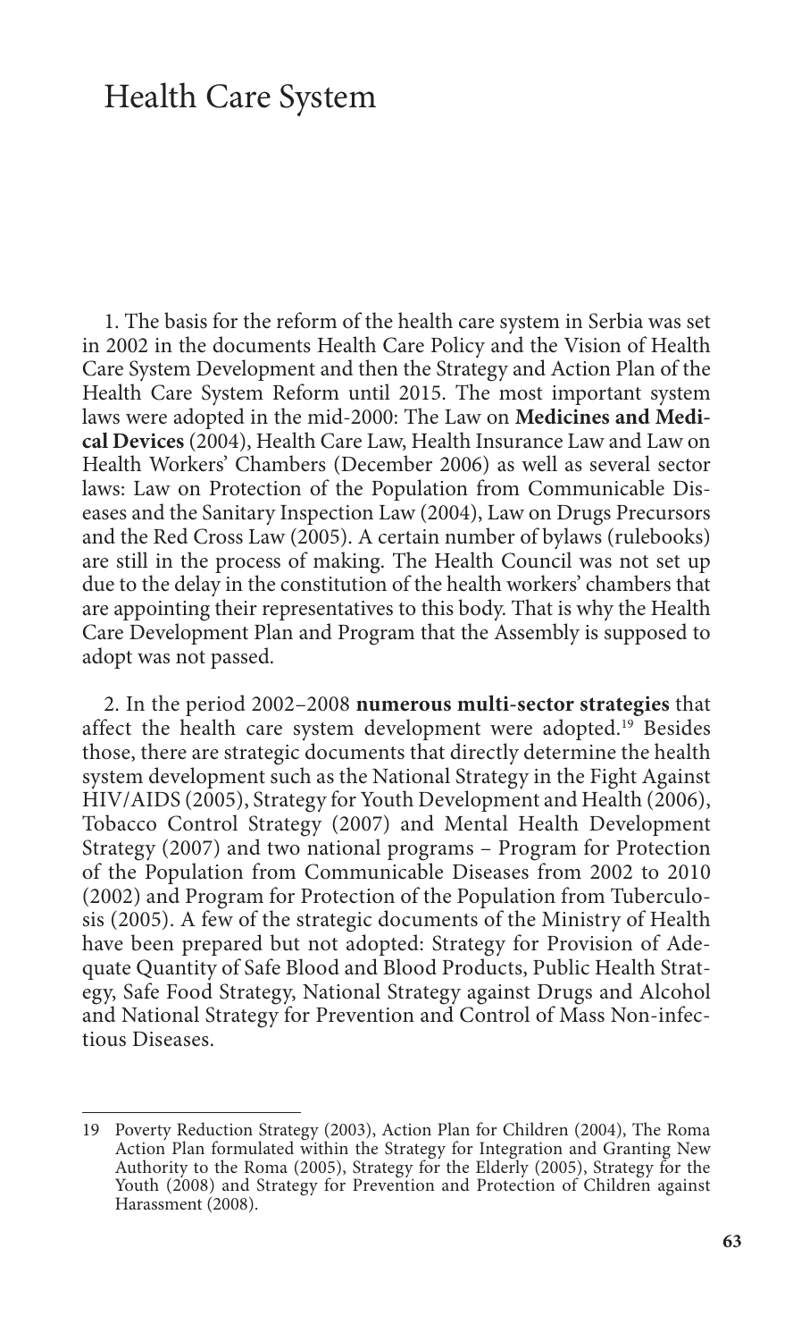# Health Care System

1. The basis for the reform of the health care system in Serbia was set in 2002 in the documents Health Care Policy and the Vision of Health Care System Development and then the Strategy and Action Plan of the Health Care System Reform until 2015. The most important system laws were adopted in the mid-2000: The Law on **Medicines and Medical Devices** (2004), Health Care Law, Health Insurance Law and Law on Health Workers' Chambers (December 2006) as well as several sector laws: Law on Protection of the Population from Communicable Diseases and the Sanitary Inspection Law (2004), Law on Drugs Precursors and the Red Cross Law (2005). A certain number of bylaws (rulebooks) are still in the process of making. The Health Council was not set up due to the delay in the constitution of the health workers' chambers that are appointing their representatives to this body. That is why the Health Care Development Plan and Program that the Assembly is supposed to adopt was not passed.

2. In the period 2002–2008 **numerous multi-sector strategies** that affect the health care system development were adopted.[19] Besides those, there are strategic documents that directly determine the health system development such as the National Strategy in the Fight Against HIV/AIDS (2005), Strategy for Youth Development and Health (2006), Tobacco Control Strategy (2007) and Mental Health Development Strategy (2007) and two national programs – Program for Protection of the Population from Communicable Diseases from 2002 to 2010 (2002) and Program for Protection of the Population from Tuberculosis (2005). A few of the strategic documents of the Ministry of Health have been prepared but not adopted: Strategy for Provision of Adequate Quantity of Safe Blood and Blood Products, Public Health Strategy, Safe Food Strategy, National Strategy against Drugs and Alcohol and National Strategy for Prevention and Control of Mass Non-infectious Diseases.

---

19 Poverty Reduction Strategy (2003), Action Plan for Children (2004), The Roma Action Plan formulated within the Strategy for Integration and Granting New Authority to the Roma (2005), Strategy for the Elderly (2005), Strategy for the Youth (2008) and Strategy for Prevention and Protection of Children against Harassment (2008).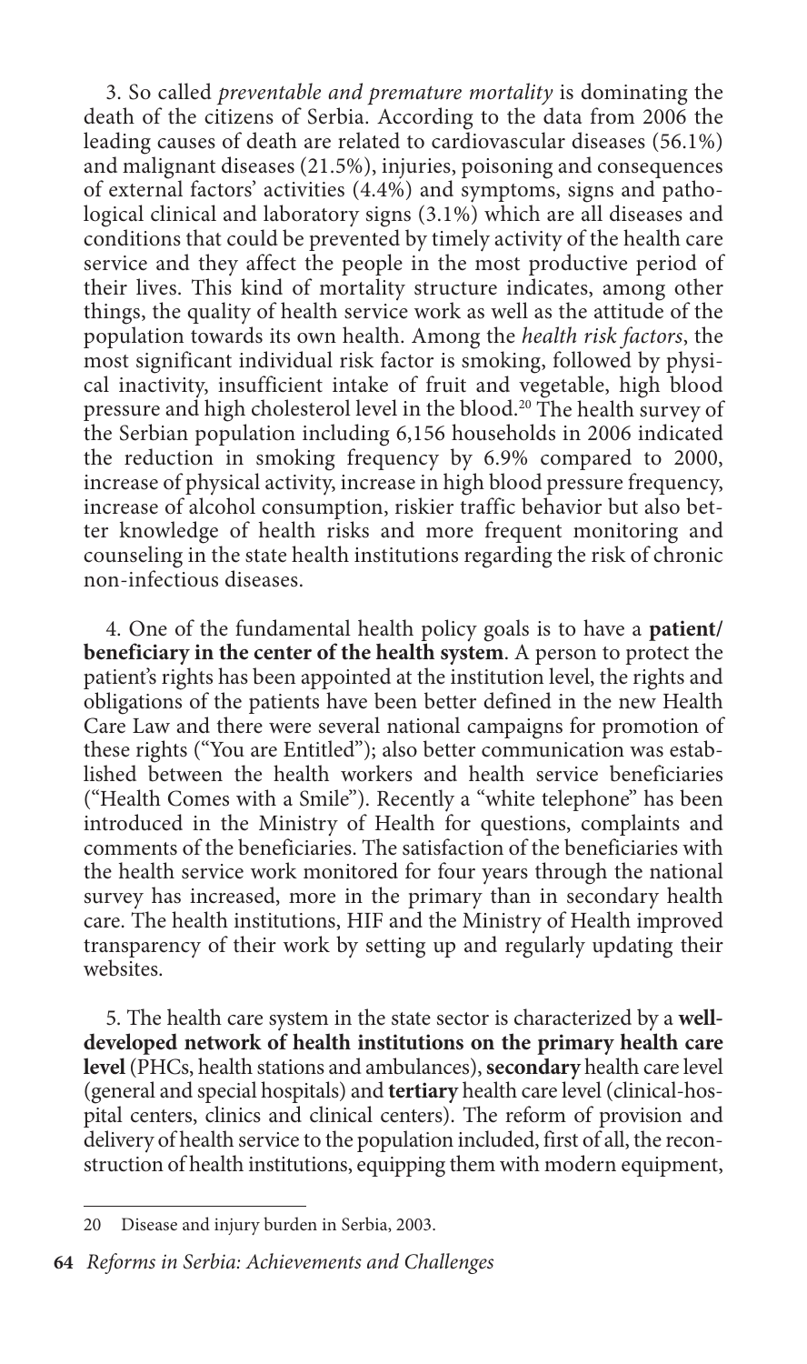3. So called *preventable and premature mortality* is dominating the death of the citizens of Serbia. According to the data from 2006 the leading causes of death are related to cardiovascular diseases (56.1%) and malignant diseases (21.5%), injuries, poisoning and consequences of external factors' activities (4.4%) and symptoms, signs and pathological clinical and laboratory signs (3.1%) which are all diseases and conditions that could be prevented by timely activity of the health care service and they affect the people in the most productive period of their lives. This kind of mortality structure indicates, among other things, the quality of health service work as well as the attitude of the population towards its own health. Among the *health risk factors*, the most significant individual risk factor is smoking, followed by physical inactivity, insufficient intake of fruit and vegetable, high blood pressure and high cholesterol level in the blood.[20] The health survey of the Serbian population including 6,156 households in 2006 indicated the reduction in smoking frequency by 6.9% compared to 2000, increase of physical activity, increase in high blood pressure frequency, increase of alcohol consumption, riskier traffic behavior but also better knowledge of health risks and more frequent monitoring and counseling in the state health institutions regarding the risk of chronic non-infectious diseases.

4. One of the fundamental health policy goals is to have a **patient/beneficiary in the center of the health system**. A person to protect the patient's rights has been appointed at the institution level, the rights and obligations of the patients have been better defined in the new Health Care Law and there were several national campaigns for promotion of these rights ("You are Entitled"); also better communication was established between the health workers and health service beneficiaries ("Health Comes with a Smile"). Recently a "white telephone" has been introduced in the Ministry of Health for questions, complaints and comments of the beneficiaries. The satisfaction of the beneficiaries with the health service work monitored for four years through the national survey has increased, more in the primary than in secondary health care. The health institutions, HIF and the Ministry of Health improved transparency of their work by setting up and regularly updating their websites.

5. The health care system in the state sector is characterized by a **well-developed network of health institutions on the primary health care level** (PHCs, health stations and ambulances), **secondary** health care level (general and special hospitals) and **tertiary** health care level (clinical-hospital centers, clinics and clinical centers). The reform of provision and delivery of health service to the population included, first of all, the reconstruction of health institutions, equipping them with modern equipment,

---

20 Disease and injury burden in Serbia, 2003.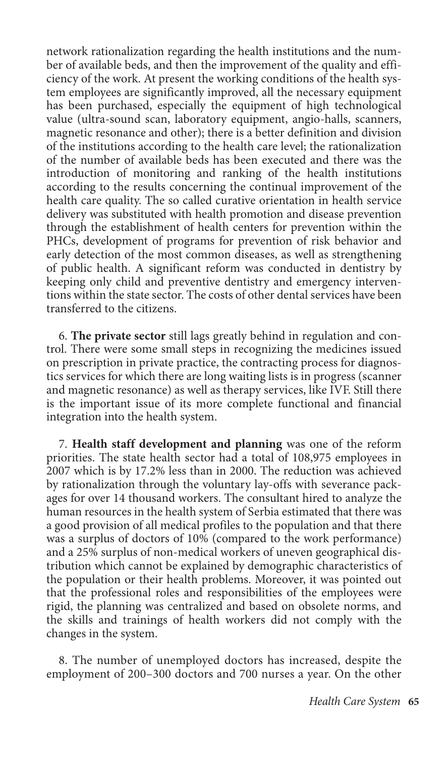network rationalization regarding the health institutions and the number of available beds, and then the improvement of the quality and efficiency of the work. At present the working conditions of the health system employees are significantly improved, all the necessary equipment has been purchased, especially the equipment of high technological value (ultra-sound scan, laboratory equipment, angio-halls, scanners, magnetic resonance and other); there is a better definition and division of the institutions according to the health care level; the rationalization of the number of available beds has been executed and there was the introduction of monitoring and ranking of the health institutions according to the results concerning the continual improvement of the health care quality. The so called curative orientation in health service delivery was substituted with health promotion and disease prevention through the establishment of health centers for prevention within the PHCs, development of programs for prevention of risk behavior and early detection of the most common diseases, as well as strengthening of public health. A significant reform was conducted in dentistry by keeping only child and preventive dentistry and emergency interventions within the state sector. The costs of other dental services have been transferred to the citizens.

6. **The private sector** still lags greatly behind in regulation and control. There were some small steps in recognizing the medicines issued on prescription in private practice, the contracting process for diagnostics services for which there are long waiting lists is in progress (scanner and magnetic resonance) as well as therapy services, like IVF. Still there is the important issue of its more complete functional and financial integration into the health system.

7. **Health staff development and planning** was one of the reform priorities. The state health sector had a total of 108,975 employees in 2007 which is by 17.2% less than in 2000. The reduction was achieved by rationalization through the voluntary lay-offs with severance packages for over 14 thousand workers. The consultant hired to analyze the human resources in the health system of Serbia estimated that there was a good provision of all medical profiles to the population and that there was a surplus of doctors of 10% (compared to the work performance) and a 25% surplus of non-medical workers of uneven geographical distribution which cannot be explained by demographic characteristics of the population or their health problems. Moreover, it was pointed out that the professional roles and responsibilities of the employees were rigid, the planning was centralized and based on obsolete norms, and the skills and trainings of health workers did not comply with the changes in the system.

8. The number of unemployed doctors has increased, despite the employment of 200–300 doctors and 700 nurses a year. On the other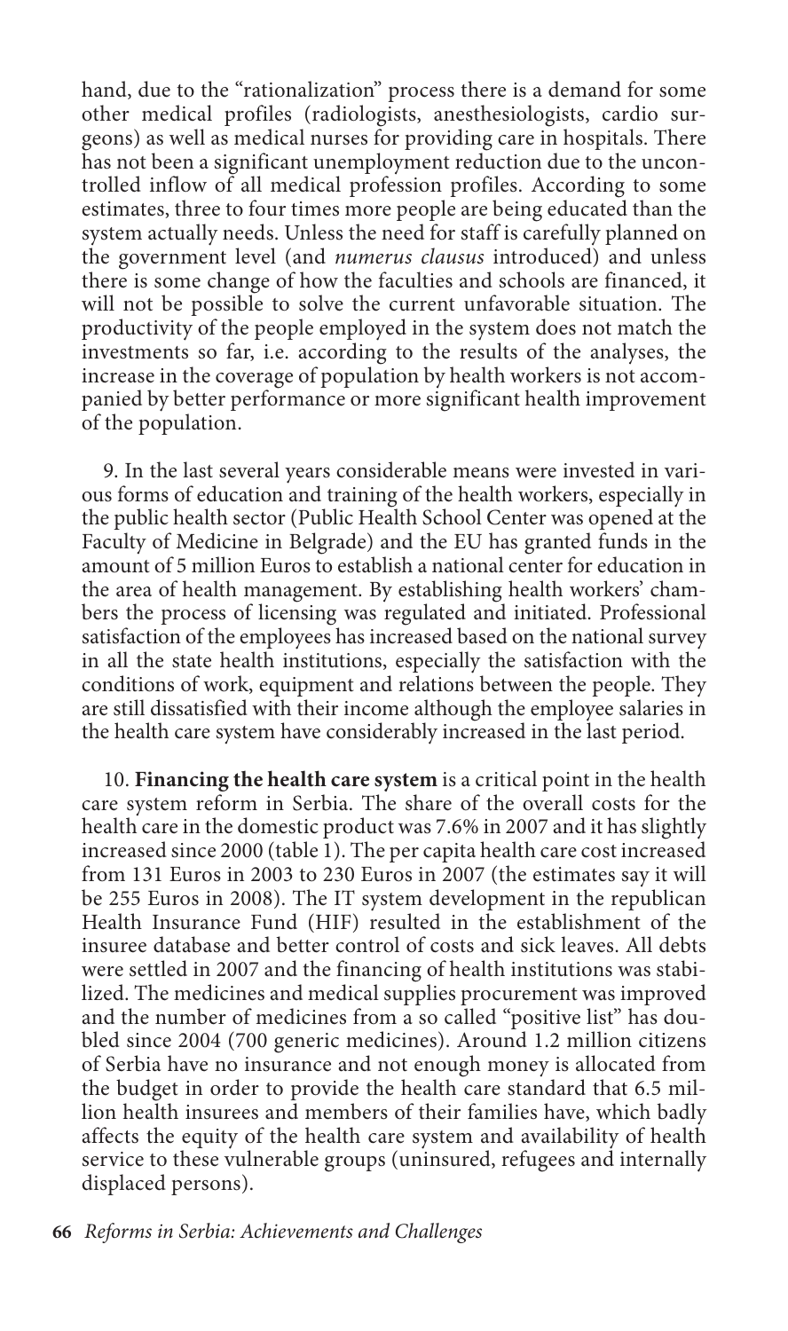hand, due to the "rationalization" process there is a demand for some other medical profiles (radiologists, anesthesiologists, cardio surgeons) as well as medical nurses for providing care in hospitals. There has not been a significant unemployment reduction due to the uncontrolled inflow of all medical profession profiles. According to some estimates, three to four times more people are being educated than the system actually needs. Unless the need for staff is carefully planned on the government level (and *numerus clausus* introduced) and unless there is some change of how the faculties and schools are financed, it will not be possible to solve the current unfavorable situation. The productivity of the people employed in the system does not match the investments so far, i.e. according to the results of the analyses, the increase in the coverage of population by health workers is not accompanied by better performance or more significant health improvement of the population.

9. In the last several years considerable means were invested in various forms of education and training of the health workers, especially in the public health sector (Public Health School Center was opened at the Faculty of Medicine in Belgrade) and the EU has granted funds in the amount of 5 million Euros to establish a national center for education in the area of health management. By establishing health workers' chambers the process of licensing was regulated and initiated. Professional satisfaction of the employees has increased based on the national survey in all the state health institutions, especially the satisfaction with the conditions of work, equipment and relations between the people. They are still dissatisfied with their income although the employee salaries in the health care system have considerably increased in the last period.

10. **Financing the health care system** is a critical point in the health care system reform in Serbia. The share of the overall costs for the health care in the domestic product was 7.6% in 2007 and it has slightly increased since 2000 (table 1). The per capita health care cost increased from 131 Euros in 2003 to 230 Euros in 2007 (the estimates say it will be 255 Euros in 2008). The IT system development in the republican Health Insurance Fund (HIF) resulted in the establishment of the insuree database and better control of costs and sick leaves. All debts were settled in 2007 and the financing of health institutions was stabilized. The medicines and medical supplies procurement was improved and the number of medicines from a so called "positive list" has doubled since 2004 (700 generic medicines). Around 1.2 million citizens of Serbia have no insurance and not enough money is allocated from the budget in order to provide the health care standard that 6.5 million health insurees and members of their families have, which badly affects the equity of the health care system and availability of health service to these vulnerable groups (uninsured, refugees and internally displaced persons).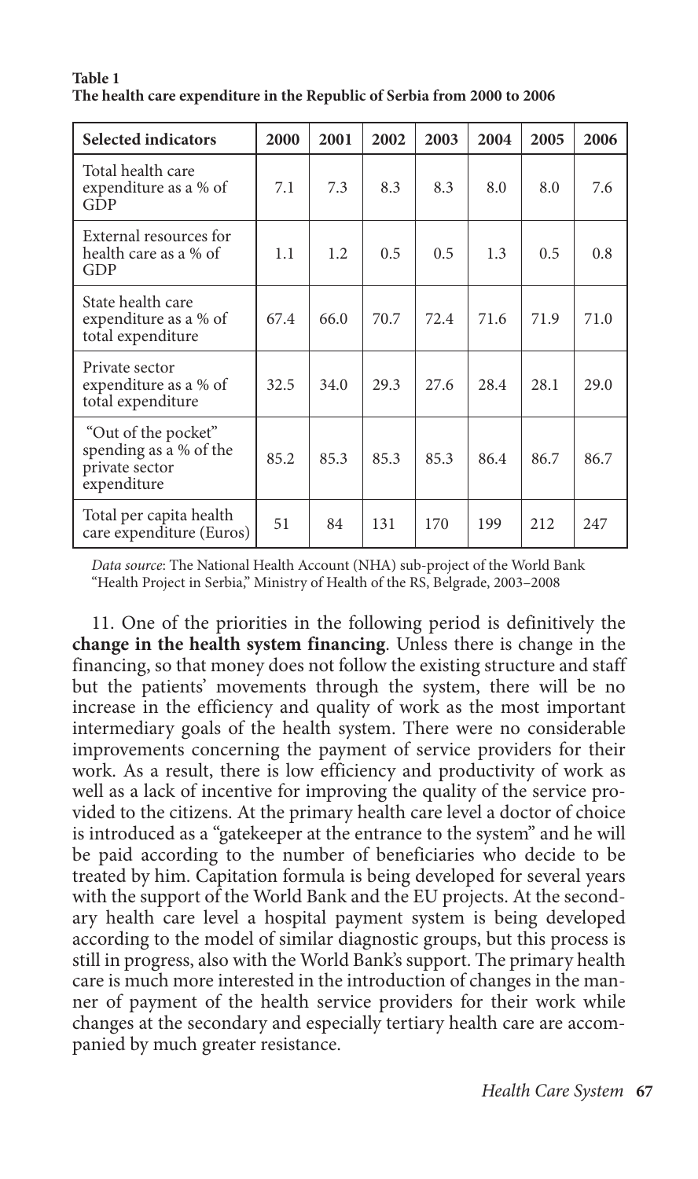**Table 1**
**The health care expenditure in the Republic of Serbia from 2000 to 2006**

| Selected indicators | 2000 | 2001 | 2002 | 2003 | 2004 | 2005 | 2006 |
|---|---|---|---|---|---|---|---|
| Total health care expenditure as a % of GDP | 7.1 | 7.3 | 8.3 | 8.3 | 8.0 | 8.0 | 7.6 |
| External resources for health care as a % of GDP | 1.1 | 1.2 | 0.5 | 0.5 | 1.3 | 0.5 | 0.8 |
| State health care expenditure as a % of total expenditure | 67.4 | 66.0 | 70.7 | 72.4 | 71.6 | 71.9 | 71.0 |
| Private sector expenditure as a % of total expenditure | 32.5 | 34.0 | 29.3 | 27.6 | 28.4 | 28.1 | 29.0 |
| "Out of the pocket" spending as a % of the private sector expenditure | 85.2 | 85.3 | 85.3 | 85.3 | 86.4 | 86.7 | 86.7 |
| Total per capita health care expenditure (Euros) | 51 | 84 | 131 | 170 | 199 | 212 | 247 |

*Data source*: The National Health Account (NHA) sub-project of the World Bank "Health Project in Serbia," Ministry of Health of the RS, Belgrade, 2003–2008

11. One of the priorities in the following period is definitively the **change in the health system financing**. Unless there is change in the financing, so that money does not follow the existing structure and staff but the patients' movements through the system, there will be no increase in the efficiency and quality of work as the most important intermediary goals of the health system. There were no considerable improvements concerning the payment of service providers for their work. As a result, there is low efficiency and productivity of work as well as a lack of incentive for improving the quality of the service provided to the citizens. At the primary health care level a doctor of choice is introduced as a "gatekeeper at the entrance to the system" and he will be paid according to the number of beneficiaries who decide to be treated by him. Capitation formula is being developed for several years with the support of the World Bank and the EU projects. At the secondary health care level a hospital payment system is being developed according to the model of similar diagnostic groups, but this process is still in progress, also with the World Bank's support. The primary health care is much more interested in the introduction of changes in the manner of payment of the health service providers for their work while changes at the secondary and especially tertiary health care are accompanied by much greater resistance.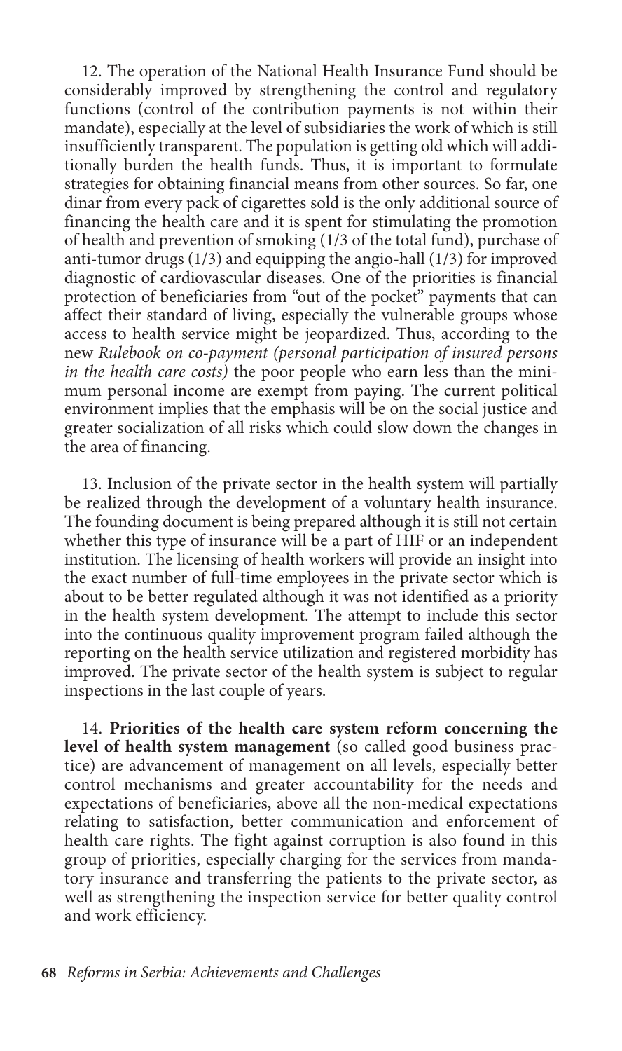12. The operation of the National Health Insurance Fund should be considerably improved by strengthening the control and regulatory functions (control of the contribution payments is not within their mandate), especially at the level of subsidiaries the work of which is still insufficiently transparent. The population is getting old which will additionally burden the health funds. Thus, it is important to formulate strategies for obtaining financial means from other sources. So far, one dinar from every pack of cigarettes sold is the only additional source of financing the health care and it is spent for stimulating the promotion of health and prevention of smoking (1/3 of the total fund), purchase of anti-tumor drugs (1/3) and equipping the angio-hall (1/3) for improved diagnostic of cardiovascular diseases. One of the priorities is financial protection of beneficiaries from "out of the pocket" payments that can affect their standard of living, especially the vulnerable groups whose access to health service might be jeopardized. Thus, according to the new *Rulebook on co-payment (personal participation of insured persons in the health care costs)* the poor people who earn less than the minimum personal income are exempt from paying. The current political environment implies that the emphasis will be on the social justice and greater socialization of all risks which could slow down the changes in the area of financing.

13. Inclusion of the private sector in the health system will partially be realized through the development of a voluntary health insurance. The founding document is being prepared although it is still not certain whether this type of insurance will be a part of HIF or an independent institution. The licensing of health workers will provide an insight into the exact number of full-time employees in the private sector which is about to be better regulated although it was not identified as a priority in the health system development. The attempt to include this sector into the continuous quality improvement program failed although the reporting on the health service utilization and registered morbidity has improved. The private sector of the health system is subject to regular inspections in the last couple of years.

14. **Priorities of the health care system reform concerning the level of health system management** (so called good business practice) are advancement of management on all levels, especially better control mechanisms and greater accountability for the needs and expectations of beneficiaries, above all the non-medical expectations relating to satisfaction, better communication and enforcement of health care rights. The fight against corruption is also found in this group of priorities, especially charging for the services from mandatory insurance and transferring the patients to the private sector, as well as strengthening the inspection service for better quality control and work efficiency.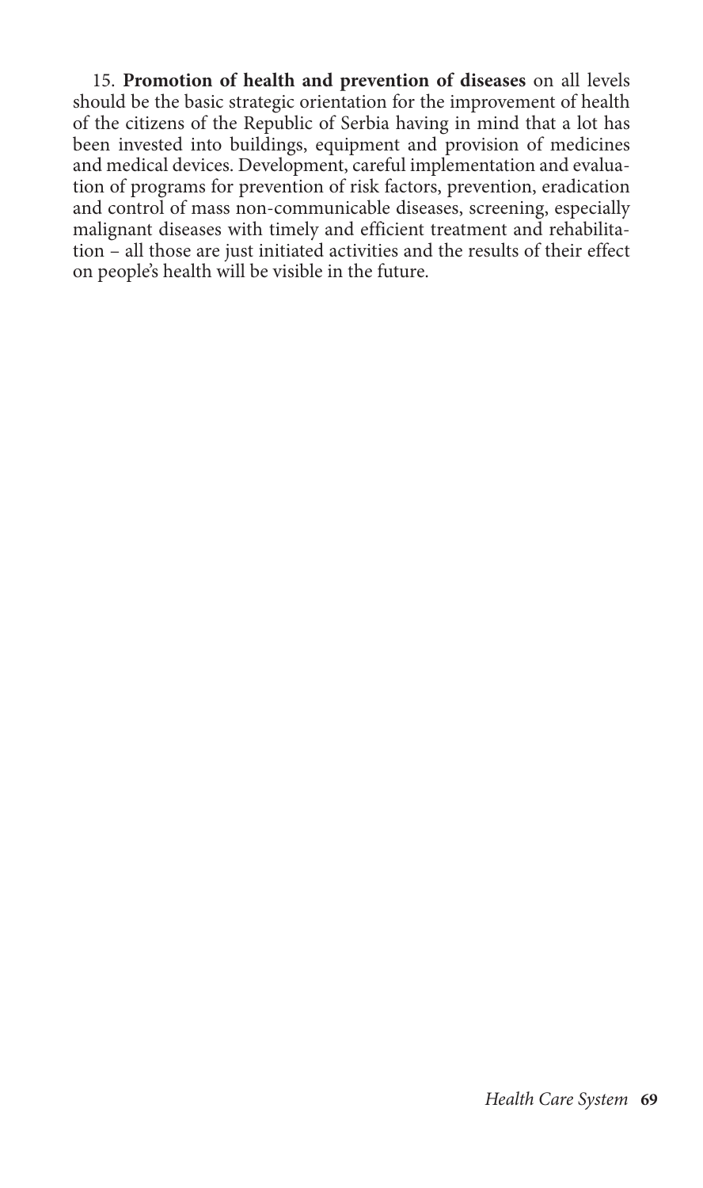15. **Promotion of health and prevention of diseases** on all levels should be the basic strategic orientation for the improvement of health of the citizens of the Republic of Serbia having in mind that a lot has been invested into buildings, equipment and provision of medicines and medical devices. Development, careful implementation and evaluation of programs for prevention of risk factors, prevention, eradication and control of mass non-communicable diseases, screening, especially malignant diseases with timely and efficient treatment and rehabilitation – all those are just initiated activities and the results of their effect on people's health will be visible in the future.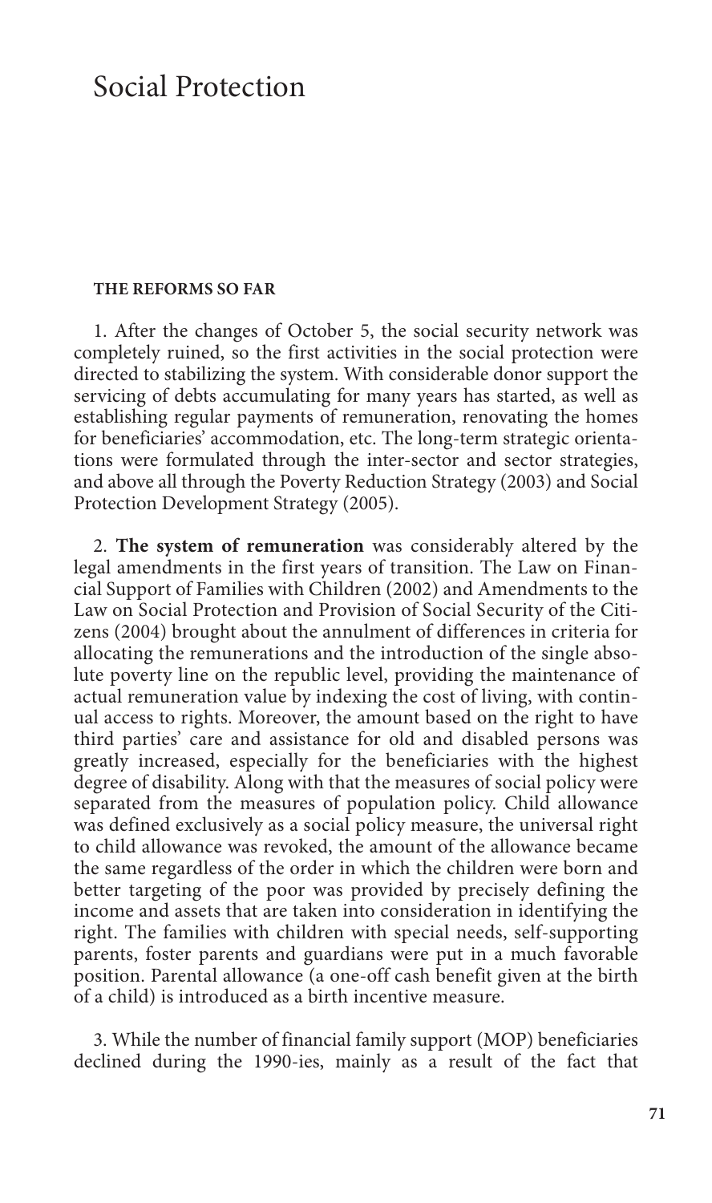# Social Protection

**THE REFORMS SO FAR**

1. After the changes of October 5, the social security network was completely ruined, so the first activities in the social protection were directed to stabilizing the system. With considerable donor support the servicing of debts accumulating for many years has started, as well as establishing regular payments of remuneration, renovating the homes for beneficiaries' accommodation, etc. The long-term strategic orientations were formulated through the inter-sector and sector strategies, and above all through the Poverty Reduction Strategy (2003) and Social Protection Development Strategy (2005).

2. **The system of remuneration** was considerably altered by the legal amendments in the first years of transition. The Law on Financial Support of Families with Children (2002) and Amendments to the Law on Social Protection and Provision of Social Security of the Citizens (2004) brought about the annulment of differences in criteria for allocating the remunerations and the introduction of the single absolute poverty line on the republic level, providing the maintenance of actual remuneration value by indexing the cost of living, with continual access to rights. Moreover, the amount based on the right to have third parties' care and assistance for old and disabled persons was greatly increased, especially for the beneficiaries with the highest degree of disability. Along with that the measures of social policy were separated from the measures of population policy. Child allowance was defined exclusively as a social policy measure, the universal right to child allowance was revoked, the amount of the allowance became the same regardless of the order in which the children were born and better targeting of the poor was provided by precisely defining the income and assets that are taken into consideration in identifying the right. The families with children with special needs, self-supporting parents, foster parents and guardians were put in a much favorable position. Parental allowance (a one-off cash benefit given at the birth of a child) is introduced as a birth incentive measure.

3. While the number of financial family support (MOP) beneficiaries declined during the 1990-ies, mainly as a result of the fact that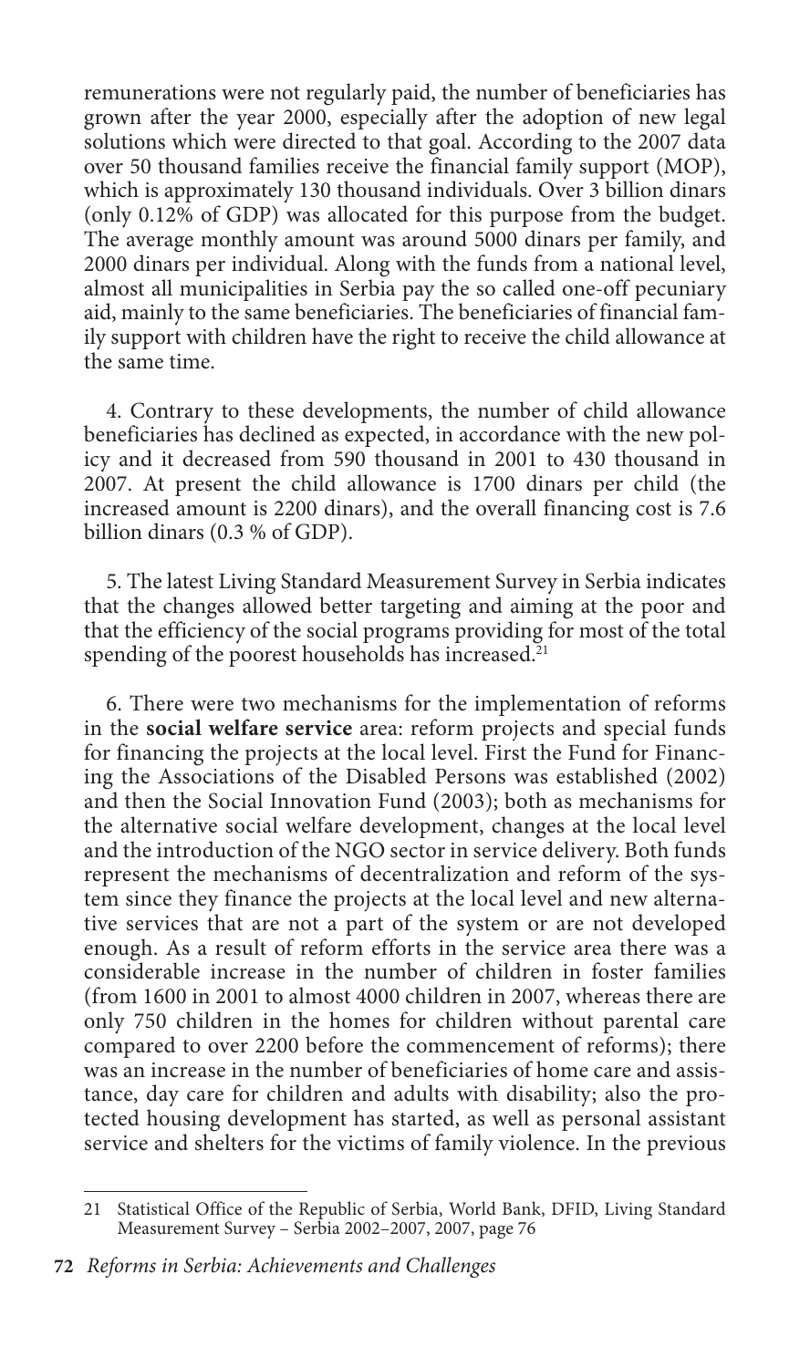remunerations were not regularly paid, the number of beneficiaries has grown after the year 2000, especially after the adoption of new legal solutions which were directed to that goal. According to the 2007 data over 50 thousand families receive the financial family support (MOP), which is approximately 130 thousand individuals. Over 3 billion dinars (only 0.12% of GDP) was allocated for this purpose from the budget. The average monthly amount was around 5000 dinars per family, and 2000 dinars per individual. Along with the funds from a national level, almost all municipalities in Serbia pay the so called one-off pecuniary aid, mainly to the same beneficiaries. The beneficiaries of financial family support with children have the right to receive the child allowance at the same time.

4. Contrary to these developments, the number of child allowance beneficiaries has declined as expected, in accordance with the new policy and it decreased from 590 thousand in 2001 to 430 thousand in 2007. At present the child allowance is 1700 dinars per child (the increased amount is 2200 dinars), and the overall financing cost is 7.6 billion dinars (0.3 % of GDP).

5. The latest Living Standard Measurement Survey in Serbia indicates that the changes allowed better targeting and aiming at the poor and that the efficiency of the social programs providing for most of the total spending of the poorest households has increased.[21]

6. There were two mechanisms for the implementation of reforms in the **social welfare service** area: reform projects and special funds for financing the projects at the local level. First the Fund for Financing the Associations of the Disabled Persons was established (2002) and then the Social Innovation Fund (2003); both as mechanisms for the alternative social welfare development, changes at the local level and the introduction of the NGO sector in service delivery. Both funds represent the mechanisms of decentralization and reform of the system since they finance the projects at the local level and new alternative services that are not a part of the system or are not developed enough. As a result of reform efforts in the service area there was a considerable increase in the number of children in foster families (from 1600 in 2001 to almost 4000 children in 2007, whereas there are only 750 children in the homes for children without parental care compared to over 2200 before the commencement of reforms); there was an increase in the number of beneficiaries of home care and assistance, day care for children and adults with disability; also the protected housing development has started, as well as personal assistant service and shelters for the victims of family violence. In the previous

---

21 Statistical Office of the Republic of Serbia, World Bank, DFID, Living Standard Measurement Survey – Serbia 2002–2007, 2007, page 76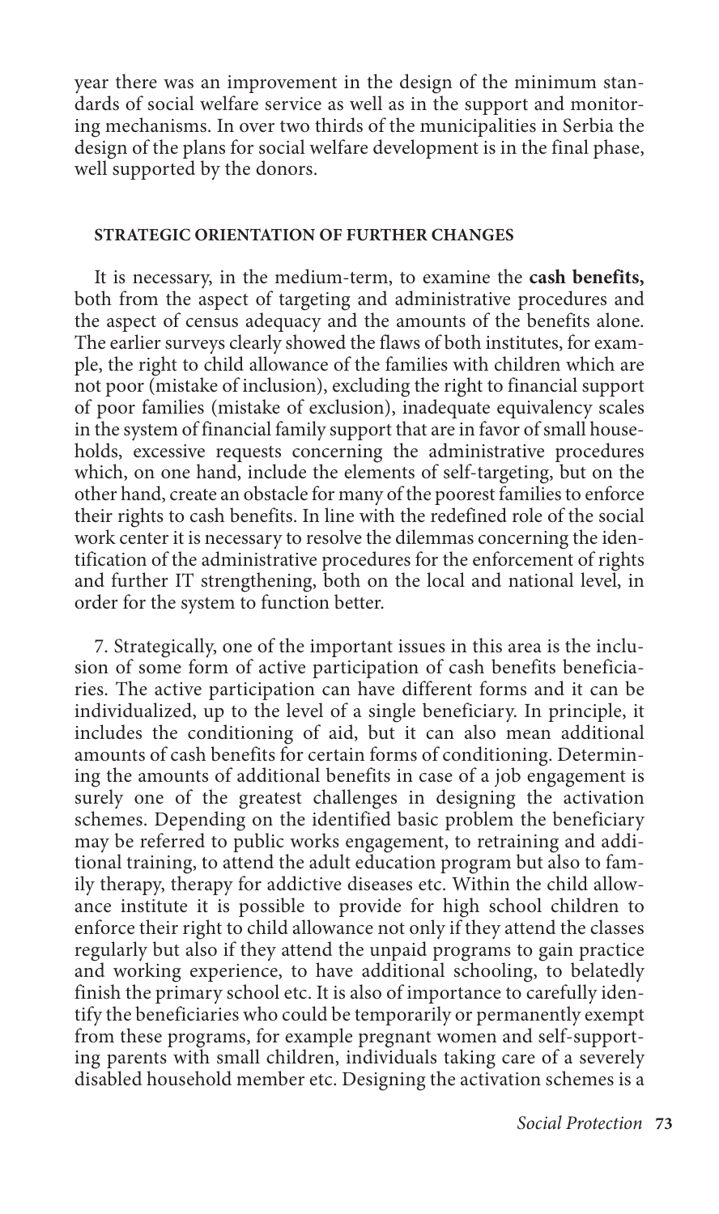year there was an improvement in the design of the minimum standards of social welfare service as well as in the support and monitoring mechanisms. In over two thirds of the municipalities in Serbia the design of the plans for social welfare development is in the final phase, well supported by the donors.

#### STRATEGIC ORIENTATION OF FURTHER CHANGES

It is necessary, in the medium-term, to examine the **cash benefits,** both from the aspect of targeting and administrative procedures and the aspect of census adequacy and the amounts of the benefits alone. The earlier surveys clearly showed the flaws of both institutes, for example, the right to child allowance of the families with children which are not poor (mistake of inclusion), excluding the right to financial support of poor families (mistake of exclusion), inadequate equivalency scales in the system of financial family support that are in favor of small households, excessive requests concerning the administrative procedures which, on one hand, include the elements of self-targeting, but on the other hand, create an obstacle for many of the poorest families to enforce their rights to cash benefits. In line with the redefined role of the social work center it is necessary to resolve the dilemmas concerning the identification of the administrative procedures for the enforcement of rights and further IT strengthening, both on the local and national level, in order for the system to function better.

7. Strategically, one of the important issues in this area is the inclusion of some form of active participation of cash benefits beneficiaries. The active participation can have different forms and it can be individualized, up to the level of a single beneficiary. In principle, it includes the conditioning of aid, but it can also mean additional amounts of cash benefits for certain forms of conditioning. Determining the amounts of additional benefits in case of a job engagement is surely one of the greatest challenges in designing the activation schemes. Depending on the identified basic problem the beneficiary may be referred to public works engagement, to retraining and additional training, to attend the adult education program but also to family therapy, therapy for addictive diseases etc. Within the child allowance institute it is possible to provide for high school children to enforce their right to child allowance not only if they attend the classes regularly but also if they attend the unpaid programs to gain practice and working experience, to have additional schooling, to belatedly finish the primary school etc. It is also of importance to carefully identify the beneficiaries who could be temporarily or permanently exempt from these programs, for example pregnant women and self-supporting parents with small children, individuals taking care of a severely disabled household member etc. Designing the activation schemes is a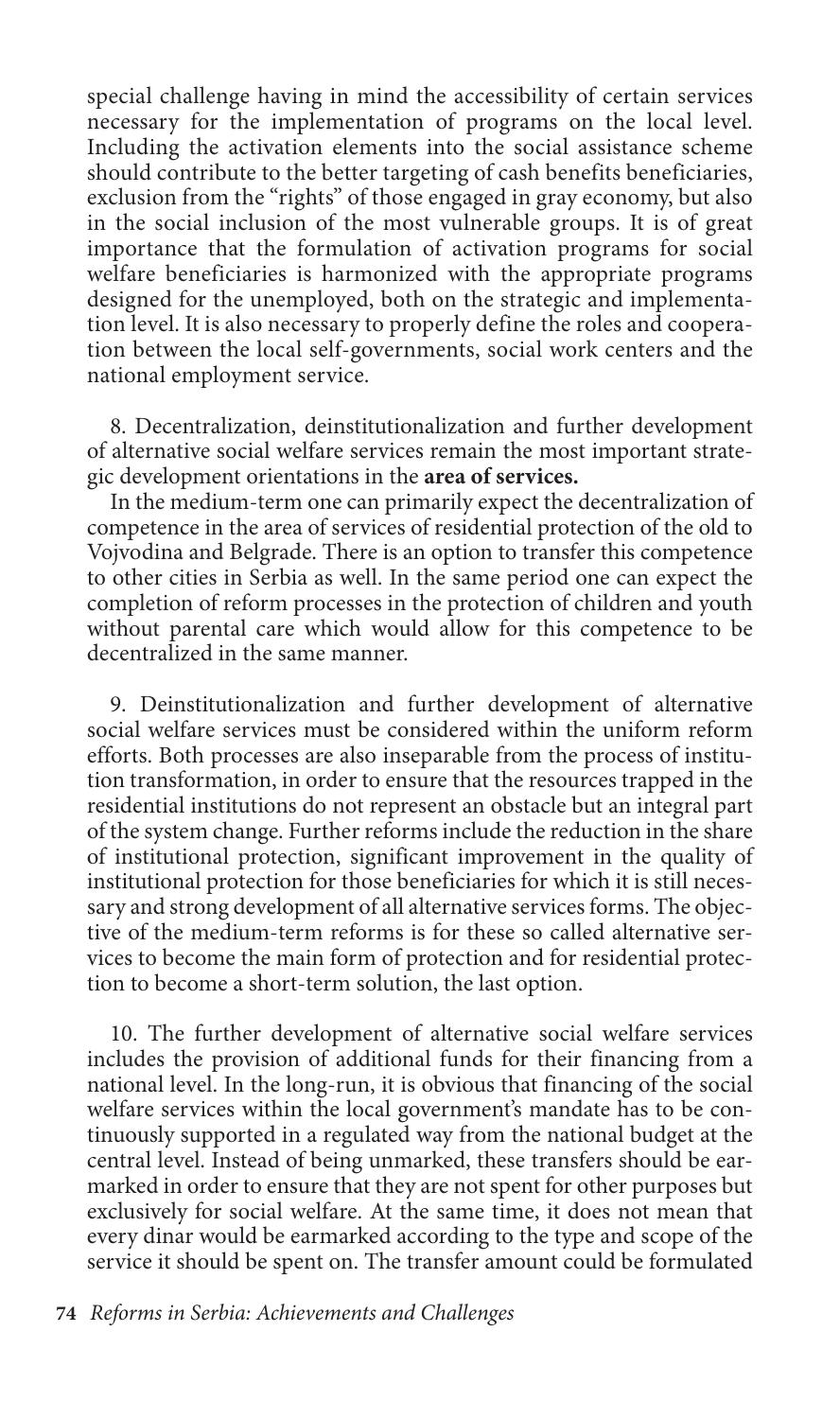special challenge having in mind the accessibility of certain services necessary for the implementation of programs on the local level. Including the activation elements into the social assistance scheme should contribute to the better targeting of cash benefits beneficiaries, exclusion from the "rights" of those engaged in gray economy, but also in the social inclusion of the most vulnerable groups. It is of great importance that the formulation of activation programs for social welfare beneficiaries is harmonized with the appropriate programs designed for the unemployed, both on the strategic and implementation level. It is also necessary to properly define the roles and cooperation between the local self-governments, social work centers and the national employment service.

8. Decentralization, deinstitutionalization and further development of alternative social welfare services remain the most important strategic development orientations in the **area of services.**

In the medium-term one can primarily expect the decentralization of competence in the area of services of residential protection of the old to Vojvodina and Belgrade. There is an option to transfer this competence to other cities in Serbia as well. In the same period one can expect the completion of reform processes in the protection of children and youth without parental care which would allow for this competence to be decentralized in the same manner.

9. Deinstitutionalization and further development of alternative social welfare services must be considered within the uniform reform efforts. Both processes are also inseparable from the process of institution transformation, in order to ensure that the resources trapped in the residential institutions do not represent an obstacle but an integral part of the system change. Further reforms include the reduction in the share of institutional protection, significant improvement in the quality of institutional protection for those beneficiaries for which it is still necessary and strong development of all alternative services forms. The objective of the medium-term reforms is for these so called alternative services to become the main form of protection and for residential protection to become a short-term solution, the last option.

10. The further development of alternative social welfare services includes the provision of additional funds for their financing from a national level. In the long-run, it is obvious that financing of the social welfare services within the local government's mandate has to be continuously supported in a regulated way from the national budget at the central level. Instead of being unmarked, these transfers should be earmarked in order to ensure that they are not spent for other purposes but exclusively for social welfare. At the same time, it does not mean that every dinar would be earmarked according to the type and scope of the service it should be spent on. The transfer amount could be formulated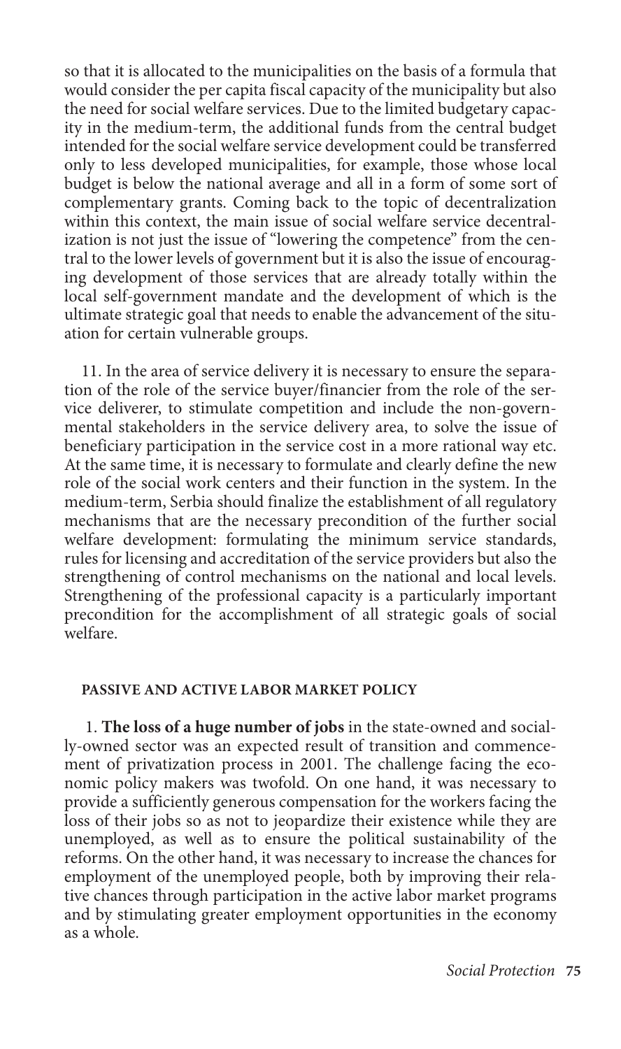so that it is allocated to the municipalities on the basis of a formula that would consider the per capita fiscal capacity of the municipality but also the need for social welfare services. Due to the limited budgetary capacity in the medium-term, the additional funds from the central budget intended for the social welfare service development could be transferred only to less developed municipalities, for example, those whose local budget is below the national average and all in a form of some sort of complementary grants. Coming back to the topic of decentralization within this context, the main issue of social welfare service decentralization is not just the issue of "lowering the competence" from the central to the lower levels of government but it is also the issue of encouraging development of those services that are already totally within the local self-government mandate and the development of which is the ultimate strategic goal that needs to enable the advancement of the situation for certain vulnerable groups.

11. In the area of service delivery it is necessary to ensure the separation of the role of the service buyer/financier from the role of the service deliverer, to stimulate competition and include the non-governmental stakeholders in the service delivery area, to solve the issue of beneficiary participation in the service cost in a more rational way etc. At the same time, it is necessary to formulate and clearly define the new role of the social work centers and their function in the system. In the medium-term, Serbia should finalize the establishment of all regulatory mechanisms that are the necessary precondition of the further social welfare development: formulating the minimum service standards, rules for licensing and accreditation of the service providers but also the strengthening of control mechanisms on the national and local levels. Strengthening of the professional capacity is a particularly important precondition for the accomplishment of all strategic goals of social welfare.

#### PASSIVE AND ACTIVE LABOR MARKET POLICY

1. **The loss of a huge number of jobs** in the state-owned and socially-owned sector was an expected result of transition and commencement of privatization process in 2001. The challenge facing the economic policy makers was twofold. On one hand, it was necessary to provide a sufficiently generous compensation for the workers facing the loss of their jobs so as not to jeopardize their existence while they are unemployed, as well as to ensure the political sustainability of the reforms. On the other hand, it was necessary to increase the chances for employment of the unemployed people, both by improving their relative chances through participation in the active labor market programs and by stimulating greater employment opportunities in the economy as a whole.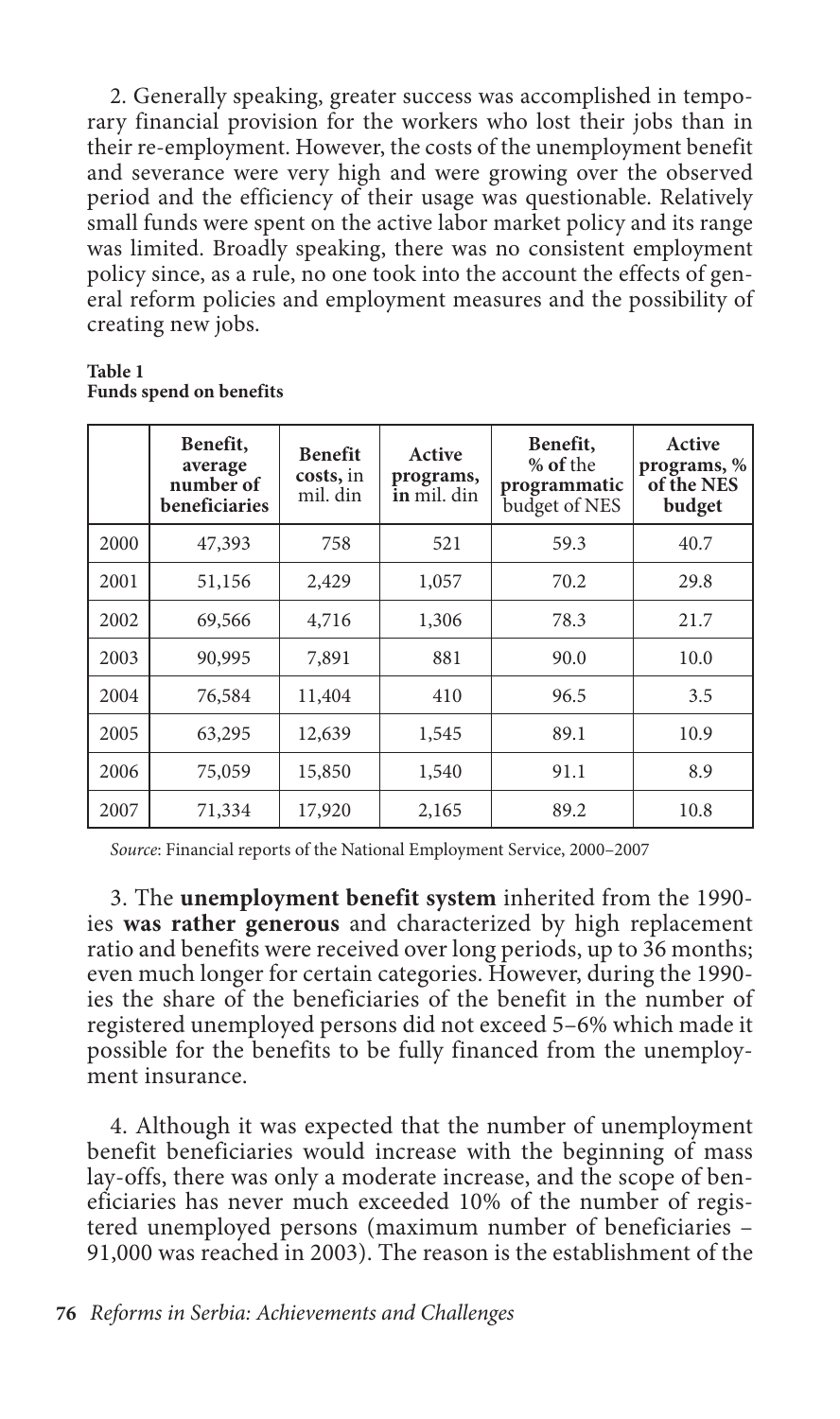2. Generally speaking, greater success was accomplished in temporary financial provision for the workers who lost their jobs than in their re-employment. However, the costs of the unemployment benefit and severance were very high and were growing over the observed period and the efficiency of their usage was questionable. Relatively small funds were spent on the active labor market policy and its range was limited. Broadly speaking, there was no consistent employment policy since, as a rule, no one took into the account the effects of general reform policies and employment measures and the possibility of creating new jobs.

**Table 1**
**Funds spend on benefits**

| | **Benefit, average number of beneficiaries** | **Benefit costs,** in mil. din | **Active programs, in** mil. din | **Benefit, % of** the **programmatic** budget of NES | **Active programs, % of the NES budget** |
|---|---|---|---|---|---|
| 2000 | 47,393 | 758 | 521 | 59.3 | 40.7 |
| 2001 | 51,156 | 2,429 | 1,057 | 70.2 | 29.8 |
| 2002 | 69,566 | 4,716 | 1,306 | 78.3 | 21.7 |
| 2003 | 90,995 | 7,891 | 881 | 90.0 | 10.0 |
| 2004 | 76,584 | 11,404 | 410 | 96.5 | 3.5 |
| 2005 | 63,295 | 12,639 | 1,545 | 89.1 | 10.9 |
| 2006 | 75,059 | 15,850 | 1,540 | 91.1 | 8.9 |
| 2007 | 71,334 | 17,920 | 2,165 | 89.2 | 10.8 |

*Source*: Financial reports of the National Employment Service, 2000–2007

3. The **unemployment benefit system** inherited from the 1990-ies **was rather generous** and characterized by high replacement ratio and benefits were received over long periods, up to 36 months; even much longer for certain categories. However, during the 1990-ies the share of the beneficiaries of the benefit in the number of registered unemployed persons did not exceed 5–6% which made it possible for the benefits to be fully financed from the unemployment insurance.

4. Although it was expected that the number of unemployment benefit beneficiaries would increase with the beginning of mass lay-offs, there was only a moderate increase, and the scope of beneficiaries has never much exceeded 10% of the number of registered unemployed persons (maximum number of beneficiaries – 91,000 was reached in 2003). The reason is the establishment of the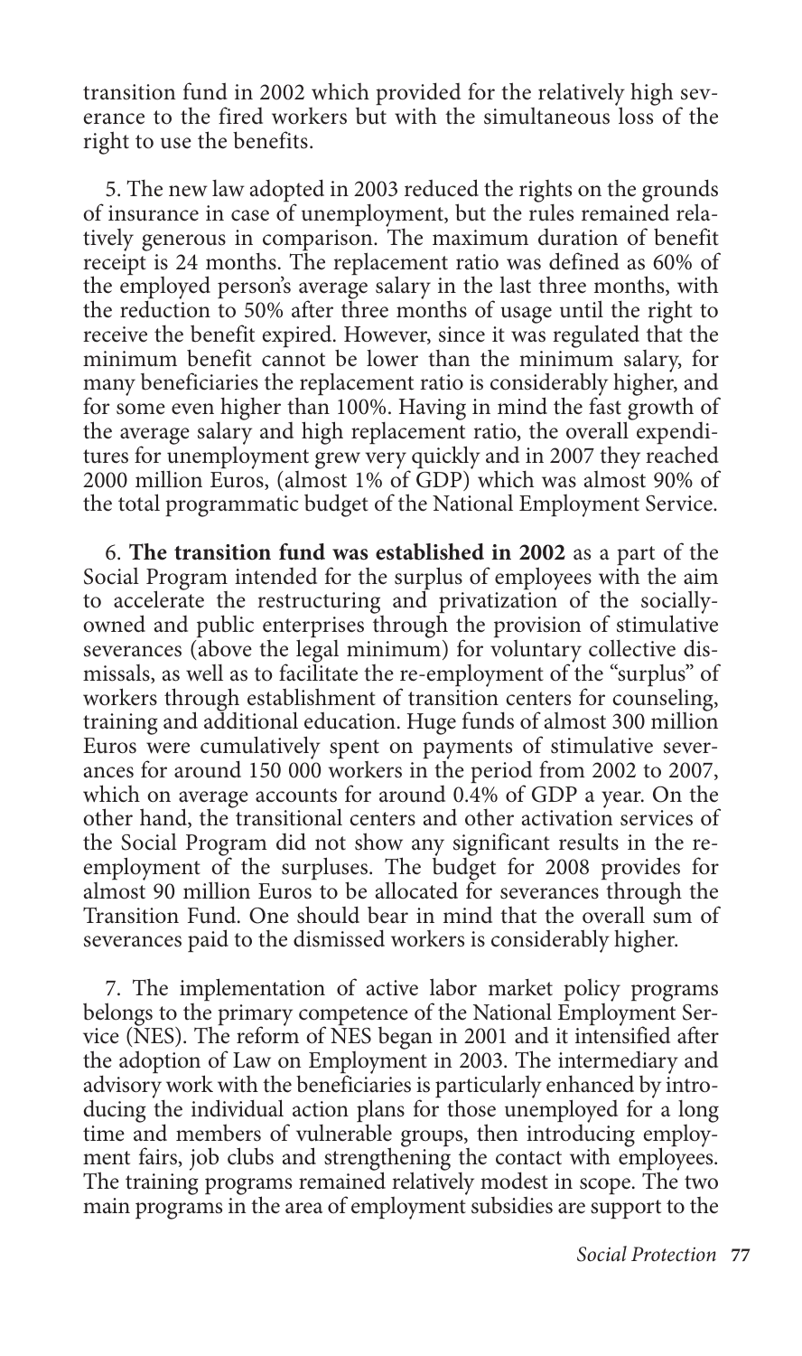transition fund in 2002 which provided for the relatively high severance to the fired workers but with the simultaneous loss of the right to use the benefits.

5. The new law adopted in 2003 reduced the rights on the grounds of insurance in case of unemployment, but the rules remained relatively generous in comparison. The maximum duration of benefit receipt is 24 months. The replacement ratio was defined as 60% of the employed person's average salary in the last three months, with the reduction to 50% after three months of usage until the right to receive the benefit expired. However, since it was regulated that the minimum benefit cannot be lower than the minimum salary, for many beneficiaries the replacement ratio is considerably higher, and for some even higher than 100%. Having in mind the fast growth of the average salary and high replacement ratio, the overall expenditures for unemployment grew very quickly and in 2007 they reached 2000 million Euros, (almost 1% of GDP) which was almost 90% of the total programmatic budget of the National Employment Service.

6. **The transition fund was established in 2002** as a part of the Social Program intended for the surplus of employees with the aim to accelerate the restructuring and privatization of the socially-owned and public enterprises through the provision of stimulative severances (above the legal minimum) for voluntary collective dismissals, as well as to facilitate the re-employment of the "surplus" of workers through establishment of transition centers for counseling, training and additional education. Huge funds of almost 300 million Euros were cumulatively spent on payments of stimulative severances for around 150 000 workers in the period from 2002 to 2007, which on average accounts for around 0.4% of GDP a year. On the other hand, the transitional centers and other activation services of the Social Program did not show any significant results in the re-employment of the surpluses. The budget for 2008 provides for almost 90 million Euros to be allocated for severances through the Transition Fund. One should bear in mind that the overall sum of severances paid to the dismissed workers is considerably higher.

7. The implementation of active labor market policy programs belongs to the primary competence of the National Employment Service (NES). The reform of NES began in 2001 and it intensified after the adoption of Law on Employment in 2003. The intermediary and advisory work with the beneficiaries is particularly enhanced by introducing the individual action plans for those unemployed for a long time and members of vulnerable groups, then introducing employment fairs, job clubs and strengthening the contact with employees. The training programs remained relatively modest in scope. The two main programs in the area of employment subsidies are support to the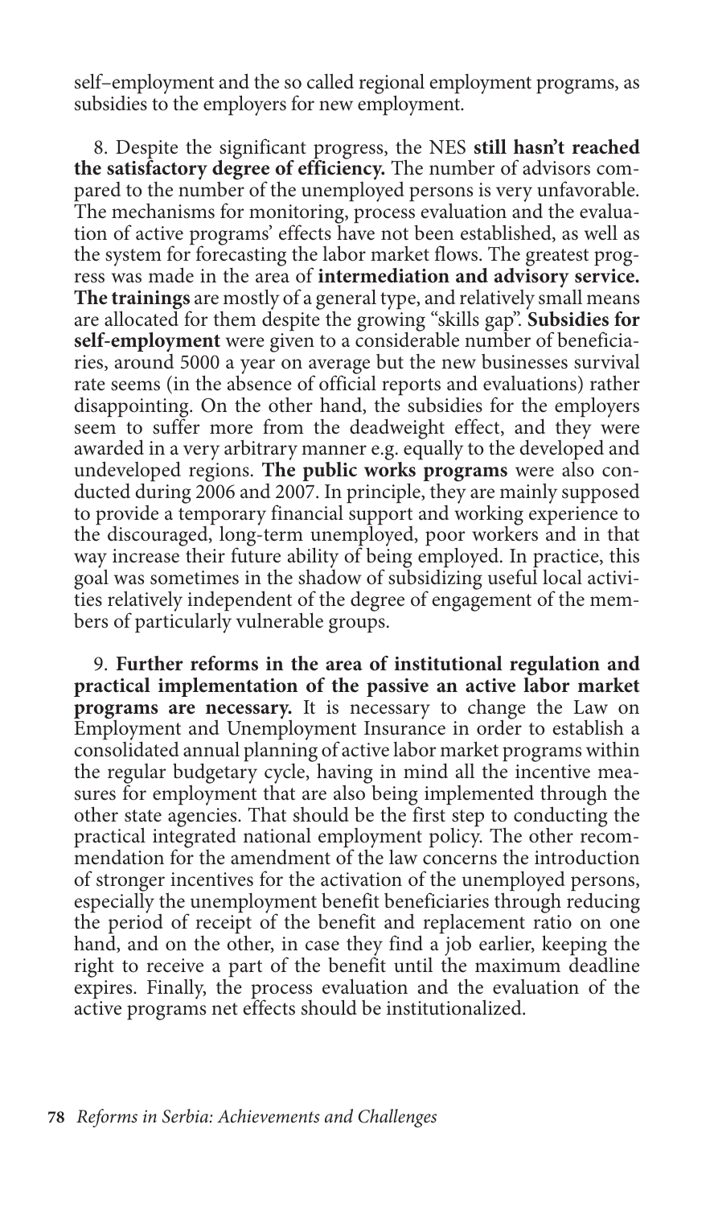self–employment and the so called regional employment programs, as subsidies to the employers for new employment.

8. Despite the significant progress, the NES **still hasn't reached the satisfactory degree of efficiency.** The number of advisors compared to the number of the unemployed persons is very unfavorable. The mechanisms for monitoring, process evaluation and the evaluation of active programs' effects have not been established, as well as the system for forecasting the labor market flows. The greatest progress was made in the area of **intermediation and advisory service. The trainings** are mostly of a general type, and relatively small means are allocated for them despite the growing "skills gap". **Subsidies for self-employment** were given to a considerable number of beneficiaries, around 5000 a year on average but the new businesses survival rate seems (in the absence of official reports and evaluations) rather disappointing. On the other hand, the subsidies for the employers seem to suffer more from the deadweight effect, and they were awarded in a very arbitrary manner e.g. equally to the developed and undeveloped regions. **The public works programs** were also conducted during 2006 and 2007. In principle, they are mainly supposed to provide a temporary financial support and working experience to the discouraged, long-term unemployed, poor workers and in that way increase their future ability of being employed. In practice, this goal was sometimes in the shadow of subsidizing useful local activities relatively independent of the degree of engagement of the members of particularly vulnerable groups.

9. **Further reforms in the area of institutional regulation and practical implementation of the passive an active labor market programs are necessary.** It is necessary to change the Law on Employment and Unemployment Insurance in order to establish a consolidated annual planning of active labor market programs within the regular budgetary cycle, having in mind all the incentive measures for employment that are also being implemented through the other state agencies. That should be the first step to conducting the practical integrated national employment policy. The other recommendation for the amendment of the law concerns the introduction of stronger incentives for the activation of the unemployed persons, especially the unemployment benefit beneficiaries through reducing the period of receipt of the benefit and replacement ratio on one hand, and on the other, in case they find a job earlier, keeping the right to receive a part of the benefit until the maximum deadline expires. Finally, the process evaluation and the evaluation of the active programs net effects should be institutionalized.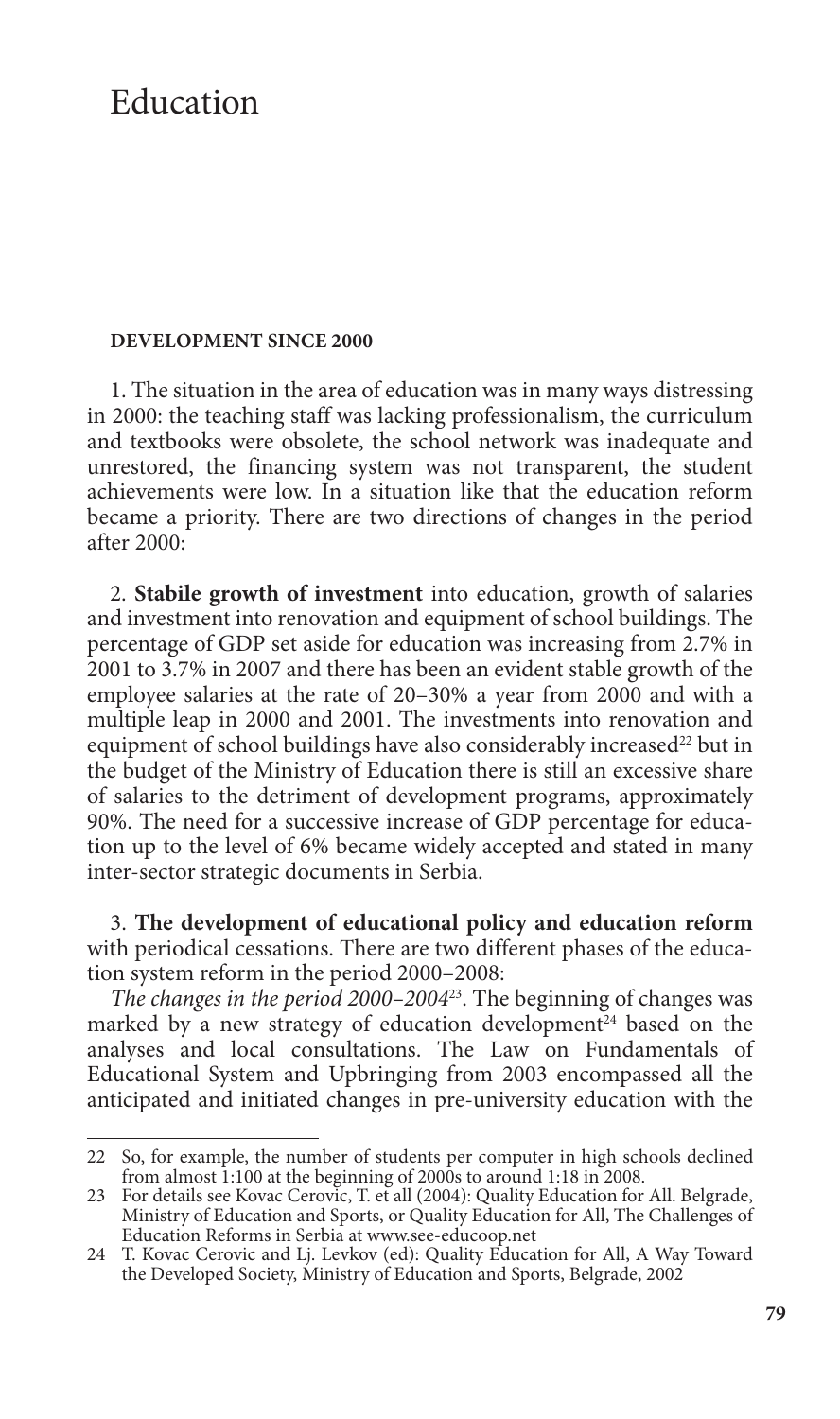# Education

**DEVELOPMENT SINCE 2000**

1. The situation in the area of education was in many ways distressing in 2000: the teaching staff was lacking professionalism, the curriculum and textbooks were obsolete, the school network was inadequate and unrestored, the financing system was not transparent, the student achievements were low. In a situation like that the education reform became a priority. There are two directions of changes in the period after 2000:

2. **Stabile growth of investment** into education, growth of salaries and investment into renovation and equipment of school buildings. The percentage of GDP set aside for education was increasing from 2.7% in 2001 to 3.7% in 2007 and there has been an evident stable growth of the employee salaries at the rate of 20–30% a year from 2000 and with a multiple leap in 2000 and 2001. The investments into renovation and equipment of school buildings have also considerably increased[22] but in the budget of the Ministry of Education there is still an excessive share of salaries to the detriment of development programs, approximately 90%. The need for a successive increase of GDP percentage for education up to the level of 6% became widely accepted and stated in many inter-sector strategic documents in Serbia.

3. **The development of educational policy and education reform** with periodical cessations. There are two different phases of the education system reform in the period 2000–2008:

*The changes in the period 2000–2004*[23]. The beginning of changes was marked by a new strategy of education development[24] based on the analyses and local consultations. The Law on Fundamentals of Educational System and Upbringing from 2003 encompassed all the anticipated and initiated changes in pre-university education with the

---

22 So, for example, the number of students per computer in high schools declined from almost 1:100 at the beginning of 2000s to around 1:18 in 2008.

23 For details see Kovac Cerovic, T. et all (2004): Quality Education for All. Belgrade, Ministry of Education and Sports, or Quality Education for All, The Challenges of Education Reforms in Serbia at www.see-educoop.net

24 T. Kovac Cerovic and Lj. Levkov (ed): Quality Education for All, A Way Toward the Developed Society, Ministry of Education and Sports, Belgrade, 2002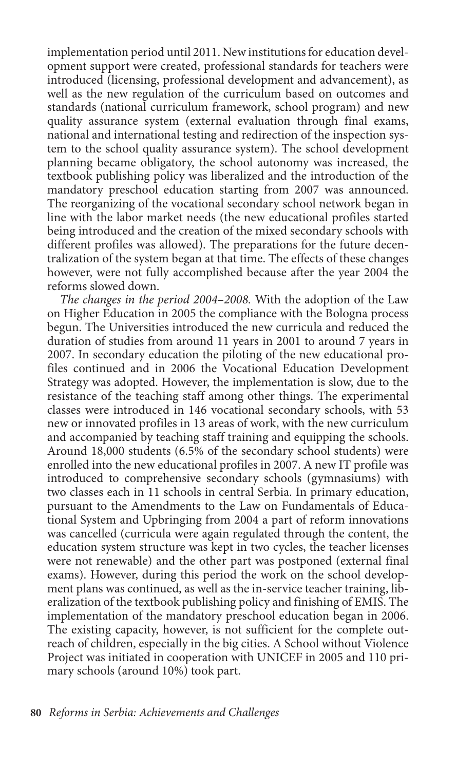implementation period until 2011. New institutions for education development support were created, professional standards for teachers were introduced (licensing, professional development and advancement), as well as the new regulation of the curriculum based on outcomes and standards (national curriculum framework, school program) and new quality assurance system (external evaluation through final exams, national and international testing and redirection of the inspection system to the school quality assurance system). The school development planning became obligatory, the school autonomy was increased, the textbook publishing policy was liberalized and the introduction of the mandatory preschool education starting from 2007 was announced. The reorganizing of the vocational secondary school network began in line with the labor market needs (the new educational profiles started being introduced and the creation of the mixed secondary schools with different profiles was allowed). The preparations for the future decentralization of the system began at that time. The effects of these changes however, were not fully accomplished because after the year 2004 the reforms slowed down.

*The changes in the period 2004–2008.* With the adoption of the Law on Higher Education in 2005 the compliance with the Bologna process begun. The Universities introduced the new curricula and reduced the duration of studies from around 11 years in 2001 to around 7 years in 2007. In secondary education the piloting of the new educational profiles continued and in 2006 the Vocational Education Development Strategy was adopted. However, the implementation is slow, due to the resistance of the teaching staff among other things. The experimental classes were introduced in 146 vocational secondary schools, with 53 new or innovated profiles in 13 areas of work, with the new curriculum and accompanied by teaching staff training and equipping the schools. Around 18,000 students (6.5% of the secondary school students) were enrolled into the new educational profiles in 2007. A new IT profile was introduced to comprehensive secondary schools (gymnasiums) with two classes each in 11 schools in central Serbia. In primary education, pursuant to the Amendments to the Law on Fundamentals of Educational System and Upbringing from 2004 a part of reform innovations was cancelled (curricula were again regulated through the content, the education system structure was kept in two cycles, the teacher licenses were not renewable) and the other part was postponed (external final exams). However, during this period the work on the school development plans was continued, as well as the in-service teacher training, liberalization of the textbook publishing policy and finishing of EMIS. The implementation of the mandatory preschool education began in 2006. The existing capacity, however, is not sufficient for the complete outreach of children, especially in the big cities. A School without Violence Project was initiated in cooperation with UNICEF in 2005 and 110 primary schools (around 10%) took part.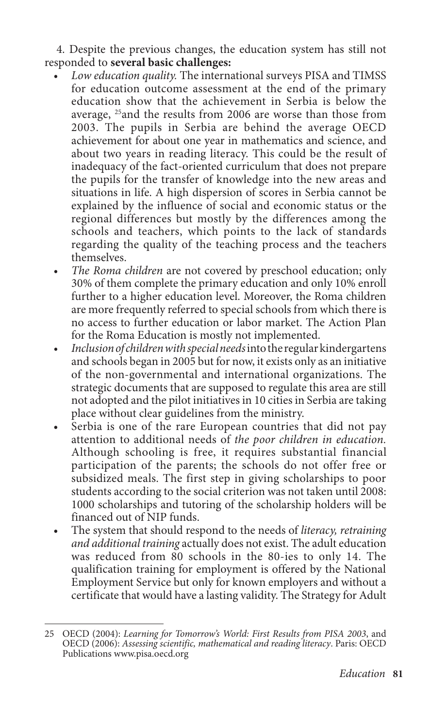4. Despite the previous changes, the education system has still not responded to **several basic challenges:**

- *Low education quality.* The international surveys PISA and TIMSS for education outcome assessment at the end of the primary education show that the achievement in Serbia is below the average, [25]and the results from 2006 are worse than those from 2003. The pupils in Serbia are behind the average OECD achievement for about one year in mathematics and science, and about two years in reading literacy. This could be the result of inadequacy of the fact-oriented curriculum that does not prepare the pupils for the transfer of knowledge into the new areas and situations in life. A high dispersion of scores in Serbia cannot be explained by the influence of social and economic status or the regional differences but mostly by the differences among the schools and teachers, which points to the lack of standards regarding the quality of the teaching process and the teachers themselves.
- *The Roma children* are not covered by preschool education; only 30% of them complete the primary education and only 10% enroll further to a higher education level. Moreover, the Roma children are more frequently referred to special schools from which there is no access to further education or labor market. The Action Plan for the Roma Education is mostly not implemented.
- *Inclusion of children with special needs* into the regular kindergartens and schools began in 2005 but for now, it exists only as an initiative of the non-governmental and international organizations. The strategic documents that are supposed to regulate this area are still not adopted and the pilot initiatives in 10 cities in Serbia are taking place without clear guidelines from the ministry.
- Serbia is one of the rare European countries that did not pay attention to additional needs of *the poor children in education.* Although schooling is free, it requires substantial financial participation of the parents; the schools do not offer free or subsidized meals. The first step in giving scholarships to poor students according to the social criterion was not taken until 2008: 1000 scholarships and tutoring of the scholarship holders will be financed out of NIP funds.
- The system that should respond to the needs of *literacy, retraining and additional training* actually does not exist. The adult education was reduced from 80 schools in the 80-ies to only 14. The qualification training for employment is offered by the National Employment Service but only for known employers and without a certificate that would have a lasting validity. The Strategy for Adult

---

25 OECD (2004): *Learning for Tomorrow's World: First Results from PISA 2003*, and OECD (2006): *Assessing scientific, mathematical and reading literacy*. Paris: OECD Publications www.pisa.oecd.org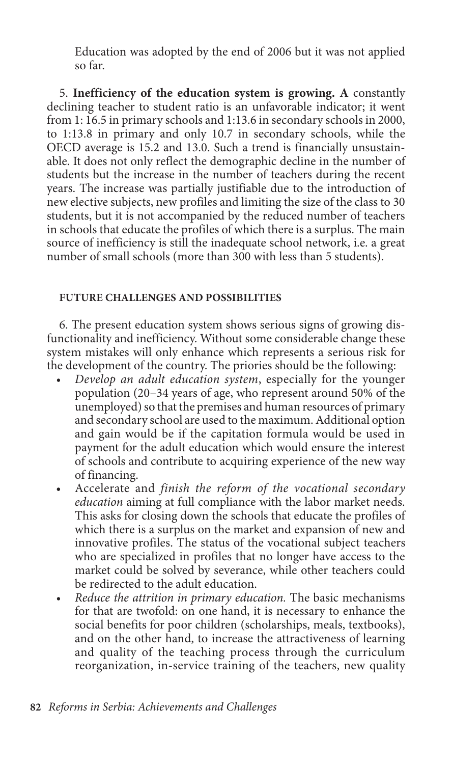Education was adopted by the end of 2006 but it was not applied so far.

5. **Inefficiency of the education system is growing. A** constantly declining teacher to student ratio is an unfavorable indicator; it went from 1: 16.5 in primary schools and 1:13.6 in secondary schools in 2000, to 1:13.8 in primary and only 10.7 in secondary schools, while the OECD average is 15.2 and 13.0. Such a trend is financially unsustainable. It does not only reflect the demographic decline in the number of students but the increase in the number of teachers during the recent years. The increase was partially justifiable due to the introduction of new elective subjects, new profiles and limiting the size of the class to 30 students, but it is not accompanied by the reduced number of teachers in schools that educate the profiles of which there is a surplus. The main source of inefficiency is still the inadequate school network, i.e. a great number of small schools (more than 300 with less than 5 students).

#### FUTURE CHALLENGES AND POSSIBILITIES

6. The present education system shows serious signs of growing disfunctionality and inefficiency. Without some considerable change these system mistakes will only enhance which represents a serious risk for the development of the country. The priories should be the following:

- *Develop an adult education system*, especially for the younger population (20–34 years of age, who represent around 50% of the unemployed) so that the premises and human resources of primary and secondary school are used to the maximum. Additional option and gain would be if the capitation formula would be used in payment for the adult education which would ensure the interest of schools and contribute to acquiring experience of the new way of financing.
- Accelerate and *finish the reform of the vocational secondary education* aiming at full compliance with the labor market needs. This asks for closing down the schools that educate the profiles of which there is a surplus on the market and expansion of new and innovative profiles. The status of the vocational subject teachers who are specialized in profiles that no longer have access to the market could be solved by severance, while other teachers could be redirected to the adult education.
- *Reduce the attrition in primary education.* The basic mechanisms for that are twofold: on one hand, it is necessary to enhance the social benefits for poor children (scholarships, meals, textbooks), and on the other hand, to increase the attractiveness of learning and quality of the teaching process through the curriculum reorganization, in-service training of the teachers, new quality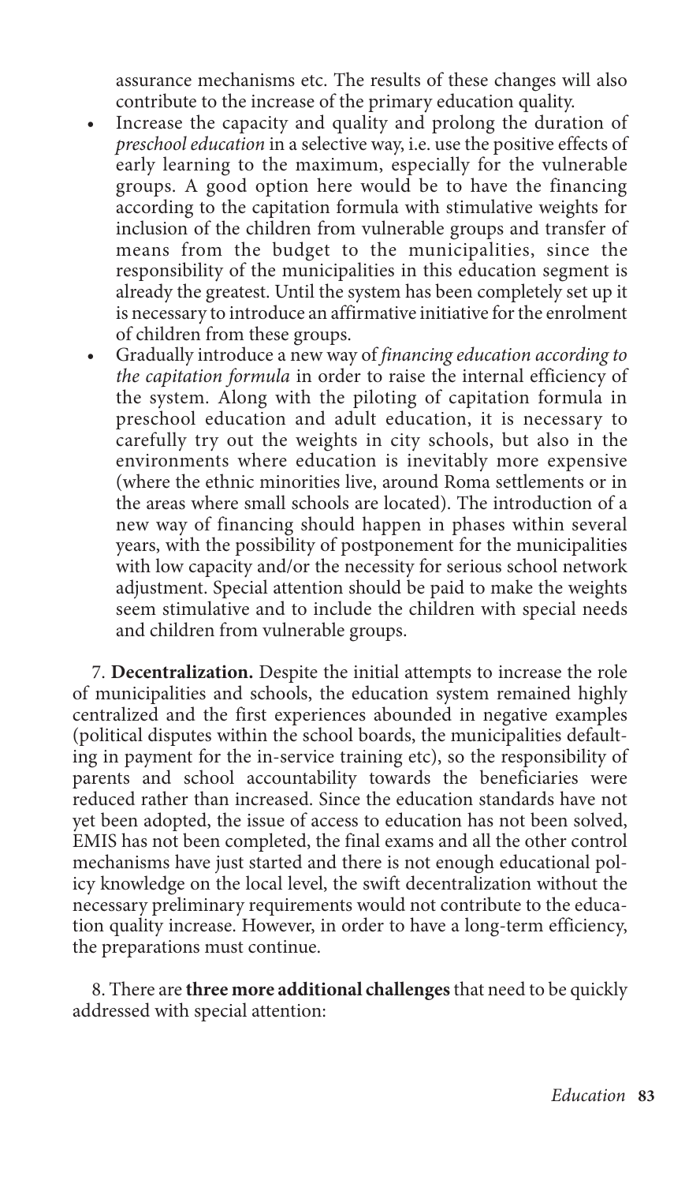assurance mechanisms etc. The results of these changes will also contribute to the increase of the primary education quality.

- Increase the capacity and quality and prolong the duration of *preschool education* in a selective way, i.e. use the positive effects of early learning to the maximum, especially for the vulnerable groups. A good option here would be to have the financing according to the capitation formula with stimulative weights for inclusion of the children from vulnerable groups and transfer of means from the budget to the municipalities, since the responsibility of the municipalities in this education segment is already the greatest. Until the system has been completely set up it is necessary to introduce an affirmative initiative for the enrolment of children from these groups.
- Gradually introduce a new way of *financing education according to the capitation formula* in order to raise the internal efficiency of the system. Along with the piloting of capitation formula in preschool education and adult education, it is necessary to carefully try out the weights in city schools, but also in the environments where education is inevitably more expensive (where the ethnic minorities live, around Roma settlements or in the areas where small schools are located). The introduction of a new way of financing should happen in phases within several years, with the possibility of postponement for the municipalities with low capacity and/or the necessity for serious school network adjustment. Special attention should be paid to make the weights seem stimulative and to include the children with special needs and children from vulnerable groups.

7. **Decentralization.** Despite the initial attempts to increase the role of municipalities and schools, the education system remained highly centralized and the first experiences abounded in negative examples (political disputes within the school boards, the municipalities defaulting in payment for the in-service training etc), so the responsibility of parents and school accountability towards the beneficiaries were reduced rather than increased. Since the education standards have not yet been adopted, the issue of access to education has not been solved, EMIS has not been completed, the final exams and all the other control mechanisms have just started and there is not enough educational policy knowledge on the local level, the swift decentralization without the necessary preliminary requirements would not contribute to the education quality increase. However, in order to have a long-term efficiency, the preparations must continue.

8. There are **three more additional challenges** that need to be quickly addressed with special attention: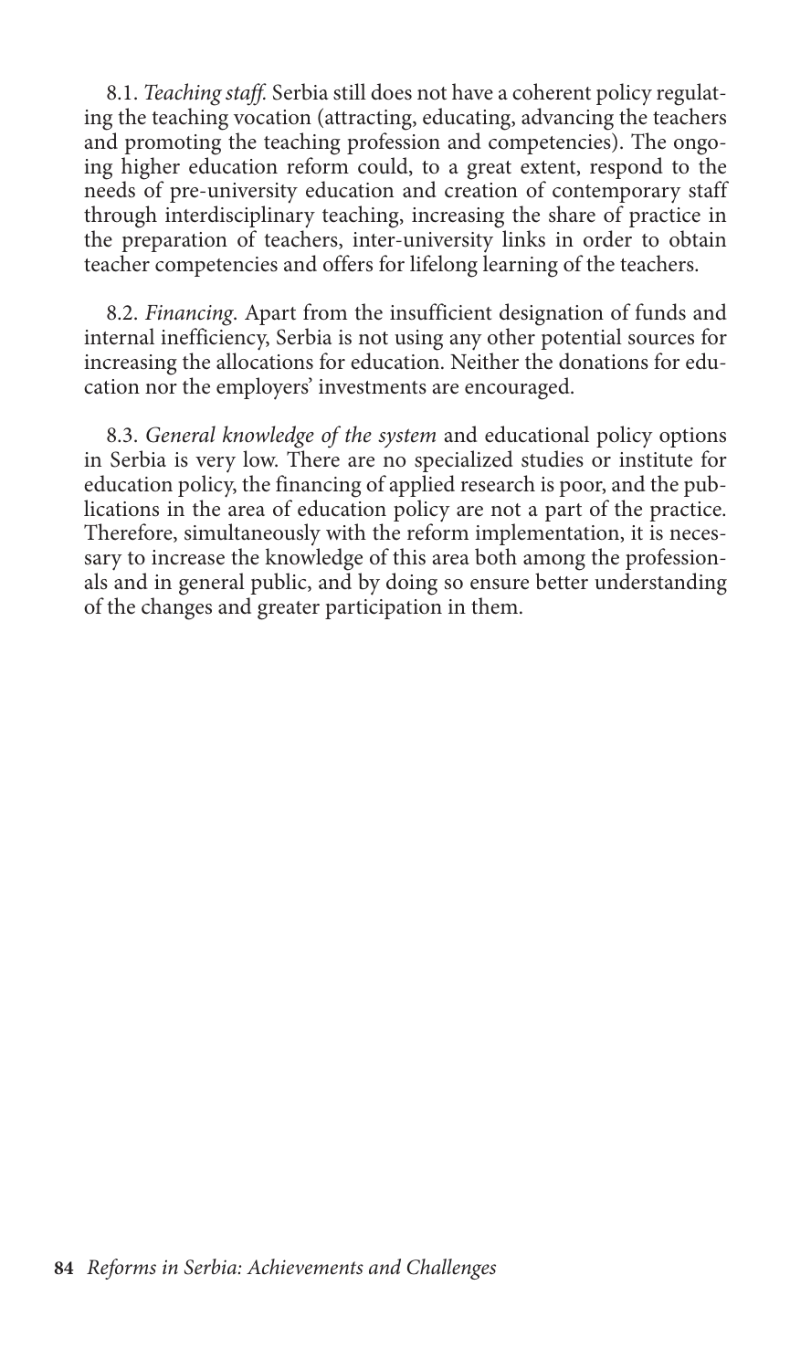8.1. *Teaching staff.* Serbia still does not have a coherent policy regulating the teaching vocation (attracting, educating, advancing the teachers and promoting the teaching profession and competencies). The ongoing higher education reform could, to a great extent, respond to the needs of pre-university education and creation of contemporary staff through interdisciplinary teaching, increasing the share of practice in the preparation of teachers, inter-university links in order to obtain teacher competencies and offers for lifelong learning of the teachers.

8.2. *Financing.* Apart from the insufficient designation of funds and internal inefficiency, Serbia is not using any other potential sources for increasing the allocations for education. Neither the donations for education nor the employers' investments are encouraged.

8.3. *General knowledge of the system* and educational policy options in Serbia is very low. There are no specialized studies or institute for education policy, the financing of applied research is poor, and the publications in the area of education policy are not a part of the practice. Therefore, simultaneously with the reform implementation, it is necessary to increase the knowledge of this area both among the professionals and in general public, and by doing so ensure better understanding of the changes and greater participation in them.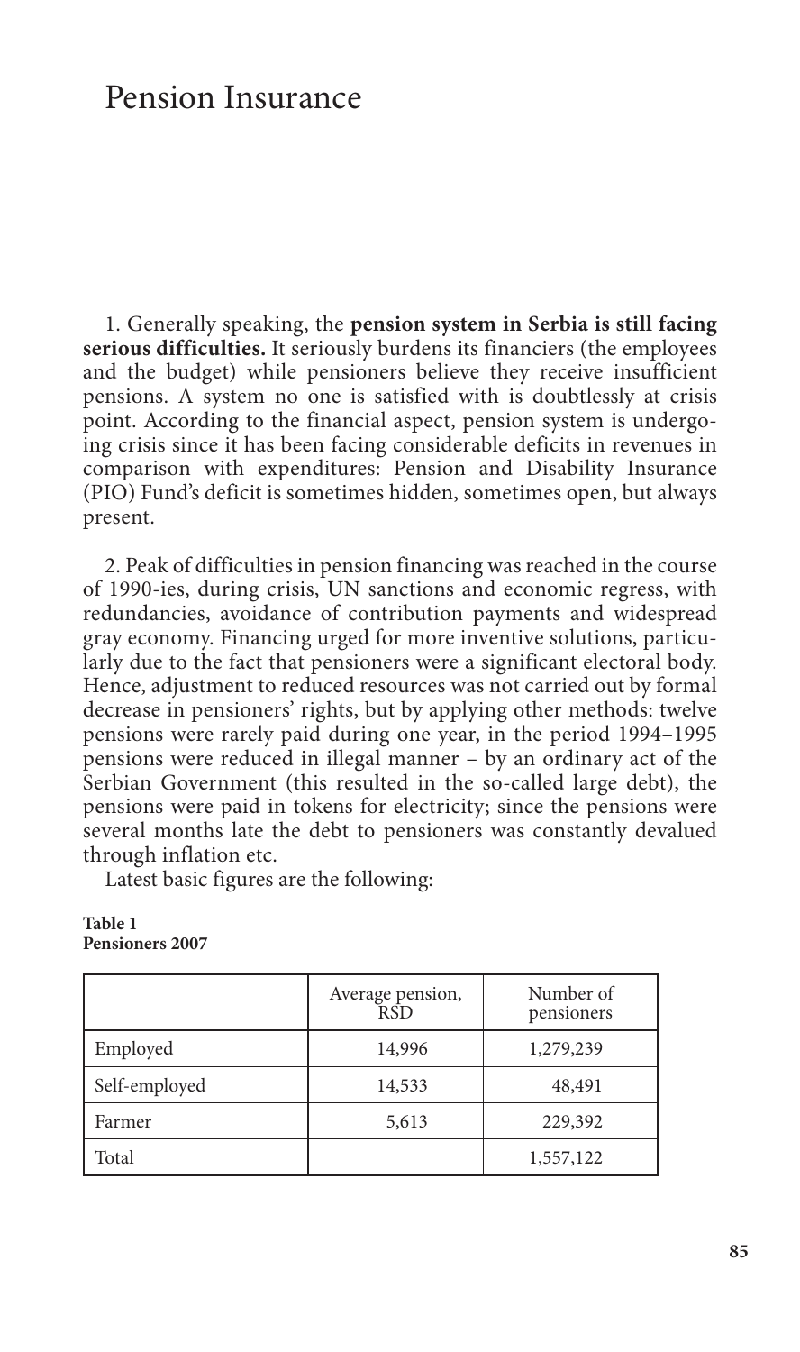# Pension Insurance

1. Generally speaking, the **pension system in Serbia is still facing serious difficulties.** It seriously burdens its financiers (the employees and the budget) while pensioners believe they receive insufficient pensions. A system no one is satisfied with is doubtlessly at crisis point. According to the financial aspect, pension system is undergoing crisis since it has been facing considerable deficits in revenues in comparison with expenditures: Pension and Disability Insurance (PIO) Fund's deficit is sometimes hidden, sometimes open, but always present.

2. Peak of difficulties in pension financing was reached in the course of 1990-ies, during crisis, UN sanctions and economic regress, with redundancies, avoidance of contribution payments and widespread gray economy. Financing urged for more inventive solutions, particularly due to the fact that pensioners were a significant electoral body. Hence, adjustment to reduced resources was not carried out by formal decrease in pensioners' rights, but by applying other methods: twelve pensions were rarely paid during one year, in the period 1994–1995 pensions were reduced in illegal manner – by an ordinary act of the Serbian Government (this resulted in the so-called large debt), the pensions were paid in tokens for electricity; since the pensions were several months late the debt to pensioners was constantly devalued through inflation etc.

Latest basic figures are the following:

**Table 1**
**Pensioners 2007**

| | Average pension, RSD | Number of pensioners |
|---|---|---|
| Employed | 14,996 | 1,279,239 |
| Self-employed | 14,533 | 48,491 |
| Farmer | 5,613 | 229,392 |
| Total | | 1,557,122 |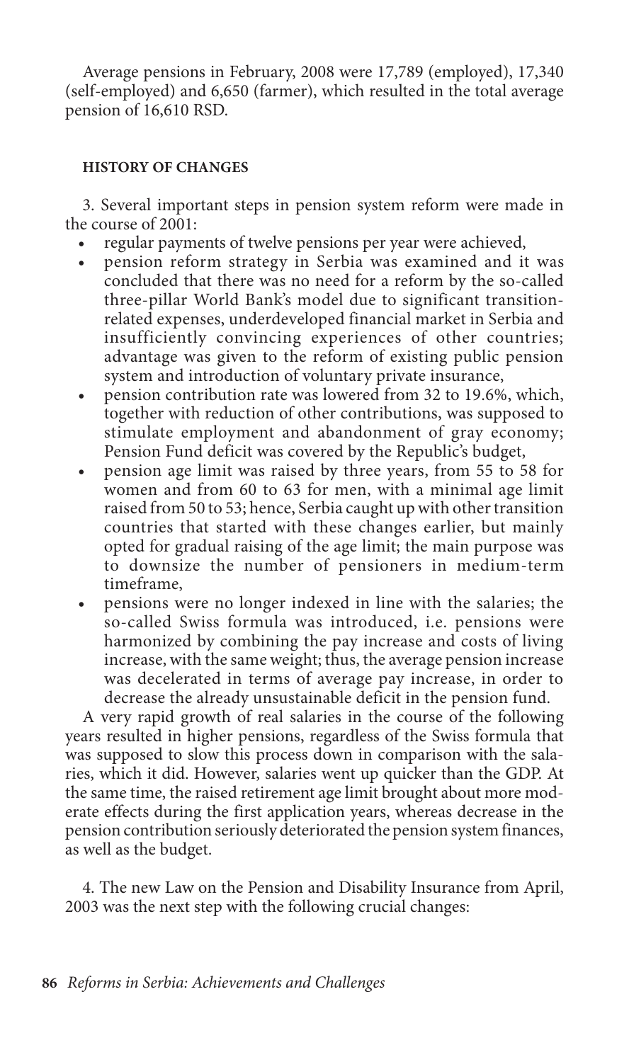Average pensions in February, 2008 were 17,789 (employed), 17,340 (self-employed) and 6,650 (farmer), which resulted in the total average pension of 16,610 RSD.

#### HISTORY OF CHANGES

3. Several important steps in pension system reform were made in the course of 2001:

- regular payments of twelve pensions per year were achieved,
- pension reform strategy in Serbia was examined and it was concluded that there was no need for a reform by the so-called three-pillar World Bank's model due to significant transition-related expenses, underdeveloped financial market in Serbia and insufficiently convincing experiences of other countries; advantage was given to the reform of existing public pension system and introduction of voluntary private insurance,
- pension contribution rate was lowered from 32 to 19.6%, which, together with reduction of other contributions, was supposed to stimulate employment and abandonment of gray economy; Pension Fund deficit was covered by the Republic's budget,
- pension age limit was raised by three years, from 55 to 58 for women and from 60 to 63 for men, with a minimal age limit raised from 50 to 53; hence, Serbia caught up with other transition countries that started with these changes earlier, but mainly opted for gradual raising of the age limit; the main purpose was to downsize the number of pensioners in medium-term timeframe,
- pensions were no longer indexed in line with the salaries; the so-called Swiss formula was introduced, i.e. pensions were harmonized by combining the pay increase and costs of living increase, with the same weight; thus, the average pension increase was decelerated in terms of average pay increase, in order to decrease the already unsustainable deficit in the pension fund.

A very rapid growth of real salaries in the course of the following years resulted in higher pensions, regardless of the Swiss formula that was supposed to slow this process down in comparison with the salaries, which it did. However, salaries went up quicker than the GDP. At the same time, the raised retirement age limit brought about more moderate effects during the first application years, whereas decrease in the pension contribution seriously deteriorated the pension system finances, as well as the budget.

4. The new Law on the Pension and Disability Insurance from April, 2003 was the next step with the following crucial changes: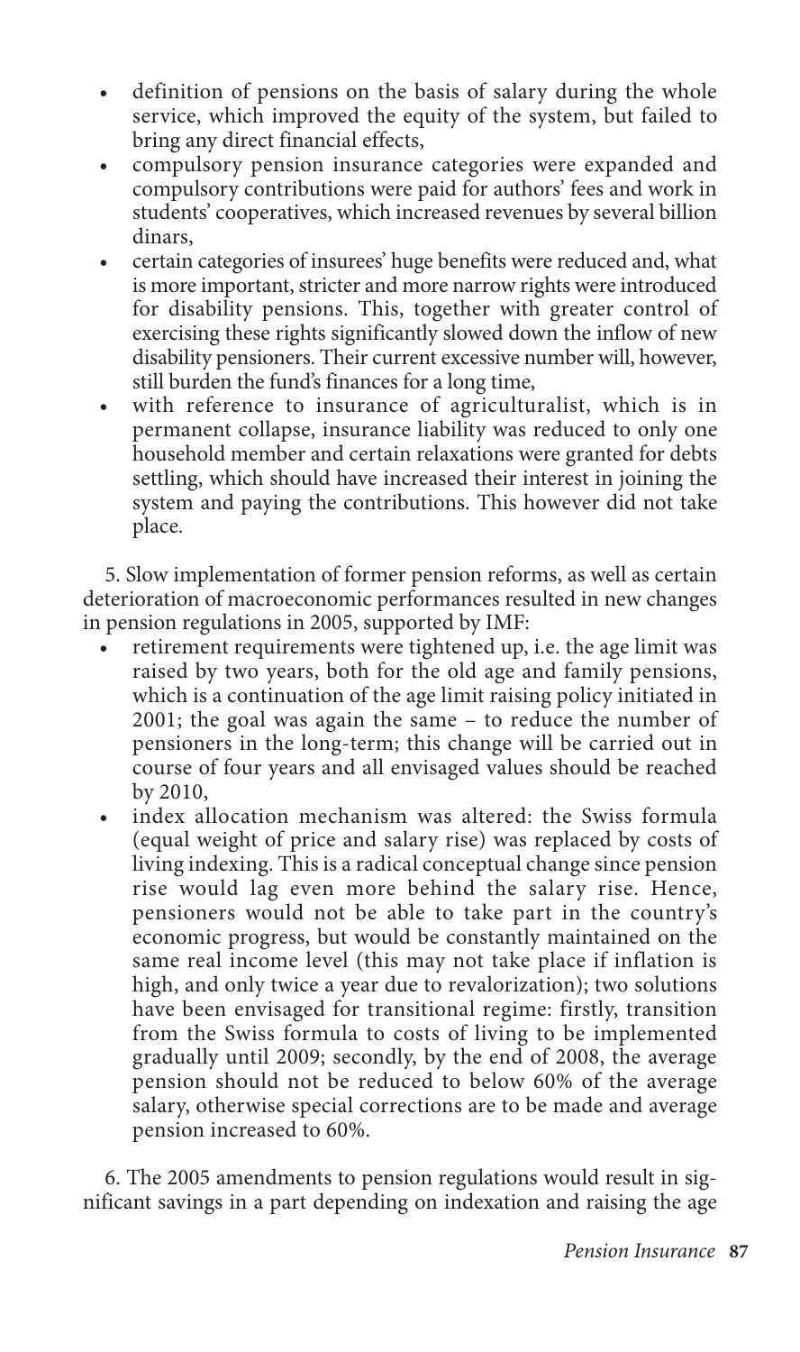- definition of pensions on the basis of salary during the whole service, which improved the equity of the system, but failed to bring any direct financial effects,
- compulsory pension insurance categories were expanded and compulsory contributions were paid for authors' fees and work in students' cooperatives, which increased revenues by several billion dinars,
- certain categories of insurees' huge benefits were reduced and, what is more important, stricter and more narrow rights were introduced for disability pensions. This, together with greater control of exercising these rights significantly slowed down the inflow of new disability pensioners. Their current excessive number will, however, still burden the fund's finances for a long time,
- with reference to insurance of agriculturalist, which is in permanent collapse, insurance liability was reduced to only one household member and certain relaxations were granted for debts settling, which should have increased their interest in joining the system and paying the contributions. This however did not take place.

5. Slow implementation of former pension reforms, as well as certain deterioration of macroeconomic performances resulted in new changes in pension regulations in 2005, supported by IMF:

- retirement requirements were tightened up, i.e. the age limit was raised by two years, both for the old age and family pensions, which is a continuation of the age limit raising policy initiated in 2001; the goal was again the same – to reduce the number of pensioners in the long-term; this change will be carried out in course of four years and all envisaged values should be reached by 2010,
- index allocation mechanism was altered: the Swiss formula (equal weight of price and salary rise) was replaced by costs of living indexing. This is a radical conceptual change since pension rise would lag even more behind the salary rise. Hence, pensioners would not be able to take part in the country's economic progress, but would be constantly maintained on the same real income level (this may not take place if inflation is high, and only twice a year due to revalorization); two solutions have been envisaged for transitional regime: firstly, transition from the Swiss formula to costs of living to be implemented gradually until 2009; secondly, by the end of 2008, the average pension should not be reduced to below 60% of the average salary, otherwise special corrections are to be made and average pension increased to 60%.

6. The 2005 amendments to pension regulations would result in significant savings in a part depending on indexation and raising the age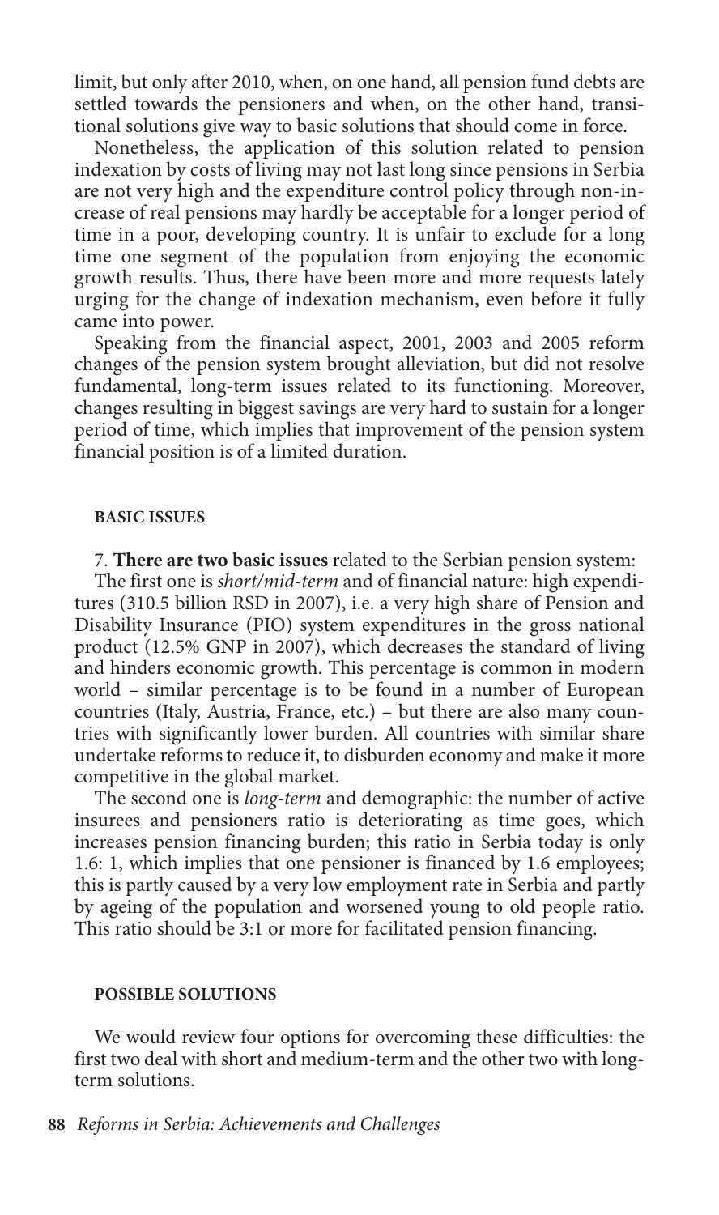limit, but only after 2010, when, on one hand, all pension fund debts are settled towards the pensioners and when, on the other hand, transitional solutions give way to basic solutions that should come in force.

Nonetheless, the application of this solution related to pension indexation by costs of living may not last long since pensions in Serbia are not very high and the expenditure control policy through non-increase of real pensions may hardly be acceptable for a longer period of time in a poor, developing country. It is unfair to exclude for a long time one segment of the population from enjoying the economic growth results. Thus, there have been more and more requests lately urging for the change of indexation mechanism, even before it fully came into power.

Speaking from the financial aspect, 2001, 2003 and 2005 reform changes of the pension system brought alleviation, but did not resolve fundamental, long-term issues related to its functioning. Moreover, changes resulting in biggest savings are very hard to sustain for a longer period of time, which implies that improvement of the pension system financial position is of a limited duration.

### BASIC ISSUES

7. **There are two basic issues** related to the Serbian pension system:

The first one is *short/mid-term* and of financial nature: high expenditures (310.5 billion RSD in 2007), i.e. a very high share of Pension and Disability Insurance (PIO) system expenditures in the gross national product (12.5% GNP in 2007), which decreases the standard of living and hinders economic growth. This percentage is common in modern world – similar percentage is to be found in a number of European countries (Italy, Austria, France, etc.) – but there are also many countries with significantly lower burden. All countries with similar share undertake reforms to reduce it, to disburden economy and make it more competitive in the global market.

The second one is *long-term* and demographic: the number of active insurees and pensioners ratio is deteriorating as time goes, which increases pension financing burden; this ratio in Serbia today is only 1.6: 1, which implies that one pensioner is financed by 1.6 employees; this is partly caused by a very low employment rate in Serbia and partly by ageing of the population and worsened young to old people ratio. This ratio should be 3:1 or more for facilitated pension financing.

### POSSIBLE SOLUTIONS

We would review four options for overcoming these difficulties: the first two deal with short and medium-term and the other two with long-term solutions.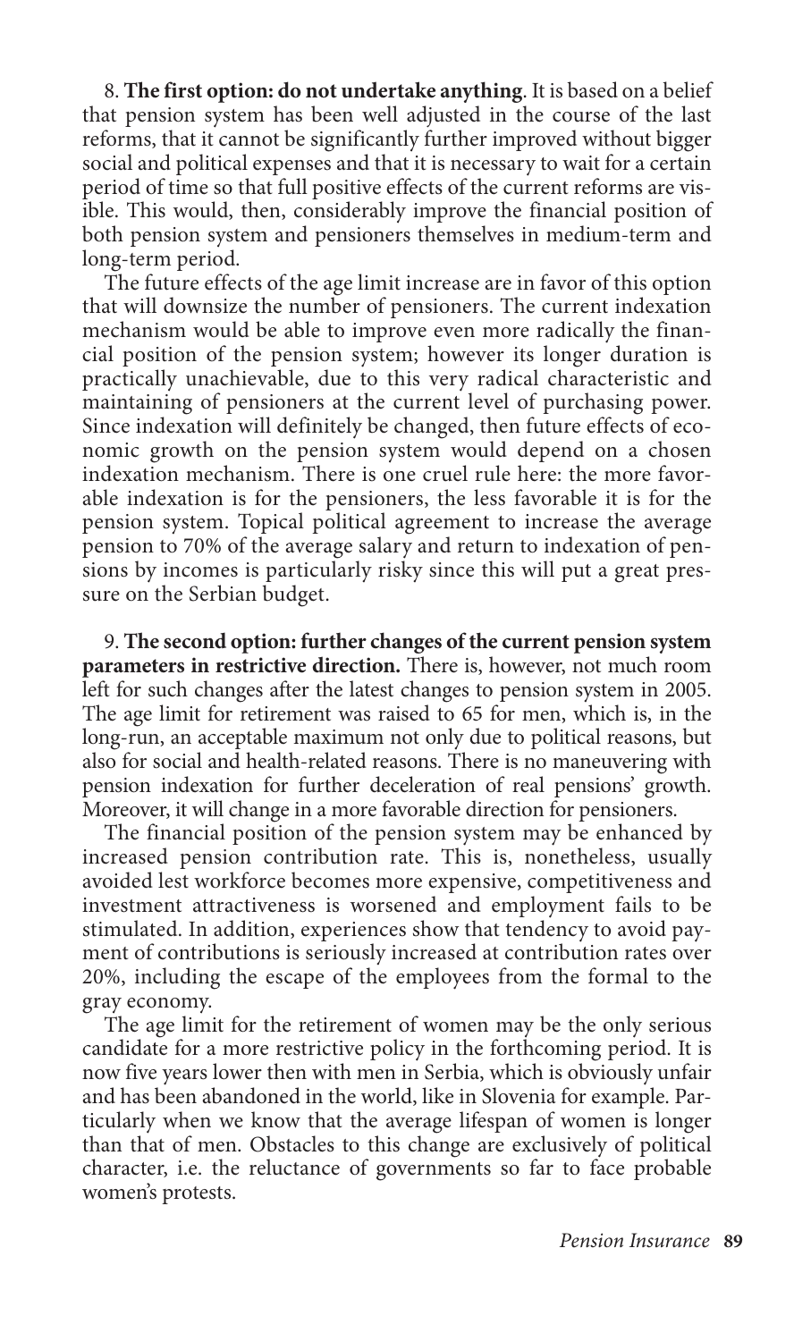8. **The first option: do not undertake anything**. It is based on a belief that pension system has been well adjusted in the course of the last reforms, that it cannot be significantly further improved without bigger social and political expenses and that it is necessary to wait for a certain period of time so that full positive effects of the current reforms are visible. This would, then, considerably improve the financial position of both pension system and pensioners themselves in medium-term and long-term period.

The future effects of the age limit increase are in favor of this option that will downsize the number of pensioners. The current indexation mechanism would be able to improve even more radically the financial position of the pension system; however its longer duration is practically unachievable, due to this very radical characteristic and maintaining of pensioners at the current level of purchasing power. Since indexation will definitely be changed, then future effects of economic growth on the pension system would depend on a chosen indexation mechanism. There is one cruel rule here: the more favorable indexation is for the pensioners, the less favorable it is for the pension system. Topical political agreement to increase the average pension to 70% of the average salary and return to indexation of pensions by incomes is particularly risky since this will put a great pressure on the Serbian budget.

9. **The second option: further changes of the current pension system parameters in restrictive direction.** There is, however, not much room left for such changes after the latest changes to pension system in 2005. The age limit for retirement was raised to 65 for men, which is, in the long-run, an acceptable maximum not only due to political reasons, but also for social and health-related reasons. There is no maneuvering with pension indexation for further deceleration of real pensions' growth. Moreover, it will change in a more favorable direction for pensioners.

The financial position of the pension system may be enhanced by increased pension contribution rate. This is, nonetheless, usually avoided lest workforce becomes more expensive, competitiveness and investment attractiveness is worsened and employment fails to be stimulated. In addition, experiences show that tendency to avoid payment of contributions is seriously increased at contribution rates over 20%, including the escape of the employees from the formal to the gray economy.

The age limit for the retirement of women may be the only serious candidate for a more restrictive policy in the forthcoming period. It is now five years lower then with men in Serbia, which is obviously unfair and has been abandoned in the world, like in Slovenia for example. Particularly when we know that the average lifespan of women is longer than that of men. Obstacles to this change are exclusively of political character, i.e. the reluctance of governments so far to face probable women's protests.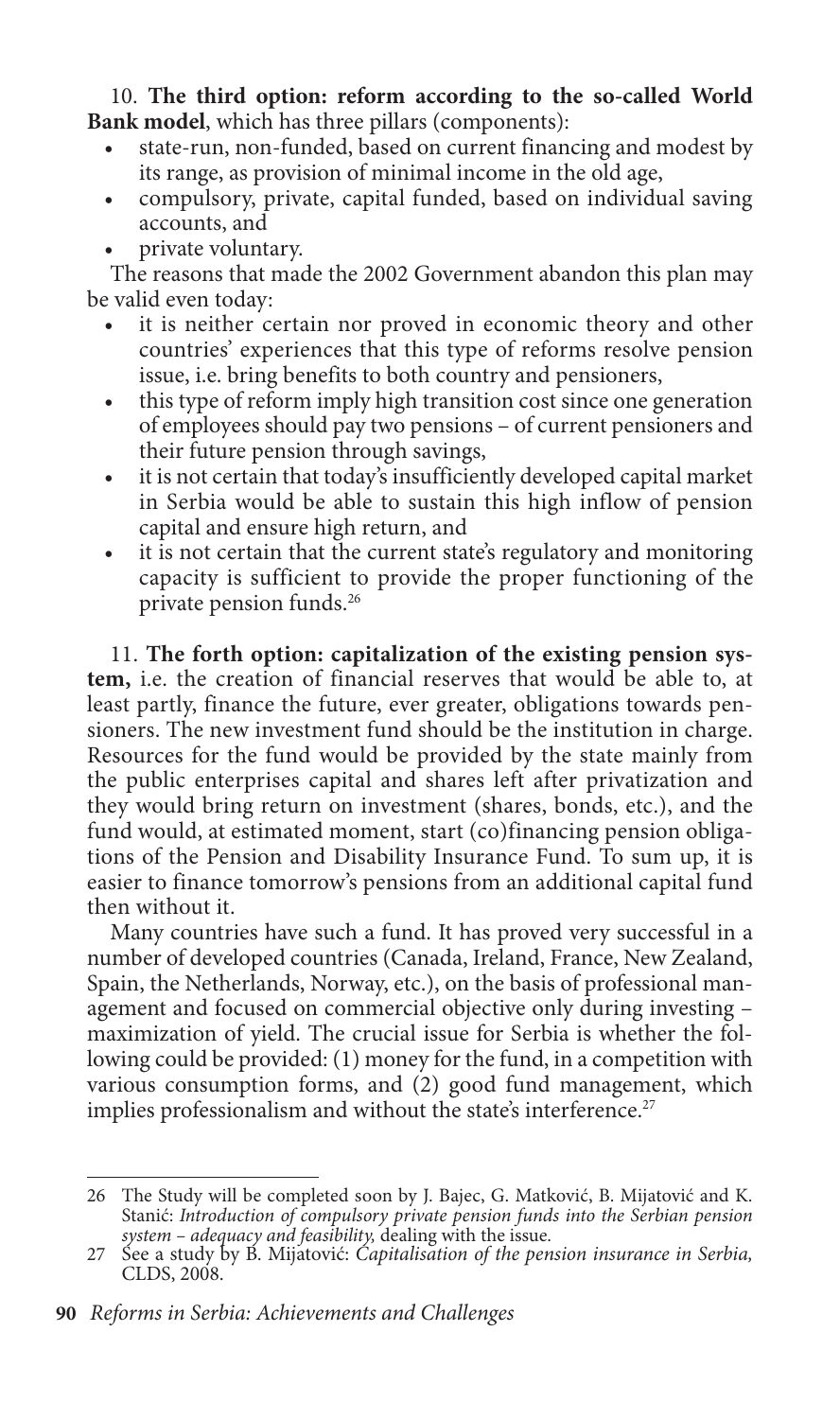10. **The third option: reform according to the so-called World Bank model**, which has three pillars (components):

- state-run, non-funded, based on current financing and modest by its range, as provision of minimal income in the old age,
- compulsory, private, capital funded, based on individual saving accounts, and
- private voluntary.

The reasons that made the 2002 Government abandon this plan may be valid even today:

- it is neither certain nor proved in economic theory and other countries' experiences that this type of reforms resolve pension issue, i.e. bring benefits to both country and pensioners,
- this type of reform imply high transition cost since one generation of employees should pay two pensions – of current pensioners and their future pension through savings,
- it is not certain that today's insufficiently developed capital market in Serbia would be able to sustain this high inflow of pension capital and ensure high return, and
- it is not certain that the current state's regulatory and monitoring capacity is sufficient to provide the proper functioning of the private pension funds.[26]

11. **The forth option: capitalization of the existing pension system,** i.e. the creation of financial reserves that would be able to, at least partly, finance the future, ever greater, obligations towards pensioners. The new investment fund should be the institution in charge. Resources for the fund would be provided by the state mainly from the public enterprises capital and shares left after privatization and they would bring return on investment (shares, bonds, etc.), and the fund would, at estimated moment, start (co)financing pension obligations of the Pension and Disability Insurance Fund. To sum up, it is easier to finance tomorrow's pensions from an additional capital fund then without it.

Many countries have such a fund. It has proved very successful in a number of developed countries (Canada, Ireland, France, New Zealand, Spain, the Netherlands, Norway, etc.), on the basis of professional management and focused on commercial objective only during investing – maximization of yield. The crucial issue for Serbia is whether the following could be provided: (1) money for the fund, in a competition with various consumption forms, and (2) good fund management, which implies professionalism and without the state's interference.[27]

---

26 The Study will be completed soon by J. Bajec, G. Matković, B. Mijatović and K. Stanić: *Introduction of compulsory private pension funds into the Serbian pension system – adequacy and feasibility,* dealing with the issue.

27 See a study by B. Mijatović: *Capitalisation of the pension insurance in Serbia,* CLDS, 2008.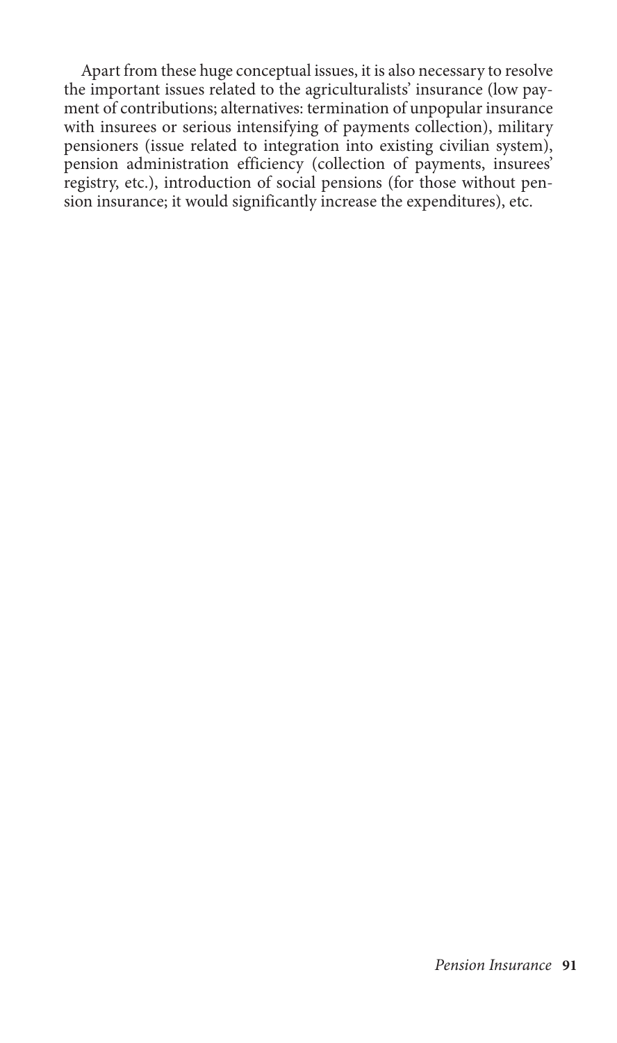Apart from these huge conceptual issues, it is also necessary to resolve the important issues related to the agriculturalists' insurance (low payment of contributions; alternatives: termination of unpopular insurance with insurees or serious intensifying of payments collection), military pensioners (issue related to integration into existing civilian system), pension administration efficiency (collection of payments, insurees' registry, etc.), introduction of social pensions (for those without pension insurance; it would significantly increase the expenditures), etc.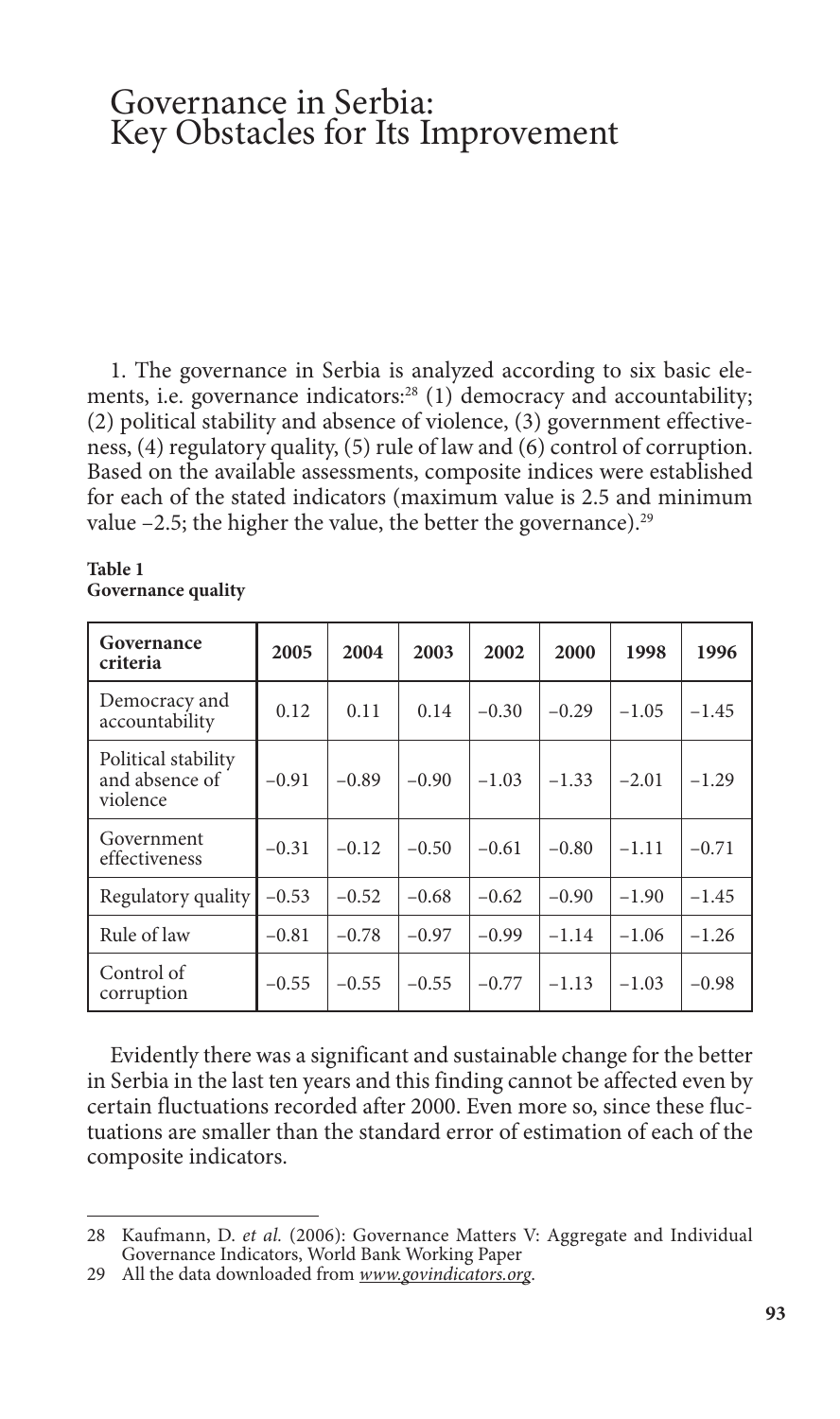# Governance in Serbia: Key Obstacles for Its Improvement

1. The governance in Serbia is analyzed according to six basic elements, i.e. governance indicators:[28] (1) democracy and accountability; (2) political stability and absence of violence, (3) government effectiveness, (4) regulatory quality, (5) rule of law and (6) control of corruption. Based on the available assessments, composite indices were established for each of the stated indicators (maximum value is 2.5 and minimum value –2.5; the higher the value, the better the governance).[29]

**Table 1**
**Governance quality**

| Governance criteria | 2005 | 2004 | 2003 | 2002 | 2000 | 1998 | 1996 |
|---|---|---|---|---|---|---|---|
| Democracy and accountability | 0.12 | 0.11 | 0.14 | −0.30 | −0.29 | −1.05 | −1.45 |
| Political stability and absence of violence | −0.91 | −0.89 | −0.90 | −1.03 | −1.33 | −2.01 | −1.29 |
| Government effectiveness | −0.31 | −0.12 | −0.50 | −0.61 | −0.80 | −1.11 | −0.71 |
| Regulatory quality | −0.53 | −0.52 | −0.68 | −0.62 | −0.90 | −1.90 | −1.45 |
| Rule of law | −0.81 | −0.78 | −0.97 | −0.99 | −1.14 | −1.06 | −1.26 |
| Control of corruption | −0.55 | −0.55 | −0.55 | −0.77 | −1.13 | −1.03 | −0.98 |

Evidently there was a significant and sustainable change for the better in Serbia in the last ten years and this finding cannot be affected even by certain fluctuations recorded after 2000. Even more so, since these fluctuations are smaller than the standard error of estimation of each of the composite indicators.

---

28 Kaufmann, D. *et al.* (2006): Governance Matters V: Aggregate and Individual Governance Indicators, World Bank Working Paper

29 All the data downloaded from *www.govindicators.org*.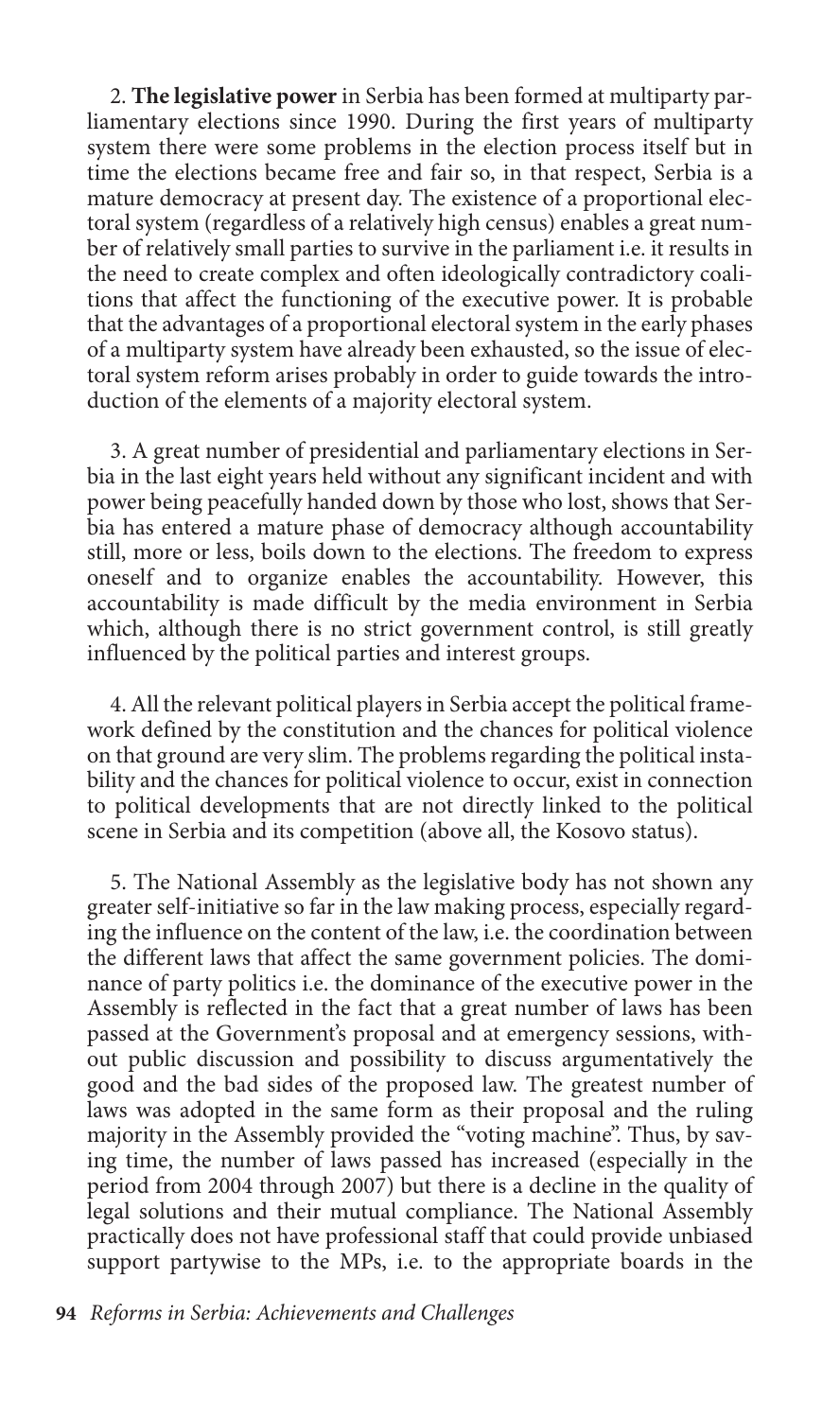2. **The legislative power** in Serbia has been formed at multiparty parliamentary elections since 1990. During the first years of multiparty system there were some problems in the election process itself but in time the elections became free and fair so, in that respect, Serbia is a mature democracy at present day. The existence of a proportional electoral system (regardless of a relatively high census) enables a great number of relatively small parties to survive in the parliament i.e. it results in the need to create complex and often ideologically contradictory coalitions that affect the functioning of the executive power. It is probable that the advantages of a proportional electoral system in the early phases of a multiparty system have already been exhausted, so the issue of electoral system reform arises probably in order to guide towards the introduction of the elements of a majority electoral system.

3. A great number of presidential and parliamentary elections in Serbia in the last eight years held without any significant incident and with power being peacefully handed down by those who lost, shows that Serbia has entered a mature phase of democracy although accountability still, more or less, boils down to the elections. The freedom to express oneself and to organize enables the accountability. However, this accountability is made difficult by the media environment in Serbia which, although there is no strict government control, is still greatly influenced by the political parties and interest groups.

4. All the relevant political players in Serbia accept the political framework defined by the constitution and the chances for political violence on that ground are very slim. The problems regarding the political instability and the chances for political violence to occur, exist in connection to political developments that are not directly linked to the political scene in Serbia and its competition (above all, the Kosovo status).

5. The National Assembly as the legislative body has not shown any greater self-initiative so far in the law making process, especially regarding the influence on the content of the law, i.e. the coordination between the different laws that affect the same government policies. The dominance of party politics i.e. the dominance of the executive power in the Assembly is reflected in the fact that a great number of laws has been passed at the Government's proposal and at emergency sessions, without public discussion and possibility to discuss argumentatively the good and the bad sides of the proposed law. The greatest number of laws was adopted in the same form as their proposal and the ruling majority in the Assembly provided the "voting machine". Thus, by saving time, the number of laws passed has increased (especially in the period from 2004 through 2007) but there is a decline in the quality of legal solutions and their mutual compliance. The National Assembly practically does not have professional staff that could provide unbiased support partywise to the MPs, i.e. to the appropriate boards in the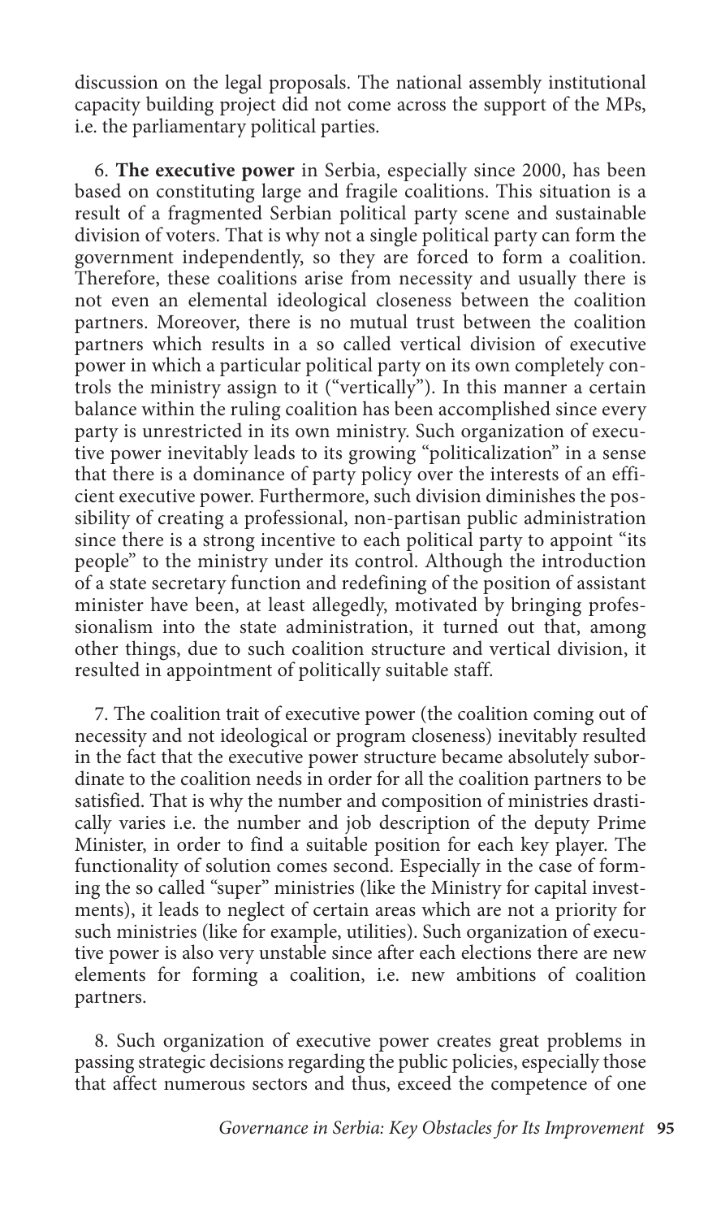discussion on the legal proposals. The national assembly institutional capacity building project did not come across the support of the MPs, i.e. the parliamentary political parties.

6. **The executive power** in Serbia, especially since 2000, has been based on constituting large and fragile coalitions. This situation is a result of a fragmented Serbian political party scene and sustainable division of voters. That is why not a single political party can form the government independently, so they are forced to form a coalition. Therefore, these coalitions arise from necessity and usually there is not even an elemental ideological closeness between the coalition partners. Moreover, there is no mutual trust between the coalition partners which results in a so called vertical division of executive power in which a particular political party on its own completely controls the ministry assign to it ("vertically"). In this manner a certain balance within the ruling coalition has been accomplished since every party is unrestricted in its own ministry. Such organization of executive power inevitably leads to its growing "politicalization" in a sense that there is a dominance of party policy over the interests of an efficient executive power. Furthermore, such division diminishes the possibility of creating a professional, non-partisan public administration since there is a strong incentive to each political party to appoint "its people" to the ministry under its control. Although the introduction of a state secretary function and redefining of the position of assistant minister have been, at least allegedly, motivated by bringing professionalism into the state administration, it turned out that, among other things, due to such coalition structure and vertical division, it resulted in appointment of politically suitable staff.

7. The coalition trait of executive power (the coalition coming out of necessity and not ideological or program closeness) inevitably resulted in the fact that the executive power structure became absolutely subordinate to the coalition needs in order for all the coalition partners to be satisfied. That is why the number and composition of ministries drastically varies i.e. the number and job description of the deputy Prime Minister, in order to find a suitable position for each key player. The functionality of solution comes second. Especially in the case of forming the so called "super" ministries (like the Ministry for capital investments), it leads to neglect of certain areas which are not a priority for such ministries (like for example, utilities). Such organization of executive power is also very unstable since after each elections there are new elements for forming a coalition, i.e. new ambitions of coalition partners.

8. Such organization of executive power creates great problems in passing strategic decisions regarding the public policies, especially those that affect numerous sectors and thus, exceed the competence of one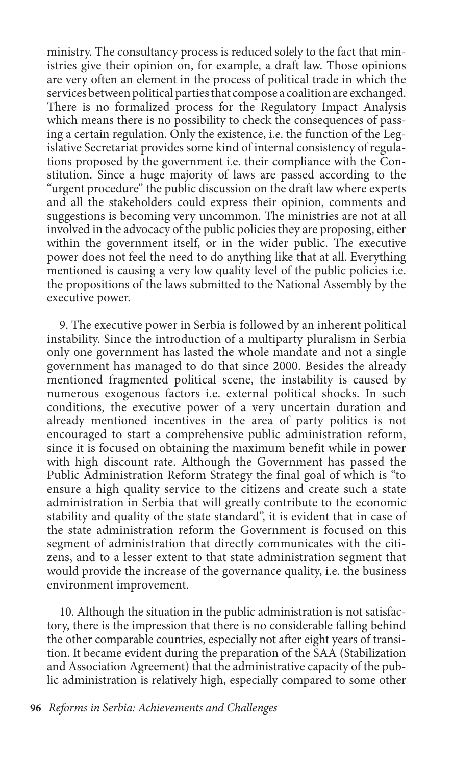ministry. The consultancy process is reduced solely to the fact that ministries give their opinion on, for example, a draft law. Those opinions are very often an element in the process of political trade in which the services between political parties that compose a coalition are exchanged. There is no formalized process for the Regulatory Impact Analysis which means there is no possibility to check the consequences of passing a certain regulation. Only the existence, i.e. the function of the Legislative Secretariat provides some kind of internal consistency of regulations proposed by the government i.e. their compliance with the Constitution. Since a huge majority of laws are passed according to the "urgent procedure" the public discussion on the draft law where experts and all the stakeholders could express their opinion, comments and suggestions is becoming very uncommon. The ministries are not at all involved in the advocacy of the public policies they are proposing, either within the government itself, or in the wider public. The executive power does not feel the need to do anything like that at all. Everything mentioned is causing a very low quality level of the public policies i.e. the propositions of the laws submitted to the National Assembly by the executive power.

9. The executive power in Serbia is followed by an inherent political instability. Since the introduction of a multiparty pluralism in Serbia only one government has lasted the whole mandate and not a single government has managed to do that since 2000. Besides the already mentioned fragmented political scene, the instability is caused by numerous exogenous factors i.e. external political shocks. In such conditions, the executive power of a very uncertain duration and already mentioned incentives in the area of party politics is not encouraged to start a comprehensive public administration reform, since it is focused on obtaining the maximum benefit while in power with high discount rate. Although the Government has passed the Public Administration Reform Strategy the final goal of which is "to ensure a high quality service to the citizens and create such a state administration in Serbia that will greatly contribute to the economic stability and quality of the state standard", it is evident that in case of the state administration reform the Government is focused on this segment of administration that directly communicates with the citizens, and to a lesser extent to that state administration segment that would provide the increase of the governance quality, i.e. the business environment improvement.

10. Although the situation in the public administration is not satisfactory, there is the impression that there is no considerable falling behind the other comparable countries, especially not after eight years of transition. It became evident during the preparation of the SAA (Stabilization and Association Agreement) that the administrative capacity of the public administration is relatively high, especially compared to some other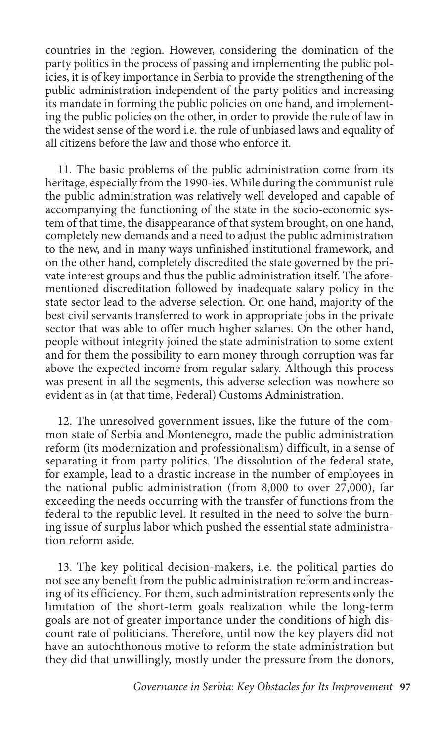countries in the region. However, considering the domination of the party politics in the process of passing and implementing the public policies, it is of key importance in Serbia to provide the strengthening of the public administration independent of the party politics and increasing its mandate in forming the public policies on one hand, and implementing the public policies on the other, in order to provide the rule of law in the widest sense of the word i.e. the rule of unbiased laws and equality of all citizens before the law and those who enforce it.

11. The basic problems of the public administration come from its heritage, especially from the 1990-ies. While during the communist rule the public administration was relatively well developed and capable of accompanying the functioning of the state in the socio-economic system of that time, the disappearance of that system brought, on one hand, completely new demands and a need to adjust the public administration to the new, and in many ways unfinished institutional framework, and on the other hand, completely discredited the state governed by the private interest groups and thus the public administration itself. The aforementioned discreditation followed by inadequate salary policy in the state sector lead to the adverse selection. On one hand, majority of the best civil servants transferred to work in appropriate jobs in the private sector that was able to offer much higher salaries. On the other hand, people without integrity joined the state administration to some extent and for them the possibility to earn money through corruption was far above the expected income from regular salary. Although this process was present in all the segments, this adverse selection was nowhere so evident as in (at that time, Federal) Customs Administration.

12. The unresolved government issues, like the future of the common state of Serbia and Montenegro, made the public administration reform (its modernization and professionalism) difficult, in a sense of separating it from party politics. The dissolution of the federal state, for example, lead to a drastic increase in the number of employees in the national public administration (from 8,000 to over 27,000), far exceeding the needs occurring with the transfer of functions from the federal to the republic level. It resulted in the need to solve the burning issue of surplus labor which pushed the essential state administration reform aside.

13. The key political decision-makers, i.e. the political parties do not see any benefit from the public administration reform and increasing of its efficiency. For them, such administration represents only the limitation of the short-term goals realization while the long-term goals are not of greater importance under the conditions of high discount rate of politicians. Therefore, until now the key players did not have an autochthonous motive to reform the state administration but they did that unwillingly, mostly under the pressure from the donors,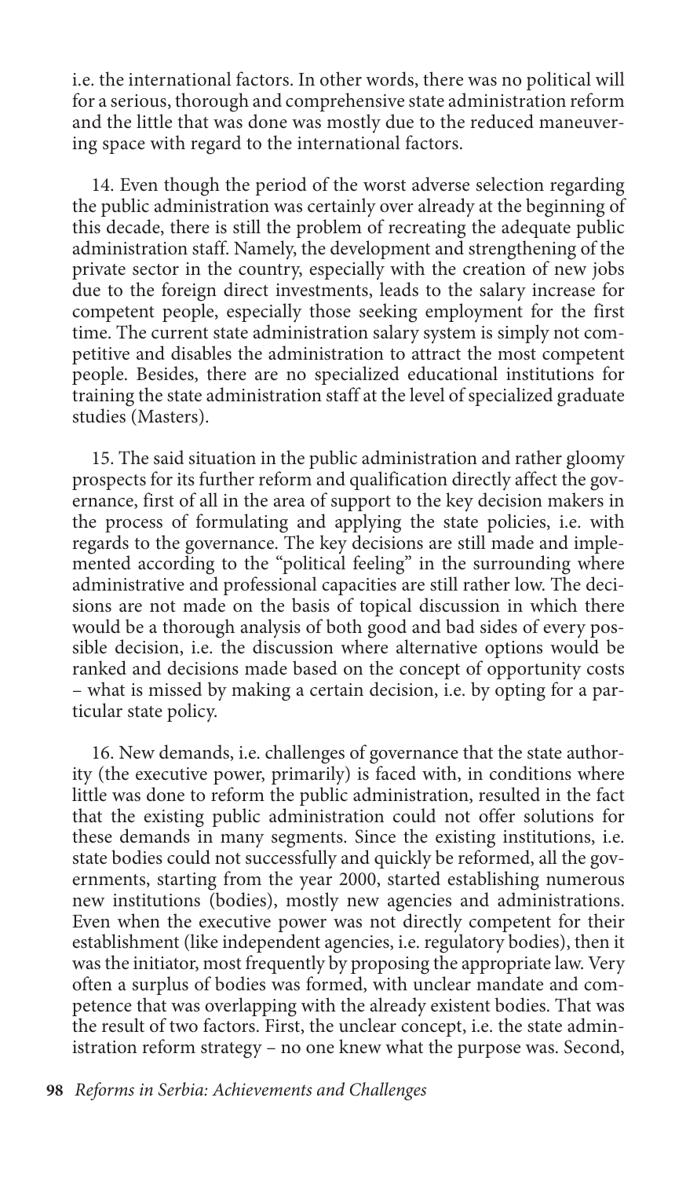i.e. the international factors. In other words, there was no political will for a serious, thorough and comprehensive state administration reform and the little that was done was mostly due to the reduced maneuvering space with regard to the international factors.

14. Even though the period of the worst adverse selection regarding the public administration was certainly over already at the beginning of this decade, there is still the problem of recreating the adequate public administration staff. Namely, the development and strengthening of the private sector in the country, especially with the creation of new jobs due to the foreign direct investments, leads to the salary increase for competent people, especially those seeking employment for the first time. The current state administration salary system is simply not competitive and disables the administration to attract the most competent people. Besides, there are no specialized educational institutions for training the state administration staff at the level of specialized graduate studies (Masters).

15. The said situation in the public administration and rather gloomy prospects for its further reform and qualification directly affect the governance, first of all in the area of support to the key decision makers in the process of formulating and applying the state policies, i.e. with regards to the governance. The key decisions are still made and implemented according to the "political feeling" in the surrounding where administrative and professional capacities are still rather low. The decisions are not made on the basis of topical discussion in which there would be a thorough analysis of both good and bad sides of every possible decision, i.e. the discussion where alternative options would be ranked and decisions made based on the concept of opportunity costs – what is missed by making a certain decision, i.e. by opting for a particular state policy.

16. New demands, i.e. challenges of governance that the state authority (the executive power, primarily) is faced with, in conditions where little was done to reform the public administration, resulted in the fact that the existing public administration could not offer solutions for these demands in many segments. Since the existing institutions, i.e. state bodies could not successfully and quickly be reformed, all the governments, starting from the year 2000, started establishing numerous new institutions (bodies), mostly new agencies and administrations. Even when the executive power was not directly competent for their establishment (like independent agencies, i.e. regulatory bodies), then it was the initiator, most frequently by proposing the appropriate law. Very often a surplus of bodies was formed, with unclear mandate and competence that was overlapping with the already existent bodies. That was the result of two factors. First, the unclear concept, i.e. the state administration reform strategy – no one knew what the purpose was. Second,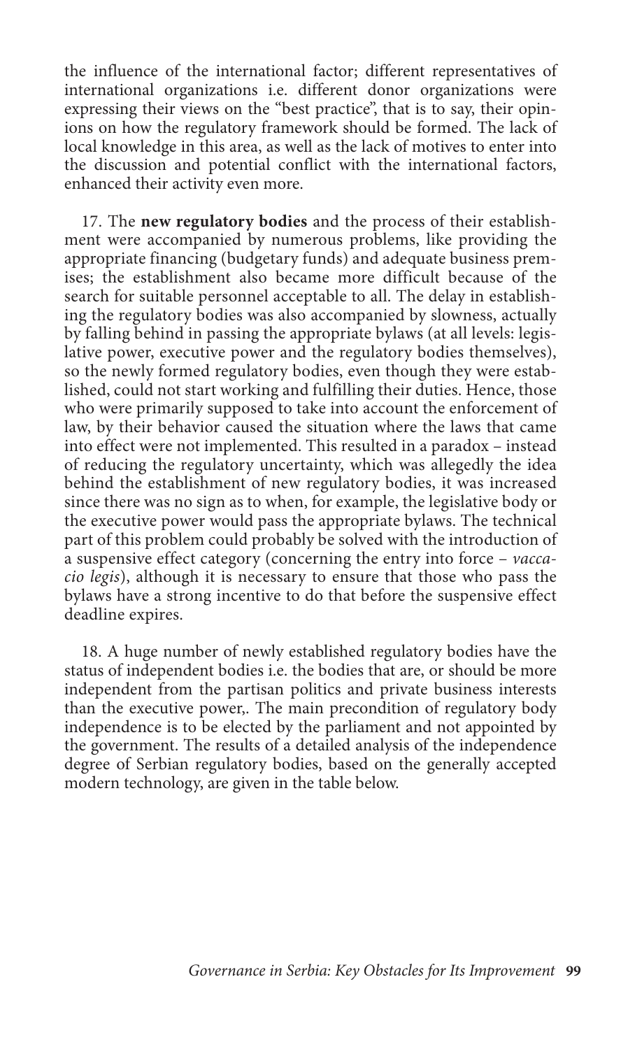the influence of the international factor; different representatives of international organizations i.e. different donor organizations were expressing their views on the "best practice", that is to say, their opinions on how the regulatory framework should be formed. The lack of local knowledge in this area, as well as the lack of motives to enter into the discussion and potential conflict with the international factors, enhanced their activity even more.

17. The **new regulatory bodies** and the process of their establishment were accompanied by numerous problems, like providing the appropriate financing (budgetary funds) and adequate business premises; the establishment also became more difficult because of the search for suitable personnel acceptable to all. The delay in establishing the regulatory bodies was also accompanied by slowness, actually by falling behind in passing the appropriate bylaws (at all levels: legislative power, executive power and the regulatory bodies themselves), so the newly formed regulatory bodies, even though they were established, could not start working and fulfilling their duties. Hence, those who were primarily supposed to take into account the enforcement of law, by their behavior caused the situation where the laws that came into effect were not implemented. This resulted in a paradox – instead of reducing the regulatory uncertainty, which was allegedly the idea behind the establishment of new regulatory bodies, it was increased since there was no sign as to when, for example, the legislative body or the executive power would pass the appropriate bylaws. The technical part of this problem could probably be solved with the introduction of a suspensive effect category (concerning the entry into force – *vaccacio legis*), although it is necessary to ensure that those who pass the bylaws have a strong incentive to do that before the suspensive effect deadline expires.

18. A huge number of newly established regulatory bodies have the status of independent bodies i.e. the bodies that are, or should be more independent from the partisan politics and private business interests than the executive power,. The main precondition of regulatory body independence is to be elected by the parliament and not appointed by the government. The results of a detailed analysis of the independence degree of Serbian regulatory bodies, based on the generally accepted modern technology, are given in the table below.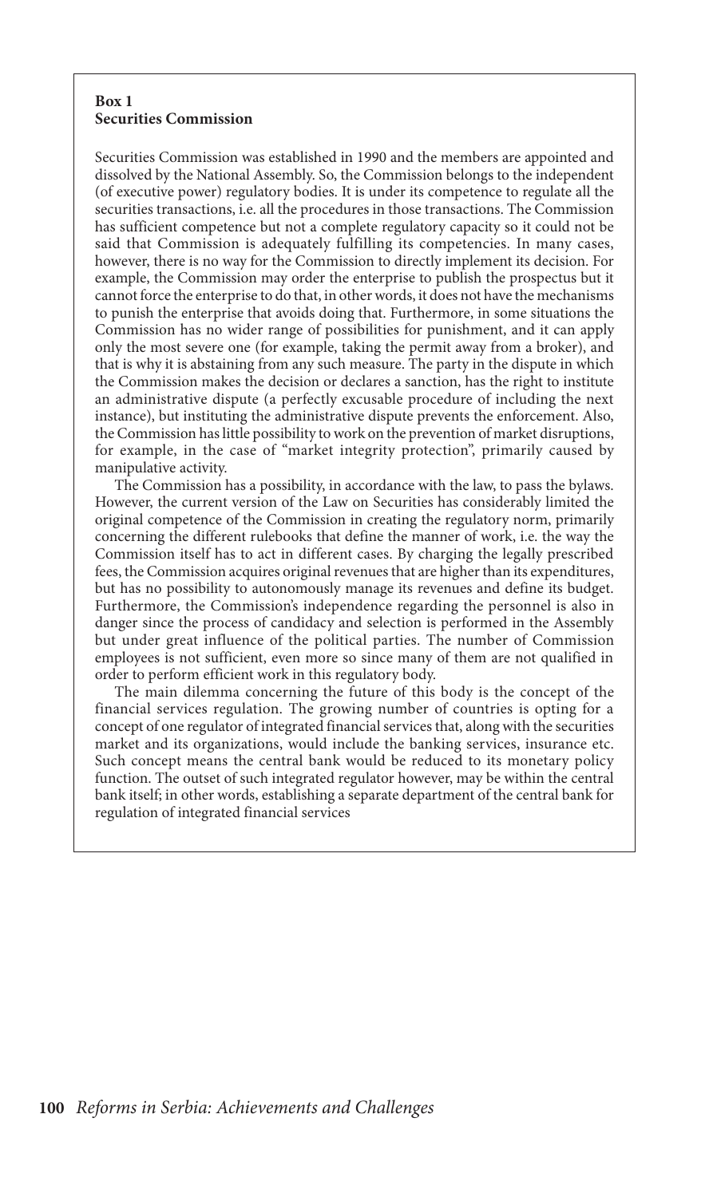**Box 1**
**Securities Commission**

Securities Commission was established in 1990 and the members are appointed and dissolved by the National Assembly. So, the Commission belongs to the independent (of executive power) regulatory bodies. It is under its competence to regulate all the securities transactions, i.e. all the procedures in those transactions. The Commission has sufficient competence but not a complete regulatory capacity so it could not be said that Commission is adequately fulfilling its competencies. In many cases, however, there is no way for the Commission to directly implement its decision. For example, the Commission may order the enterprise to publish the prospectus but it cannot force the enterprise to do that, in other words, it does not have the mechanisms to punish the enterprise that avoids doing that. Furthermore, in some situations the Commission has no wider range of possibilities for punishment, and it can apply only the most severe one (for example, taking the permit away from a broker), and that is why it is abstaining from any such measure. The party in the dispute in which the Commission makes the decision or declares a sanction, has the right to institute an administrative dispute (a perfectly excusable procedure of including the next instance), but instituting the administrative dispute prevents the enforcement. Also, the Commission has little possibility to work on the prevention of market disruptions, for example, in the case of "market integrity protection", primarily caused by manipulative activity.

The Commission has a possibility, in accordance with the law, to pass the bylaws. However, the current version of the Law on Securities has considerably limited the original competence of the Commission in creating the regulatory norm, primarily concerning the different rulebooks that define the manner of work, i.e. the way the Commission itself has to act in different cases. By charging the legally prescribed fees, the Commission acquires original revenues that are higher than its expenditures, but has no possibility to autonomously manage its revenues and define its budget. Furthermore, the Commission's independence regarding the personnel is also in danger since the process of candidacy and selection is performed in the Assembly but under great influence of the political parties. The number of Commission employees is not sufficient, even more so since many of them are not qualified in order to perform efficient work in this regulatory body.

The main dilemma concerning the future of this body is the concept of the financial services regulation. The growing number of countries is opting for a concept of one regulator of integrated financial services that, along with the securities market and its organizations, would include the banking services, insurance etc. Such concept means the central bank would be reduced to its monetary policy function. The outset of such integrated regulator however, may be within the central bank itself; in other words, establishing a separate department of the central bank for regulation of integrated financial services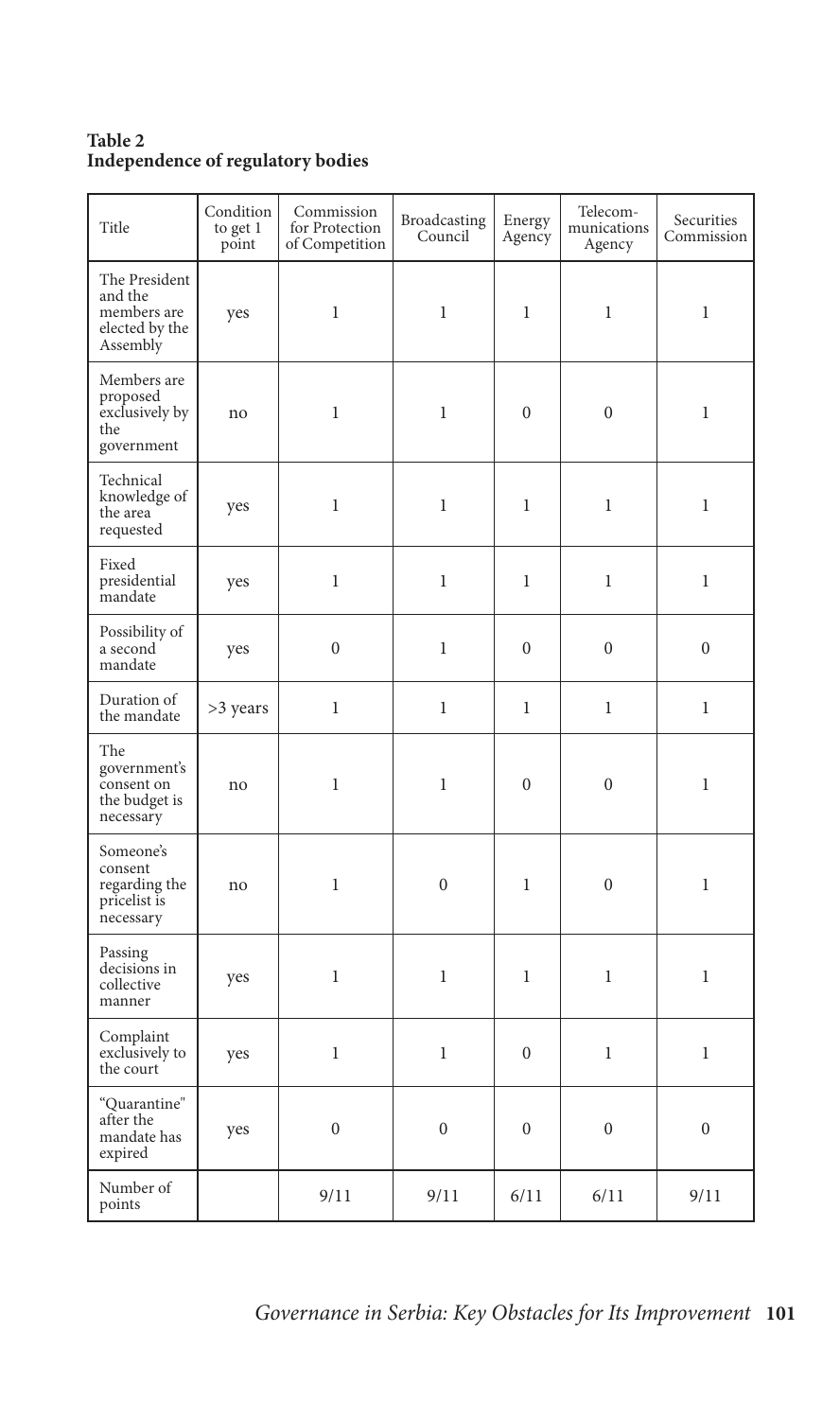**Table 2**
**Independence of regulatory bodies**

| Title | Condition to get 1 point | Commission for Protection of Competition | Broadcasting Council | Energy Agency | Telecom-munications Agency | Securities Commission |
|---|---|---|---|---|---|---|
| The President and the members are elected by the Assembly | yes | 1 | 1 | 1 | 1 | 1 |
| Members are proposed exclusively by the government | no | 1 | 1 | 0 | 0 | 1 |
| Technical knowledge of the area requested | yes | 1 | 1 | 1 | 1 | 1 |
| Fixed presidential mandate | yes | 1 | 1 | 1 | 1 | 1 |
| Possibility of a second mandate | yes | 0 | 1 | 0 | 0 | 0 |
| Duration of the mandate | >3 years | 1 | 1 | 1 | 1 | 1 |
| The government's consent on the budget is necessary | no | 1 | 1 | 0 | 0 | 1 |
| Someone's consent regarding the pricelist is necessary | no | 1 | 0 | 1 | 0 | 1 |
| Passing decisions in collective manner | yes | 1 | 1 | 1 | 1 | 1 |
| Complaint exclusively to the court | yes | 1 | 1 | 0 | 1 | 1 |
| "Quarantine" after the mandate has expired | yes | 0 | 0 | 0 | 0 | 0 |
| Number of points | | 9/11 | 9/11 | 6/11 | 6/11 | 9/11 |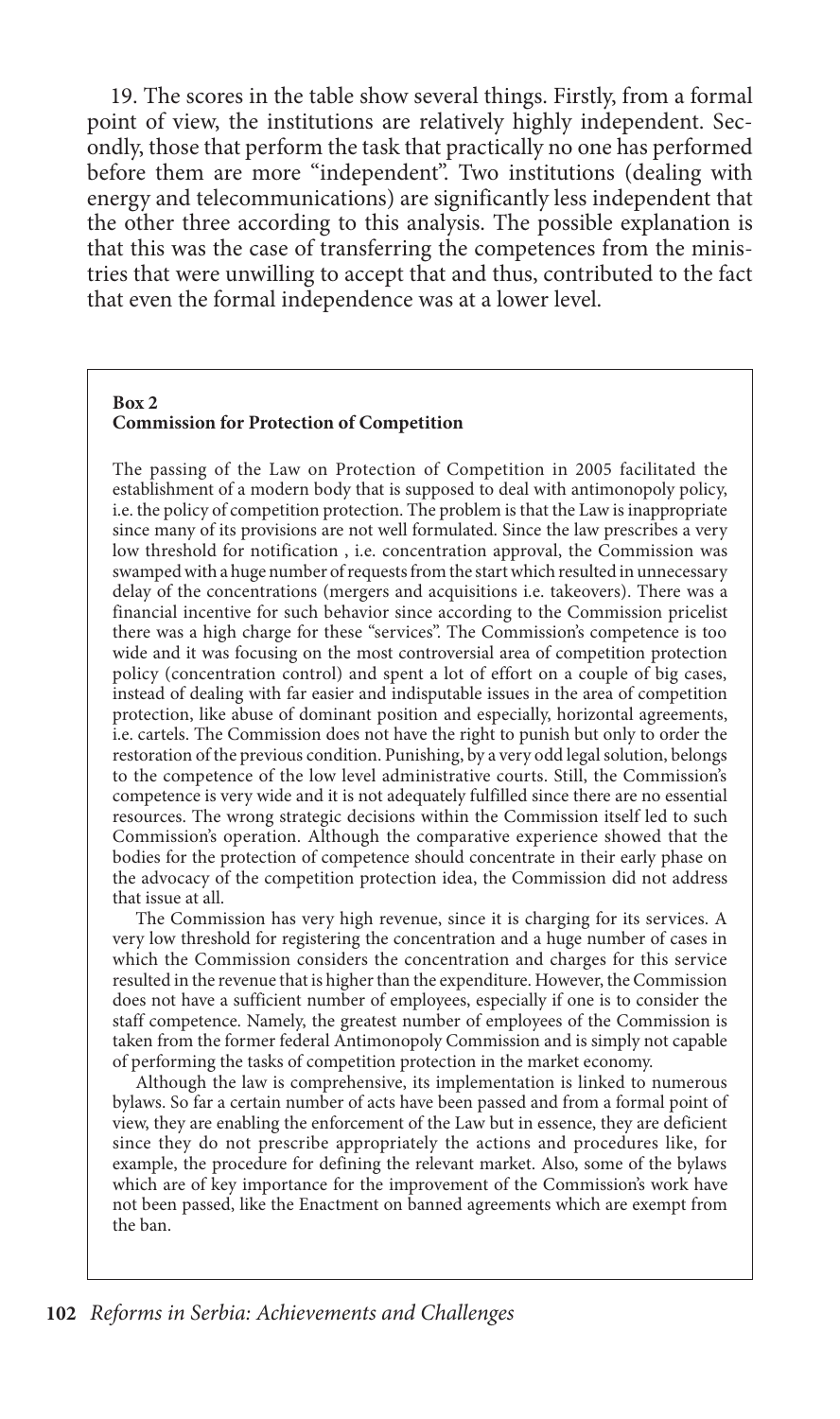19. The scores in the table show several things. Firstly, from a formal point of view, the institutions are relatively highly independent. Secondly, those that perform the task that practically no one has performed before them are more "independent". Two institutions (dealing with energy and telecommunications) are significantly less independent that the other three according to this analysis. The possible explanation is that this was the case of transferring the competences from the ministries that were unwilling to accept that and thus, contributed to the fact that even the formal independence was at a lower level.

**Box 2**
**Commission for Protection of Competition**

The passing of the Law on Protection of Competition in 2005 facilitated the establishment of a modern body that is supposed to deal with antimonopoly policy, i.e. the policy of competition protection. The problem is that the Law is inappropriate since many of its provisions are not well formulated. Since the law prescribes a very low threshold for notification , i.e. concentration approval, the Commission was swamped with a huge number of requests from the start which resulted in unnecessary delay of the concentrations (mergers and acquisitions i.e. takeovers). There was a financial incentive for such behavior since according to the Commission pricelist there was a high charge for these "services". The Commission's competence is too wide and it was focusing on the most controversial area of competition protection policy (concentration control) and spent a lot of effort on a couple of big cases, instead of dealing with far easier and indisputable issues in the area of competition protection, like abuse of dominant position and especially, horizontal agreements, i.e. cartels. The Commission does not have the right to punish but only to order the restoration of the previous condition. Punishing, by a very odd legal solution, belongs to the competence of the low level administrative courts. Still, the Commission's competence is very wide and it is not adequately fulfilled since there are no essential resources. The wrong strategic decisions within the Commission itself led to such Commission's operation. Although the comparative experience showed that the bodies for the protection of competence should concentrate in their early phase on the advocacy of the competition protection idea, the Commission did not address that issue at all.

The Commission has very high revenue, since it is charging for its services. A very low threshold for registering the concentration and a huge number of cases in which the Commission considers the concentration and charges for this service resulted in the revenue that is higher than the expenditure. However, the Commission does not have a sufficient number of employees, especially if one is to consider the staff competence. Namely, the greatest number of employees of the Commission is taken from the former federal Antimonopoly Commission and is simply not capable of performing the tasks of competition protection in the market economy.

Although the law is comprehensive, its implementation is linked to numerous bylaws. So far a certain number of acts have been passed and from a formal point of view, they are enabling the enforcement of the Law but in essence, they are deficient since they do not prescribe appropriately the actions and procedures like, for example, the procedure for defining the relevant market. Also, some of the bylaws which are of key importance for the improvement of the Commission's work have not been passed, like the Enactment on banned agreements which are exempt from the ban.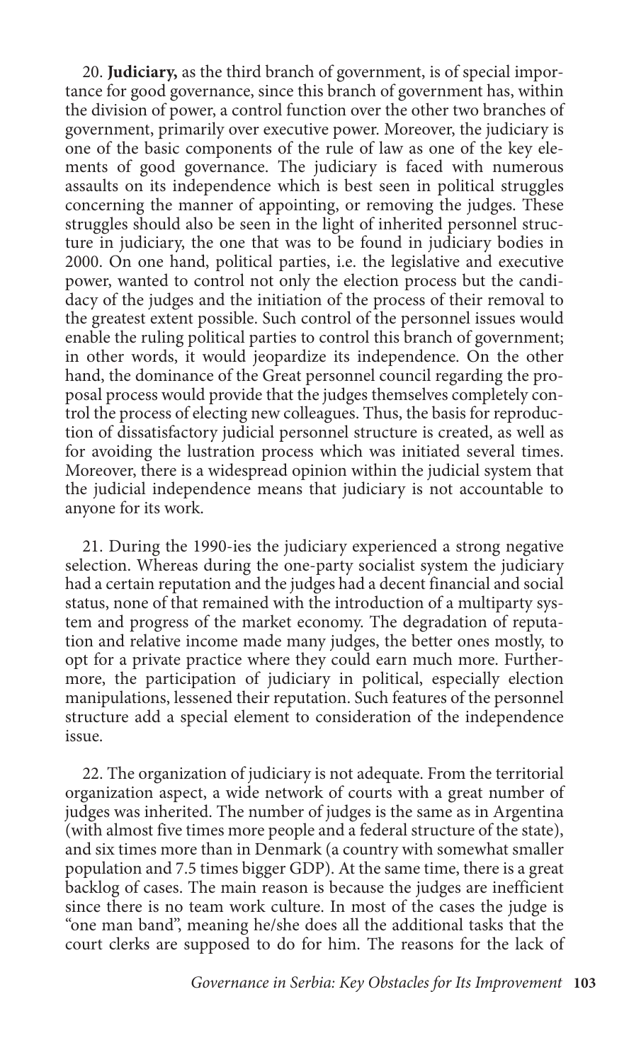20. **Judiciary,** as the third branch of government, is of special importance for good governance, since this branch of government has, within the division of power, a control function over the other two branches of government, primarily over executive power. Moreover, the judiciary is one of the basic components of the rule of law as one of the key elements of good governance. The judiciary is faced with numerous assaults on its independence which is best seen in political struggles concerning the manner of appointing, or removing the judges. These struggles should also be seen in the light of inherited personnel structure in judiciary, the one that was to be found in judiciary bodies in 2000. On one hand, political parties, i.e. the legislative and executive power, wanted to control not only the election process but the candidacy of the judges and the initiation of the process of their removal to the greatest extent possible. Such control of the personnel issues would enable the ruling political parties to control this branch of government; in other words, it would jeopardize its independence. On the other hand, the dominance of the Great personnel council regarding the proposal process would provide that the judges themselves completely control the process of electing new colleagues. Thus, the basis for reproduction of dissatisfactory judicial personnel structure is created, as well as for avoiding the lustration process which was initiated several times. Moreover, there is a widespread opinion within the judicial system that the judicial independence means that judiciary is not accountable to anyone for its work.

21. During the 1990-ies the judiciary experienced a strong negative selection. Whereas during the one-party socialist system the judiciary had a certain reputation and the judges had a decent financial and social status, none of that remained with the introduction of a multiparty system and progress of the market economy. The degradation of reputation and relative income made many judges, the better ones mostly, to opt for a private practice where they could earn much more. Furthermore, the participation of judiciary in political, especially election manipulations, lessened their reputation. Such features of the personnel structure add a special element to consideration of the independence issue.

22. The organization of judiciary is not adequate. From the territorial organization aspect, a wide network of courts with a great number of judges was inherited. The number of judges is the same as in Argentina (with almost five times more people and a federal structure of the state), and six times more than in Denmark (a country with somewhat smaller population and 7.5 times bigger GDP). At the same time, there is a great backlog of cases. The main reason is because the judges are inefficient since there is no team work culture. In most of the cases the judge is "one man band", meaning he/she does all the additional tasks that the court clerks are supposed to do for him. The reasons for the lack of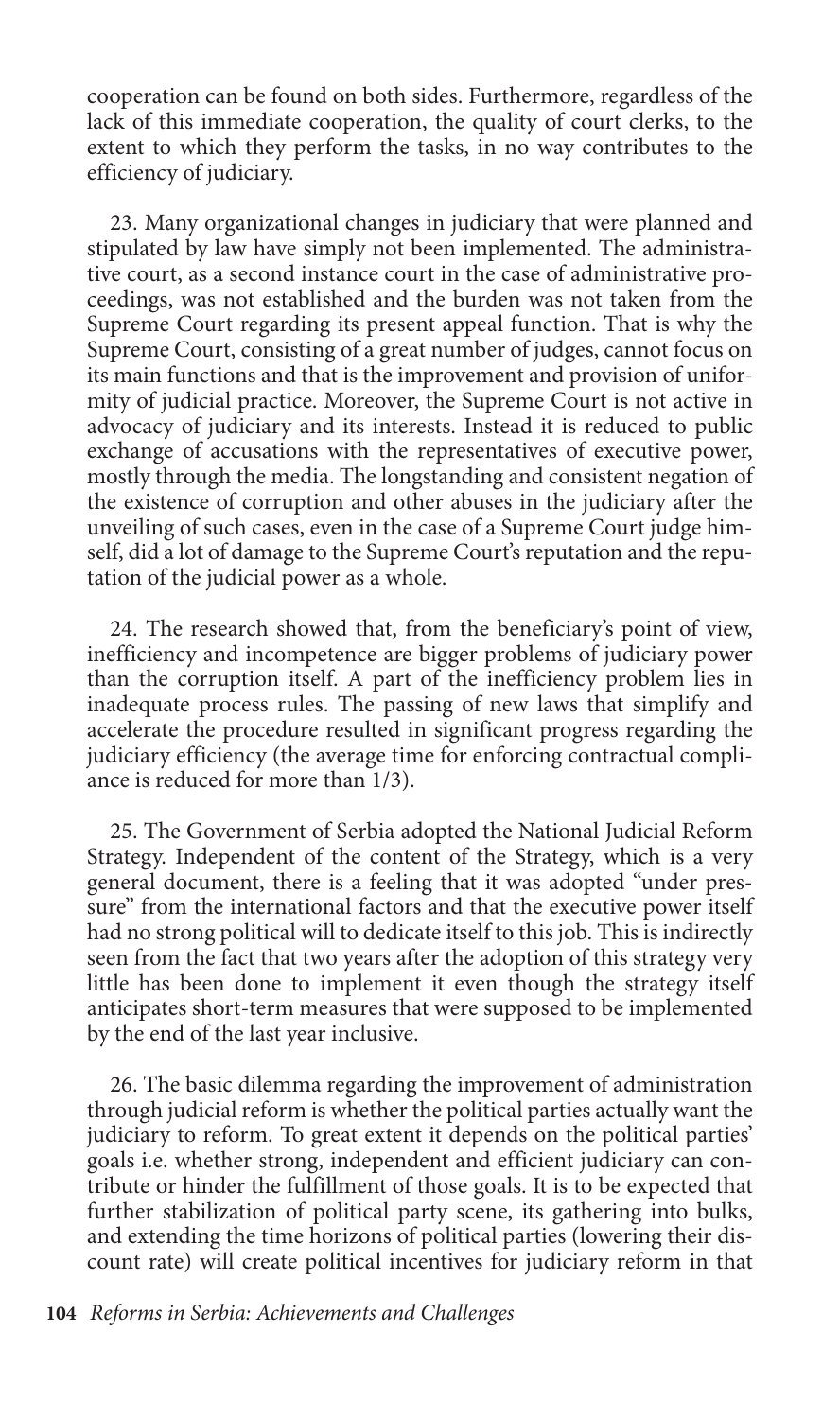cooperation can be found on both sides. Furthermore, regardless of the lack of this immediate cooperation, the quality of court clerks, to the extent to which they perform the tasks, in no way contributes to the efficiency of judiciary.

23. Many organizational changes in judiciary that were planned and stipulated by law have simply not been implemented. The administrative court, as a second instance court in the case of administrative proceedings, was not established and the burden was not taken from the Supreme Court regarding its present appeal function. That is why the Supreme Court, consisting of a great number of judges, cannot focus on its main functions and that is the improvement and provision of uniformity of judicial practice. Moreover, the Supreme Court is not active in advocacy of judiciary and its interests. Instead it is reduced to public exchange of accusations with the representatives of executive power, mostly through the media. The longstanding and consistent negation of the existence of corruption and other abuses in the judiciary after the unveiling of such cases, even in the case of a Supreme Court judge himself, did a lot of damage to the Supreme Court's reputation and the reputation of the judicial power as a whole.

24. The research showed that, from the beneficiary's point of view, inefficiency and incompetence are bigger problems of judiciary power than the corruption itself. A part of the inefficiency problem lies in inadequate process rules. The passing of new laws that simplify and accelerate the procedure resulted in significant progress regarding the judiciary efficiency (the average time for enforcing contractual compliance is reduced for more than 1/3).

25. The Government of Serbia adopted the National Judicial Reform Strategy. Independent of the content of the Strategy, which is a very general document, there is a feeling that it was adopted "under pressure" from the international factors and that the executive power itself had no strong political will to dedicate itself to this job. This is indirectly seen from the fact that two years after the adoption of this strategy very little has been done to implement it even though the strategy itself anticipates short-term measures that were supposed to be implemented by the end of the last year inclusive.

26. The basic dilemma regarding the improvement of administration through judicial reform is whether the political parties actually want the judiciary to reform. To great extent it depends on the political parties' goals i.e. whether strong, independent and efficient judiciary can contribute or hinder the fulfillment of those goals. It is to be expected that further stabilization of political party scene, its gathering into bulks, and extending the time horizons of political parties (lowering their discount rate) will create political incentives for judiciary reform in that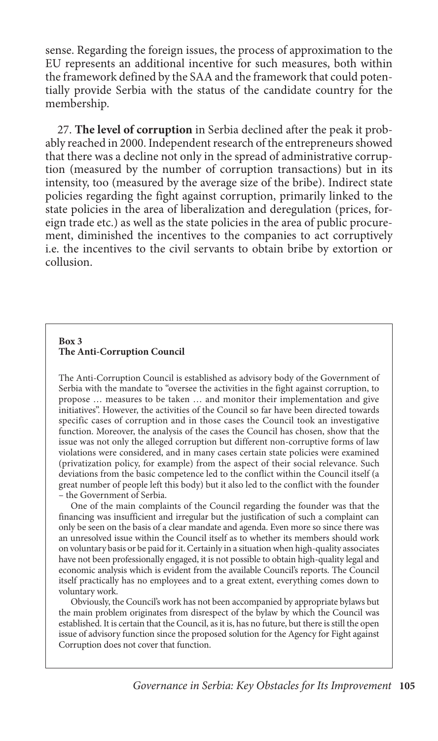sense. Regarding the foreign issues, the process of approximation to the EU represents an additional incentive for such measures, both within the framework defined by the SAA and the framework that could potentially provide Serbia with the status of the candidate country for the membership.

27. **The level of corruption** in Serbia declined after the peak it probably reached in 2000. Independent research of the entrepreneurs showed that there was a decline not only in the spread of administrative corruption (measured by the number of corruption transactions) but in its intensity, too (measured by the average size of the bribe). Indirect state policies regarding the fight against corruption, primarily linked to the state policies in the area of liberalization and deregulation (prices, foreign trade etc.) as well as the state policies in the area of public procurement, diminished the incentives to the companies to act corruptively i.e. the incentives to the civil servants to obtain bribe by extortion or collusion.

**Box 3**
**The Anti-Corruption Council**

The Anti-Corruption Council is established as advisory body of the Government of Serbia with the mandate to "oversee the activities in the fight against corruption, to propose … measures to be taken … and monitor their implementation and give initiatives". However, the activities of the Council so far have been directed towards specific cases of corruption and in those cases the Council took an investigative function. Moreover, the analysis of the cases the Council has chosen, show that the issue was not only the alleged corruption but different non-corruptive forms of law violations were considered, and in many cases certain state policies were examined (privatization policy, for example) from the aspect of their social relevance. Such deviations from the basic competence led to the conflict within the Council itself (a great number of people left this body) but it also led to the conflict with the founder – the Government of Serbia.

One of the main complaints of the Council regarding the founder was that the financing was insufficient and irregular but the justification of such a complaint can only be seen on the basis of a clear mandate and agenda. Even more so since there was an unresolved issue within the Council itself as to whether its members should work on voluntary basis or be paid for it. Certainly in a situation when high-quality associates have not been professionally engaged, it is not possible to obtain high-quality legal and economic analysis which is evident from the available Council's reports. The Council itself practically has no employees and to a great extent, everything comes down to voluntary work.

Obviously, the Council's work has not been accompanied by appropriate bylaws but the main problem originates from disrespect of the bylaw by which the Council was established. It is certain that the Council, as it is, has no future, but there is still the open issue of advisory function since the proposed solution for the Agency for Fight against Corruption does not cover that function.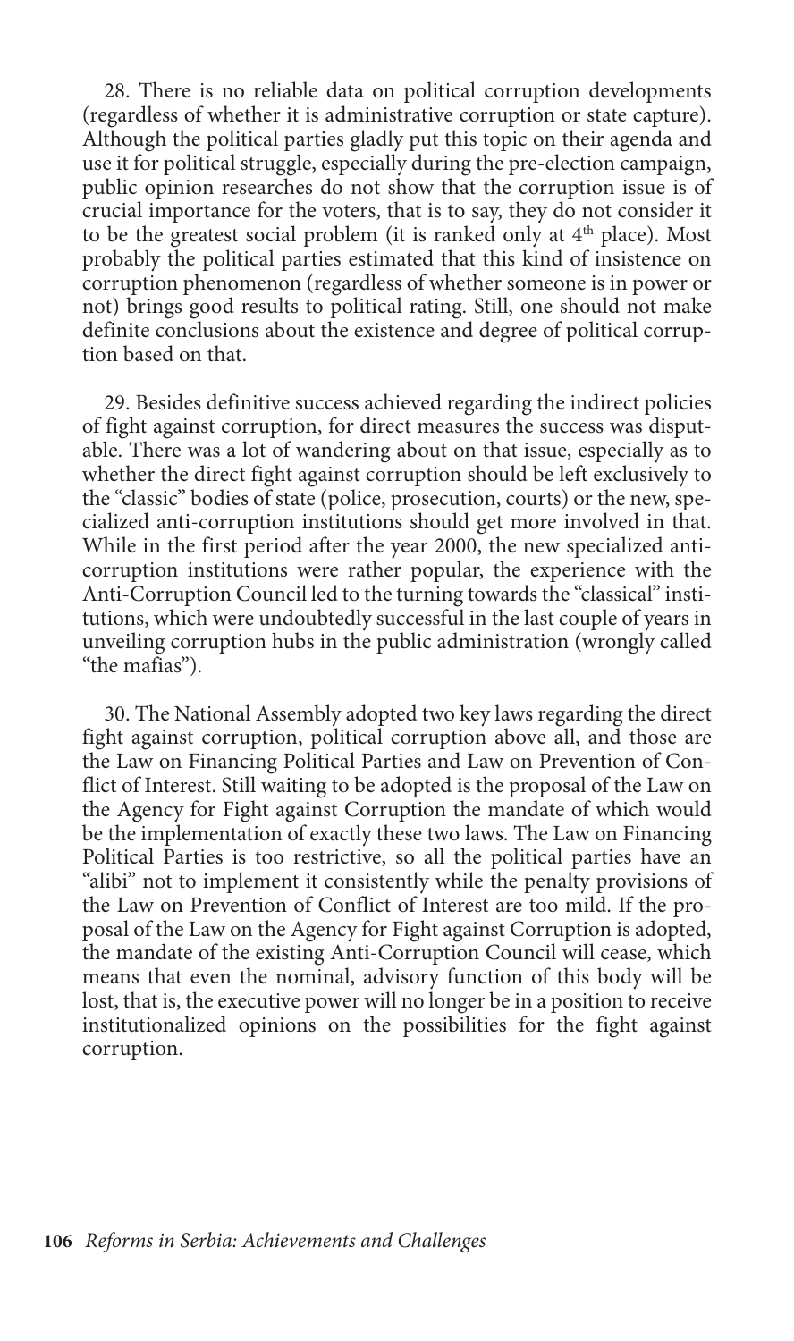28. There is no reliable data on political corruption developments (regardless of whether it is administrative corruption or state capture). Although the political parties gladly put this topic on their agenda and use it for political struggle, especially during the pre-election campaign, public opinion researches do not show that the corruption issue is of crucial importance for the voters, that is to say, they do not consider it to be the greatest social problem (it is ranked only at 4th place). Most probably the political parties estimated that this kind of insistence on corruption phenomenon (regardless of whether someone is in power or not) brings good results to political rating. Still, one should not make definite conclusions about the existence and degree of political corruption based on that.

29. Besides definitive success achieved regarding the indirect policies of fight against corruption, for direct measures the success was disputable. There was a lot of wandering about on that issue, especially as to whether the direct fight against corruption should be left exclusively to the "classic" bodies of state (police, prosecution, courts) or the new, specialized anti-corruption institutions should get more involved in that. While in the first period after the year 2000, the new specialized anti-corruption institutions were rather popular, the experience with the Anti-Corruption Council led to the turning towards the "classical" institutions, which were undoubtedly successful in the last couple of years in unveiling corruption hubs in the public administration (wrongly called "the mafias").

30. The National Assembly adopted two key laws regarding the direct fight against corruption, political corruption above all, and those are the Law on Financing Political Parties and Law on Prevention of Conflict of Interest. Still waiting to be adopted is the proposal of the Law on the Agency for Fight against Corruption the mandate of which would be the implementation of exactly these two laws. The Law on Financing Political Parties is too restrictive, so all the political parties have an "alibi" not to implement it consistently while the penalty provisions of the Law on Prevention of Conflict of Interest are too mild. If the proposal of the Law on the Agency for Fight against Corruption is adopted, the mandate of the existing Anti-Corruption Council will cease, which means that even the nominal, advisory function of this body will be lost, that is, the executive power will no longer be in a position to receive institutionalized opinions on the possibilities for the fight against corruption.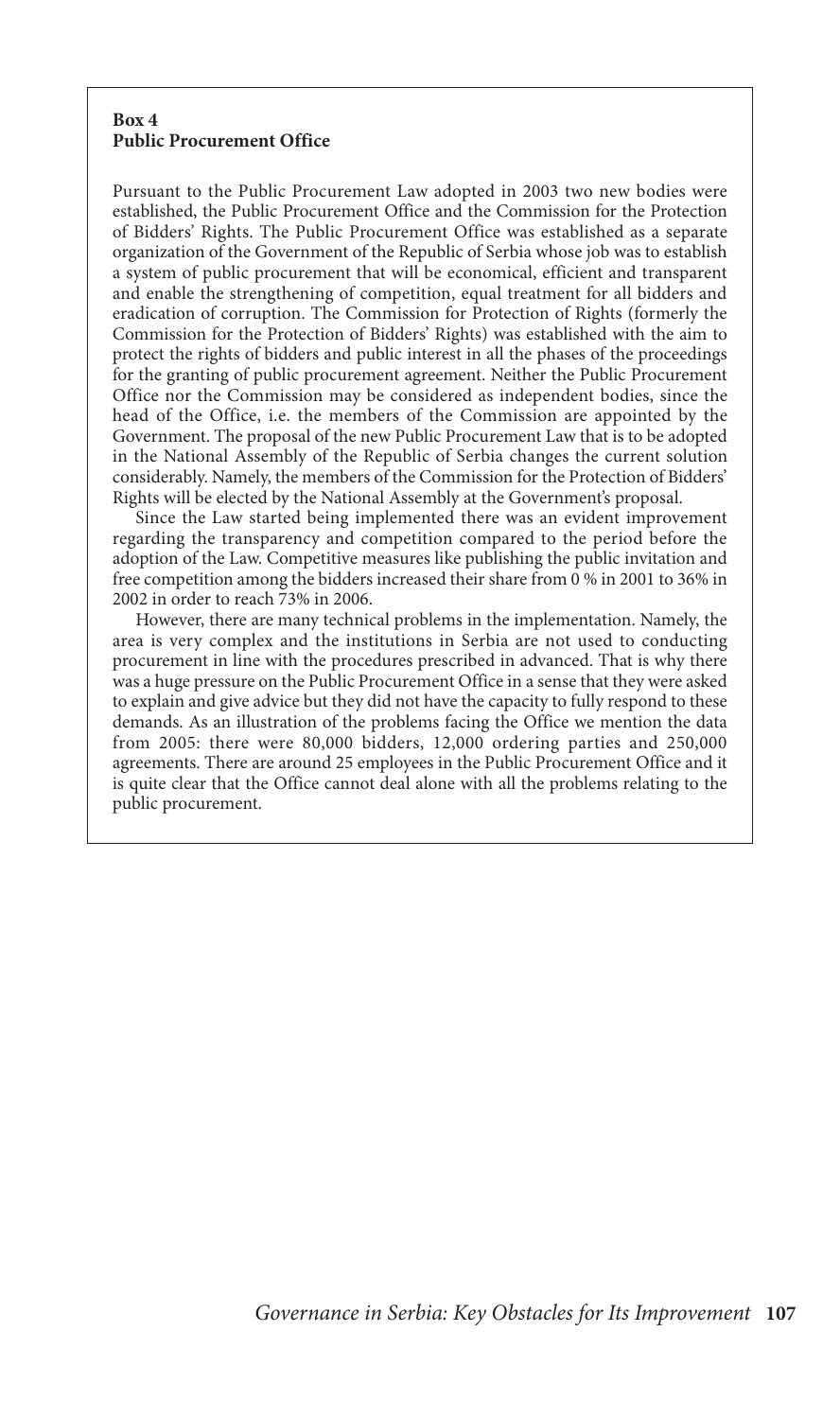**Box 4**
**Public Procurement Office**

Pursuant to the Public Procurement Law adopted in 2003 two new bodies were established, the Public Procurement Office and the Commission for the Protection of Bidders' Rights. The Public Procurement Office was established as a separate organization of the Government of the Republic of Serbia whose job was to establish a system of public procurement that will be economical, efficient and transparent and enable the strengthening of competition, equal treatment for all bidders and eradication of corruption. The Commission for Protection of Rights (formerly the Commission for the Protection of Bidders' Rights) was established with the aim to protect the rights of bidders and public interest in all the phases of the proceedings for the granting of public procurement agreement. Neither the Public Procurement Office nor the Commission may be considered as independent bodies, since the head of the Office, i.e. the members of the Commission are appointed by the Government. The proposal of the new Public Procurement Law that is to be adopted in the National Assembly of the Republic of Serbia changes the current solution considerably. Namely, the members of the Commission for the Protection of Bidders' Rights will be elected by the National Assembly at the Government's proposal.

Since the Law started being implemented there was an evident improvement regarding the transparency and competition compared to the period before the adoption of the Law. Competitive measures like publishing the public invitation and free competition among the bidders increased their share from 0 % in 2001 to 36% in 2002 in order to reach 73% in 2006.

However, there are many technical problems in the implementation. Namely, the area is very complex and the institutions in Serbia are not used to conducting procurement in line with the procedures prescribed in advanced. That is why there was a huge pressure on the Public Procurement Office in a sense that they were asked to explain and give advice but they did not have the capacity to fully respond to these demands. As an illustration of the problems facing the Office we mention the data from 2005: there were 80,000 bidders, 12,000 ordering parties and 250,000 agreements. There are around 25 employees in the Public Procurement Office and it is quite clear that the Office cannot deal alone with all the problems relating to the public procurement.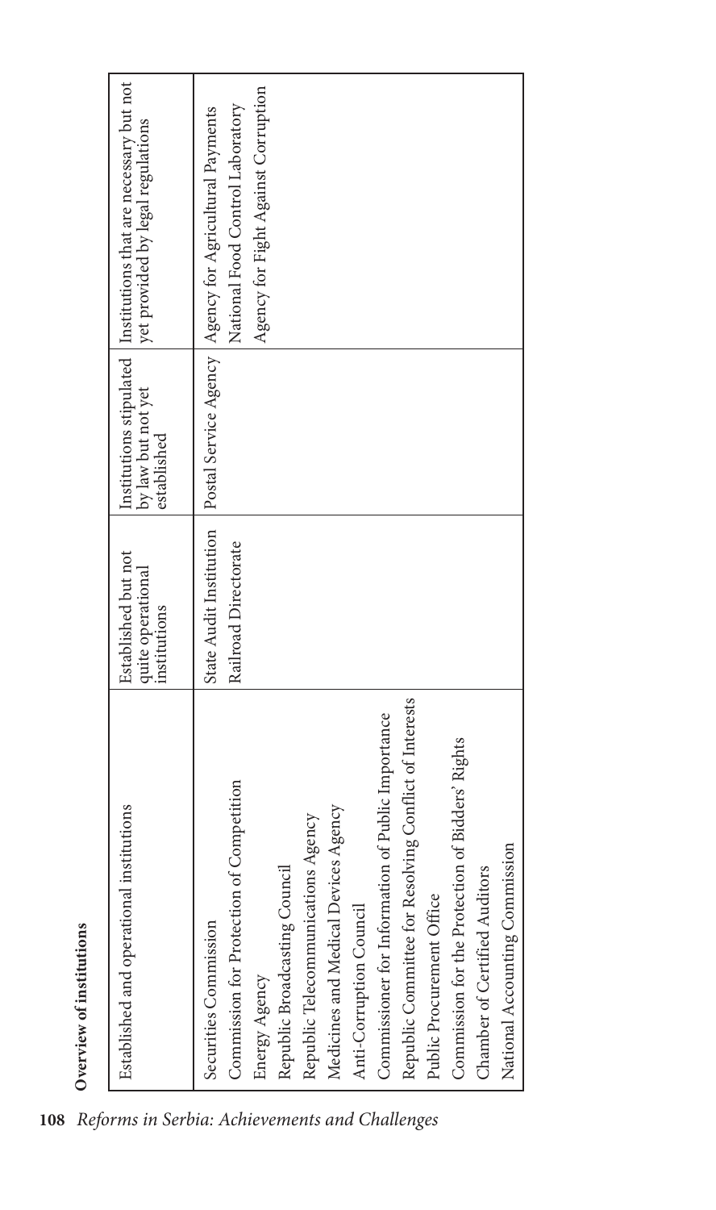**Overview of institutions**

| Established and operational institutions | Established but not quite operational institutions | Institutions stipulated by law but not yet established | Institutions that are necessary but not yet provided by legal regulations |
|---|---|---|---|
| Securities Commission | State Audit Institution | Postal Service Agency | Agency for Agricultural Payments |
| Commission for Protection of Competition | Railroad Directorate | | National Food Control Laboratory |
| Energy Agency | | | Agency for Fight Against Corruption |
| Republic Broadcasting Council | | | |
| Republic Telecommunications Agency | | | |
| Medicines and Medical Devices Agency | | | |
| Anti-Corruption Council | | | |
| Commissioner for Information of Public Importance | | | |
| Republic Committee for Resolving Conflict of Interests | | | |
| Public Procurement Office | | | |
| Commission for the Protection of Bidders' Rights | | | |
| Chamber of Certified Auditors | | | |
| National Accounting Commission | | | |